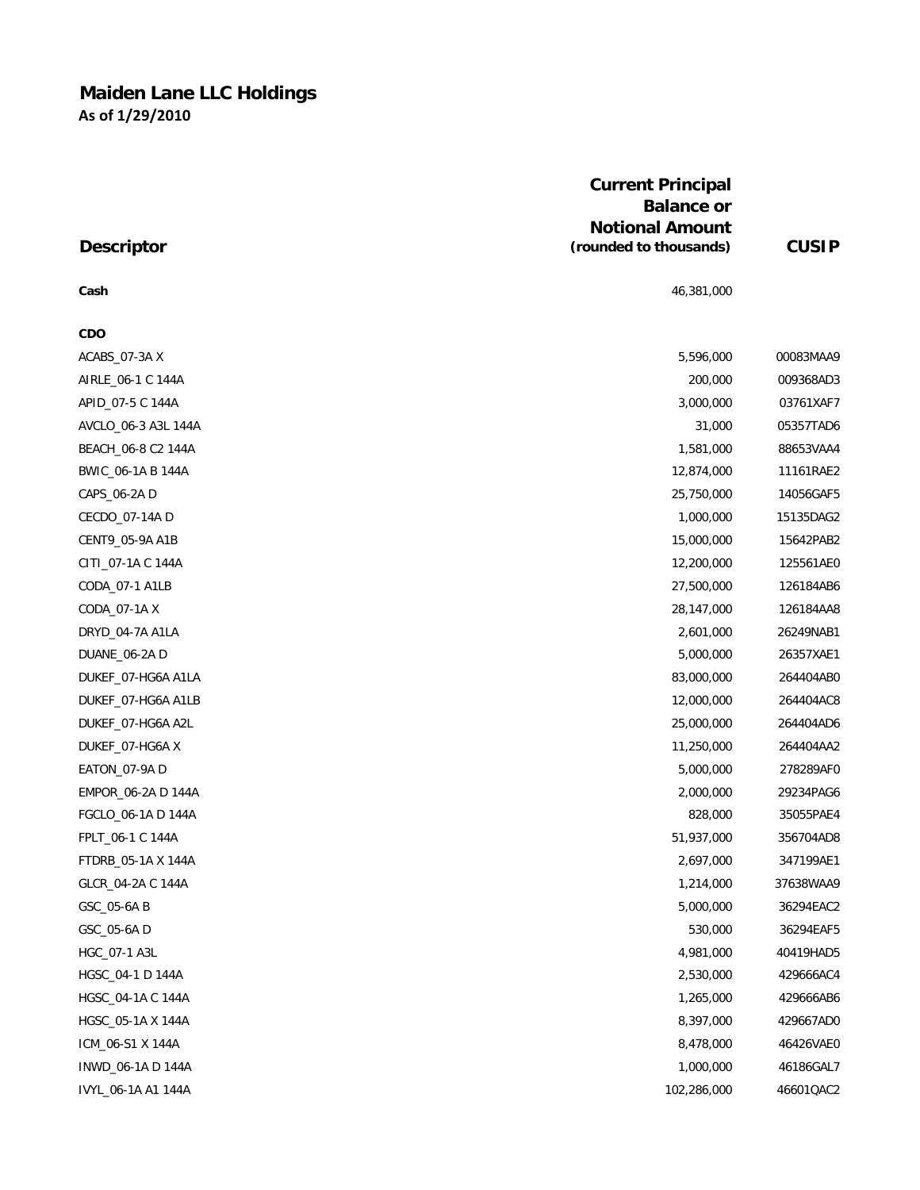# Maiden Lane LLC Holdings

**As of 1/29/2010**

| Descriptor | Current Principal Balance or Notional Amount (rounded to thousands) | CUSIP |
|---|---|---|
| **Cash** | 46,381,000 | |
| **CDO** | | |
| ACABS_07-3A X | 5,596,000 | 00083MAA9 |
| AIRLE_06-1 C 144A | 200,000 | 009368AD3 |
| APID_07-5 C 144A | 3,000,000 | 03761XAF7 |
| AVCLO_06-3 A3L 144A | 31,000 | 05357TAD6 |
| BEACH_06-8 C2 144A | 1,581,000 | 88653VAA4 |
| BWIC_06-1A B 144A | 12,874,000 | 11161RAE2 |
| CAPS_06-2A D | 25,750,000 | 14056GAF5 |
| CECDO_07-14A D | 1,000,000 | 15135DAG2 |
| CENT9_05-9A A1B | 15,000,000 | 15642PAB2 |
| CITI_07-1A C 144A | 12,200,000 | 125561AE0 |
| CODA_07-1 A1LB | 27,500,000 | 126184AB6 |
| CODA_07-1A X | 28,147,000 | 126184AA8 |
| DRYD_04-7A A1LA | 2,601,000 | 26249NAB1 |
| DUANE_06-2A D | 5,000,000 | 26357XAE1 |
| DUKEF_07-HG6A A1LA | 83,000,000 | 264404AB0 |
| DUKEF_07-HG6A A1LB | 12,000,000 | 264404AC8 |
| DUKEF_07-HG6A A2L | 25,000,000 | 264404AD6 |
| DUKEF_07-HG6A X | 11,250,000 | 264404AA2 |
| EATON_07-9A D | 5,000,000 | 278289AF0 |
| EMPOR_06-2A D 144A | 2,000,000 | 29234PAG6 |
| FGCLO_06-1A D 144A | 828,000 | 35055PAE4 |
| FPLT_06-1 C 144A | 51,937,000 | 356704AD8 |
| FTDRB_05-1A X 144A | 2,697,000 | 347199AE1 |
| GLCR_04-2A C 144A | 1,214,000 | 37638WAA9 |
| GSC_05-6A B | 5,000,000 | 36294EAC2 |
| GSC_05-6A D | 530,000 | 36294EAF5 |
| HGC_07-1 A3L | 4,981,000 | 40419HAD5 |
| HGSC_04-1 D 144A | 2,530,000 | 429666AC4 |
| HGSC_04-1A C 144A | 1,265,000 | 429666AB6 |
| HGSC_05-1A X 144A | 8,397,000 | 429667AD0 |
| ICM_06-S1 X 144A | 8,478,000 | 46426VAE0 |
| INWD_06-1A D 144A | 1,000,000 | 46186GAL7 |
| IVYL_06-1A A1 144A | 102,286,000 | 46601QAC2 |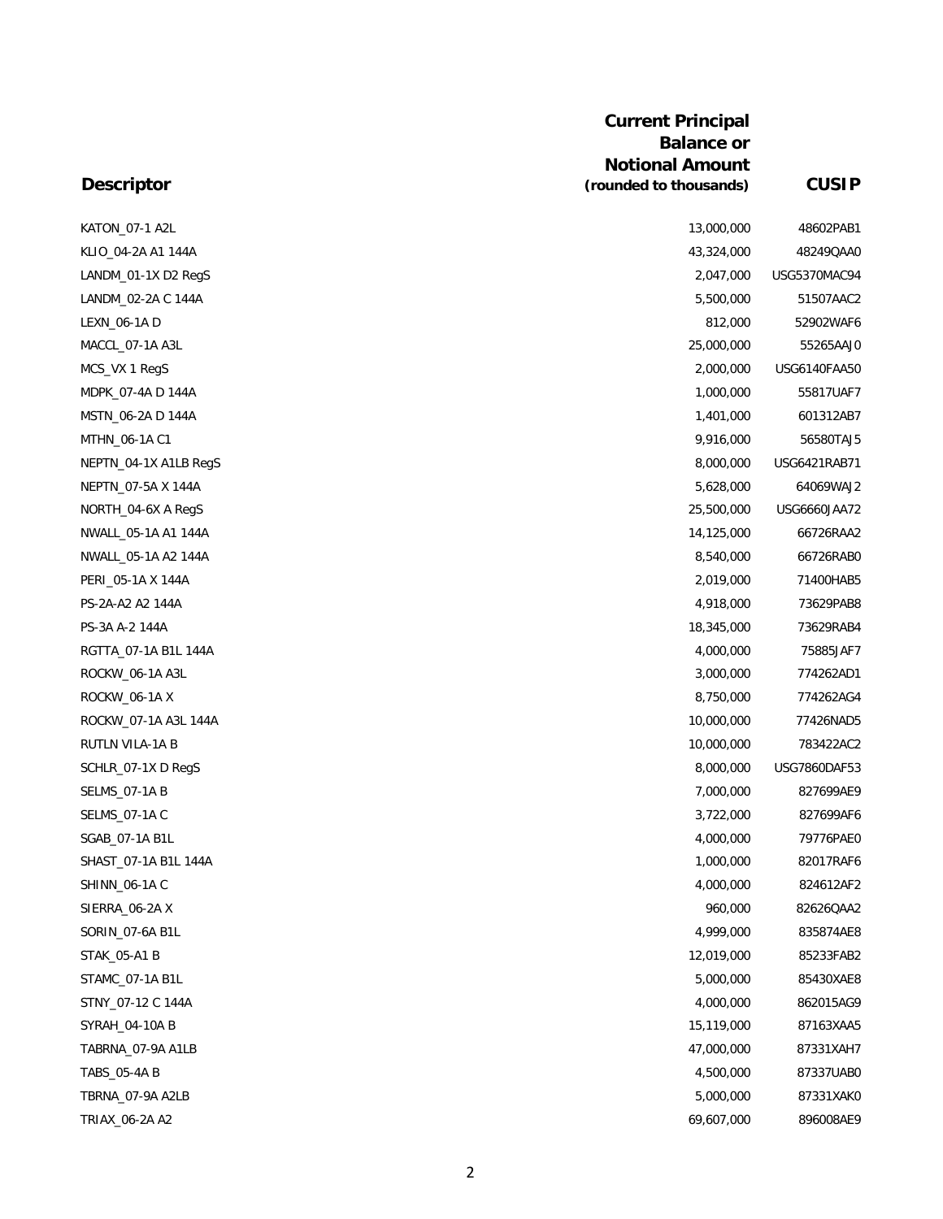| Descriptor | Current Principal Balance or Notional Amount (rounded to thousands) | CUSIP |
|---|---|---|
| KATON_07-1 A2L | 13,000,000 | 48602PAB1 |
| KLIO_04-2A A1 144A | 43,324,000 | 48249QAA0 |
| LANDM_01-1X D2 RegS | 2,047,000 | USG5370MAC94 |
| LANDM_02-2A C 144A | 5,500,000 | 51507AAC2 |
| LEXN_06-1A D | 812,000 | 52902WAF6 |
| MACCL_07-1A A3L | 25,000,000 | 55265AAJ0 |
| MCS_VX 1 RegS | 2,000,000 | USG6140FAA50 |
| MDPK_07-4A D 144A | 1,000,000 | 55817UAF7 |
| MSTN_06-2A D 144A | 1,401,000 | 601312AB7 |
| MTHN_06-1A C1 | 9,916,000 | 56580TAJ5 |
| NEPTN_04-1X A1LB RegS | 8,000,000 | USG6421RAB71 |
| NEPTN_07-5A X 144A | 5,628,000 | 64069WAJ2 |
| NORTH_04-6X A RegS | 25,500,000 | USG6660JAA72 |
| NWALL_05-1A A1 144A | 14,125,000 | 66726RAA2 |
| NWALL_05-1A A2 144A | 8,540,000 | 66726RAB0 |
| PERI_05-1A X 144A | 2,019,000 | 71400HAB5 |
| PS-2A-A2 A2 144A | 4,918,000 | 73629PAB8 |
| PS-3A A-2 144A | 18,345,000 | 73629RAB4 |
| RGTTA_07-1A B1L 144A | 4,000,000 | 75885JAF7 |
| ROCKW_06-1A A3L | 3,000,000 | 774262AD1 |
| ROCKW_06-1A X | 8,750,000 | 774262AG4 |
| ROCKW_07-1A A3L 144A | 10,000,000 | 77426NAD5 |
| RUTLN VILA-1A B | 10,000,000 | 783422AC2 |
| SCHLR_07-1X D RegS | 8,000,000 | USG7860DAF53 |
| SELMS_07-1A B | 7,000,000 | 827699AE9 |
| SELMS_07-1A C | 3,722,000 | 827699AF6 |
| SGAB_07-1A B1L | 4,000,000 | 79776PAE0 |
| SHAST_07-1A B1L 144A | 1,000,000 | 82017RAF6 |
| SHINN_06-1A C | 4,000,000 | 824612AF2 |
| SIERRA_06-2A X | 960,000 | 82626QAA2 |
| SORIN_07-6A B1L | 4,999,000 | 835874AE8 |
| STAK_05-A1 B | 12,019,000 | 85233FAB2 |
| STAMC_07-1A B1L | 5,000,000 | 85430XAE8 |
| STNY_07-12 C 144A | 4,000,000 | 862015AG9 |
| SYRAH_04-10A B | 15,119,000 | 87163XAA5 |
| TABRNA_07-9A A1LB | 47,000,000 | 87331XAH7 |
| TABS_05-4A B | 4,500,000 | 87337UAB0 |
| TBRNA_07-9A A2LB | 5,000,000 | 87331XAK0 |
| TRIAX_06-2A A2 | 69,607,000 | 896008AE9 |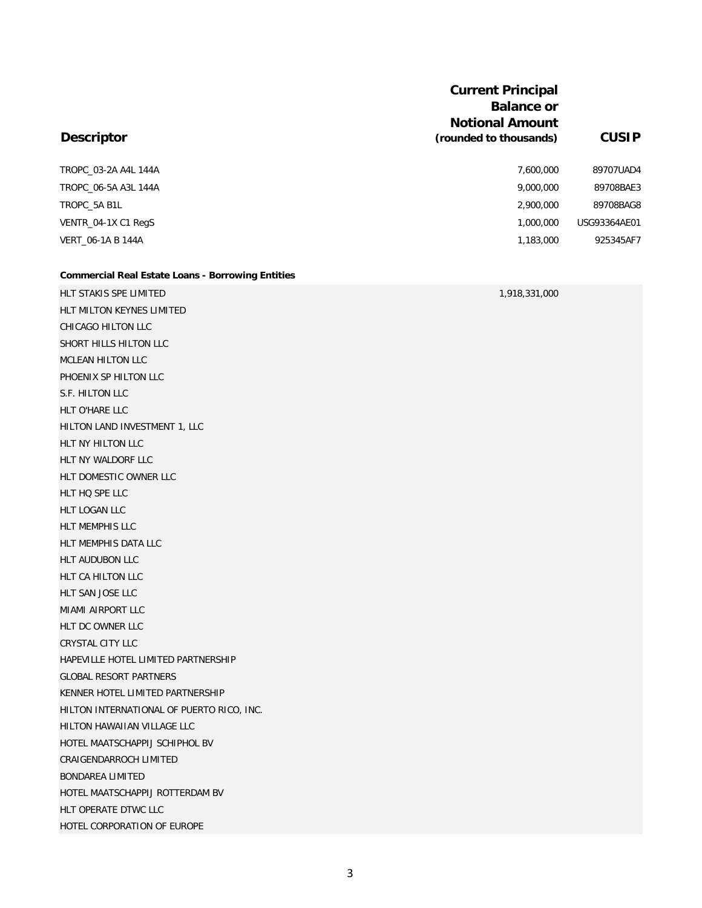| Descriptor | Current Principal Balance or Notional Amount (rounded to thousands) | CUSIP |
|---|---|---|
| TROPC_03-2A A4L 144A | 7,600,000 | 89707UAD4 |
| TROPC_06-5A A3L 144A | 9,000,000 | 89708BAE3 |
| TROPC_5A B1L | 2,900,000 | 89708BAG8 |
| VENTR_04-1X C1 RegS | 1,000,000 | USG93364AE01 |
| VERT_06-1A B 144A | 1,183,000 | 925345AF7 |
| **Commercial Real Estate Loans - Borrowing Entities** | | |
| HLT STAKIS SPE LIMITED | 1,918,331,000 | |
| HLT MILTON KEYNES LIMITED | | |
| CHICAGO HILTON LLC | | |
| SHORT HILLS HILTON LLC | | |
| MCLEAN HILTON LLC | | |
| PHOENIX SP HILTON LLC | | |
| S.F. HILTON LLC | | |
| HLT O'HARE LLC | | |
| HILTON LAND INVESTMENT 1, LLC | | |
| HLT NY HILTON LLC | | |
| HLT NY WALDORF LLC | | |
| HLT DOMESTIC OWNER LLC | | |
| HLT HQ SPE LLC | | |
| HLT LOGAN LLC | | |
| HLT MEMPHIS LLC | | |
| HLT MEMPHIS DATA LLC | | |
| HLT AUDUBON LLC | | |
| HLT CA HILTON LLC | | |
| HLT SAN JOSE LLC | | |
| MIAMI AIRPORT LLC | | |
| HLT DC OWNER LLC | | |
| CRYSTAL CITY LLC | | |
| HAPEVILLE HOTEL LIMITED PARTNERSHIP | | |
| GLOBAL RESORT PARTNERS | | |
| KENNER HOTEL LIMITED PARTNERSHIP | | |
| HILTON INTERNATIONAL OF PUERTO RICO, INC. | | |
| HILTON HAWAIIAN VILLAGE LLC | | |
| HOTEL MAATSCHAPPIJ SCHIPHOL BV | | |
| CRAIGENDARROCH LIMITED | | |
| BONDAREA LIMITED | | |
| HOTEL MAATSCHAPPIJ ROTTERDAM BV | | |
| HLT OPERATE DTWC LLC | | |
| HOTEL CORPORATION OF EUROPE | | |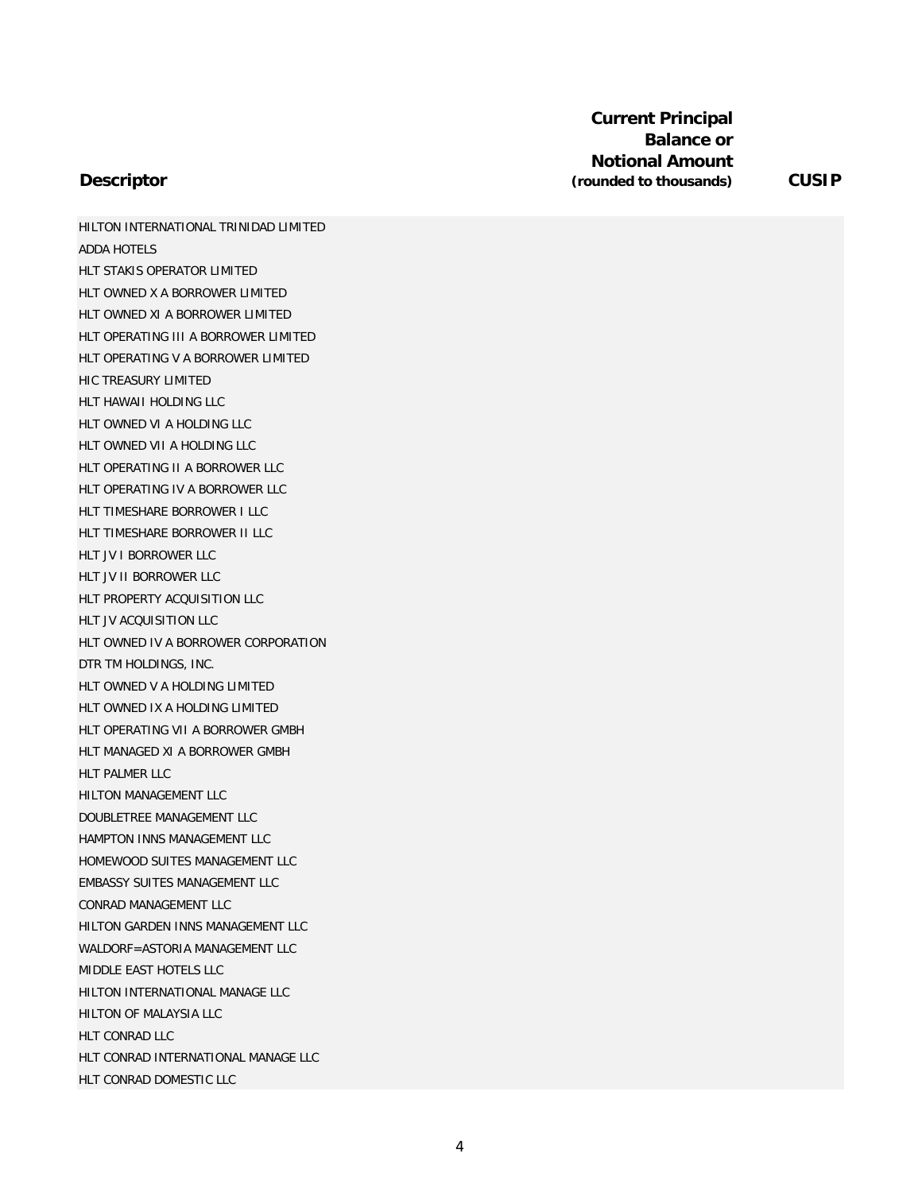| Descriptor | Current Principal Balance or Notional Amount (rounded to thousands) | CUSIP |
|---|---|---|
| HILTON INTERNATIONAL TRINIDAD LIMITED | | |
| ADDA HOTELS | | |
| HLT STAKIS OPERATOR LIMITED | | |
| HLT OWNED X A BORROWER LIMITED | | |
| HLT OWNED XI A BORROWER LIMITED | | |
| HLT OPERATING III A BORROWER LIMITED | | |
| HLT OPERATING V A BORROWER LIMITED | | |
| HIC TREASURY LIMITED | | |
| HLT HAWAII HOLDING LLC | | |
| HLT OWNED VI A HOLDING LLC | | |
| HLT OWNED VII A HOLDING LLC | | |
| HLT OPERATING II A BORROWER LLC | | |
| HLT OPERATING IV A BORROWER LLC | | |
| HLT TIMESHARE BORROWER I LLC | | |
| HLT TIMESHARE BORROWER II LLC | | |
| HLT JV I BORROWER LLC | | |
| HLT JV II BORROWER LLC | | |
| HLT PROPERTY ACQUISITION LLC | | |
| HLT JV ACQUISITION LLC | | |
| HLT OWNED IV A BORROWER CORPORATION | | |
| DTR TM HOLDINGS, INC. | | |
| HLT OWNED V A HOLDING LIMITED | | |
| HLT OWNED IX A HOLDING LIMITED | | |
| HLT OPERATING VII A BORROWER GMBH | | |
| HLT MANAGED XI A BORROWER GMBH | | |
| HLT PALMER LLC | | |
| HILTON MANAGEMENT LLC | | |
| DOUBLETREE MANAGEMENT LLC | | |
| HAMPTON INNS MANAGEMENT LLC | | |
| HOMEWOOD SUITES MANAGEMENT LLC | | |
| EMBASSY SUITES MANAGEMENT LLC | | |
| CONRAD MANAGEMENT LLC | | |
| HILTON GARDEN INNS MANAGEMENT LLC | | |
| WALDORF=ASTORIA MANAGEMENT LLC | | |
| MIDDLE EAST HOTELS LLC | | |
| HILTON INTERNATIONAL MANAGE LLC | | |
| HILTON OF MALAYSIA LLC | | |
| HLT CONRAD LLC | | |
| HLT CONRAD INTERNATIONAL MANAGE LLC | | |
| HLT CONRAD DOMESTIC LLC | | |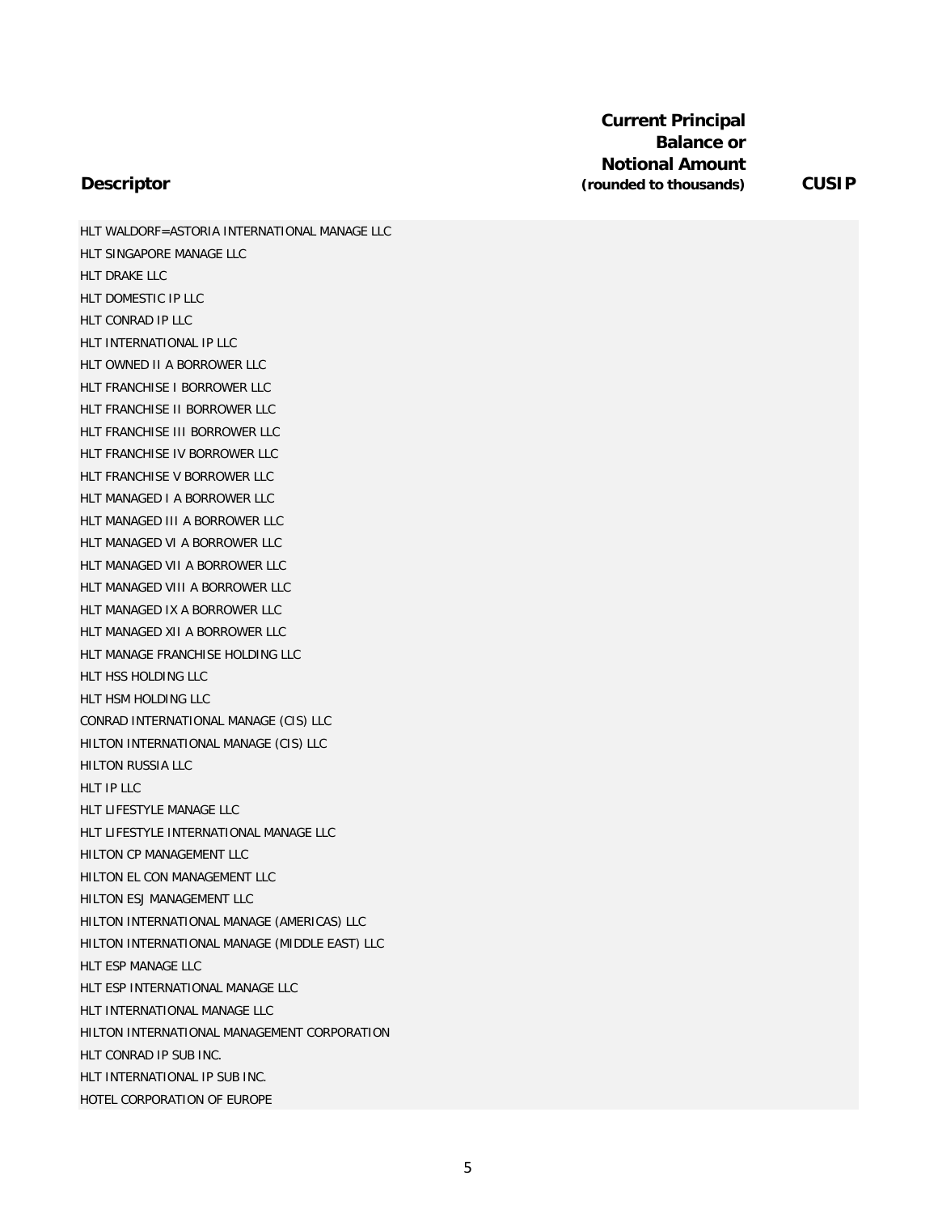| Descriptor | Current Principal Balance or Notional Amount (rounded to thousands) | CUSIP |
|---|---|---|
| HLT WALDORF=ASTORIA INTERNATIONAL MANAGE LLC | | |
| HLT SINGAPORE MANAGE LLC | | |
| HLT DRAKE LLC | | |
| HLT DOMESTIC IP LLC | | |
| HLT CONRAD IP LLC | | |
| HLT INTERNATIONAL IP LLC | | |
| HLT OWNED II A BORROWER LLC | | |
| HLT FRANCHISE I BORROWER LLC | | |
| HLT FRANCHISE II BORROWER LLC | | |
| HLT FRANCHISE III BORROWER LLC | | |
| HLT FRANCHISE IV BORROWER LLC | | |
| HLT FRANCHISE V BORROWER LLC | | |
| HLT MANAGED I A BORROWER LLC | | |
| HLT MANAGED III A BORROWER LLC | | |
| HLT MANAGED VI A BORROWER LLC | | |
| HLT MANAGED VII A BORROWER LLC | | |
| HLT MANAGED VIII A BORROWER LLC | | |
| HLT MANAGED IX A BORROWER LLC | | |
| HLT MANAGED XII A BORROWER LLC | | |
| HLT MANAGE FRANCHISE HOLDING LLC | | |
| HLT HSS HOLDING LLC | | |
| HLT HSM HOLDING LLC | | |
| CONRAD INTERNATIONAL MANAGE (CIS) LLC | | |
| HILTON INTERNATIONAL MANAGE (CIS) LLC | | |
| HILTON RUSSIA LLC | | |
| HLT IP LLC | | |
| HLT LIFESTYLE MANAGE LLC | | |
| HLT LIFESTYLE INTERNATIONAL MANAGE LLC | | |
| HILTON CP MANAGEMENT LLC | | |
| HILTON EL CON MANAGEMENT LLC | | |
| HILTON ESJ MANAGEMENT LLC | | |
| HILTON INTERNATIONAL MANAGE (AMERICAS) LLC | | |
| HILTON INTERNATIONAL MANAGE (MIDDLE EAST) LLC | | |
| HLT ESP MANAGE LLC | | |
| HLT ESP INTERNATIONAL MANAGE LLC | | |
| HLT INTERNATIONAL MANAGE LLC | | |
| HILTON INTERNATIONAL MANAGEMENT CORPORATION | | |
| HLT CONRAD IP SUB INC. | | |
| HLT INTERNATIONAL IP SUB INC. | | |
| HOTEL CORPORATION OF EUROPE | | |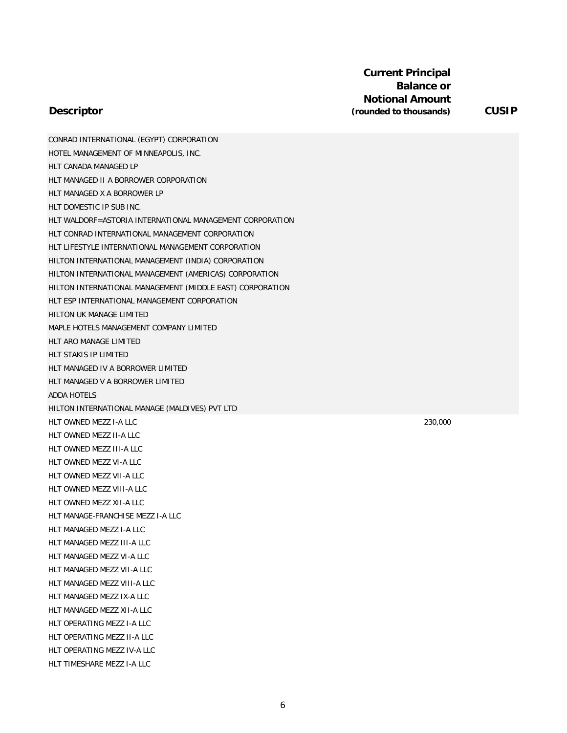| Descriptor | Current Principal Balance or Notional Amount (rounded to thousands) | CUSIP |
|---|---|---|
| CONRAD INTERNATIONAL (EGYPT) CORPORATION | | |
| HOTEL MANAGEMENT OF MINNEAPOLIS, INC. | | |
| HLT CANADA MANAGED LP | | |
| HLT MANAGED II A BORROWER CORPORATION | | |
| HLT MANAGED X A BORROWER LP | | |
| HLT DOMESTIC IP SUB INC. | | |
| HLT WALDORF=ASTORIA INTERNATIONAL MANAGEMENT CORPORATION | | |
| HLT CONRAD INTERNATIONAL MANAGEMENT CORPORATION | | |
| HLT LIFESTYLE INTERNATIONAL MANAGEMENT CORPORATION | | |
| HILTON INTERNATIONAL MANAGEMENT (INDIA) CORPORATION | | |
| HILTON INTERNATIONAL MANAGEMENT (AMERICAS) CORPORATION | | |
| HILTON INTERNATIONAL MANAGEMENT (MIDDLE EAST) CORPORATION | | |
| HLT ESP INTERNATIONAL MANAGEMENT CORPORATION | | |
| HILTON UK MANAGE LIMITED | | |
| MAPLE HOTELS MANAGEMENT COMPANY LIMITED | | |
| HLT ARO MANAGE LIMITED | | |
| HLT STAKIS IP LIMITED | | |
| HLT MANAGED IV A BORROWER LIMITED | | |
| HLT MANAGED V A BORROWER LIMITED | | |
| ADDA HOTELS | | |
| HILTON INTERNATIONAL MANAGE (MALDIVES) PVT LTD | | |
| HLT OWNED MEZZ I-A LLC | 230,000 | |
| HLT OWNED MEZZ II-A LLC | | |
| HLT OWNED MEZZ III-A LLC | | |
| HLT OWNED MEZZ VI-A LLC | | |
| HLT OWNED MEZZ VII-A LLC | | |
| HLT OWNED MEZZ VIII-A LLC | | |
| HLT OWNED MEZZ XII-A LLC | | |
| HLT MANAGE-FRANCHISE MEZZ I-A LLC | | |
| HLT MANAGED MEZZ I-A LLC | | |
| HLT MANAGED MEZZ III-A LLC | | |
| HLT MANAGED MEZZ VI-A LLC | | |
| HLT MANAGED MEZZ VII-A LLC | | |
| HLT MANAGED MEZZ VIII-A LLC | | |
| HLT MANAGED MEZZ IX-A LLC | | |
| HLT MANAGED MEZZ XII-A LLC | | |
| HLT OPERATING MEZZ I-A LLC | | |
| HLT OPERATING MEZZ II-A LLC | | |
| HLT OPERATING MEZZ IV-A LLC | | |
| HLT TIMESHARE MEZZ I-A LLC | | |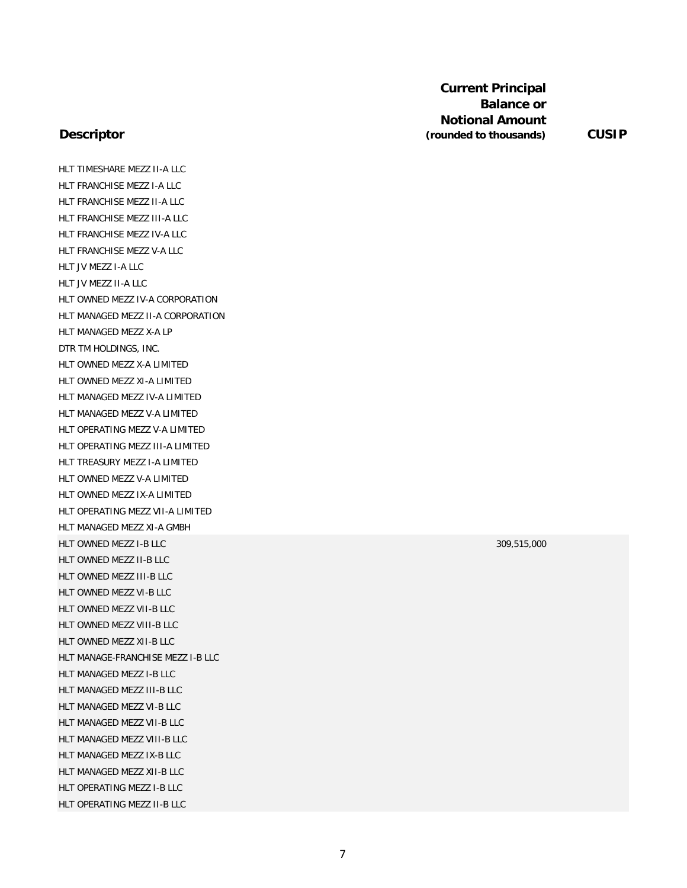| Descriptor | Current Principal Balance or Notional Amount (rounded to thousands) | CUSIP |
| --- | --- | --- |
| HLT TIMESHARE MEZZ II-A LLC | | |
| HLT FRANCHISE MEZZ I-A LLC | | |
| HLT FRANCHISE MEZZ II-A LLC | | |
| HLT FRANCHISE MEZZ III-A LLC | | |
| HLT FRANCHISE MEZZ IV-A LLC | | |
| HLT FRANCHISE MEZZ V-A LLC | | |
| HLT JV MEZZ I-A LLC | | |
| HLT JV MEZZ II-A LLC | | |
| HLT OWNED MEZZ IV-A CORPORATION | | |
| HLT MANAGED MEZZ II-A CORPORATION | | |
| HLT MANAGED MEZZ X-A LP | | |
| DTR TM HOLDINGS, INC. | | |
| HLT OWNED MEZZ X-A LIMITED | | |
| HLT OWNED MEZZ XI-A LIMITED | | |
| HLT MANAGED MEZZ IV-A LIMITED | | |
| HLT MANAGED MEZZ V-A LIMITED | | |
| HLT OPERATING MEZZ V-A LIMITED | | |
| HLT OPERATING MEZZ III-A LIMITED | | |
| HLT TREASURY MEZZ I-A LIMITED | | |
| HLT OWNED MEZZ V-A LIMITED | | |
| HLT OWNED MEZZ IX-A LIMITED | | |
| HLT OPERATING MEZZ VII-A LIMITED | | |
| HLT MANAGED MEZZ XI-A GMBH | | |
| HLT OWNED MEZZ I-B LLC | 309,515,000 | |
| HLT OWNED MEZZ II-B LLC | | |
| HLT OWNED MEZZ III-B LLC | | |
| HLT OWNED MEZZ VI-B LLC | | |
| HLT OWNED MEZZ VII-B LLC | | |
| HLT OWNED MEZZ VIII-B LLC | | |
| HLT OWNED MEZZ XII-B LLC | | |
| HLT MANAGE-FRANCHISE MEZZ I-B LLC | | |
| HLT MANAGED MEZZ I-B LLC | | |
| HLT MANAGED MEZZ III-B LLC | | |
| HLT MANAGED MEZZ VI-B LLC | | |
| HLT MANAGED MEZZ VII-B LLC | | |
| HLT MANAGED MEZZ VIII-B LLC | | |
| HLT MANAGED MEZZ IX-B LLC | | |
| HLT MANAGED MEZZ XII-B LLC | | |
| HLT OPERATING MEZZ I-B LLC | | |
| HLT OPERATING MEZZ II-B LLC | | |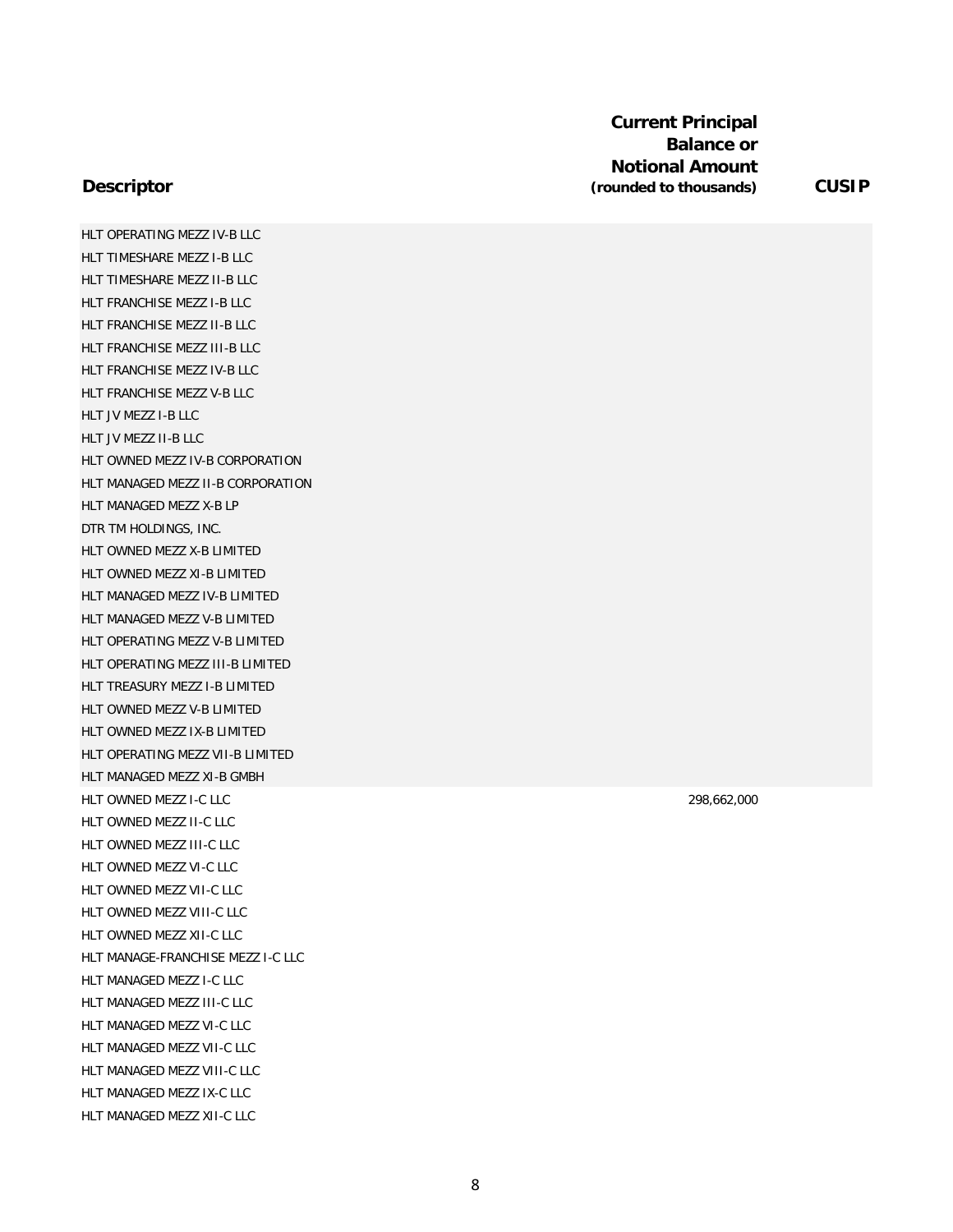| Descriptor | Current Principal Balance or Notional Amount (rounded to thousands) | CUSIP |
| --- | --- | --- |
| HLT OPERATING MEZZ IV-B LLC | | |
| HLT TIMESHARE MEZZ I-B LLC | | |
| HLT TIMESHARE MEZZ II-B LLC | | |
| HLT FRANCHISE MEZZ I-B LLC | | |
| HLT FRANCHISE MEZZ II-B LLC | | |
| HLT FRANCHISE MEZZ III-B LLC | | |
| HLT FRANCHISE MEZZ IV-B LLC | | |
| HLT FRANCHISE MEZZ V-B LLC | | |
| HLT JV MEZZ I-B LLC | | |
| HLT JV MEZZ II-B LLC | | |
| HLT OWNED MEZZ IV-B CORPORATION | | |
| HLT MANAGED MEZZ II-B CORPORATION | | |
| HLT MANAGED MEZZ X-B LP | | |
| DTR TM HOLDINGS, INC. | | |
| HLT OWNED MEZZ X-B LIMITED | | |
| HLT OWNED MEZZ XI-B LIMITED | | |
| HLT MANAGED MEZZ IV-B LIMITED | | |
| HLT MANAGED MEZZ V-B LIMITED | | |
| HLT OPERATING MEZZ V-B LIMITED | | |
| HLT OPERATING MEZZ III-B LIMITED | | |
| HLT TREASURY MEZZ I-B LIMITED | | |
| HLT OWNED MEZZ V-B LIMITED | | |
| HLT OWNED MEZZ IX-B LIMITED | | |
| HLT OPERATING MEZZ VII-B LIMITED | | |
| HLT MANAGED MEZZ XI-B GMBH | | |
| HLT OWNED MEZZ I-C LLC | 298,662,000 | |
| HLT OWNED MEZZ II-C LLC | | |
| HLT OWNED MEZZ III-C LLC | | |
| HLT OWNED MEZZ VI-C LLC | | |
| HLT OWNED MEZZ VII-C LLC | | |
| HLT OWNED MEZZ VIII-C LLC | | |
| HLT OWNED MEZZ XII-C LLC | | |
| HLT MANAGE-FRANCHISE MEZZ I-C LLC | | |
| HLT MANAGED MEZZ I-C LLC | | |
| HLT MANAGED MEZZ III-C LLC | | |
| HLT MANAGED MEZZ VI-C LLC | | |
| HLT MANAGED MEZZ VII-C LLC | | |
| HLT MANAGED MEZZ VIII-C LLC | | |
| HLT MANAGED MEZZ IX-C LLC | | |
| HLT MANAGED MEZZ XII-C LLC | | |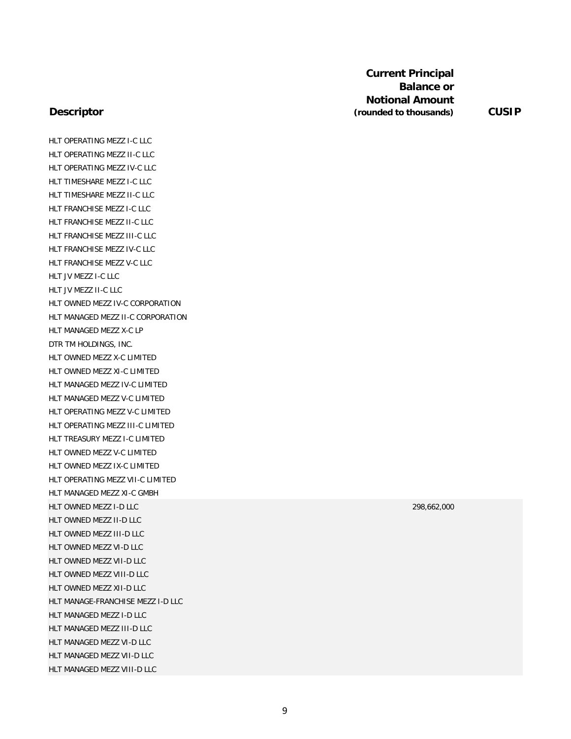| Descriptor | Current Principal Balance or Notional Amount (rounded to thousands) | CUSIP |
|---|---|---|
| HLT OPERATING MEZZ I-C LLC | | |
| HLT OPERATING MEZZ II-C LLC | | |
| HLT OPERATING MEZZ IV-C LLC | | |
| HLT TIMESHARE MEZZ I-C LLC | | |
| HLT TIMESHARE MEZZ II-C LLC | | |
| HLT FRANCHISE MEZZ I-C LLC | | |
| HLT FRANCHISE MEZZ II-C LLC | | |
| HLT FRANCHISE MEZZ III-C LLC | | |
| HLT FRANCHISE MEZZ IV-C LLC | | |
| HLT FRANCHISE MEZZ V-C LLC | | |
| HLT JV MEZZ I-C LLC | | |
| HLT JV MEZZ II-C LLC | | |
| HLT OWNED MEZZ IV-C CORPORATION | | |
| HLT MANAGED MEZZ II-C CORPORATION | | |
| HLT MANAGED MEZZ X-C LP | | |
| DTR TM HOLDINGS, INC. | | |
| HLT OWNED MEZZ X-C LIMITED | | |
| HLT OWNED MEZZ XI-C LIMITED | | |
| HLT MANAGED MEZZ IV-C LIMITED | | |
| HLT MANAGED MEZZ V-C LIMITED | | |
| HLT OPERATING MEZZ V-C LIMITED | | |
| HLT OPERATING MEZZ III-C LIMITED | | |
| HLT TREASURY MEZZ I-C LIMITED | | |
| HLT OWNED MEZZ V-C LIMITED | | |
| HLT OWNED MEZZ IX-C LIMITED | | |
| HLT OPERATING MEZZ VII-C LIMITED | | |
| HLT MANAGED MEZZ XI-C GMBH | | |
| HLT OWNED MEZZ I-D LLC | 298,662,000 | |
| HLT OWNED MEZZ II-D LLC | | |
| HLT OWNED MEZZ III-D LLC | | |
| HLT OWNED MEZZ VI-D LLC | | |
| HLT OWNED MEZZ VII-D LLC | | |
| HLT OWNED MEZZ VIII-D LLC | | |
| HLT OWNED MEZZ XII-D LLC | | |
| HLT MANAGE-FRANCHISE MEZZ I-D LLC | | |
| HLT MANAGED MEZZ I-D LLC | | |
| HLT MANAGED MEZZ III-D LLC | | |
| HLT MANAGED MEZZ VI-D LLC | | |
| HLT MANAGED MEZZ VII-D LLC | | |
| HLT MANAGED MEZZ VIII-D LLC | | |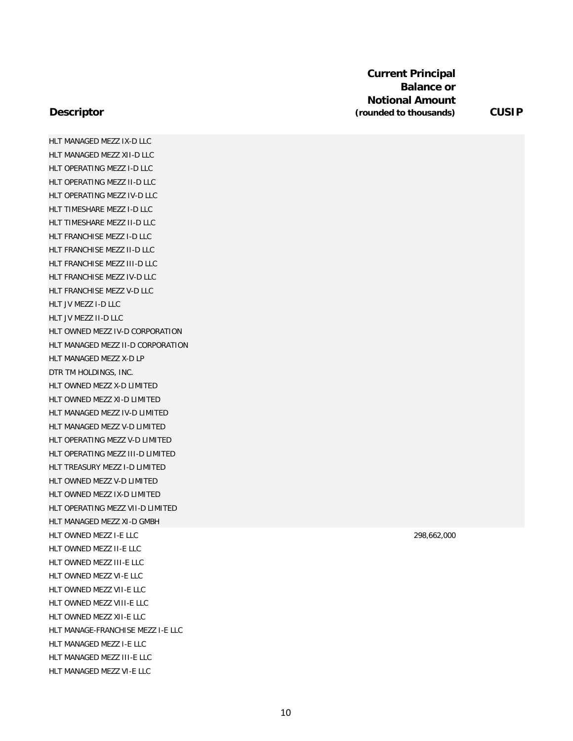| Descriptor | Current Principal Balance or Notional Amount (rounded to thousands) | CUSIP |
|---|---|---|
| HLT MANAGED MEZZ IX-D LLC | | |
| HLT MANAGED MEZZ XII-D LLC | | |
| HLT OPERATING MEZZ I-D LLC | | |
| HLT OPERATING MEZZ II-D LLC | | |
| HLT OPERATING MEZZ IV-D LLC | | |
| HLT TIMESHARE MEZZ I-D LLC | | |
| HLT TIMESHARE MEZZ II-D LLC | | |
| HLT FRANCHISE MEZZ I-D LLC | | |
| HLT FRANCHISE MEZZ II-D LLC | | |
| HLT FRANCHISE MEZZ III-D LLC | | |
| HLT FRANCHISE MEZZ IV-D LLC | | |
| HLT FRANCHISE MEZZ V-D LLC | | |
| HLT JV MEZZ I-D LLC | | |
| HLT JV MEZZ II-D LLC | | |
| HLT OWNED MEZZ IV-D CORPORATION | | |
| HLT MANAGED MEZZ II-D CORPORATION | | |
| HLT MANAGED MEZZ X-D LP | | |
| DTR TM HOLDINGS, INC. | | |
| HLT OWNED MEZZ X-D LIMITED | | |
| HLT OWNED MEZZ XI-D LIMITED | | |
| HLT MANAGED MEZZ IV-D LIMITED | | |
| HLT MANAGED MEZZ V-D LIMITED | | |
| HLT OPERATING MEZZ V-D LIMITED | | |
| HLT OPERATING MEZZ III-D LIMITED | | |
| HLT TREASURY MEZZ I-D LIMITED | | |
| HLT OWNED MEZZ V-D LIMITED | | |
| HLT OWNED MEZZ IX-D LIMITED | | |
| HLT OPERATING MEZZ VII-D LIMITED | | |
| HLT MANAGED MEZZ XI-D GMBH | | |
| HLT OWNED MEZZ I-E LLC | 298,662,000 | |
| HLT OWNED MEZZ II-E LLC | | |
| HLT OWNED MEZZ III-E LLC | | |
| HLT OWNED MEZZ VI-E LLC | | |
| HLT OWNED MEZZ VII-E LLC | | |
| HLT OWNED MEZZ VIII-E LLC | | |
| HLT OWNED MEZZ XII-E LLC | | |
| HLT MANAGE-FRANCHISE MEZZ I-E LLC | | |
| HLT MANAGED MEZZ I-E LLC | | |
| HLT MANAGED MEZZ III-E LLC | | |
| HLT MANAGED MEZZ VI-E LLC | | |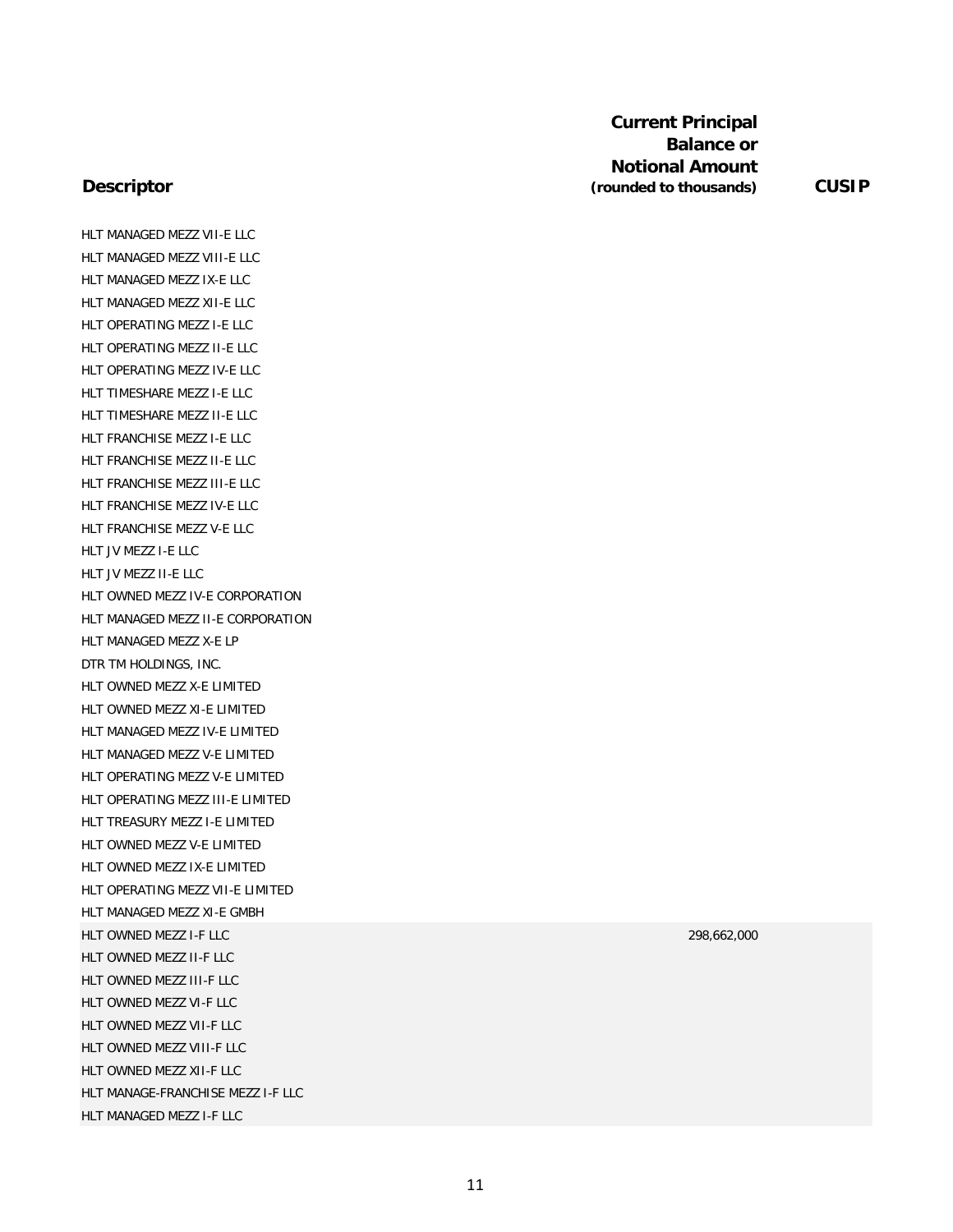| Descriptor | Current Principal Balance or Notional Amount (rounded to thousands) | CUSIP |
|---|---|---|
| HLT MANAGED MEZZ VII-E LLC | | |
| HLT MANAGED MEZZ VIII-E LLC | | |
| HLT MANAGED MEZZ IX-E LLC | | |
| HLT MANAGED MEZZ XII-E LLC | | |
| HLT OPERATING MEZZ I-E LLC | | |
| HLT OPERATING MEZZ II-E LLC | | |
| HLT OPERATING MEZZ IV-E LLC | | |
| HLT TIMESHARE MEZZ I-E LLC | | |
| HLT TIMESHARE MEZZ II-E LLC | | |
| HLT FRANCHISE MEZZ I-E LLC | | |
| HLT FRANCHISE MEZZ II-E LLC | | |
| HLT FRANCHISE MEZZ III-E LLC | | |
| HLT FRANCHISE MEZZ IV-E LLC | | |
| HLT FRANCHISE MEZZ V-E LLC | | |
| HLT JV MEZZ I-E LLC | | |
| HLT JV MEZZ II-E LLC | | |
| HLT OWNED MEZZ IV-E CORPORATION | | |
| HLT MANAGED MEZZ II-E CORPORATION | | |
| HLT MANAGED MEZZ X-E LP | | |
| DTR TM HOLDINGS, INC. | | |
| HLT OWNED MEZZ X-E LIMITED | | |
| HLT OWNED MEZZ XI-E LIMITED | | |
| HLT MANAGED MEZZ IV-E LIMITED | | |
| HLT MANAGED MEZZ V-E LIMITED | | |
| HLT OPERATING MEZZ V-E LIMITED | | |
| HLT OPERATING MEZZ III-E LIMITED | | |
| HLT TREASURY MEZZ I-E LIMITED | | |
| HLT OWNED MEZZ V-E LIMITED | | |
| HLT OWNED MEZZ IX-E LIMITED | | |
| HLT OPERATING MEZZ VII-E LIMITED | | |
| HLT MANAGED MEZZ XI-E GMBH | | |
| HLT OWNED MEZZ I-F LLC | 298,662,000 | |
| HLT OWNED MEZZ II-F LLC | | |
| HLT OWNED MEZZ III-F LLC | | |
| HLT OWNED MEZZ VI-F LLC | | |
| HLT OWNED MEZZ VII-F LLC | | |
| HLT OWNED MEZZ VIII-F LLC | | |
| HLT OWNED MEZZ XII-F LLC | | |
| HLT MANAGE-FRANCHISE MEZZ I-F LLC | | |
| HLT MANAGED MEZZ I-F LLC | | |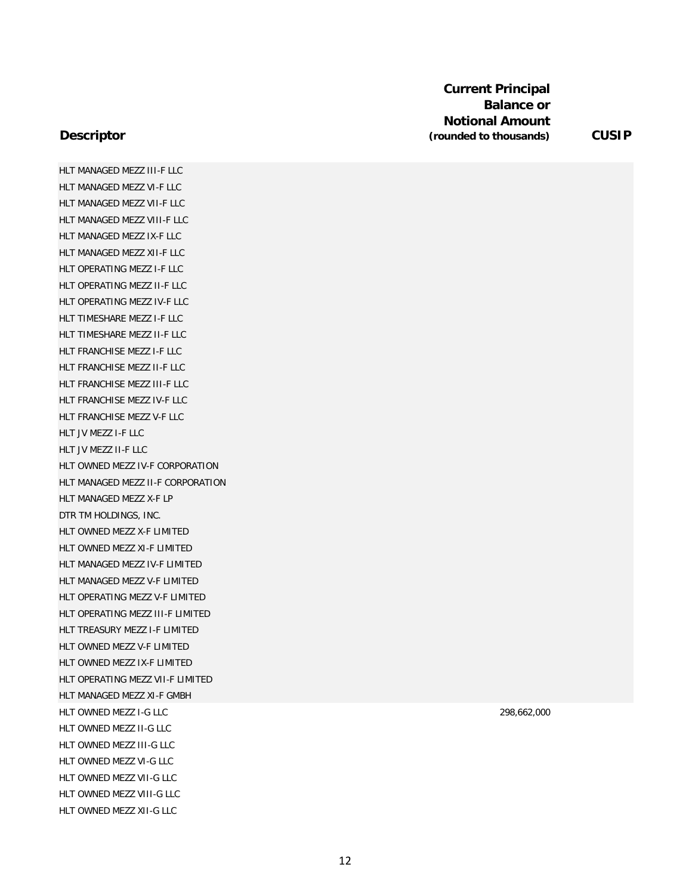| Descriptor | Current Principal Balance or Notional Amount (rounded to thousands) | CUSIP |
|---|---|---|
| HLT MANAGED MEZZ III-F LLC | | |
| HLT MANAGED MEZZ VI-F LLC | | |
| HLT MANAGED MEZZ VII-F LLC | | |
| HLT MANAGED MEZZ VIII-F LLC | | |
| HLT MANAGED MEZZ IX-F LLC | | |
| HLT MANAGED MEZZ XII-F LLC | | |
| HLT OPERATING MEZZ I-F LLC | | |
| HLT OPERATING MEZZ II-F LLC | | |
| HLT OPERATING MEZZ IV-F LLC | | |
| HLT TIMESHARE MEZZ I-F LLC | | |
| HLT TIMESHARE MEZZ II-F LLC | | |
| HLT FRANCHISE MEZZ I-F LLC | | |
| HLT FRANCHISE MEZZ II-F LLC | | |
| HLT FRANCHISE MEZZ III-F LLC | | |
| HLT FRANCHISE MEZZ IV-F LLC | | |
| HLT FRANCHISE MEZZ V-F LLC | | |
| HLT JV MEZZ I-F LLC | | |
| HLT JV MEZZ II-F LLC | | |
| HLT OWNED MEZZ IV-F CORPORATION | | |
| HLT MANAGED MEZZ II-F CORPORATION | | |
| HLT MANAGED MEZZ X-F LP | | |
| DTR TM HOLDINGS, INC. | | |
| HLT OWNED MEZZ X-F LIMITED | | |
| HLT OWNED MEZZ XI-F LIMITED | | |
| HLT MANAGED MEZZ IV-F LIMITED | | |
| HLT MANAGED MEZZ V-F LIMITED | | |
| HLT OPERATING MEZZ V-F LIMITED | | |
| HLT OPERATING MEZZ III-F LIMITED | | |
| HLT TREASURY MEZZ I-F LIMITED | | |
| HLT OWNED MEZZ V-F LIMITED | | |
| HLT OWNED MEZZ IX-F LIMITED | | |
| HLT OPERATING MEZZ VII-F LIMITED | | |
| HLT MANAGED MEZZ XI-F GMBH | | |
| HLT OWNED MEZZ I-G LLC | 298,662,000 | |
| HLT OWNED MEZZ II-G LLC | | |
| HLT OWNED MEZZ III-G LLC | | |
| HLT OWNED MEZZ VI-G LLC | | |
| HLT OWNED MEZZ VII-G LLC | | |
| HLT OWNED MEZZ VIII-G LLC | | |
| HLT OWNED MEZZ XII-G LLC | | |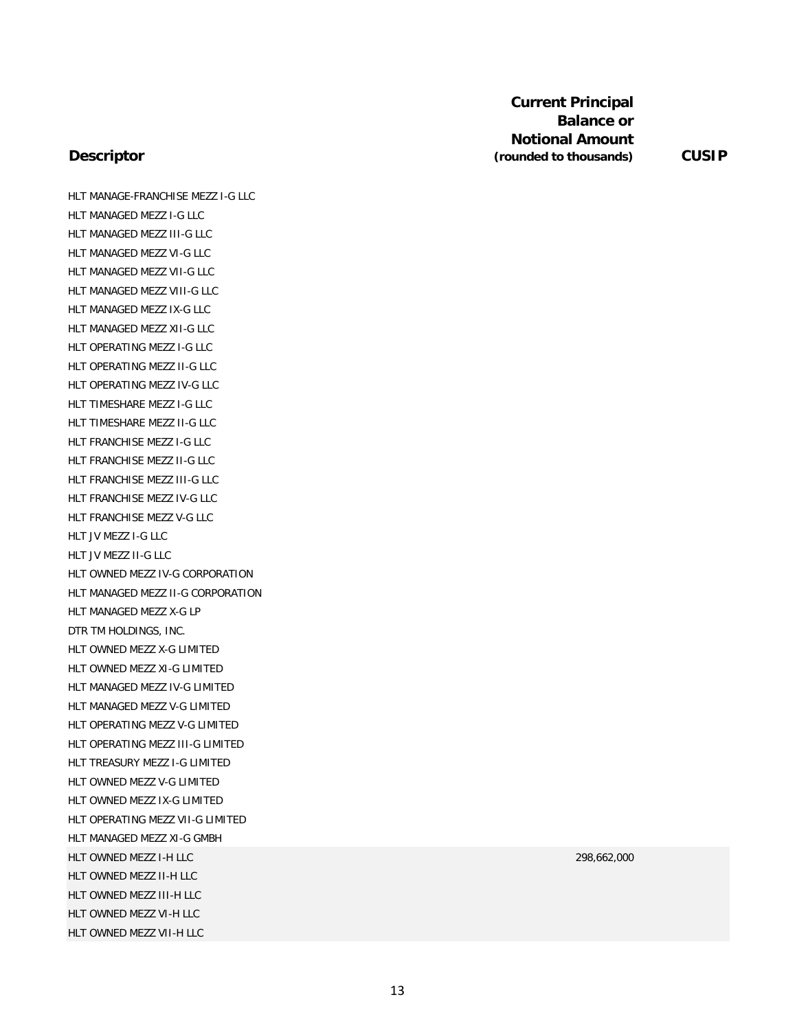| Descriptor | Current Principal Balance or Notional Amount (rounded to thousands) | CUSIP |
|---|---|---|
| HLT MANAGE-FRANCHISE MEZZ I-G LLC | | |
| HLT MANAGED MEZZ I-G LLC | | |
| HLT MANAGED MEZZ III-G LLC | | |
| HLT MANAGED MEZZ VI-G LLC | | |
| HLT MANAGED MEZZ VII-G LLC | | |
| HLT MANAGED MEZZ VIII-G LLC | | |
| HLT MANAGED MEZZ IX-G LLC | | |
| HLT MANAGED MEZZ XII-G LLC | | |
| HLT OPERATING MEZZ I-G LLC | | |
| HLT OPERATING MEZZ II-G LLC | | |
| HLT OPERATING MEZZ IV-G LLC | | |
| HLT TIMESHARE MEZZ I-G LLC | | |
| HLT TIMESHARE MEZZ II-G LLC | | |
| HLT FRANCHISE MEZZ I-G LLC | | |
| HLT FRANCHISE MEZZ II-G LLC | | |
| HLT FRANCHISE MEZZ III-G LLC | | |
| HLT FRANCHISE MEZZ IV-G LLC | | |
| HLT FRANCHISE MEZZ V-G LLC | | |
| HLT JV MEZZ I-G LLC | | |
| HLT JV MEZZ II-G LLC | | |
| HLT OWNED MEZZ IV-G CORPORATION | | |
| HLT MANAGED MEZZ II-G CORPORATION | | |
| HLT MANAGED MEZZ X-G LP | | |
| DTR TM HOLDINGS, INC. | | |
| HLT OWNED MEZZ X-G LIMITED | | |
| HLT OWNED MEZZ XI-G LIMITED | | |
| HLT MANAGED MEZZ IV-G LIMITED | | |
| HLT MANAGED MEZZ V-G LIMITED | | |
| HLT OPERATING MEZZ V-G LIMITED | | |
| HLT OPERATING MEZZ III-G LIMITED | | |
| HLT TREASURY MEZZ I-G LIMITED | | |
| HLT OWNED MEZZ V-G LIMITED | | |
| HLT OWNED MEZZ IX-G LIMITED | | |
| HLT OPERATING MEZZ VII-G LIMITED | | |
| HLT MANAGED MEZZ XI-G GMBH | | |
| HLT OWNED MEZZ I-H LLC | 298,662,000 | |
| HLT OWNED MEZZ II-H LLC | | |
| HLT OWNED MEZZ III-H LLC | | |
| HLT OWNED MEZZ VI-H LLC | | |
| HLT OWNED MEZZ VII-H LLC | | |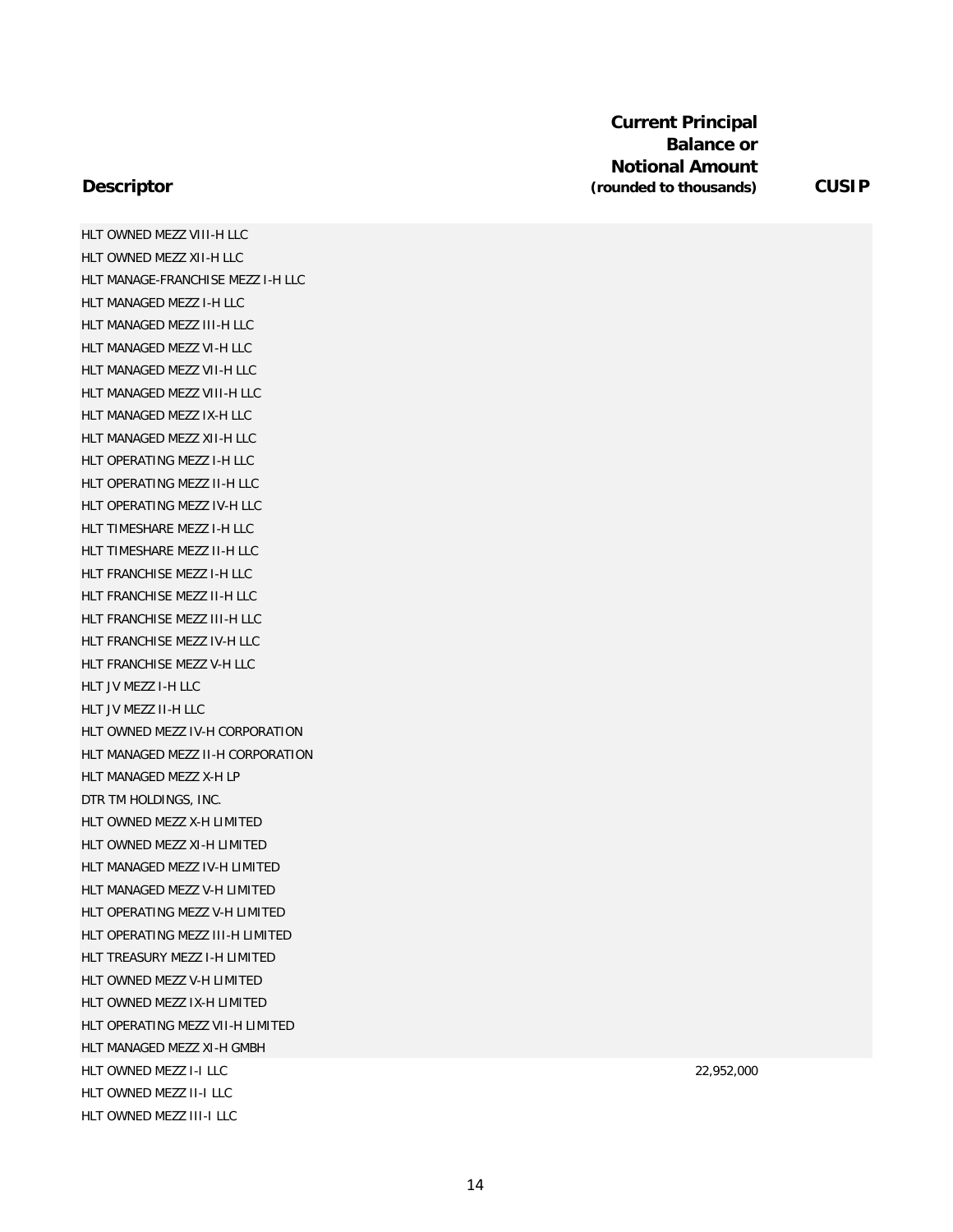| Descriptor | Current Principal Balance or Notional Amount (rounded to thousands) | CUSIP |
|---|---|---|
| HLT OWNED MEZZ VIII-H LLC | | |
| HLT OWNED MEZZ XII-H LLC | | |
| HLT MANAGE-FRANCHISE MEZZ I-H LLC | | |
| HLT MANAGED MEZZ I-H LLC | | |
| HLT MANAGED MEZZ III-H LLC | | |
| HLT MANAGED MEZZ VI-H LLC | | |
| HLT MANAGED MEZZ VII-H LLC | | |
| HLT MANAGED MEZZ VIII-H LLC | | |
| HLT MANAGED MEZZ IX-H LLC | | |
| HLT MANAGED MEZZ XII-H LLC | | |
| HLT OPERATING MEZZ I-H LLC | | |
| HLT OPERATING MEZZ II-H LLC | | |
| HLT OPERATING MEZZ IV-H LLC | | |
| HLT TIMESHARE MEZZ I-H LLC | | |
| HLT TIMESHARE MEZZ II-H LLC | | |
| HLT FRANCHISE MEZZ I-H LLC | | |
| HLT FRANCHISE MEZZ II-H LLC | | |
| HLT FRANCHISE MEZZ III-H LLC | | |
| HLT FRANCHISE MEZZ IV-H LLC | | |
| HLT FRANCHISE MEZZ V-H LLC | | |
| HLT JV MEZZ I-H LLC | | |
| HLT JV MEZZ II-H LLC | | |
| HLT OWNED MEZZ IV-H CORPORATION | | |
| HLT MANAGED MEZZ II-H CORPORATION | | |
| HLT MANAGED MEZZ X-H LP | | |
| DTR TM HOLDINGS, INC. | | |
| HLT OWNED MEZZ X-H LIMITED | | |
| HLT OWNED MEZZ XI-H LIMITED | | |
| HLT MANAGED MEZZ IV-H LIMITED | | |
| HLT MANAGED MEZZ V-H LIMITED | | |
| HLT OPERATING MEZZ V-H LIMITED | | |
| HLT OPERATING MEZZ III-H LIMITED | | |
| HLT TREASURY MEZZ I-H LIMITED | | |
| HLT OWNED MEZZ V-H LIMITED | | |
| HLT OWNED MEZZ IX-H LIMITED | | |
| HLT OPERATING MEZZ VII-H LIMITED | | |
| HLT MANAGED MEZZ XI-H GMBH | | |
| HLT OWNED MEZZ I-I LLC | 22,952,000 | |
| HLT OWNED MEZZ II-I LLC | | |
| HLT OWNED MEZZ III-I LLC | | |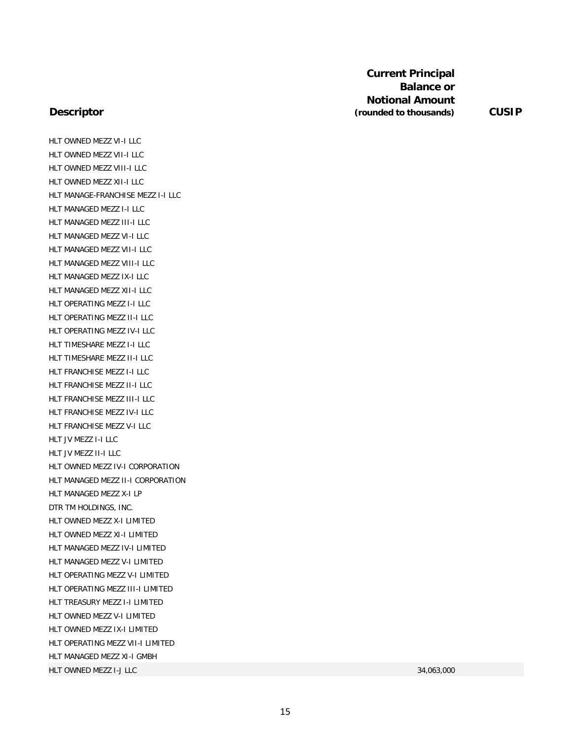| Descriptor | Current Principal Balance or Notional Amount (rounded to thousands) | CUSIP |
|---|---|---|
| HLT OWNED MEZZ VI-I LLC | | |
| HLT OWNED MEZZ VII-I LLC | | |
| HLT OWNED MEZZ VIII-I LLC | | |
| HLT OWNED MEZZ XII-I LLC | | |
| HLT MANAGE-FRANCHISE MEZZ I-I LLC | | |
| HLT MANAGED MEZZ I-I LLC | | |
| HLT MANAGED MEZZ III-I LLC | | |
| HLT MANAGED MEZZ VI-I LLC | | |
| HLT MANAGED MEZZ VII-I LLC | | |
| HLT MANAGED MEZZ VIII-I LLC | | |
| HLT MANAGED MEZZ IX-I LLC | | |
| HLT MANAGED MEZZ XII-I LLC | | |
| HLT OPERATING MEZZ I-I LLC | | |
| HLT OPERATING MEZZ II-I LLC | | |
| HLT OPERATING MEZZ IV-I LLC | | |
| HLT TIMESHARE MEZZ I-I LLC | | |
| HLT TIMESHARE MEZZ II-I LLC | | |
| HLT FRANCHISE MEZZ I-I LLC | | |
| HLT FRANCHISE MEZZ II-I LLC | | |
| HLT FRANCHISE MEZZ III-I LLC | | |
| HLT FRANCHISE MEZZ IV-I LLC | | |
| HLT FRANCHISE MEZZ V-I LLC | | |
| HLT JV MEZZ I-I LLC | | |
| HLT JV MEZZ II-I LLC | | |
| HLT OWNED MEZZ IV-I CORPORATION | | |
| HLT MANAGED MEZZ II-I CORPORATION | | |
| HLT MANAGED MEZZ X-I LP | | |
| DTR TM HOLDINGS, INC. | | |
| HLT OWNED MEZZ X-I LIMITED | | |
| HLT OWNED MEZZ XI-I LIMITED | | |
| HLT MANAGED MEZZ IV-I LIMITED | | |
| HLT MANAGED MEZZ V-I LIMITED | | |
| HLT OPERATING MEZZ V-I LIMITED | | |
| HLT OPERATING MEZZ III-I LIMITED | | |
| HLT TREASURY MEZZ I-I LIMITED | | |
| HLT OWNED MEZZ V-I LIMITED | | |
| HLT OWNED MEZZ IX-I LIMITED | | |
| HLT OPERATING MEZZ VII-I LIMITED | | |
| HLT MANAGED MEZZ XI-I GMBH | | |
| HLT OWNED MEZZ I-J LLC | 34,063,000 | |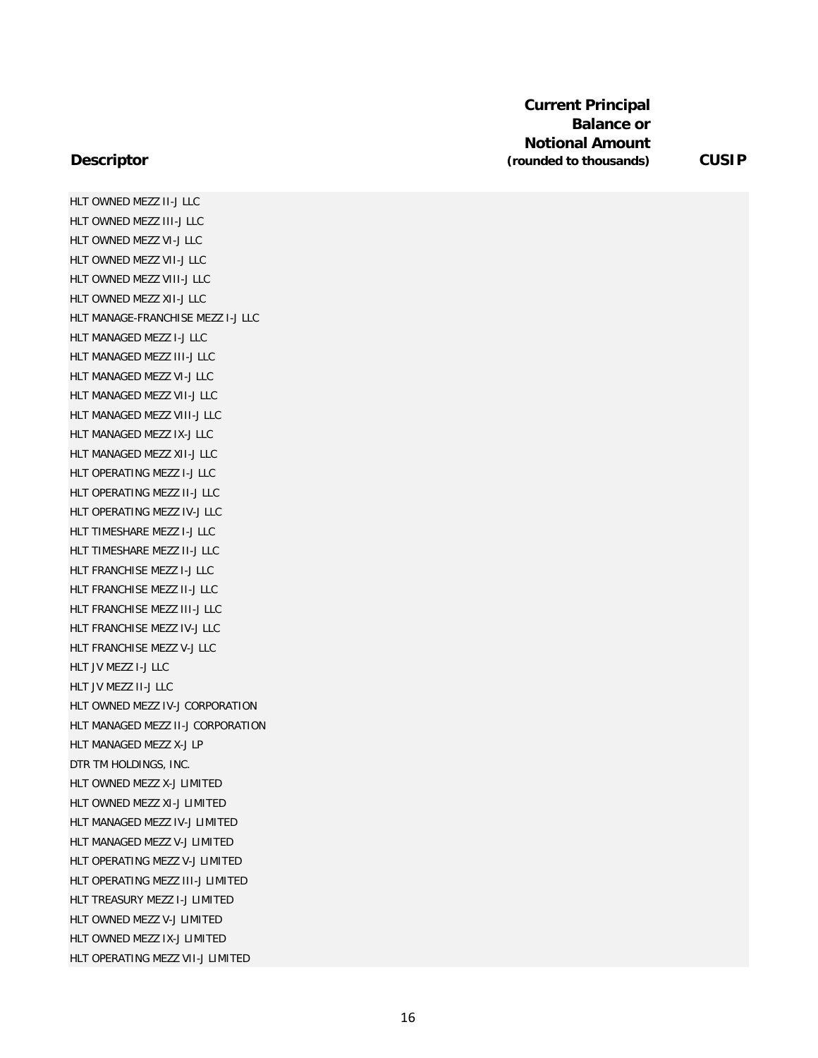| Descriptor | Current Principal Balance or Notional Amount (rounded to thousands) | CUSIP |
|---|---|---|
| HLT OWNED MEZZ II-J LLC | | |
| HLT OWNED MEZZ III-J LLC | | |
| HLT OWNED MEZZ VI-J LLC | | |
| HLT OWNED MEZZ VII-J LLC | | |
| HLT OWNED MEZZ VIII-J LLC | | |
| HLT OWNED MEZZ XII-J LLC | | |
| HLT MANAGE-FRANCHISE MEZZ I-J LLC | | |
| HLT MANAGED MEZZ I-J LLC | | |
| HLT MANAGED MEZZ III-J LLC | | |
| HLT MANAGED MEZZ VI-J LLC | | |
| HLT MANAGED MEZZ VII-J LLC | | |
| HLT MANAGED MEZZ VIII-J LLC | | |
| HLT MANAGED MEZZ IX-J LLC | | |
| HLT MANAGED MEZZ XII-J LLC | | |
| HLT OPERATING MEZZ I-J LLC | | |
| HLT OPERATING MEZZ II-J LLC | | |
| HLT OPERATING MEZZ IV-J LLC | | |
| HLT TIMESHARE MEZZ I-J LLC | | |
| HLT TIMESHARE MEZZ II-J LLC | | |
| HLT FRANCHISE MEZZ I-J LLC | | |
| HLT FRANCHISE MEZZ II-J LLC | | |
| HLT FRANCHISE MEZZ III-J LLC | | |
| HLT FRANCHISE MEZZ IV-J LLC | | |
| HLT FRANCHISE MEZZ V-J LLC | | |
| HLT JV MEZZ I-J LLC | | |
| HLT JV MEZZ II-J LLC | | |
| HLT OWNED MEZZ IV-J CORPORATION | | |
| HLT MANAGED MEZZ II-J CORPORATION | | |
| HLT MANAGED MEZZ X-J LP | | |
| DTR TM HOLDINGS, INC. | | |
| HLT OWNED MEZZ X-J LIMITED | | |
| HLT OWNED MEZZ XI-J LIMITED | | |
| HLT MANAGED MEZZ IV-J LIMITED | | |
| HLT MANAGED MEZZ V-J LIMITED | | |
| HLT OPERATING MEZZ V-J LIMITED | | |
| HLT OPERATING MEZZ III-J LIMITED | | |
| HLT TREASURY MEZZ I-J LIMITED | | |
| HLT OWNED MEZZ V-J LIMITED | | |
| HLT OWNED MEZZ IX-J LIMITED | | |
| HLT OPERATING MEZZ VII-J LIMITED | | |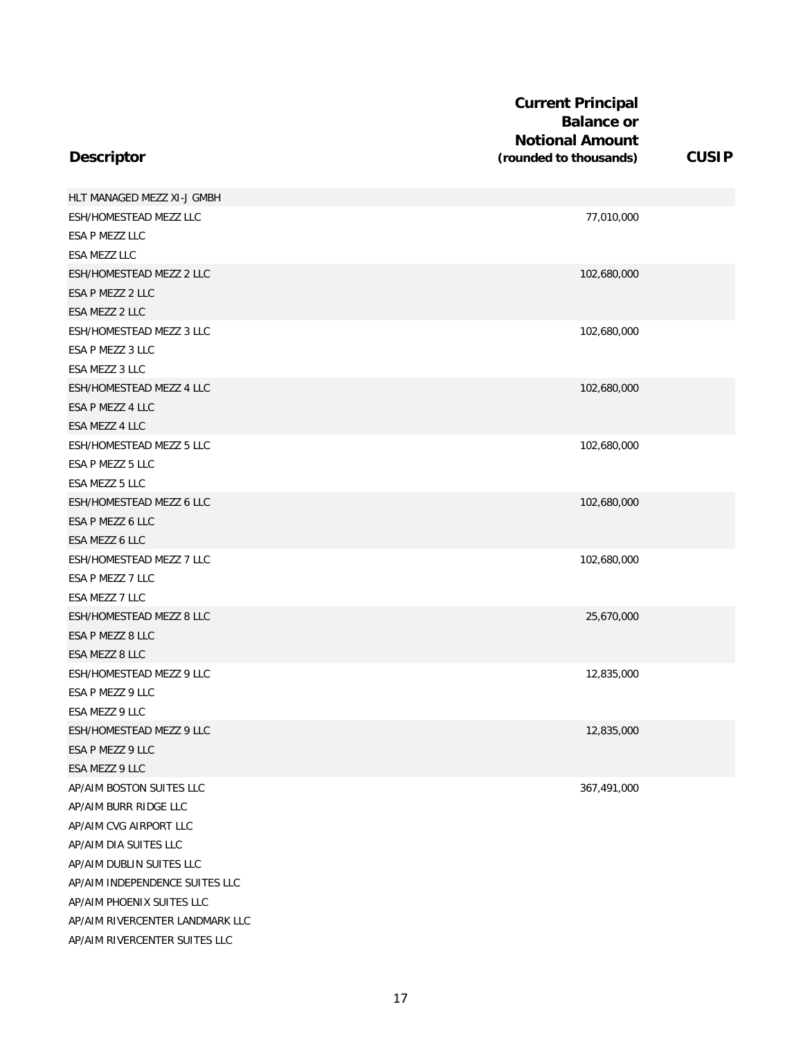| Descriptor | Current Principal Balance or Notional Amount (rounded to thousands) | CUSIP |
|---|---|---|
| HLT MANAGED MEZZ XI-J GMBH | | |
| ESH/HOMESTEAD MEZZ LLC | 77,010,000 | |
| ESA P MEZZ LLC | | |
| ESA MEZZ LLC | | |
| ESH/HOMESTEAD MEZZ 2 LLC | 102,680,000 | |
| ESA P MEZZ 2 LLC | | |
| ESA MEZZ 2 LLC | | |
| ESH/HOMESTEAD MEZZ 3 LLC | 102,680,000 | |
| ESA P MEZZ 3 LLC | | |
| ESA MEZZ 3 LLC | | |
| ESH/HOMESTEAD MEZZ 4 LLC | 102,680,000 | |
| ESA P MEZZ 4 LLC | | |
| ESA MEZZ 4 LLC | | |
| ESH/HOMESTEAD MEZZ 5 LLC | 102,680,000 | |
| ESA P MEZZ 5 LLC | | |
| ESA MEZZ 5 LLC | | |
| ESH/HOMESTEAD MEZZ 6 LLC | 102,680,000 | |
| ESA P MEZZ 6 LLC | | |
| ESA MEZZ 6 LLC | | |
| ESH/HOMESTEAD MEZZ 7 LLC | 102,680,000 | |
| ESA P MEZZ 7 LLC | | |
| ESA MEZZ 7 LLC | | |
| ESH/HOMESTEAD MEZZ 8 LLC | 25,670,000 | |
| ESA P MEZZ 8 LLC | | |
| ESA MEZZ 8 LLC | | |
| ESH/HOMESTEAD MEZZ 9 LLC | 12,835,000 | |
| ESA P MEZZ 9 LLC | | |
| ESA MEZZ 9 LLC | | |
| ESH/HOMESTEAD MEZZ 9 LLC | 12,835,000 | |
| ESA P MEZZ 9 LLC | | |
| ESA MEZZ 9 LLC | | |
| AP/AIM BOSTON SUITES LLC | 367,491,000 | |
| AP/AIM BURR RIDGE LLC | | |
| AP/AIM CVG AIRPORT LLC | | |
| AP/AIM DIA SUITES LLC | | |
| AP/AIM DUBLIN SUITES LLC | | |
| AP/AIM INDEPENDENCE SUITES LLC | | |
| AP/AIM PHOENIX SUITES LLC | | |
| AP/AIM RIVERCENTER LANDMARK LLC | | |
| AP/AIM RIVERCENTER SUITES LLC | | |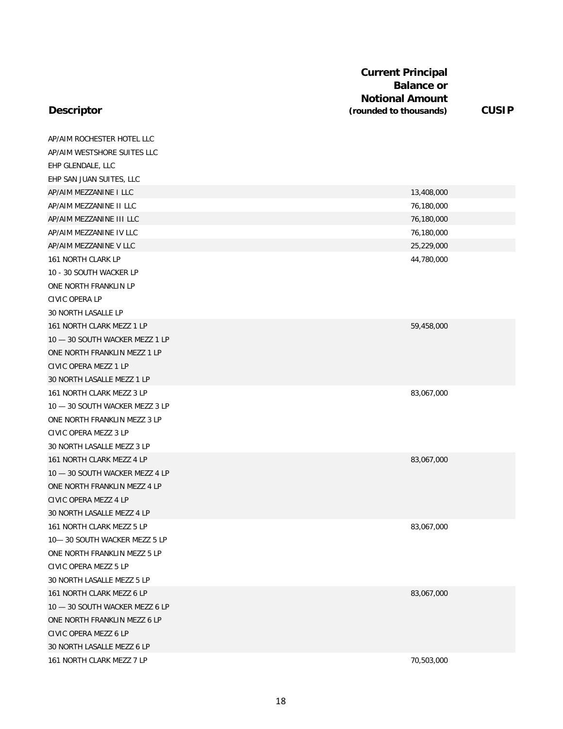| Descriptor | Current Principal Balance or Notional Amount (rounded to thousands) | CUSIP |
|---|---|---|
| AP/AIM ROCHESTER HOTEL LLC | | |
| AP/AIM WESTSHORE SUITES LLC | | |
| EHP GLENDALE, LLC | | |
| EHP SAN JUAN SUITES, LLC | | |
| AP/AIM MEZZANINE I LLC | 13,408,000 | |
| AP/AIM MEZZANINE II LLC | 76,180,000 | |
| AP/AIM MEZZANINE III LLC | 76,180,000 | |
| AP/AIM MEZZANINE IV LLC | 76,180,000 | |
| AP/AIM MEZZANINE V LLC | 25,229,000 | |
| 161 NORTH CLARK LP | 44,780,000 | |
| 10 - 30 SOUTH WACKER LP | | |
| ONE NORTH FRANKLIN LP | | |
| CIVIC OPERA LP | | |
| 30 NORTH LASALLE LP | | |
| 161 NORTH CLARK MEZZ 1 LP | 59,458,000 | |
| 10 — 30 SOUTH WACKER MEZZ 1 LP | | |
| ONE NORTH FRANKLIN MEZZ 1 LP | | |
| CIVIC OPERA MEZZ 1 LP | | |
| 30 NORTH LASALLE MEZZ 1 LP | | |
| 161 NORTH CLARK MEZZ 3 LP | 83,067,000 | |
| 10 — 30 SOUTH WACKER MEZZ 3 LP | | |
| ONE NORTH FRANKLIN MEZZ 3 LP | | |
| CIVIC OPERA MEZZ 3 LP | | |
| 30 NORTH LASALLE MEZZ 3 LP | | |
| 161 NORTH CLARK MEZZ 4 LP | 83,067,000 | |
| 10 — 30 SOUTH WACKER MEZZ 4 LP | | |
| ONE NORTH FRANKLIN MEZZ 4 LP | | |
| CIVIC OPERA MEZZ 4 LP | | |
| 30 NORTH LASALLE MEZZ 4 LP | | |
| 161 NORTH CLARK MEZZ 5 LP | 83,067,000 | |
| 10— 30 SOUTH WACKER MEZZ 5 LP | | |
| ONE NORTH FRANKLIN MEZZ 5 LP | | |
| CIVIC OPERA MEZZ 5 LP | | |
| 30 NORTH LASALLE MEZZ 5 LP | | |
| 161 NORTH CLARK MEZZ 6 LP | 83,067,000 | |
| 10 — 30 SOUTH WACKER MEZZ 6 LP | | |
| ONE NORTH FRANKLIN MEZZ 6 LP | | |
| CIVIC OPERA MEZZ 6 LP | | |
| 30 NORTH LASALLE MEZZ 6 LP | | |
| 161 NORTH CLARK MEZZ 7 LP | 70,503,000 | |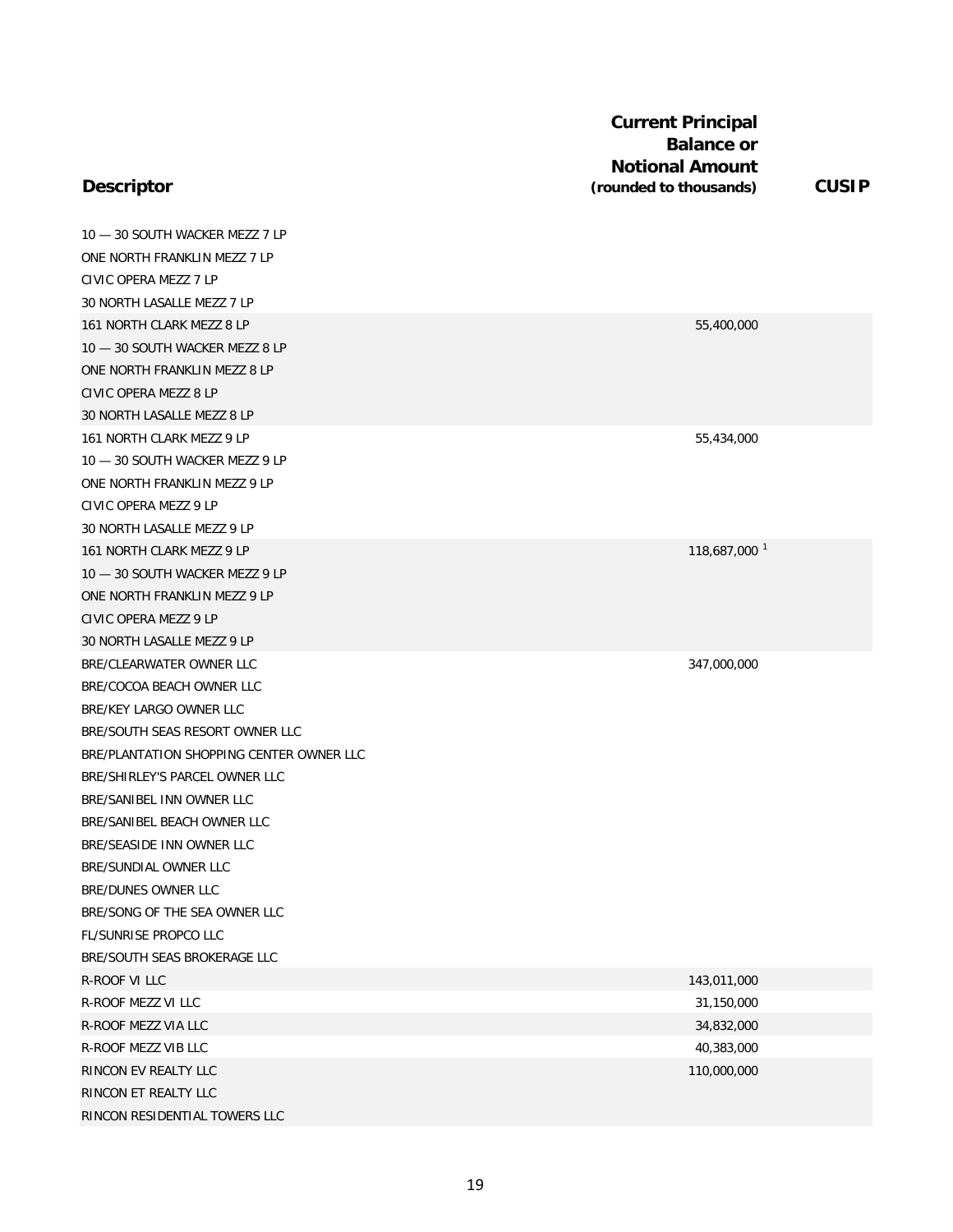| Descriptor | Current Principal Balance or Notional Amount (rounded to thousands) | CUSIP |
|---|---|---|
| 10 — 30 SOUTH WACKER MEZZ 7 LP | | |
| ONE NORTH FRANKLIN MEZZ 7 LP | | |
| CIVIC OPERA MEZZ 7 LP | | |
| 30 NORTH LASALLE MEZZ 7 LP | | |
| 161 NORTH CLARK MEZZ 8 LP | 55,400,000 | |
| 10 — 30 SOUTH WACKER MEZZ 8 LP | | |
| ONE NORTH FRANKLIN MEZZ 8 LP | | |
| CIVIC OPERA MEZZ 8 LP | | |
| 30 NORTH LASALLE MEZZ 8 LP | | |
| 161 NORTH CLARK MEZZ 9 LP | 55,434,000 | |
| 10 — 30 SOUTH WACKER MEZZ 9 LP | | |
| ONE NORTH FRANKLIN MEZZ 9 LP | | |
| CIVIC OPERA MEZZ 9 LP | | |
| 30 NORTH LASALLE MEZZ 9 LP | | |
| 161 NORTH CLARK MEZZ 9 LP | 118,687,000 [1] | |
| 10 — 30 SOUTH WACKER MEZZ 9 LP | | |
| ONE NORTH FRANKLIN MEZZ 9 LP | | |
| CIVIC OPERA MEZZ 9 LP | | |
| 30 NORTH LASALLE MEZZ 9 LP | | |
| BRE/CLEARWATER OWNER LLC | 347,000,000 | |
| BRE/COCOA BEACH OWNER LLC | | |
| BRE/KEY LARGO OWNER LLC | | |
| BRE/SOUTH SEAS RESORT OWNER LLC | | |
| BRE/PLANTATION SHOPPING CENTER OWNER LLC | | |
| BRE/SHIRLEY'S PARCEL OWNER LLC | | |
| BRE/SANIBEL INN OWNER LLC | | |
| BRE/SANIBEL BEACH OWNER LLC | | |
| BRE/SEASIDE INN OWNER LLC | | |
| BRE/SUNDIAL OWNER LLC | | |
| BRE/DUNES OWNER LLC | | |
| BRE/SONG OF THE SEA OWNER LLC | | |
| FL/SUNRISE PROPCO LLC | | |
| BRE/SOUTH SEAS BROKERAGE LLC | | |
| R-ROOF VI LLC | 143,011,000 | |
| R-ROOF MEZZ VI LLC | 31,150,000 | |
| R-ROOF MEZZ VIA LLC | 34,832,000 | |
| R-ROOF MEZZ VIB LLC | 40,383,000 | |
| RINCON EV REALTY LLC | 110,000,000 | |
| RINCON ET REALTY LLC | | |
| RINCON RESIDENTIAL TOWERS LLC | | |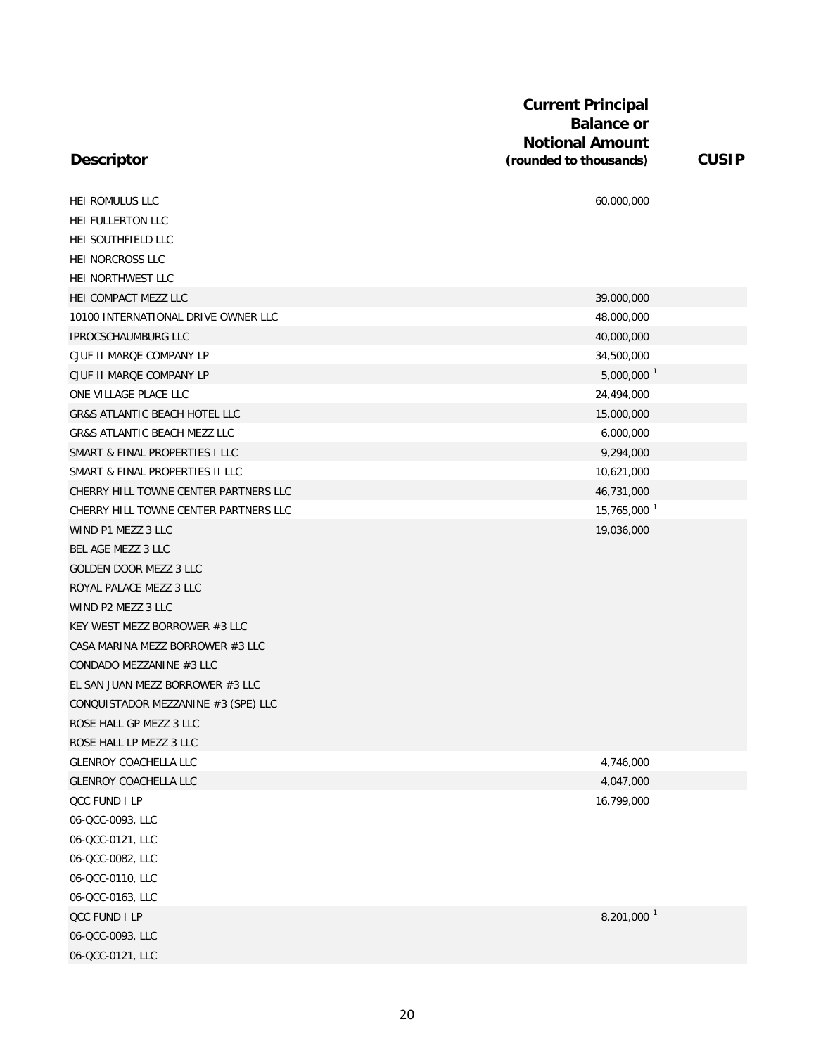| Descriptor | Current Principal Balance or Notional Amount (rounded to thousands) | CUSIP |
|---|---|---|
| HEI ROMULUS LLC | 60,000,000 | |
| HEI FULLERTON LLC | | |
| HEI SOUTHFIELD LLC | | |
| HEI NORCROSS LLC | | |
| HEI NORTHWEST LLC | | |
| HEI COMPACT MEZZ LLC | 39,000,000 | |
| 10100 INTERNATIONAL DRIVE OWNER LLC | 48,000,000 | |
| IPROCSCHAUMBURG LLC | 40,000,000 | |
| CJUF II MARQE COMPANY LP | 34,500,000 | |
| CJUF II MARQE COMPANY LP | 5,000,000 [1] | |
| ONE VILLAGE PLACE LLC | 24,494,000 | |
| GR&S ATLANTIC BEACH HOTEL LLC | 15,000,000 | |
| GR&S ATLANTIC BEACH MEZZ LLC | 6,000,000 | |
| SMART & FINAL PROPERTIES I LLC | 9,294,000 | |
| SMART & FINAL PROPERTIES II LLC | 10,621,000 | |
| CHERRY HILL TOWNE CENTER PARTNERS LLC | 46,731,000 | |
| CHERRY HILL TOWNE CENTER PARTNERS LLC | 15,765,000 [1] | |
| WIND P1 MEZZ 3 LLC | 19,036,000 | |
| BEL AGE MEZZ 3 LLC | | |
| GOLDEN DOOR MEZZ 3 LLC | | |
| ROYAL PALACE MEZZ 3 LLC | | |
| WIND P2 MEZZ 3 LLC | | |
| KEY WEST MEZZ BORROWER #3 LLC | | |
| CASA MARINA MEZZ BORROWER #3 LLC | | |
| CONDADO MEZZANINE #3 LLC | | |
| EL SAN JUAN MEZZ BORROWER #3 LLC | | |
| CONQUISTADOR MEZZANINE #3 (SPE) LLC | | |
| ROSE HALL GP MEZZ 3 LLC | | |
| ROSE HALL LP MEZZ 3 LLC | | |
| GLENROY COACHELLA LLC | 4,746,000 | |
| GLENROY COACHELLA LLC | 4,047,000 | |
| QCC FUND I LP | 16,799,000 | |
| 06-QCC-0093, LLC | | |
| 06-QCC-0121, LLC | | |
| 06-QCC-0082, LLC | | |
| 06-QCC-0110, LLC | | |
| 06-QCC-0163, LLC | | |
| QCC FUND I LP | 8,201,000 [1] | |
| 06-QCC-0093, LLC | | |
| 06-QCC-0121, LLC | | |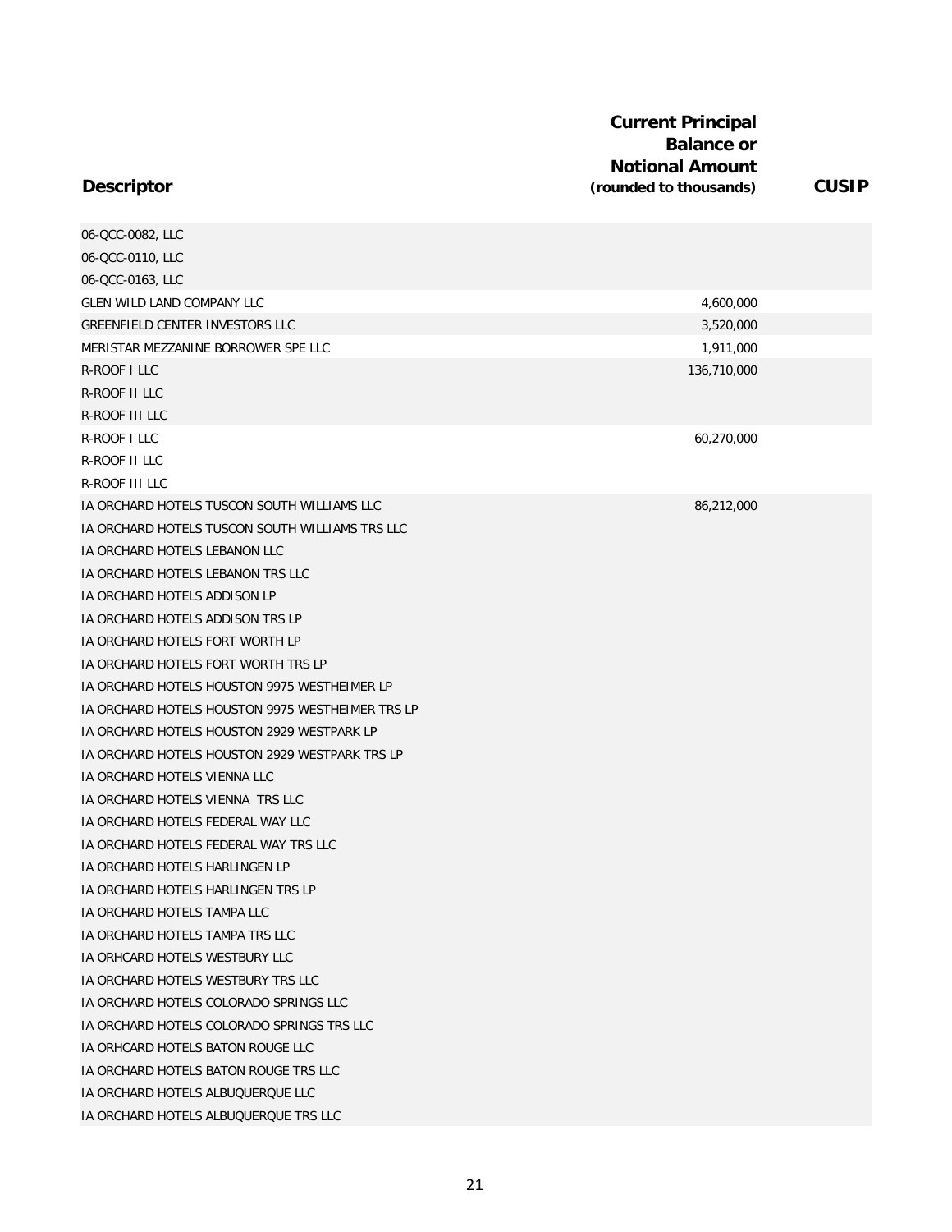| Descriptor | Current Principal Balance or Notional Amount (rounded to thousands) | CUSIP |
|---|---|---|
| 06-QCC-0082, LLC | | |
| 06-QCC-0110, LLC | | |
| 06-QCC-0163, LLC | | |
| GLEN WILD LAND COMPANY LLC | 4,600,000 | |
| GREENFIELD CENTER INVESTORS LLC | 3,520,000 | |
| MERISTAR MEZZANINE BORROWER SPE LLC | 1,911,000 | |
| R-ROOF I LLC | 136,710,000 | |
| R-ROOF II LLC | | |
| R-ROOF III LLC | | |
| R-ROOF I LLC | 60,270,000 | |
| R-ROOF II LLC | | |
| R-ROOF III LLC | | |
| IA ORCHARD HOTELS TUSCON SOUTH WILLIAMS LLC | 86,212,000 | |
| IA ORCHARD HOTELS TUSCON SOUTH WILLIAMS TRS LLC | | |
| IA ORCHARD HOTELS LEBANON LLC | | |
| IA ORCHARD HOTELS LEBANON TRS LLC | | |
| IA ORCHARD HOTELS ADDISON LP | | |
| IA ORCHARD HOTELS ADDISON TRS LP | | |
| IA ORCHARD HOTELS FORT WORTH LP | | |
| IA ORCHARD HOTELS FORT WORTH TRS LP | | |
| IA ORCHARD HOTELS HOUSTON 9975 WESTHEIMER LP | | |
| IA ORCHARD HOTELS HOUSTON 9975 WESTHEIMER TRS LP | | |
| IA ORCHARD HOTELS HOUSTON 2929 WESTPARK LP | | |
| IA ORCHARD HOTELS HOUSTON 2929 WESTPARK TRS LP | | |
| IA ORCHARD HOTELS VIENNA LLC | | |
| IA ORCHARD HOTELS VIENNA TRS LLC | | |
| IA ORCHARD HOTELS FEDERAL WAY LLC | | |
| IA ORCHARD HOTELS FEDERAL WAY TRS LLC | | |
| IA ORCHARD HOTELS HARLINGEN LP | | |
| IA ORCHARD HOTELS HARLINGEN TRS LP | | |
| IA ORCHARD HOTELS TAMPA LLC | | |
| IA ORCHARD HOTELS TAMPA TRS LLC | | |
| IA ORHCARD HOTELS WESTBURY LLC | | |
| IA ORCHARD HOTELS WESTBURY TRS LLC | | |
| IA ORCHARD HOTELS COLORADO SPRINGS LLC | | |
| IA ORCHARD HOTELS COLORADO SPRINGS TRS LLC | | |
| IA ORHCARD HOTELS BATON ROUGE LLC | | |
| IA ORCHARD HOTELS BATON ROUGE TRS LLC | | |
| IA ORCHARD HOTELS ALBUQUERQUE LLC | | |
| IA ORCHARD HOTELS ALBUQUERQUE TRS LLC | | |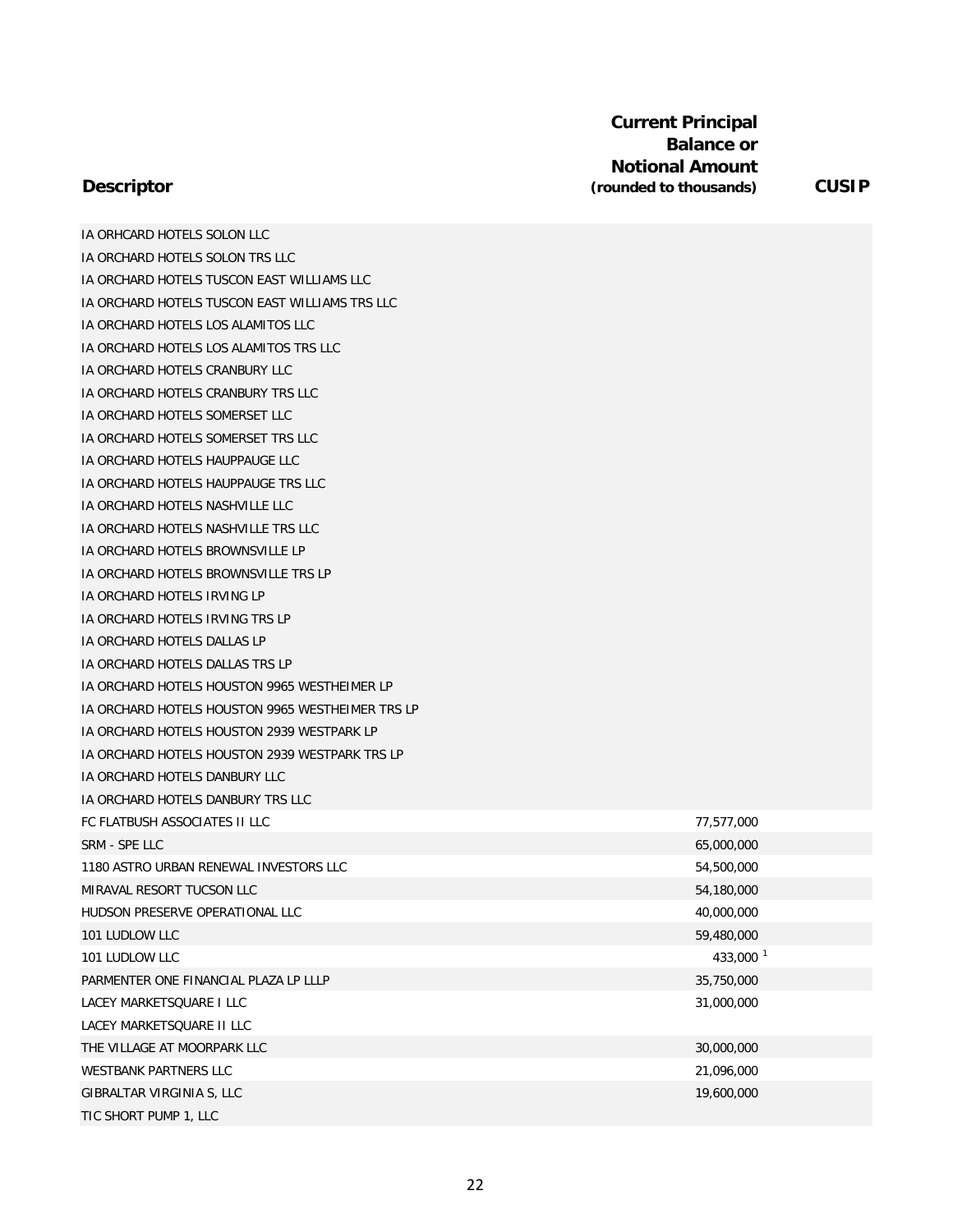| Descriptor | Current Principal Balance or Notional Amount (rounded to thousands) | CUSIP |
|---|---|---|
| IA ORHCARD HOTELS SOLON LLC | | |
| IA ORCHARD HOTELS SOLON TRS LLC | | |
| IA ORCHARD HOTELS TUSCON EAST WILLIAMS LLC | | |
| IA ORCHARD HOTELS TUSCON EAST WILLIAMS TRS LLC | | |
| IA ORCHARD HOTELS LOS ALAMITOS LLC | | |
| IA ORCHARD HOTELS LOS ALAMITOS TRS LLC | | |
| IA ORCHARD HOTELS CRANBURY LLC | | |
| IA ORCHARD HOTELS CRANBURY TRS LLC | | |
| IA ORCHARD HOTELS SOMERSET LLC | | |
| IA ORCHARD HOTELS SOMERSET TRS LLC | | |
| IA ORCHARD HOTELS HAUPPAUGE LLC | | |
| IA ORCHARD HOTELS HAUPPAUGE TRS LLC | | |
| IA ORCHARD HOTELS NASHVILLE LLC | | |
| IA ORCHARD HOTELS NASHVILLE TRS LLC | | |
| IA ORCHARD HOTELS BROWNSVILLE LP | | |
| IA ORCHARD HOTELS BROWNSVILLE TRS LP | | |
| IA ORCHARD HOTELS IRVING LP | | |
| IA ORCHARD HOTELS IRVING TRS LP | | |
| IA ORCHARD HOTELS DALLAS LP | | |
| IA ORCHARD HOTELS DALLAS TRS LP | | |
| IA ORCHARD HOTELS HOUSTON 9965 WESTHEIMER LP | | |
| IA ORCHARD HOTELS HOUSTON 9965 WESTHEIMER TRS LP | | |
| IA ORCHARD HOTELS HOUSTON 2939 WESTPARK LP | | |
| IA ORCHARD HOTELS HOUSTON 2939 WESTPARK TRS LP | | |
| IA ORCHARD HOTELS DANBURY LLC | | |
| IA ORCHARD HOTELS DANBURY TRS LLC | | |
| FC FLATBUSH ASSOCIATES II LLC | 77,577,000 | |
| SRM - SPE LLC | 65,000,000 | |
| 1180 ASTRO URBAN RENEWAL INVESTORS LLC | 54,500,000 | |
| MIRAVAL RESORT TUCSON LLC | 54,180,000 | |
| HUDSON PRESERVE OPERATIONAL LLC | 40,000,000 | |
| 101 LUDLOW LLC | 59,480,000 | |
| 101 LUDLOW LLC | 433,000 [1] | |
| PARMENTER ONE FINANCIAL PLAZA LP LLLP | 35,750,000 | |
| LACEY MARKETSQUARE I LLC | 31,000,000 | |
| LACEY MARKETSQUARE II LLC | | |
| THE VILLAGE AT MOORPARK LLC | 30,000,000 | |
| WESTBANK PARTNERS LLC | 21,096,000 | |
| GIBRALTAR VIRGINIA S, LLC | 19,600,000 | |
| TIC SHORT PUMP 1, LLC | | |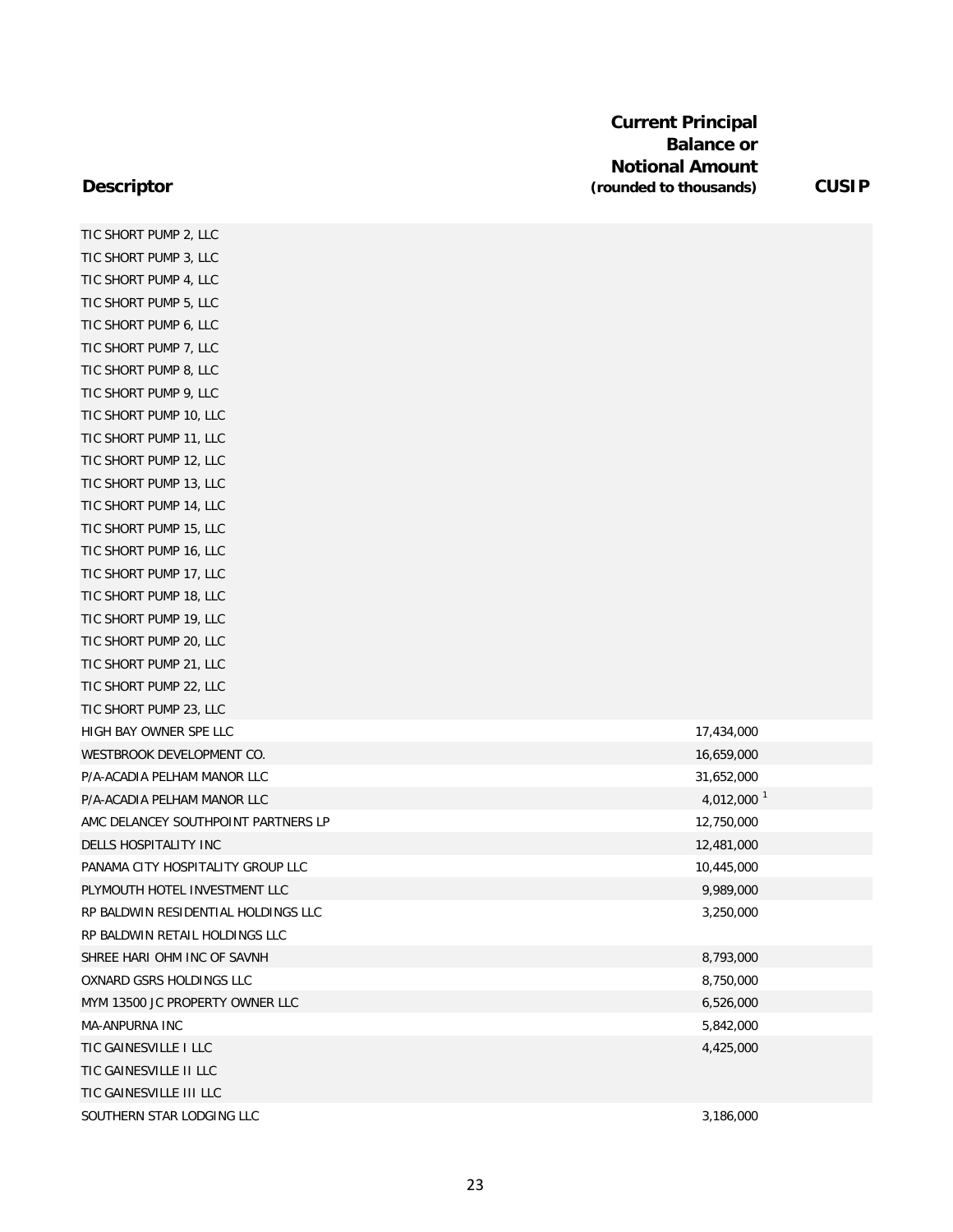| Descriptor | Current Principal Balance or Notional Amount (rounded to thousands) | CUSIP |
| --- | --- | --- |
| TIC SHORT PUMP 2, LLC | | |
| TIC SHORT PUMP 3, LLC | | |
| TIC SHORT PUMP 4, LLC | | |
| TIC SHORT PUMP 5, LLC | | |
| TIC SHORT PUMP 6, LLC | | |
| TIC SHORT PUMP 7, LLC | | |
| TIC SHORT PUMP 8, LLC | | |
| TIC SHORT PUMP 9, LLC | | |
| TIC SHORT PUMP 10, LLC | | |
| TIC SHORT PUMP 11, LLC | | |
| TIC SHORT PUMP 12, LLC | | |
| TIC SHORT PUMP 13, LLC | | |
| TIC SHORT PUMP 14, LLC | | |
| TIC SHORT PUMP 15, LLC | | |
| TIC SHORT PUMP 16, LLC | | |
| TIC SHORT PUMP 17, LLC | | |
| TIC SHORT PUMP 18, LLC | | |
| TIC SHORT PUMP 19, LLC | | |
| TIC SHORT PUMP 20, LLC | | |
| TIC SHORT PUMP 21, LLC | | |
| TIC SHORT PUMP 22, LLC | | |
| TIC SHORT PUMP 23, LLC | | |
| HIGH BAY OWNER SPE LLC | 17,434,000 | |
| WESTBROOK DEVELOPMENT CO. | 16,659,000 | |
| P/A-ACADIA PELHAM MANOR LLC | 31,652,000 | |
| P/A-ACADIA PELHAM MANOR LLC | 4,012,000 [1] | |
| AMC DELANCEY SOUTHPOINT PARTNERS LP | 12,750,000 | |
| DELLS HOSPITALITY INC | 12,481,000 | |
| PANAMA CITY HOSPITALITY GROUP LLC | 10,445,000 | |
| PLYMOUTH HOTEL INVESTMENT LLC | 9,989,000 | |
| RP BALDWIN RESIDENTIAL HOLDINGS LLC | 3,250,000 | |
| RP BALDWIN RETAIL HOLDINGS LLC | | |
| SHREE HARI OHM INC OF SAVNH | 8,793,000 | |
| OXNARD GSRS HOLDINGS LLC | 8,750,000 | |
| MYM 13500 JC PROPERTY OWNER LLC | 6,526,000 | |
| MA-ANPURNA INC | 5,842,000 | |
| TIC GAINESVILLE I LLC | 4,425,000 | |
| TIC GAINESVILLE II LLC | | |
| TIC GAINESVILLE III LLC | | |
| SOUTHERN STAR LODGING LLC | 3,186,000 | |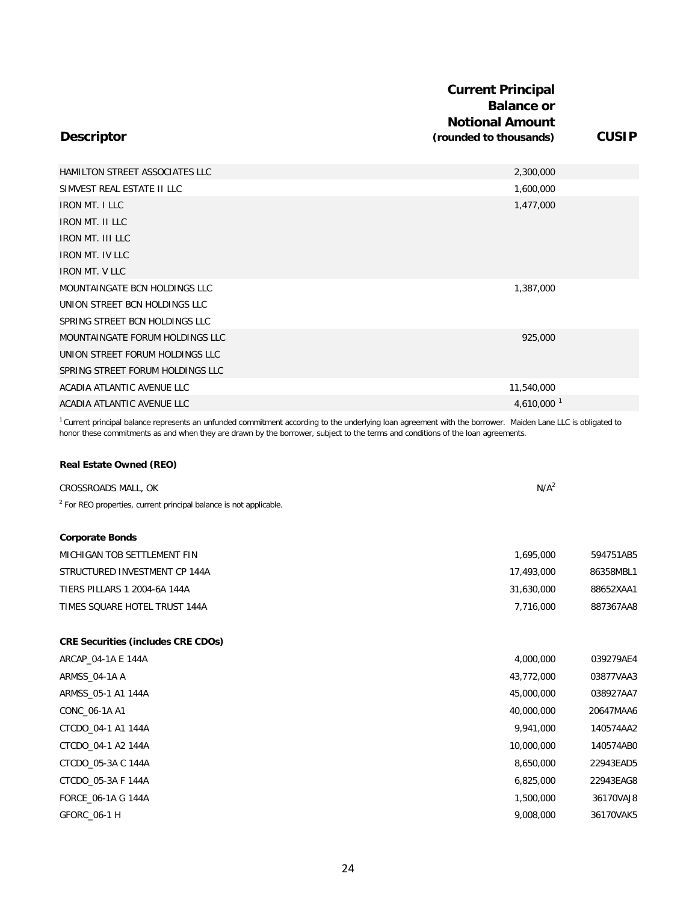| Descriptor | Current Principal Balance or Notional Amount (rounded to thousands) | CUSIP |
|---|---|---|
| HAMILTON STREET ASSOCIATES LLC | 2,300,000 | |
| SIMVEST REAL ESTATE II LLC | 1,600,000 | |
| IRON MT. I LLC | 1,477,000 | |
| IRON MT. II LLC | | |
| IRON MT. III LLC | | |
| IRON MT. IV LLC | | |
| IRON MT. V LLC | | |
| MOUNTAINGATE BCN HOLDINGS LLC | 1,387,000 | |
| UNION STREET BCN HOLDINGS LLC | | |
| SPRING STREET BCN HOLDINGS LLC | | |
| MOUNTAINGATE FORUM HOLDINGS LLC | 925,000 | |
| UNION STREET FORUM HOLDINGS LLC | | |
| SPRING STREET FORUM HOLDINGS LLC | | |
| ACADIA ATLANTIC AVENUE LLC | 11,540,000 | |
| ACADIA ATLANTIC AVENUE LLC | 4,610,000 [1] | |

[1] Current principal balance represents an unfunded commitment according to the underlying loan agreement with the borrower. Maiden Lane LLC is obligated to honor these commitments as and when they are drawn by the borrower, subject to the terms and conditions of the loan agreements.

**Real Estate Owned (REO)**

| | | |
|---|---|---|
| CROSSROADS MALL, OK | N/A [2] | |

[2] For REO properties, current principal balance is not applicable.

**Corporate Bonds**

| | | |
|---|---|---|
| MICHIGAN TOB SETTLEMENT FIN | 1,695,000 | 594751AB5 |
| STRUCTURED INVESTMENT CP 144A | 17,493,000 | 86358MBL1 |
| TIERS PILLARS 1 2004-6A 144A | 31,630,000 | 88652XAA1 |
| TIMES SQUARE HOTEL TRUST 144A | 7,716,000 | 887367AA8 |

**CRE Securities (includes CRE CDOs)**

| | | |
|---|---|---|
| ARCAP_04-1A E 144A | 4,000,000 | 039279AE4 |
| ARMSS_04-1A A | 43,772,000 | 03877VAA3 |
| ARMSS_05-1 A1 144A | 45,000,000 | 038927AA7 |
| CONC_06-1A A1 | 40,000,000 | 20647MAA6 |
| CTCDO_04-1 A1 144A | 9,941,000 | 140574AA2 |
| CTCDO_04-1 A2 144A | 10,000,000 | 140574AB0 |
| CTCDO_05-3A C 144A | 8,650,000 | 22943EAD5 |
| CTCDO_05-3A F 144A | 6,825,000 | 22943EAG8 |
| FORCE_06-1A G 144A | 1,500,000 | 36170VAJ8 |
| GFORC_06-1 H | 9,008,000 | 36170VAK5 |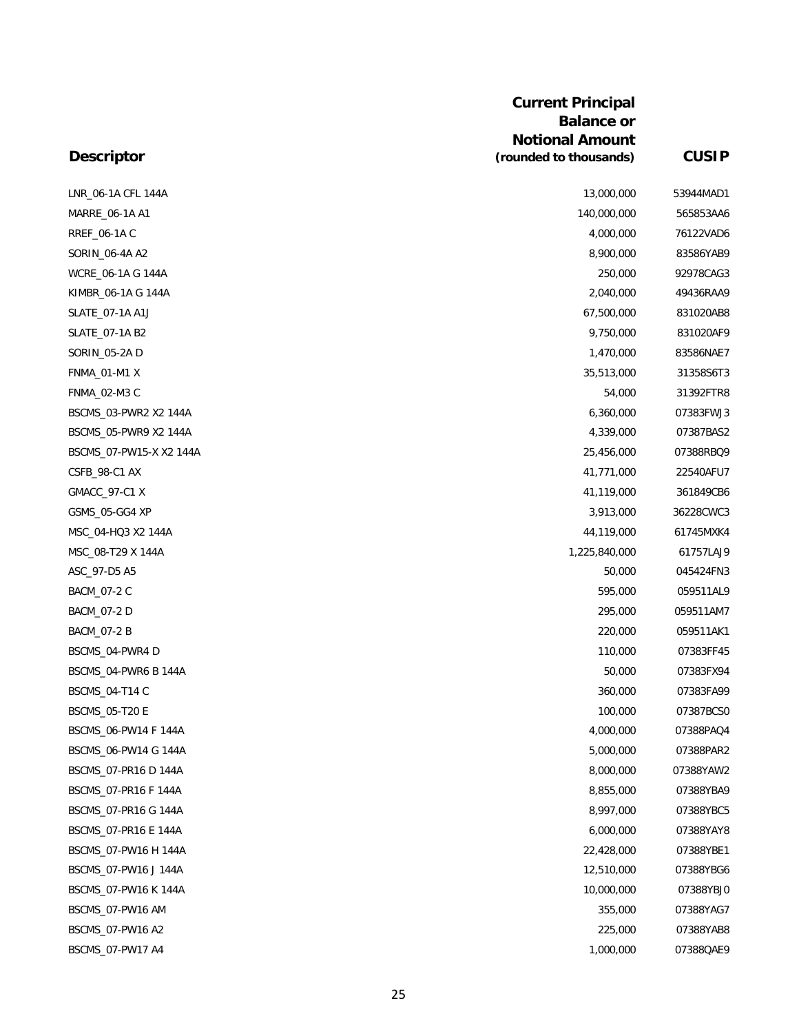| Descriptor | Current Principal Balance or Notional Amount (rounded to thousands) | CUSIP |
|---|---|---|
| LNR_06-1A CFL 144A | 13,000,000 | 53944MAD1 |
| MARRE_06-1A A1 | 140,000,000 | 565853AA6 |
| RREF_06-1A C | 4,000,000 | 76122VAD6 |
| SORIN_06-4A A2 | 8,900,000 | 83586YAB9 |
| WCRE_06-1A G 144A | 250,000 | 92978CAG3 |
| KIMBR_06-1A G 144A | 2,040,000 | 49436RAA9 |
| SLATE_07-1A A1J | 67,500,000 | 831020AB8 |
| SLATE_07-1A B2 | 9,750,000 | 831020AF9 |
| SORIN_05-2A D | 1,470,000 | 83586NAE7 |
| FNMA_01-M1 X | 35,513,000 | 31358S6T3 |
| FNMA_02-M3 C | 54,000 | 31392FTR8 |
| BSCMS_03-PWR2 X2 144A | 6,360,000 | 07383FWJ3 |
| BSCMS_05-PWR9 X2 144A | 4,339,000 | 07387BAS2 |
| BSCMS_07-PW15-X X2 144A | 25,456,000 | 07388RBQ9 |
| CSFB_98-C1 AX | 41,771,000 | 22540AFU7 |
| GMACC_97-C1 X | 41,119,000 | 361849CB6 |
| GSMS_05-GG4 XP | 3,913,000 | 36228CWC3 |
| MSC_04-HQ3 X2 144A | 44,119,000 | 61745MXK4 |
| MSC_08-T29 X 144A | 1,225,840,000 | 61757LAJ9 |
| ASC_97-D5 A5 | 50,000 | 045424FN3 |
| BACM_07-2 C | 595,000 | 059511AL9 |
| BACM_07-2 D | 295,000 | 059511AM7 |
| BACM_07-2 B | 220,000 | 059511AK1 |
| BSCMS_04-PWR4 D | 110,000 | 07383FF45 |
| BSCMS_04-PWR6 B 144A | 50,000 | 07383FX94 |
| BSCMS_04-T14 C | 360,000 | 07383FA99 |
| BSCMS_05-T20 E | 100,000 | 07387BCS0 |
| BSCMS_06-PW14 F 144A | 4,000,000 | 07388PAQ4 |
| BSCMS_06-PW14 G 144A | 5,000,000 | 07388PAR2 |
| BSCMS_07-PR16 D 144A | 8,000,000 | 07388YAW2 |
| BSCMS_07-PR16 F 144A | 8,855,000 | 07388YBA9 |
| BSCMS_07-PR16 G 144A | 8,997,000 | 07388YBC5 |
| BSCMS_07-PR16 E 144A | 6,000,000 | 07388YAY8 |
| BSCMS_07-PW16 H 144A | 22,428,000 | 07388YBE1 |
| BSCMS_07-PW16 J 144A | 12,510,000 | 07388YBG6 |
| BSCMS_07-PW16 K 144A | 10,000,000 | 07388YBJ0 |
| BSCMS_07-PW16 AM | 355,000 | 07388YAG7 |
| BSCMS_07-PW16 A2 | 225,000 | 07388YAB8 |
| BSCMS_07-PW17 A4 | 1,000,000 | 07388QAE9 |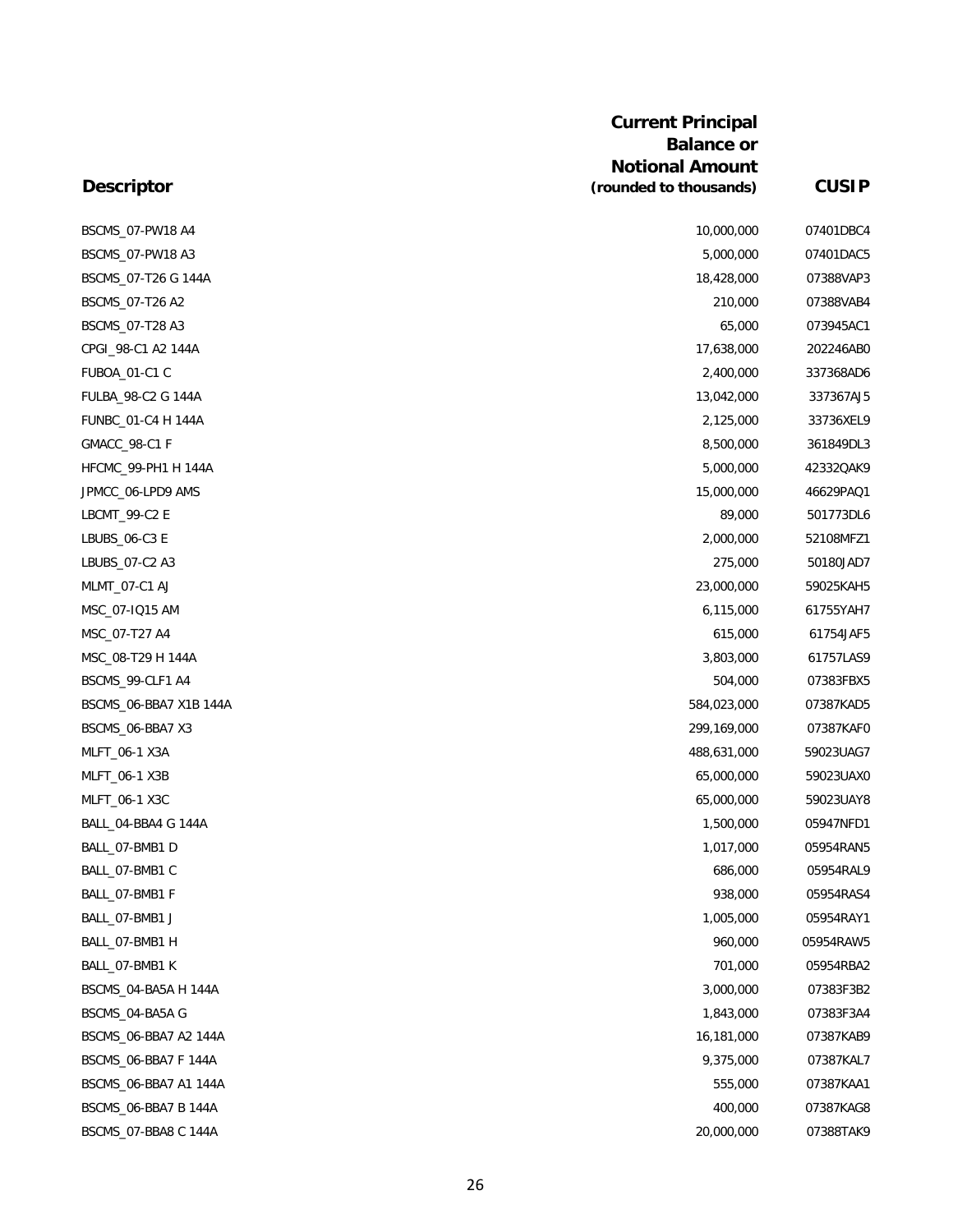| Descriptor | Current Principal Balance or Notional Amount (rounded to thousands) | CUSIP |
|---|---|---|
| BSCMS_07-PW18 A4 | 10,000,000 | 07401DBC4 |
| BSCMS_07-PW18 A3 | 5,000,000 | 07401DAC5 |
| BSCMS_07-T26 G 144A | 18,428,000 | 07388VAP3 |
| BSCMS_07-T26 A2 | 210,000 | 07388VAB4 |
| BSCMS_07-T28 A3 | 65,000 | 073945AC1 |
| CPGI_98-C1 A2 144A | 17,638,000 | 202246AB0 |
| FUBOA_01-C1 C | 2,400,000 | 337368AD6 |
| FULBA_98-C2 G 144A | 13,042,000 | 337367AJ5 |
| FUNBC_01-C4 H 144A | 2,125,000 | 33736XEL9 |
| GMACC_98-C1 F | 8,500,000 | 361849DL3 |
| HFCMC_99-PH1 H 144A | 5,000,000 | 42332QAK9 |
| JPMCC_06-LPD9 AMS | 15,000,000 | 46629PAQ1 |
| LBCMT_99-C2 E | 89,000 | 501773DL6 |
| LBUBS_06-C3 E | 2,000,000 | 52108MFZ1 |
| LBUBS_07-C2 A3 | 275,000 | 50180JAD7 |
| MLMT_07-C1 AJ | 23,000,000 | 59025KAH5 |
| MSC_07-IQ15 AM | 6,115,000 | 61755YAH7 |
| MSC_07-T27 A4 | 615,000 | 61754JAF5 |
| MSC_08-T29 H 144A | 3,803,000 | 61757LAS9 |
| BSCMS_99-CLF1 A4 | 504,000 | 07383FBX5 |
| BSCMS_06-BBA7 X1B 144A | 584,023,000 | 07387KAD5 |
| BSCMS_06-BBA7 X3 | 299,169,000 | 07387KAF0 |
| MLFT_06-1 X3A | 488,631,000 | 59023UAG7 |
| MLFT_06-1 X3B | 65,000,000 | 59023UAX0 |
| MLFT_06-1 X3C | 65,000,000 | 59023UAY8 |
| BALL_04-BBA4 G 144A | 1,500,000 | 05947NFD1 |
| BALL_07-BMB1 D | 1,017,000 | 05954RAN5 |
| BALL_07-BMB1 C | 686,000 | 05954RAL9 |
| BALL_07-BMB1 F | 938,000 | 05954RAS4 |
| BALL_07-BMB1 J | 1,005,000 | 05954RAY1 |
| BALL_07-BMB1 H | 960,000 | 05954RAW5 |
| BALL_07-BMB1 K | 701,000 | 05954RBA2 |
| BSCMS_04-BA5A H 144A | 3,000,000 | 07383F3B2 |
| BSCMS_04-BA5A G | 1,843,000 | 07383F3A4 |
| BSCMS_06-BBA7 A2 144A | 16,181,000 | 07387KAB9 |
| BSCMS_06-BBA7 F 144A | 9,375,000 | 07387KAL7 |
| BSCMS_06-BBA7 A1 144A | 555,000 | 07387KAA1 |
| BSCMS_06-BBA7 B 144A | 400,000 | 07387KAG8 |
| BSCMS_07-BBA8 C 144A | 20,000,000 | 07388TAK9 |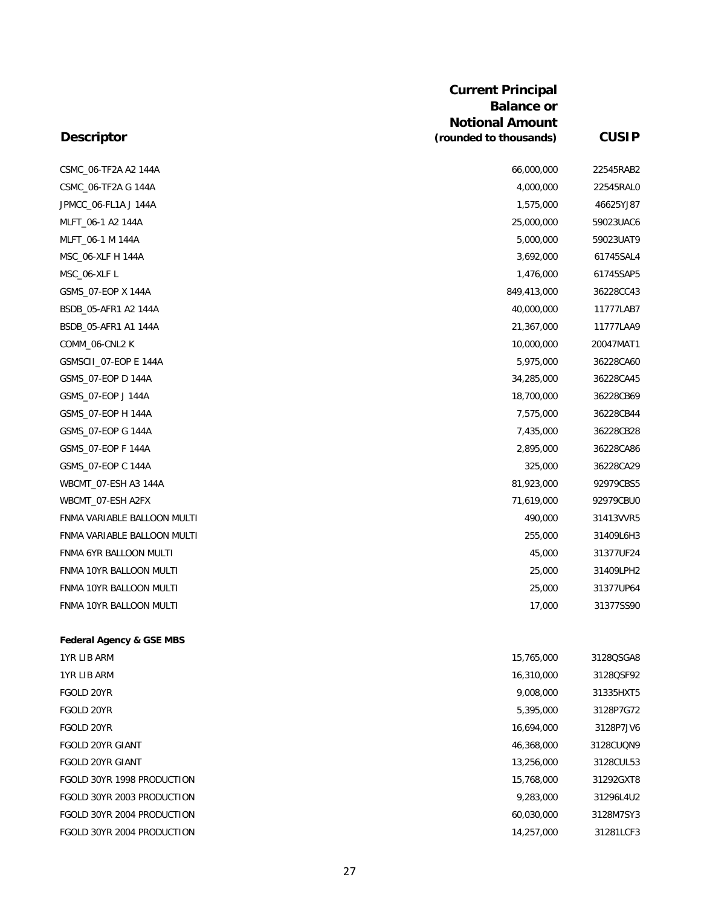| Descriptor | Current Principal Balance or Notional Amount (rounded to thousands) | CUSIP |
|---|---|---|
| CSMC_06-TF2A A2 144A | 66,000,000 | 22545RAB2 |
| CSMC_06-TF2A G 144A | 4,000,000 | 22545RAL0 |
| JPMCC_06-FL1A J 144A | 1,575,000 | 46625YJ87 |
| MLFT_06-1 A2 144A | 25,000,000 | 59023UAC6 |
| MLFT_06-1 M 144A | 5,000,000 | 59023UAT9 |
| MSC_06-XLF H 144A | 3,692,000 | 61745SAL4 |
| MSC_06-XLF L | 1,476,000 | 61745SAP5 |
| GSMS_07-EOP X 144A | 849,413,000 | 36228CC43 |
| BSDB_05-AFR1 A2 144A | 40,000,000 | 11777LAB7 |
| BSDB_05-AFR1 A1 144A | 21,367,000 | 11777LAA9 |
| COMM_06-CNL2 K | 10,000,000 | 20047MAT1 |
| GSMSCII_07-EOP E 144A | 5,975,000 | 36228CA60 |
| GSMS_07-EOP D 144A | 34,285,000 | 36228CA45 |
| GSMS_07-EOP J 144A | 18,700,000 | 36228CB69 |
| GSMS_07-EOP H 144A | 7,575,000 | 36228CB44 |
| GSMS_07-EOP G 144A | 7,435,000 | 36228CB28 |
| GSMS_07-EOP F 144A | 2,895,000 | 36228CA86 |
| GSMS_07-EOP C 144A | 325,000 | 36228CA29 |
| WBCMT_07-ESH A3 144A | 81,923,000 | 92979CBS5 |
| WBCMT_07-ESH A2FX | 71,619,000 | 92979CBU0 |
| FNMA VARIABLE BALLOON MULTI | 490,000 | 31413VVR5 |
| FNMA VARIABLE BALLOON MULTI | 255,000 | 31409L6H3 |
| FNMA 6YR BALLOON MULTI | 45,000 | 31377UF24 |
| FNMA 10YR BALLOON MULTI | 25,000 | 31409LPH2 |
| FNMA 10YR BALLOON MULTI | 25,000 | 31377UP64 |
| FNMA 10YR BALLOON MULTI | 17,000 | 31377SS90 |
| **Federal Agency & GSE MBS** | | |
| 1YR LIB ARM | 15,765,000 | 3128QSGA8 |
| 1YR LIB ARM | 16,310,000 | 3128QSF92 |
| FGOLD 20YR | 9,008,000 | 31335HXT5 |
| FGOLD 20YR | 5,395,000 | 3128P7G72 |
| FGOLD 20YR | 16,694,000 | 3128P7JV6 |
| FGOLD 20YR GIANT | 46,368,000 | 3128CUQN9 |
| FGOLD 20YR GIANT | 13,256,000 | 3128CUL53 |
| FGOLD 30YR 1998 PRODUCTION | 15,768,000 | 31292GXT8 |
| FGOLD 30YR 2003 PRODUCTION | 9,283,000 | 31296L4U2 |
| FGOLD 30YR 2004 PRODUCTION | 60,030,000 | 3128M7SY3 |
| FGOLD 30YR 2004 PRODUCTION | 14,257,000 | 31281LCF3 |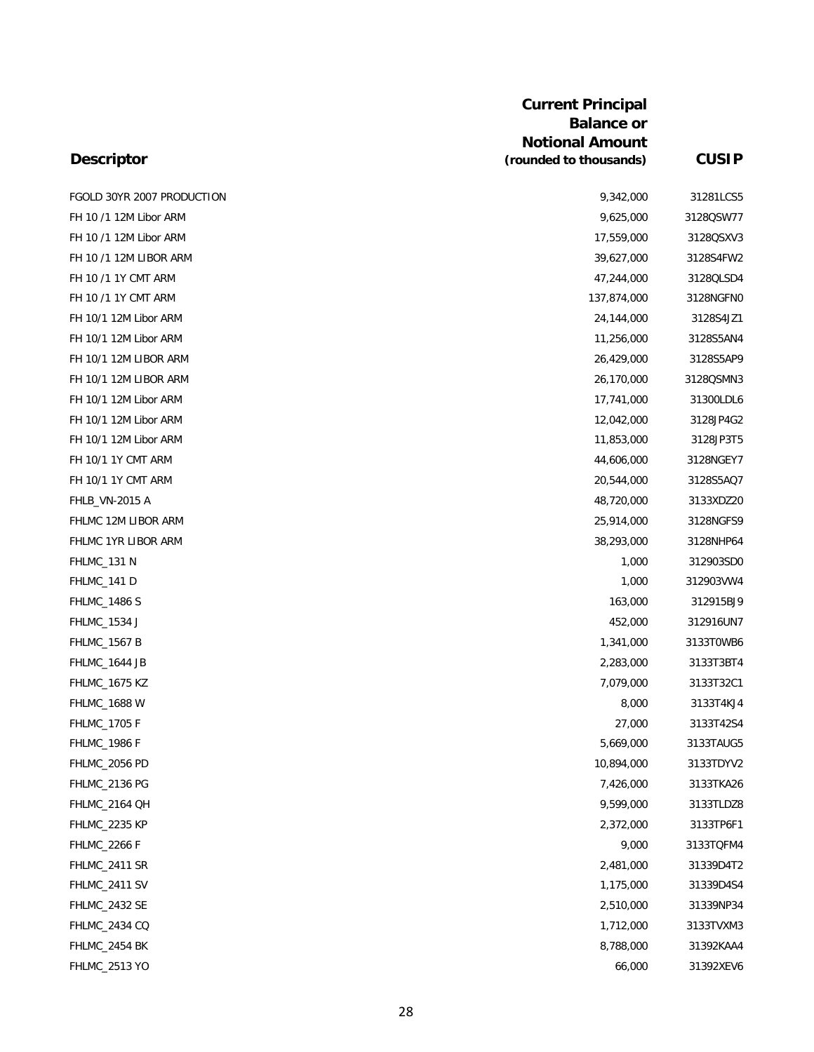| Descriptor | Current Principal Balance or Notional Amount (rounded to thousands) | CUSIP |
|---|---|---|
| FGOLD 30YR 2007 PRODUCTION | 9,342,000 | 31281LCS5 |
| FH 10 /1 12M Libor ARM | 9,625,000 | 3128QSW77 |
| FH 10 /1 12M Libor ARM | 17,559,000 | 3128QSXV3 |
| FH 10 /1 12M LIBOR ARM | 39,627,000 | 3128S4FW2 |
| FH 10 /1 1Y CMT ARM | 47,244,000 | 3128QLSD4 |
| FH 10 /1 1Y CMT ARM | 137,874,000 | 3128NGFN0 |
| FH 10/1 12M Libor ARM | 24,144,000 | 3128S4JZ1 |
| FH 10/1 12M Libor ARM | 11,256,000 | 3128S5AN4 |
| FH 10/1 12M LIBOR ARM | 26,429,000 | 3128S5AP9 |
| FH 10/1 12M LIBOR ARM | 26,170,000 | 3128QSMN3 |
| FH 10/1 12M Libor ARM | 17,741,000 | 31300LDL6 |
| FH 10/1 12M Libor ARM | 12,042,000 | 3128JP4G2 |
| FH 10/1 12M Libor ARM | 11,853,000 | 3128JP3T5 |
| FH 10/1 1Y CMT ARM | 44,606,000 | 3128NGEY7 |
| FH 10/1 1Y CMT ARM | 20,544,000 | 3128S5AQ7 |
| FHLB_VN-2015 A | 48,720,000 | 3133XDZ20 |
| FHLMC 12M LIBOR ARM | 25,914,000 | 3128NGFS9 |
| FHLMC 1YR LIBOR ARM | 38,293,000 | 3128NHP64 |
| FHLMC_131 N | 1,000 | 312903SD0 |
| FHLMC_141 D | 1,000 | 312903VW4 |
| FHLMC_1486 S | 163,000 | 312915BJ9 |
| FHLMC_1534 J | 452,000 | 312916UN7 |
| FHLMC_1567 B | 1,341,000 | 3133T0WB6 |
| FHLMC_1644 JB | 2,283,000 | 3133T3BT4 |
| FHLMC_1675 KZ | 7,079,000 | 3133T32C1 |
| FHLMC_1688 W | 8,000 | 3133T4KJ4 |
| FHLMC_1705 F | 27,000 | 3133T42S4 |
| FHLMC_1986 F | 5,669,000 | 3133TAUG5 |
| FHLMC_2056 PD | 10,894,000 | 3133TDYV2 |
| FHLMC_2136 PG | 7,426,000 | 3133TKA26 |
| FHLMC_2164 QH | 9,599,000 | 3133TLDZ8 |
| FHLMC_2235 KP | 2,372,000 | 3133TP6F1 |
| FHLMC_2266 F | 9,000 | 3133TQFM4 |
| FHLMC_2411 SR | 2,481,000 | 31339D4T2 |
| FHLMC_2411 SV | 1,175,000 | 31339D4S4 |
| FHLMC_2432 SE | 2,510,000 | 31339NP34 |
| FHLMC_2434 CQ | 1,712,000 | 3133TVXM3 |
| FHLMC_2454 BK | 8,788,000 | 31392KAA4 |
| FHLMC_2513 YO | 66,000 | 31392XEV6 |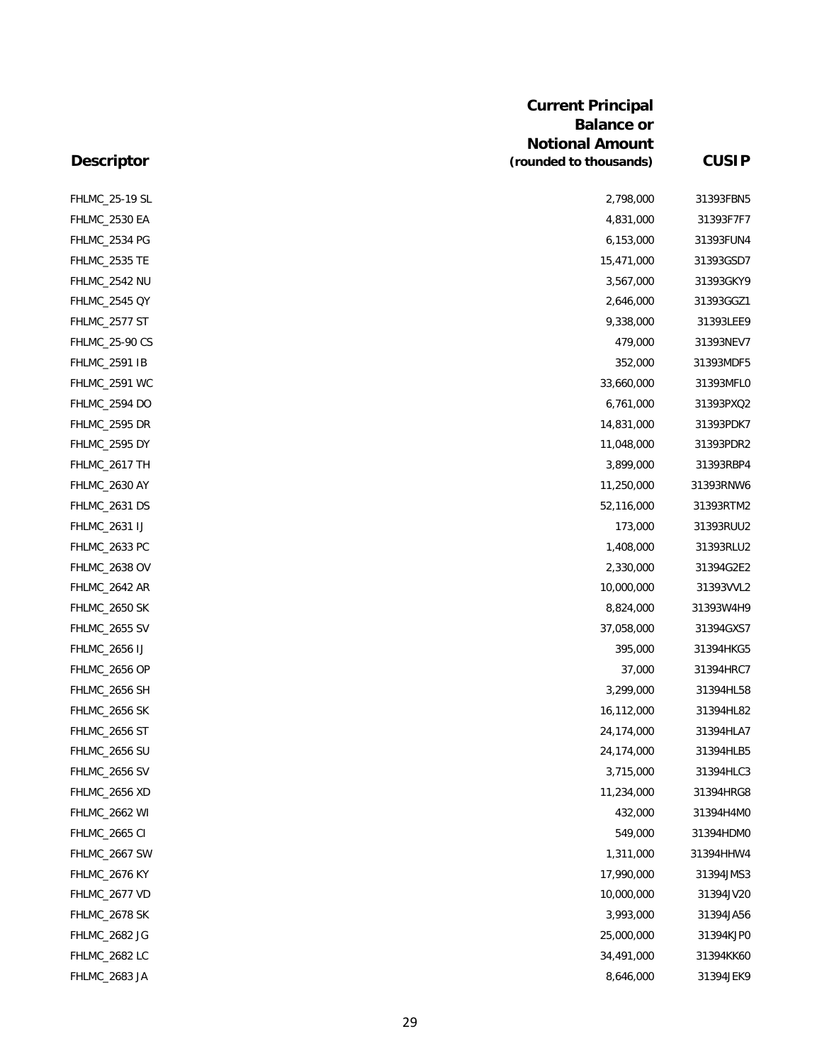| Descriptor | Current Principal Balance or Notional Amount (rounded to thousands) | CUSIP |
| --- | --- | --- |
| FHLMC_25-19 SL | 2,798,000 | 31393FBN5 |
| FHLMC_2530 EA | 4,831,000 | 31393F7F7 |
| FHLMC_2534 PG | 6,153,000 | 31393FUN4 |
| FHLMC_2535 TE | 15,471,000 | 31393GSD7 |
| FHLMC_2542 NU | 3,567,000 | 31393GKY9 |
| FHLMC_2545 QY | 2,646,000 | 31393GGZ1 |
| FHLMC_2577 ST | 9,338,000 | 31393LEE9 |
| FHLMC_25-90 CS | 479,000 | 31393NEV7 |
| FHLMC_2591 IB | 352,000 | 31393MDF5 |
| FHLMC_2591 WC | 33,660,000 | 31393MFL0 |
| FHLMC_2594 DO | 6,761,000 | 31393PXQ2 |
| FHLMC_2595 DR | 14,831,000 | 31393PDK7 |
| FHLMC_2595 DY | 11,048,000 | 31393PDR2 |
| FHLMC_2617 TH | 3,899,000 | 31393RBP4 |
| FHLMC_2630 AY | 11,250,000 | 31393RNW6 |
| FHLMC_2631 DS | 52,116,000 | 31393RTM2 |
| FHLMC_2631 IJ | 173,000 | 31393RUU2 |
| FHLMC_2633 PC | 1,408,000 | 31393RLU2 |
| FHLMC_2638 OV | 2,330,000 | 31394G2E2 |
| FHLMC_2642 AR | 10,000,000 | 31393VVL2 |
| FHLMC_2650 SK | 8,824,000 | 31393W4H9 |
| FHLMC_2655 SV | 37,058,000 | 31394GXS7 |
| FHLMC_2656 IJ | 395,000 | 31394HKG5 |
| FHLMC_2656 OP | 37,000 | 31394HRC7 |
| FHLMC_2656 SH | 3,299,000 | 31394HL58 |
| FHLMC_2656 SK | 16,112,000 | 31394HL82 |
| FHLMC_2656 ST | 24,174,000 | 31394HLA7 |
| FHLMC_2656 SU | 24,174,000 | 31394HLB5 |
| FHLMC_2656 SV | 3,715,000 | 31394HLC3 |
| FHLMC_2656 XD | 11,234,000 | 31394HRG8 |
| FHLMC_2662 WI | 432,000 | 31394H4M0 |
| FHLMC_2665 CI | 549,000 | 31394HDM0 |
| FHLMC_2667 SW | 1,311,000 | 31394HHW4 |
| FHLMC_2676 KY | 17,990,000 | 31394JMS3 |
| FHLMC_2677 VD | 10,000,000 | 31394JV20 |
| FHLMC_2678 SK | 3,993,000 | 31394JA56 |
| FHLMC_2682 JG | 25,000,000 | 31394KJP0 |
| FHLMC_2682 LC | 34,491,000 | 31394KK60 |
| FHLMC_2683 JA | 8,646,000 | 31394JEK9 |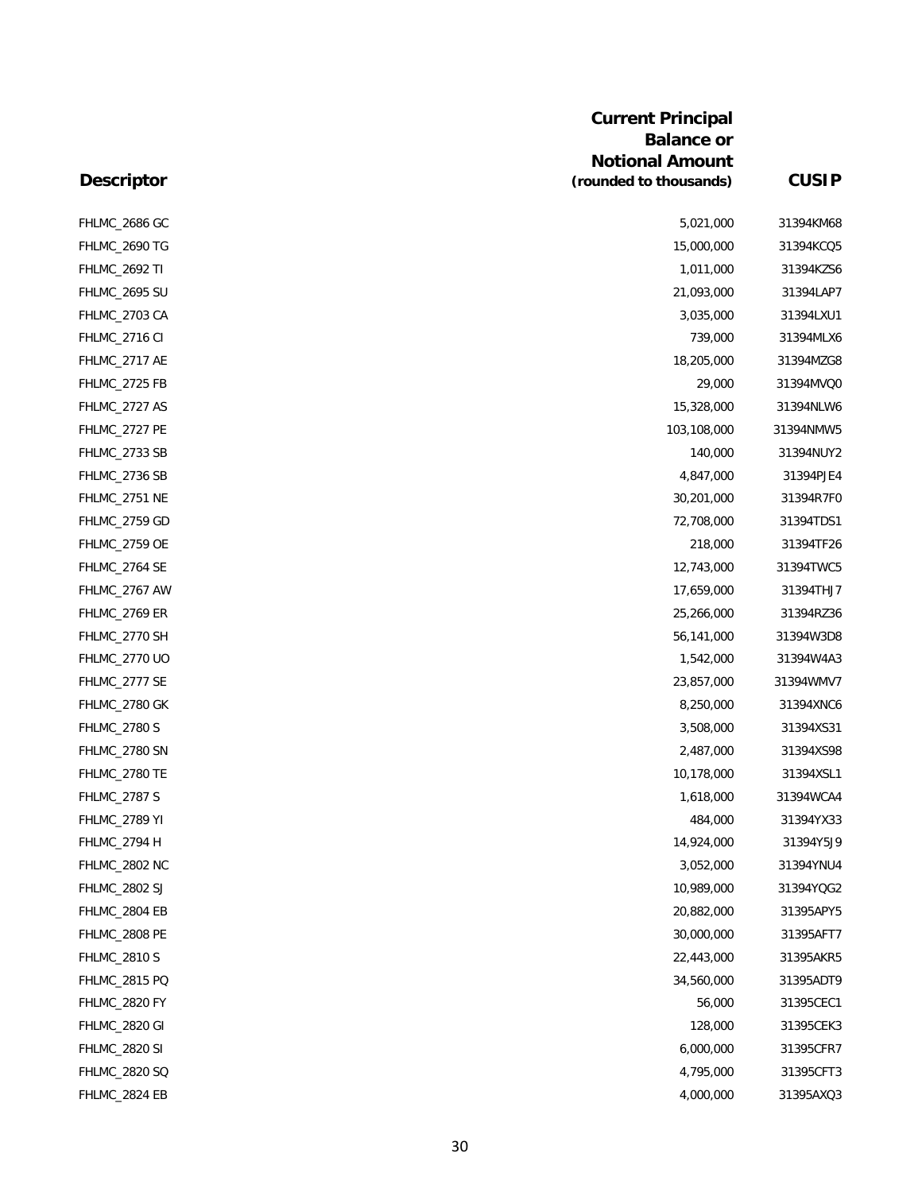| Descriptor | Current Principal Balance or Notional Amount (rounded to thousands) | CUSIP |
|---|---|---|
| FHLMC_2686 GC | 5,021,000 | 31394KM68 |
| FHLMC_2690 TG | 15,000,000 | 31394KCQ5 |
| FHLMC_2692 TI | 1,011,000 | 31394KZS6 |
| FHLMC_2695 SU | 21,093,000 | 31394LAP7 |
| FHLMC_2703 CA | 3,035,000 | 31394LXU1 |
| FHLMC_2716 CI | 739,000 | 31394MLX6 |
| FHLMC_2717 AE | 18,205,000 | 31394MZG8 |
| FHLMC_2725 FB | 29,000 | 31394MVQ0 |
| FHLMC_2727 AS | 15,328,000 | 31394NLW6 |
| FHLMC_2727 PE | 103,108,000 | 31394NMW5 |
| FHLMC_2733 SB | 140,000 | 31394NUY2 |
| FHLMC_2736 SB | 4,847,000 | 31394PJE4 |
| FHLMC_2751 NE | 30,201,000 | 31394R7F0 |
| FHLMC_2759 GD | 72,708,000 | 31394TDS1 |
| FHLMC_2759 OE | 218,000 | 31394TF26 |
| FHLMC_2764 SE | 12,743,000 | 31394TWC5 |
| FHLMC_2767 AW | 17,659,000 | 31394THJ7 |
| FHLMC_2769 ER | 25,266,000 | 31394RZ36 |
| FHLMC_2770 SH | 56,141,000 | 31394W3D8 |
| FHLMC_2770 UO | 1,542,000 | 31394W4A3 |
| FHLMC_2777 SE | 23,857,000 | 31394WMV7 |
| FHLMC_2780 GK | 8,250,000 | 31394XNC6 |
| FHLMC_2780 S | 3,508,000 | 31394XS31 |
| FHLMC_2780 SN | 2,487,000 | 31394XS98 |
| FHLMC_2780 TE | 10,178,000 | 31394XSL1 |
| FHLMC_2787 S | 1,618,000 | 31394WCA4 |
| FHLMC_2789 YI | 484,000 | 31394YX33 |
| FHLMC_2794 H | 14,924,000 | 31394Y5J9 |
| FHLMC_2802 NC | 3,052,000 | 31394YNU4 |
| FHLMC_2802 SJ | 10,989,000 | 31394YQG2 |
| FHLMC_2804 EB | 20,882,000 | 31395APY5 |
| FHLMC_2808 PE | 30,000,000 | 31395AFT7 |
| FHLMC_2810 S | 22,443,000 | 31395AKR5 |
| FHLMC_2815 PQ | 34,560,000 | 31395ADT9 |
| FHLMC_2820 FY | 56,000 | 31395CEC1 |
| FHLMC_2820 GI | 128,000 | 31395CEK3 |
| FHLMC_2820 SI | 6,000,000 | 31395CFR7 |
| FHLMC_2820 SQ | 4,795,000 | 31395CFT3 |
| FHLMC_2824 EB | 4,000,000 | 31395AXQ3 |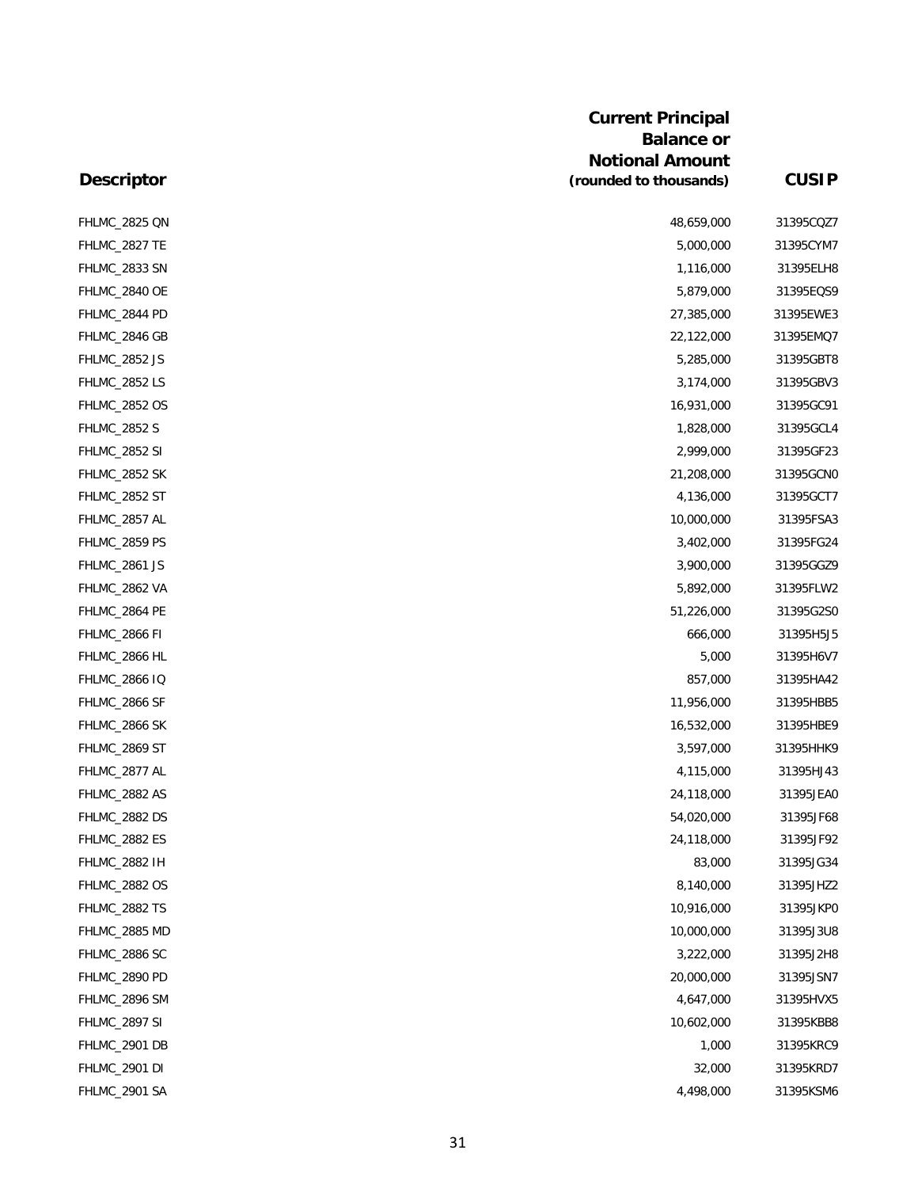| Descriptor | Current Principal Balance or Notional Amount (rounded to thousands) | CUSIP |
|---|---|---|
| FHLMC_2825 QN | 48,659,000 | 31395CQZ7 |
| FHLMC_2827 TE | 5,000,000 | 31395CYM7 |
| FHLMC_2833 SN | 1,116,000 | 31395ELH8 |
| FHLMC_2840 OE | 5,879,000 | 31395EQS9 |
| FHLMC_2844 PD | 27,385,000 | 31395EWE3 |
| FHLMC_2846 GB | 22,122,000 | 31395EMQ7 |
| FHLMC_2852 JS | 5,285,000 | 31395GBT8 |
| FHLMC_2852 LS | 3,174,000 | 31395GBV3 |
| FHLMC_2852 OS | 16,931,000 | 31395GC91 |
| FHLMC_2852 S | 1,828,000 | 31395GCL4 |
| FHLMC_2852 SI | 2,999,000 | 31395GF23 |
| FHLMC_2852 SK | 21,208,000 | 31395GCN0 |
| FHLMC_2852 ST | 4,136,000 | 31395GCT7 |
| FHLMC_2857 AL | 10,000,000 | 31395FSA3 |
| FHLMC_2859 PS | 3,402,000 | 31395FG24 |
| FHLMC_2861 JS | 3,900,000 | 31395GGZ9 |
| FHLMC_2862 VA | 5,892,000 | 31395FLW2 |
| FHLMC_2864 PE | 51,226,000 | 31395G2S0 |
| FHLMC_2866 FI | 666,000 | 31395H5J5 |
| FHLMC_2866 HL | 5,000 | 31395H6V7 |
| FHLMC_2866 IQ | 857,000 | 31395HA42 |
| FHLMC_2866 SF | 11,956,000 | 31395HBB5 |
| FHLMC_2866 SK | 16,532,000 | 31395HBE9 |
| FHLMC_2869 ST | 3,597,000 | 31395HHK9 |
| FHLMC_2877 AL | 4,115,000 | 31395HJ43 |
| FHLMC_2882 AS | 24,118,000 | 31395JEA0 |
| FHLMC_2882 DS | 54,020,000 | 31395JF68 |
| FHLMC_2882 ES | 24,118,000 | 31395JF92 |
| FHLMC_2882 IH | 83,000 | 31395JG34 |
| FHLMC_2882 OS | 8,140,000 | 31395JHZ2 |
| FHLMC_2882 TS | 10,916,000 | 31395JKP0 |
| FHLMC_2885 MD | 10,000,000 | 31395J3U8 |
| FHLMC_2886 SC | 3,222,000 | 31395J2H8 |
| FHLMC_2890 PD | 20,000,000 | 31395JSN7 |
| FHLMC_2896 SM | 4,647,000 | 31395HVX5 |
| FHLMC_2897 SI | 10,602,000 | 31395KBB8 |
| FHLMC_2901 DB | 1,000 | 31395KRC9 |
| FHLMC_2901 DI | 32,000 | 31395KRD7 |
| FHLMC_2901 SA | 4,498,000 | 31395KSM6 |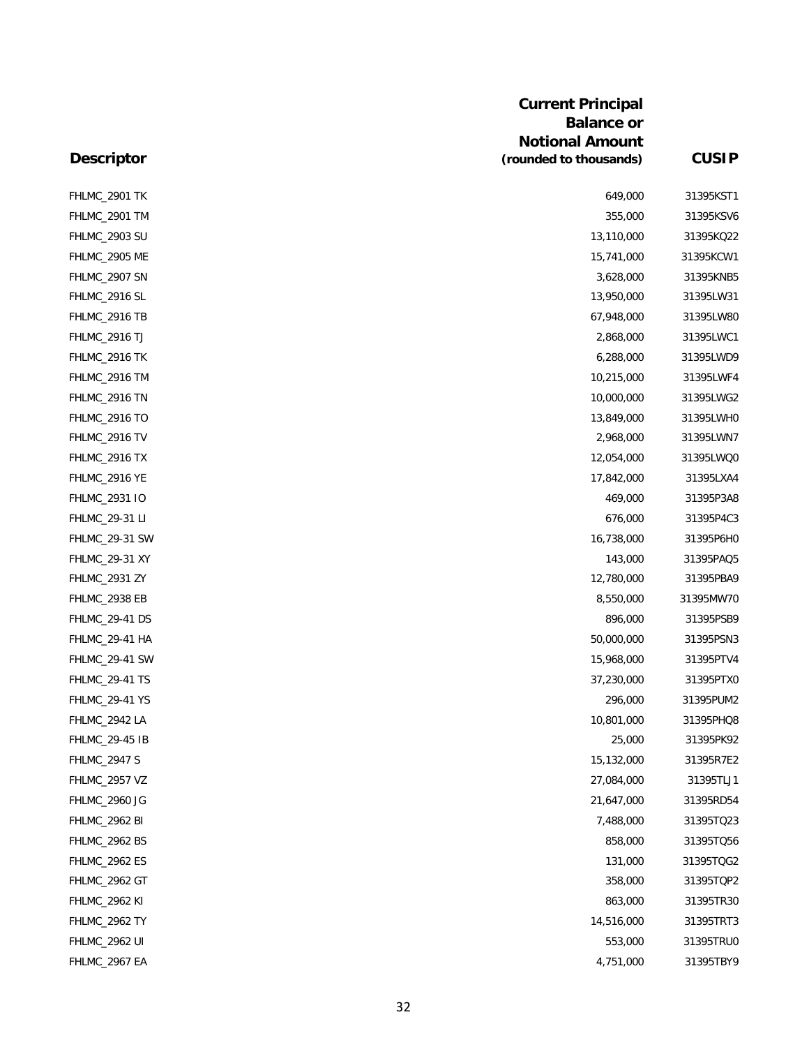| Descriptor | Current Principal Balance or Notional Amount (rounded to thousands) | CUSIP |
|---|---|---|
| FHLMC_2901 TK | 649,000 | 31395KST1 |
| FHLMC_2901 TM | 355,000 | 31395KSV6 |
| FHLMC_2903 SU | 13,110,000 | 31395KQ22 |
| FHLMC_2905 ME | 15,741,000 | 31395KCW1 |
| FHLMC_2907 SN | 3,628,000 | 31395KNB5 |
| FHLMC_2916 SL | 13,950,000 | 31395LW31 |
| FHLMC_2916 TB | 67,948,000 | 31395LW80 |
| FHLMC_2916 TJ | 2,868,000 | 31395LWC1 |
| FHLMC_2916 TK | 6,288,000 | 31395LWD9 |
| FHLMC_2916 TM | 10,215,000 | 31395LWF4 |
| FHLMC_2916 TN | 10,000,000 | 31395LWG2 |
| FHLMC_2916 TO | 13,849,000 | 31395LWH0 |
| FHLMC_2916 TV | 2,968,000 | 31395LWN7 |
| FHLMC_2916 TX | 12,054,000 | 31395LWQ0 |
| FHLMC_2916 YE | 17,842,000 | 31395LXA4 |
| FHLMC_2931 IO | 469,000 | 31395P3A8 |
| FHLMC_29-31 LI | 676,000 | 31395P4C3 |
| FHLMC_29-31 SW | 16,738,000 | 31395P6H0 |
| FHLMC_29-31 XY | 143,000 | 31395PAQ5 |
| FHLMC_2931 ZY | 12,780,000 | 31395PBA9 |
| FHLMC_2938 EB | 8,550,000 | 31395MW70 |
| FHLMC_29-41 DS | 896,000 | 31395PSB9 |
| FHLMC_29-41 HA | 50,000,000 | 31395PSN3 |
| FHLMC_29-41 SW | 15,968,000 | 31395PTV4 |
| FHLMC_29-41 TS | 37,230,000 | 31395PTX0 |
| FHLMC_29-41 YS | 296,000 | 31395PUM2 |
| FHLMC_2942 LA | 10,801,000 | 31395PHQ8 |
| FHLMC_29-45 IB | 25,000 | 31395PK92 |
| FHLMC_2947 S | 15,132,000 | 31395R7E2 |
| FHLMC_2957 VZ | 27,084,000 | 31395TLJ1 |
| FHLMC_2960 JG | 21,647,000 | 31395RD54 |
| FHLMC_2962 BI | 7,488,000 | 31395TQ23 |
| FHLMC_2962 BS | 858,000 | 31395TQ56 |
| FHLMC_2962 ES | 131,000 | 31395TQG2 |
| FHLMC_2962 GT | 358,000 | 31395TQP2 |
| FHLMC_2962 KI | 863,000 | 31395TR30 |
| FHLMC_2962 TY | 14,516,000 | 31395TRT3 |
| FHLMC_2962 UI | 553,000 | 31395TRU0 |
| FHLMC_2967 EA | 4,751,000 | 31395TBY9 |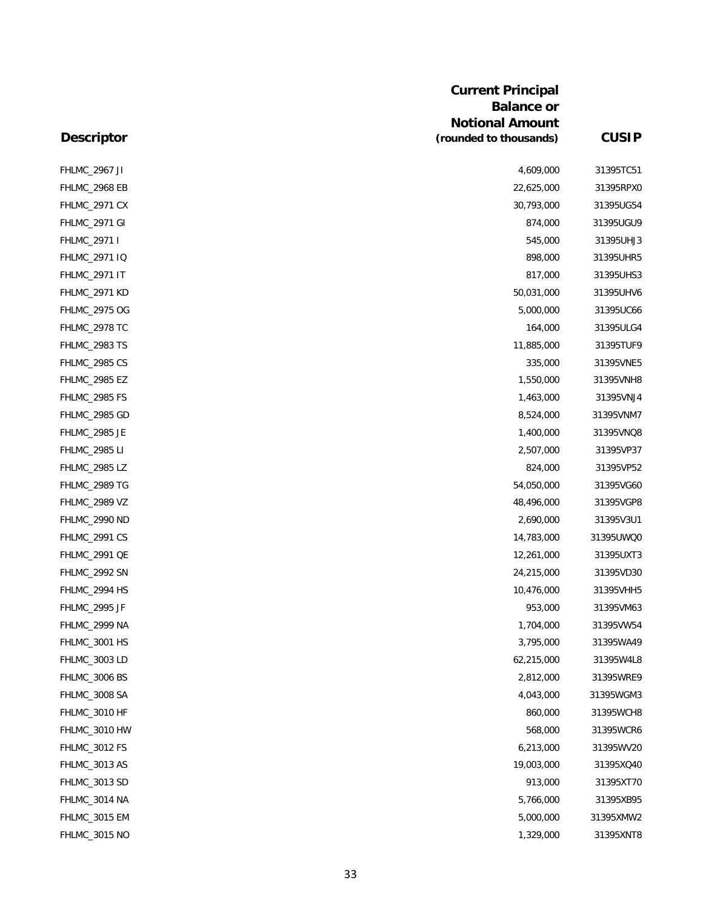| Descriptor | Current Principal Balance or Notional Amount (rounded to thousands) | CUSIP |
|---|---|---|
| FHLMC_2967 JI | 4,609,000 | 31395TC51 |
| FHLMC_2968 EB | 22,625,000 | 31395RPX0 |
| FHLMC_2971 CX | 30,793,000 | 31395UG54 |
| FHLMC_2971 GI | 874,000 | 31395UGU9 |
| FHLMC_2971 I | 545,000 | 31395UHJ3 |
| FHLMC_2971 IQ | 898,000 | 31395UHR5 |
| FHLMC_2971 IT | 817,000 | 31395UHS3 |
| FHLMC_2971 KD | 50,031,000 | 31395UHV6 |
| FHLMC_2975 OG | 5,000,000 | 31395UC66 |
| FHLMC_2978 TC | 164,000 | 31395ULG4 |
| FHLMC_2983 TS | 11,885,000 | 31395TUF9 |
| FHLMC_2985 CS | 335,000 | 31395VNE5 |
| FHLMC_2985 EZ | 1,550,000 | 31395VNH8 |
| FHLMC_2985 FS | 1,463,000 | 31395VNJ4 |
| FHLMC_2985 GD | 8,524,000 | 31395VNM7 |
| FHLMC_2985 JE | 1,400,000 | 31395VNQ8 |
| FHLMC_2985 LI | 2,507,000 | 31395VP37 |
| FHLMC_2985 LZ | 824,000 | 31395VP52 |
| FHLMC_2989 TG | 54,050,000 | 31395VG60 |
| FHLMC_2989 VZ | 48,496,000 | 31395VGP8 |
| FHLMC_2990 ND | 2,690,000 | 31395V3U1 |
| FHLMC_2991 CS | 14,783,000 | 31395UWQ0 |
| FHLMC_2991 QE | 12,261,000 | 31395UXT3 |
| FHLMC_2992 SN | 24,215,000 | 31395VD30 |
| FHLMC_2994 HS | 10,476,000 | 31395VHH5 |
| FHLMC_2995 JF | 953,000 | 31395VM63 |
| FHLMC_2999 NA | 1,704,000 | 31395VW54 |
| FHLMC_3001 HS | 3,795,000 | 31395WA49 |
| FHLMC_3003 LD | 62,215,000 | 31395W4L8 |
| FHLMC_3006 BS | 2,812,000 | 31395WRE9 |
| FHLMC_3008 SA | 4,043,000 | 31395WGM3 |
| FHLMC_3010 HF | 860,000 | 31395WCH8 |
| FHLMC_3010 HW | 568,000 | 31395WCR6 |
| FHLMC_3012 FS | 6,213,000 | 31395WV20 |
| FHLMC_3013 AS | 19,003,000 | 31395XQ40 |
| FHLMC_3013 SD | 913,000 | 31395XT70 |
| FHLMC_3014 NA | 5,766,000 | 31395XB95 |
| FHLMC_3015 EM | 5,000,000 | 31395XMW2 |
| FHLMC_3015 NO | 1,329,000 | 31395XNT8 |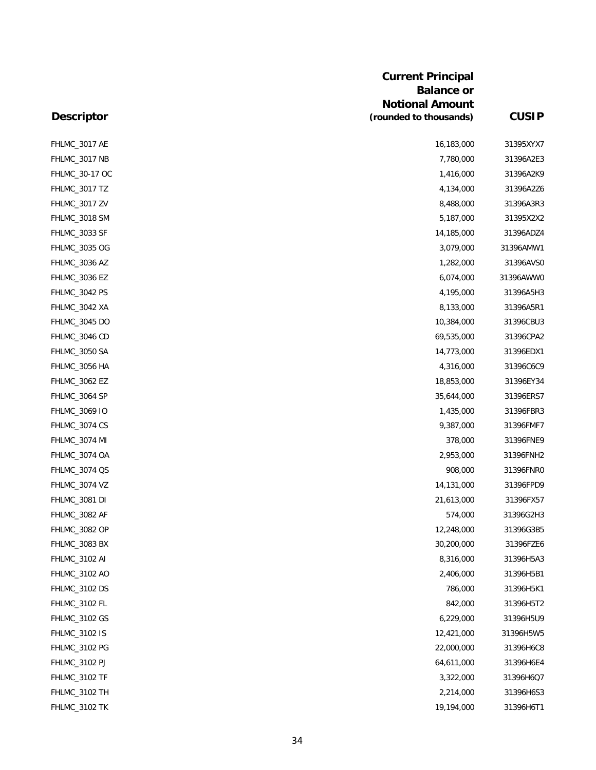| Descriptor | Current Principal Balance or Notional Amount (rounded to thousands) | CUSIP |
|---|---|---|
| FHLMC_3017 AE | 16,183,000 | 31395XYX7 |
| FHLMC_3017 NB | 7,780,000 | 31396A2E3 |
| FHLMC_30-17 OC | 1,416,000 | 31396A2K9 |
| FHLMC_3017 TZ | 4,134,000 | 31396A2Z6 |
| FHLMC_3017 ZV | 8,488,000 | 31396A3R3 |
| FHLMC_3018 SM | 5,187,000 | 31395X2X2 |
| FHLMC_3033 SF | 14,185,000 | 31396ADZ4 |
| FHLMC_3035 OG | 3,079,000 | 31396AMW1 |
| FHLMC_3036 AZ | 1,282,000 | 31396AVS0 |
| FHLMC_3036 EZ | 6,074,000 | 31396AWW0 |
| FHLMC_3042 PS | 4,195,000 | 31396A5H3 |
| FHLMC_3042 XA | 8,133,000 | 31396A5R1 |
| FHLMC_3045 DO | 10,384,000 | 31396CBU3 |
| FHLMC_3046 CD | 69,535,000 | 31396CPA2 |
| FHLMC_3050 SA | 14,773,000 | 31396EDX1 |
| FHLMC_3056 HA | 4,316,000 | 31396C6C9 |
| FHLMC_3062 EZ | 18,853,000 | 31396EY34 |
| FHLMC_3064 SP | 35,644,000 | 31396ERS7 |
| FHLMC_3069 IO | 1,435,000 | 31396FBR3 |
| FHLMC_3074 CS | 9,387,000 | 31396FMF7 |
| FHLMC_3074 MI | 378,000 | 31396FNE9 |
| FHLMC_3074 OA | 2,953,000 | 31396FNH2 |
| FHLMC_3074 QS | 908,000 | 31396FNR0 |
| FHLMC_3074 VZ | 14,131,000 | 31396FPD9 |
| FHLMC_3081 DI | 21,613,000 | 31396FX57 |
| FHLMC_3082 AF | 574,000 | 31396G2H3 |
| FHLMC_3082 OP | 12,248,000 | 31396G3B5 |
| FHLMC_3083 BX | 30,200,000 | 31396FZE6 |
| FHLMC_3102 AI | 8,316,000 | 31396H5A3 |
| FHLMC_3102 AO | 2,406,000 | 31396H5B1 |
| FHLMC_3102 DS | 786,000 | 31396H5K1 |
| FHLMC_3102 FL | 842,000 | 31396H5T2 |
| FHLMC_3102 GS | 6,229,000 | 31396H5U9 |
| FHLMC_3102 IS | 12,421,000 | 31396H5W5 |
| FHLMC_3102 PG | 22,000,000 | 31396H6C8 |
| FHLMC_3102 PJ | 64,611,000 | 31396H6E4 |
| FHLMC_3102 TF | 3,322,000 | 31396H6Q7 |
| FHLMC_3102 TH | 2,214,000 | 31396H6S3 |
| FHLMC_3102 TK | 19,194,000 | 31396H6T1 |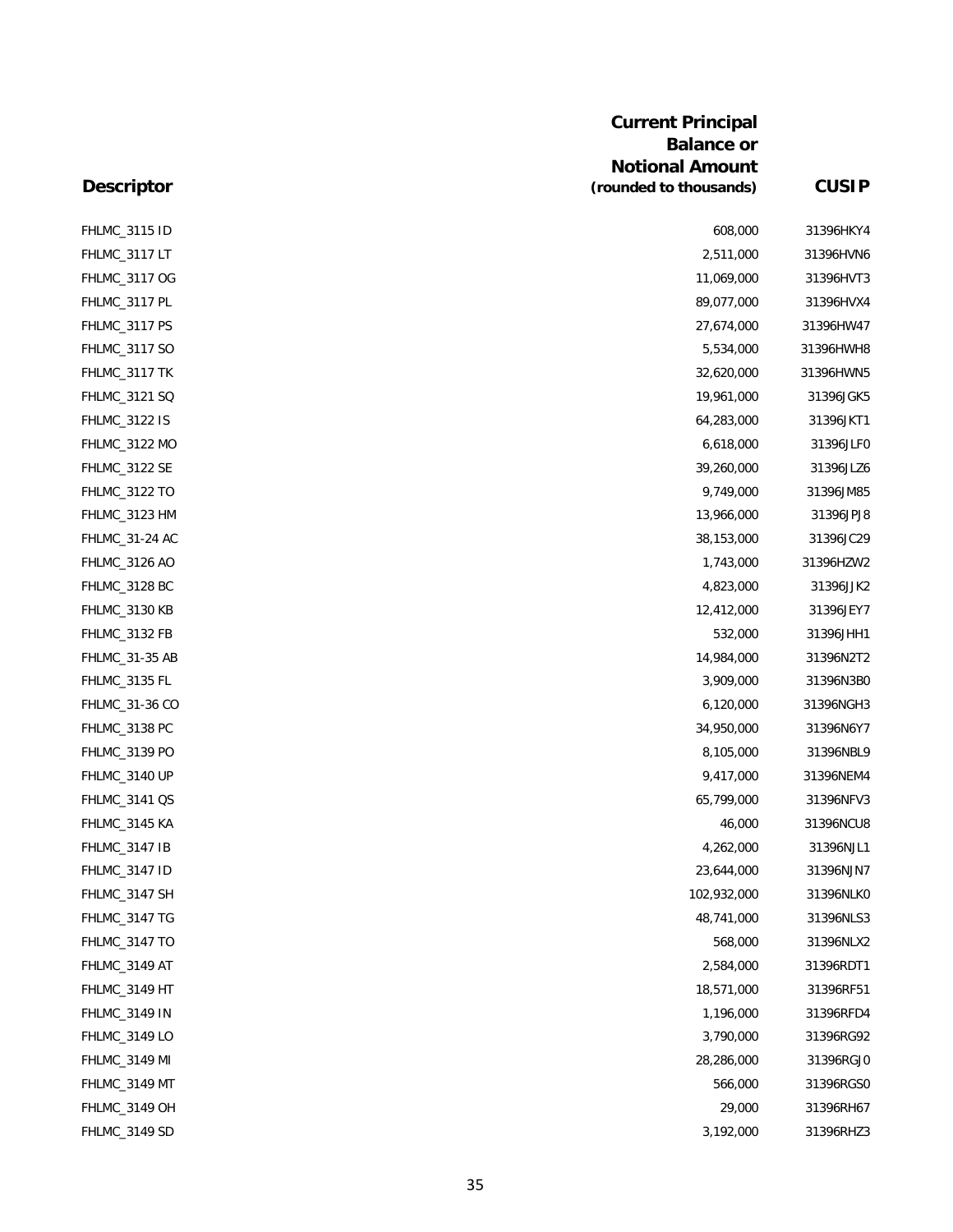| Descriptor | Current Principal Balance or Notional Amount (rounded to thousands) | CUSIP |
|---|---|---|
| FHLMC_3115 ID | 608,000 | 31396HKY4 |
| FHLMC_3117 LT | 2,511,000 | 31396HVN6 |
| FHLMC_3117 OG | 11,069,000 | 31396HVT3 |
| FHLMC_3117 PL | 89,077,000 | 31396HVX4 |
| FHLMC_3117 PS | 27,674,000 | 31396HW47 |
| FHLMC_3117 SO | 5,534,000 | 31396HWH8 |
| FHLMC_3117 TK | 32,620,000 | 31396HWN5 |
| FHLMC_3121 SQ | 19,961,000 | 31396JGK5 |
| FHLMC_3122 IS | 64,283,000 | 31396JKT1 |
| FHLMC_3122 MO | 6,618,000 | 31396JLF0 |
| FHLMC_3122 SE | 39,260,000 | 31396JLZ6 |
| FHLMC_3122 TO | 9,749,000 | 31396JM85 |
| FHLMC_3123 HM | 13,966,000 | 31396JPJ8 |
| FHLMC_31-24 AC | 38,153,000 | 31396JC29 |
| FHLMC_3126 AO | 1,743,000 | 31396HZW2 |
| FHLMC_3128 BC | 4,823,000 | 31396JJK2 |
| FHLMC_3130 KB | 12,412,000 | 31396JEY7 |
| FHLMC_3132 FB | 532,000 | 31396JHH1 |
| FHLMC_31-35 AB | 14,984,000 | 31396N2T2 |
| FHLMC_3135 FL | 3,909,000 | 31396N3B0 |
| FHLMC_31-36 CO | 6,120,000 | 31396NGH3 |
| FHLMC_3138 PC | 34,950,000 | 31396N6Y7 |
| FHLMC_3139 PO | 8,105,000 | 31396NBL9 |
| FHLMC_3140 UP | 9,417,000 | 31396NEM4 |
| FHLMC_3141 QS | 65,799,000 | 31396NFV3 |
| FHLMC_3145 KA | 46,000 | 31396NCU8 |
| FHLMC_3147 IB | 4,262,000 | 31396NJL1 |
| FHLMC_3147 ID | 23,644,000 | 31396NJN7 |
| FHLMC_3147 SH | 102,932,000 | 31396NLK0 |
| FHLMC_3147 TG | 48,741,000 | 31396NLS3 |
| FHLMC_3147 TO | 568,000 | 31396NLX2 |
| FHLMC_3149 AT | 2,584,000 | 31396RDT1 |
| FHLMC_3149 HT | 18,571,000 | 31396RF51 |
| FHLMC_3149 IN | 1,196,000 | 31396RFD4 |
| FHLMC_3149 LO | 3,790,000 | 31396RG92 |
| FHLMC_3149 MI | 28,286,000 | 31396RGJ0 |
| FHLMC_3149 MT | 566,000 | 31396RGS0 |
| FHLMC_3149 OH | 29,000 | 31396RH67 |
| FHLMC_3149 SD | 3,192,000 | 31396RHZ3 |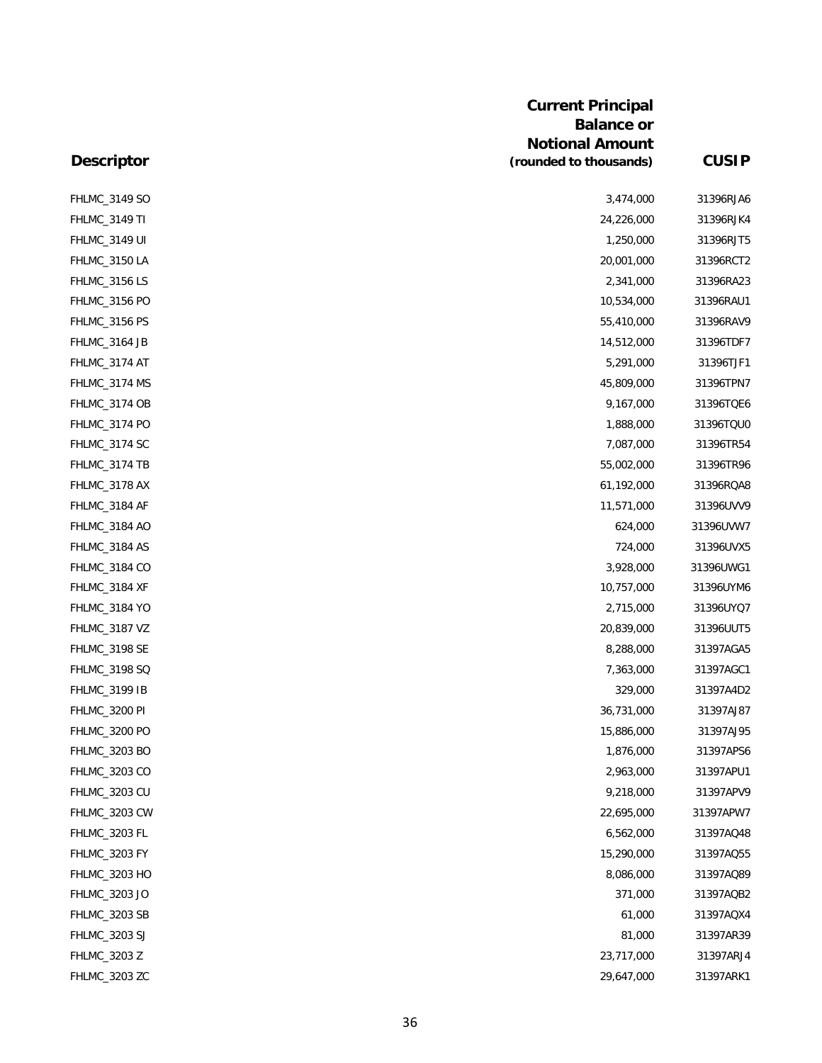| Descriptor | Current Principal Balance or Notional Amount (rounded to thousands) | CUSIP |
|---|---|---|
| FHLMC_3149 SO | 3,474,000 | 31396RJA6 |
| FHLMC_3149 TI | 24,226,000 | 31396RJK4 |
| FHLMC_3149 UI | 1,250,000 | 31396RJT5 |
| FHLMC_3150 LA | 20,001,000 | 31396RCT2 |
| FHLMC_3156 LS | 2,341,000 | 31396RA23 |
| FHLMC_3156 PO | 10,534,000 | 31396RAU1 |
| FHLMC_3156 PS | 55,410,000 | 31396RAV9 |
| FHLMC_3164 JB | 14,512,000 | 31396TDF7 |
| FHLMC_3174 AT | 5,291,000 | 31396TJF1 |
| FHLMC_3174 MS | 45,809,000 | 31396TPN7 |
| FHLMC_3174 OB | 9,167,000 | 31396TQE6 |
| FHLMC_3174 PO | 1,888,000 | 31396TQU0 |
| FHLMC_3174 SC | 7,087,000 | 31396TR54 |
| FHLMC_3174 TB | 55,002,000 | 31396TR96 |
| FHLMC_3178 AX | 61,192,000 | 31396RQA8 |
| FHLMC_3184 AF | 11,571,000 | 31396UVV9 |
| FHLMC_3184 AO | 624,000 | 31396UVW7 |
| FHLMC_3184 AS | 724,000 | 31396UVX5 |
| FHLMC_3184 CO | 3,928,000 | 31396UWG1 |
| FHLMC_3184 XF | 10,757,000 | 31396UYM6 |
| FHLMC_3184 YO | 2,715,000 | 31396UYQ7 |
| FHLMC_3187 VZ | 20,839,000 | 31396UUT5 |
| FHLMC_3198 SE | 8,288,000 | 31397AGA5 |
| FHLMC_3198 SQ | 7,363,000 | 31397AGC1 |
| FHLMC_3199 IB | 329,000 | 31397A4D2 |
| FHLMC_3200 PI | 36,731,000 | 31397AJ87 |
| FHLMC_3200 PO | 15,886,000 | 31397AJ95 |
| FHLMC_3203 BO | 1,876,000 | 31397APS6 |
| FHLMC_3203 CO | 2,963,000 | 31397APU1 |
| FHLMC_3203 CU | 9,218,000 | 31397APV9 |
| FHLMC_3203 CW | 22,695,000 | 31397APW7 |
| FHLMC_3203 FL | 6,562,000 | 31397AQ48 |
| FHLMC_3203 FY | 15,290,000 | 31397AQ55 |
| FHLMC_3203 HO | 8,086,000 | 31397AQ89 |
| FHLMC_3203 JO | 371,000 | 31397AQB2 |
| FHLMC_3203 SB | 61,000 | 31397AQX4 |
| FHLMC_3203 SJ | 81,000 | 31397AR39 |
| FHLMC_3203 Z | 23,717,000 | 31397ARJ4 |
| FHLMC_3203 ZC | 29,647,000 | 31397ARK1 |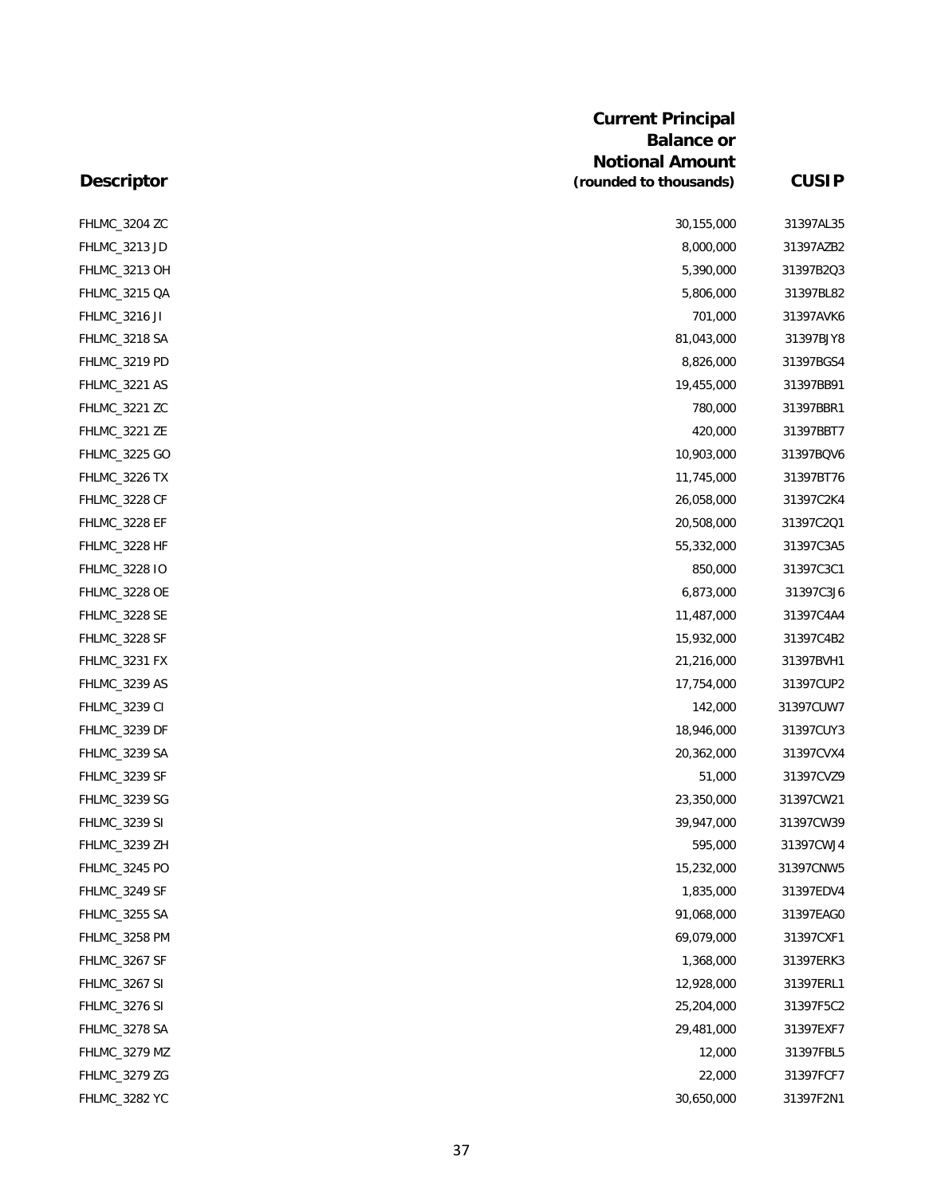| Descriptor | Current Principal Balance or Notional Amount (rounded to thousands) | CUSIP |
|---|---:|---:|
| FHLMC_3204 ZC | 30,155,000 | 31397AL35 |
| FHLMC_3213 JD | 8,000,000 | 31397AZB2 |
| FHLMC_3213 OH | 5,390,000 | 31397B2Q3 |
| FHLMC_3215 QA | 5,806,000 | 31397BL82 |
| FHLMC_3216 JI | 701,000 | 31397AVK6 |
| FHLMC_3218 SA | 81,043,000 | 31397BJY8 |
| FHLMC_3219 PD | 8,826,000 | 31397BGS4 |
| FHLMC_3221 AS | 19,455,000 | 31397BB91 |
| FHLMC_3221 ZC | 780,000 | 31397BBR1 |
| FHLMC_3221 ZE | 420,000 | 31397BBT7 |
| FHLMC_3225 GO | 10,903,000 | 31397BQV6 |
| FHLMC_3226 TX | 11,745,000 | 31397BT76 |
| FHLMC_3228 CF | 26,058,000 | 31397C2K4 |
| FHLMC_3228 EF | 20,508,000 | 31397C2Q1 |
| FHLMC_3228 HF | 55,332,000 | 31397C3A5 |
| FHLMC_3228 IO | 850,000 | 31397C3C1 |
| FHLMC_3228 OE | 6,873,000 | 31397C3J6 |
| FHLMC_3228 SE | 11,487,000 | 31397C4A4 |
| FHLMC_3228 SF | 15,932,000 | 31397C4B2 |
| FHLMC_3231 FX | 21,216,000 | 31397BVH1 |
| FHLMC_3239 AS | 17,754,000 | 31397CUP2 |
| FHLMC_3239 CI | 142,000 | 31397CUW7 |
| FHLMC_3239 DF | 18,946,000 | 31397CUY3 |
| FHLMC_3239 SA | 20,362,000 | 31397CVX4 |
| FHLMC_3239 SF | 51,000 | 31397CVZ9 |
| FHLMC_3239 SG | 23,350,000 | 31397CW21 |
| FHLMC_3239 SI | 39,947,000 | 31397CW39 |
| FHLMC_3239 ZH | 595,000 | 31397CWJ4 |
| FHLMC_3245 PO | 15,232,000 | 31397CNW5 |
| FHLMC_3249 SF | 1,835,000 | 31397EDV4 |
| FHLMC_3255 SA | 91,068,000 | 31397EAG0 |
| FHLMC_3258 PM | 69,079,000 | 31397CXF1 |
| FHLMC_3267 SF | 1,368,000 | 31397ERK3 |
| FHLMC_3267 SI | 12,928,000 | 31397ERL1 |
| FHLMC_3276 SI | 25,204,000 | 31397F5C2 |
| FHLMC_3278 SA | 29,481,000 | 31397EXF7 |
| FHLMC_3279 MZ | 12,000 | 31397FBL5 |
| FHLMC_3279 ZG | 22,000 | 31397FCF7 |
| FHLMC_3282 YC | 30,650,000 | 31397F2N1 |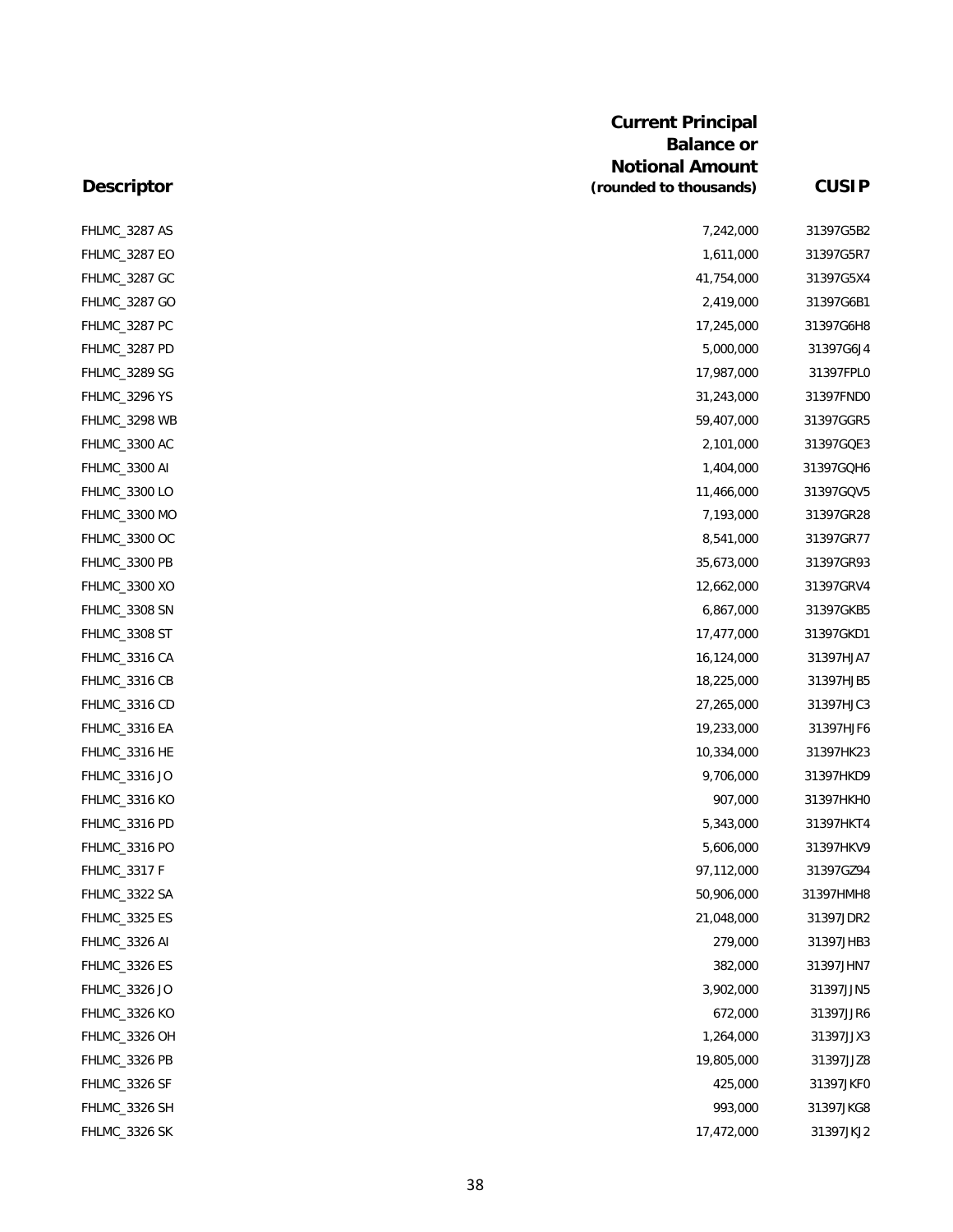| Descriptor | Current Principal Balance or Notional Amount (rounded to thousands) | CUSIP |
|---|---|---|
| FHLMC_3287 AS | 7,242,000 | 31397G5B2 |
| FHLMC_3287 EO | 1,611,000 | 31397G5R7 |
| FHLMC_3287 GC | 41,754,000 | 31397G5X4 |
| FHLMC_3287 GO | 2,419,000 | 31397G6B1 |
| FHLMC_3287 PC | 17,245,000 | 31397G6H8 |
| FHLMC_3287 PD | 5,000,000 | 31397G6J4 |
| FHLMC_3289 SG | 17,987,000 | 31397FPL0 |
| FHLMC_3296 YS | 31,243,000 | 31397FND0 |
| FHLMC_3298 WB | 59,407,000 | 31397GGR5 |
| FHLMC_3300 AC | 2,101,000 | 31397GQE3 |
| FHLMC_3300 AI | 1,404,000 | 31397GQH6 |
| FHLMC_3300 LO | 11,466,000 | 31397GQV5 |
| FHLMC_3300 MO | 7,193,000 | 31397GR28 |
| FHLMC_3300 OC | 8,541,000 | 31397GR77 |
| FHLMC_3300 PB | 35,673,000 | 31397GR93 |
| FHLMC_3300 XO | 12,662,000 | 31397GRV4 |
| FHLMC_3308 SN | 6,867,000 | 31397GKB5 |
| FHLMC_3308 ST | 17,477,000 | 31397GKD1 |
| FHLMC_3316 CA | 16,124,000 | 31397HJA7 |
| FHLMC_3316 CB | 18,225,000 | 31397HJB5 |
| FHLMC_3316 CD | 27,265,000 | 31397HJC3 |
| FHLMC_3316 EA | 19,233,000 | 31397HJF6 |
| FHLMC_3316 HE | 10,334,000 | 31397HK23 |
| FHLMC_3316 JO | 9,706,000 | 31397HKD9 |
| FHLMC_3316 KO | 907,000 | 31397HKH0 |
| FHLMC_3316 PD | 5,343,000 | 31397HKT4 |
| FHLMC_3316 PO | 5,606,000 | 31397HKV9 |
| FHLMC_3317 F | 97,112,000 | 31397GZ94 |
| FHLMC_3322 SA | 50,906,000 | 31397HMH8 |
| FHLMC_3325 ES | 21,048,000 | 31397JDR2 |
| FHLMC_3326 AI | 279,000 | 31397JHB3 |
| FHLMC_3326 ES | 382,000 | 31397JHN7 |
| FHLMC_3326 JO | 3,902,000 | 31397JJN5 |
| FHLMC_3326 KO | 672,000 | 31397JJR6 |
| FHLMC_3326 OH | 1,264,000 | 31397JJX3 |
| FHLMC_3326 PB | 19,805,000 | 31397JJZ8 |
| FHLMC_3326 SF | 425,000 | 31397JKF0 |
| FHLMC_3326 SH | 993,000 | 31397JKG8 |
| FHLMC_3326 SK | 17,472,000 | 31397JKJ2 |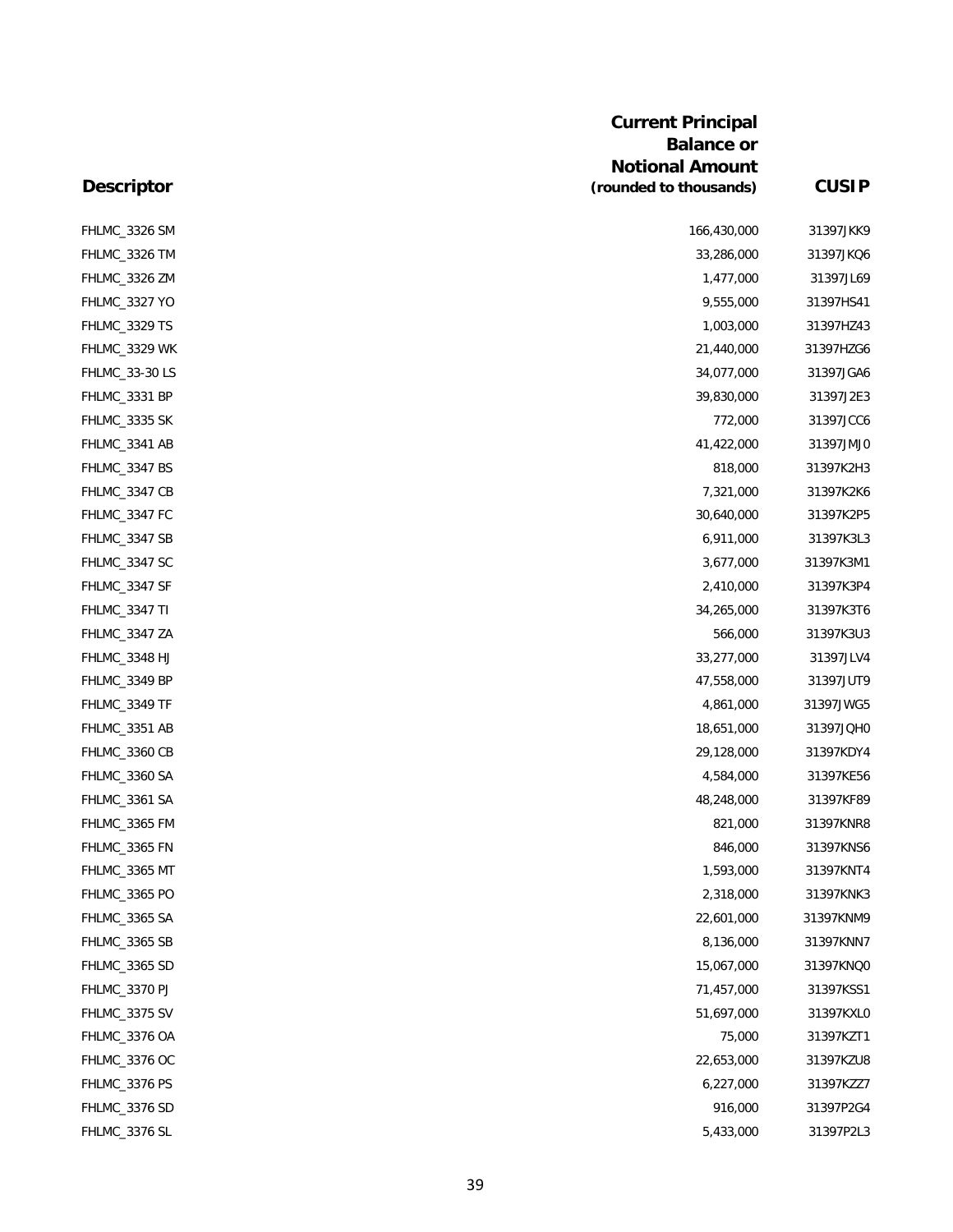| Descriptor | Current Principal Balance or Notional Amount (rounded to thousands) | CUSIP |
|---|---|---|
| FHLMC_3326 SM | 166,430,000 | 31397JKK9 |
| FHLMC_3326 TM | 33,286,000 | 31397JKQ6 |
| FHLMC_3326 ZM | 1,477,000 | 31397JL69 |
| FHLMC_3327 YO | 9,555,000 | 31397HS41 |
| FHLMC_3329 TS | 1,003,000 | 31397HZ43 |
| FHLMC_3329 WK | 21,440,000 | 31397HZG6 |
| FHLMC_33-30 LS | 34,077,000 | 31397JGA6 |
| FHLMC_3331 BP | 39,830,000 | 31397J2E3 |
| FHLMC_3335 SK | 772,000 | 31397JCC6 |
| FHLMC_3341 AB | 41,422,000 | 31397JMJ0 |
| FHLMC_3347 BS | 818,000 | 31397K2H3 |
| FHLMC_3347 CB | 7,321,000 | 31397K2K6 |
| FHLMC_3347 FC | 30,640,000 | 31397K2P5 |
| FHLMC_3347 SB | 6,911,000 | 31397K3L3 |
| FHLMC_3347 SC | 3,677,000 | 31397K3M1 |
| FHLMC_3347 SF | 2,410,000 | 31397K3P4 |
| FHLMC_3347 TI | 34,265,000 | 31397K3T6 |
| FHLMC_3347 ZA | 566,000 | 31397K3U3 |
| FHLMC_3348 HJ | 33,277,000 | 31397JLV4 |
| FHLMC_3349 BP | 47,558,000 | 31397JUT9 |
| FHLMC_3349 TF | 4,861,000 | 31397JWG5 |
| FHLMC_3351 AB | 18,651,000 | 31397JQH0 |
| FHLMC_3360 CB | 29,128,000 | 31397KDY4 |
| FHLMC_3360 SA | 4,584,000 | 31397KE56 |
| FHLMC_3361 SA | 48,248,000 | 31397KF89 |
| FHLMC_3365 FM | 821,000 | 31397KNR8 |
| FHLMC_3365 FN | 846,000 | 31397KNS6 |
| FHLMC_3365 MT | 1,593,000 | 31397KNT4 |
| FHLMC_3365 PO | 2,318,000 | 31397KNK3 |
| FHLMC_3365 SA | 22,601,000 | 31397KNM9 |
| FHLMC_3365 SB | 8,136,000 | 31397KNN7 |
| FHLMC_3365 SD | 15,067,000 | 31397KNQ0 |
| FHLMC_3370 PJ | 71,457,000 | 31397KSS1 |
| FHLMC_3375 SV | 51,697,000 | 31397KXL0 |
| FHLMC_3376 OA | 75,000 | 31397KZT1 |
| FHLMC_3376 OC | 22,653,000 | 31397KZU8 |
| FHLMC_3376 PS | 6,227,000 | 31397KZZ7 |
| FHLMC_3376 SD | 916,000 | 31397P2G4 |
| FHLMC_3376 SL | 5,433,000 | 31397P2L3 |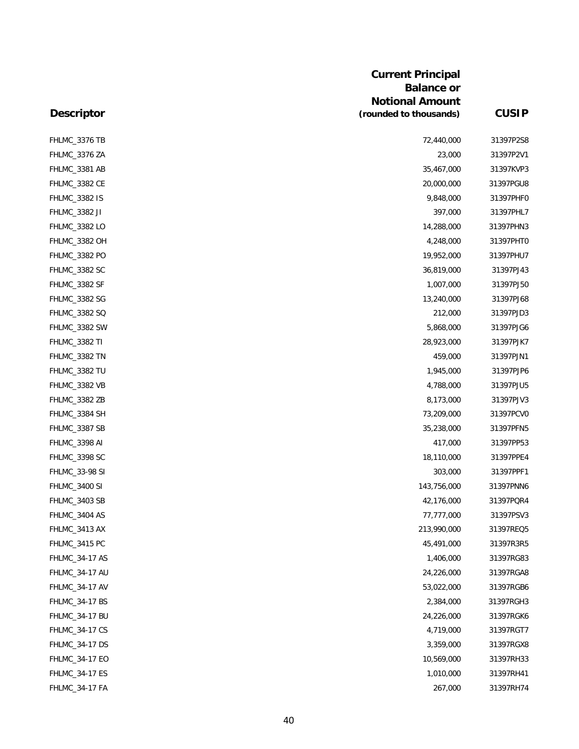| Descriptor | Current Principal Balance or Notional Amount (rounded to thousands) | CUSIP |
|---|---|---|
| FHLMC_3376 TB | 72,440,000 | 31397P2S8 |
| FHLMC_3376 ZA | 23,000 | 31397P2V1 |
| FHLMC_3381 AB | 35,467,000 | 31397KVP3 |
| FHLMC_3382 CE | 20,000,000 | 31397PGU8 |
| FHLMC_3382 IS | 9,848,000 | 31397PHF0 |
| FHLMC_3382 JI | 397,000 | 31397PHL7 |
| FHLMC_3382 LO | 14,288,000 | 31397PHN3 |
| FHLMC_3382 OH | 4,248,000 | 31397PHT0 |
| FHLMC_3382 PO | 19,952,000 | 31397PHU7 |
| FHLMC_3382 SC | 36,819,000 | 31397PJ43 |
| FHLMC_3382 SF | 1,007,000 | 31397PJ50 |
| FHLMC_3382 SG | 13,240,000 | 31397PJ68 |
| FHLMC_3382 SQ | 212,000 | 31397PJD3 |
| FHLMC_3382 SW | 5,868,000 | 31397PJG6 |
| FHLMC_3382 TI | 28,923,000 | 31397PJK7 |
| FHLMC_3382 TN | 459,000 | 31397PJN1 |
| FHLMC_3382 TU | 1,945,000 | 31397PJP6 |
| FHLMC_3382 VB | 4,788,000 | 31397PJU5 |
| FHLMC_3382 ZB | 8,173,000 | 31397PJV3 |
| FHLMC_3384 SH | 73,209,000 | 31397PCV0 |
| FHLMC_3387 SB | 35,238,000 | 31397PFN5 |
| FHLMC_3398 AI | 417,000 | 31397PP53 |
| FHLMC_3398 SC | 18,110,000 | 31397PPE4 |
| FHLMC_33-98 SI | 303,000 | 31397PPF1 |
| FHLMC_3400 SI | 143,756,000 | 31397PNN6 |
| FHLMC_3403 SB | 42,176,000 | 31397PQR4 |
| FHLMC_3404 AS | 77,777,000 | 31397PSV3 |
| FHLMC_3413 AX | 213,990,000 | 31397REQ5 |
| FHLMC_3415 PC | 45,491,000 | 31397R3R5 |
| FHLMC_34-17 AS | 1,406,000 | 31397RG83 |
| FHLMC_34-17 AU | 24,226,000 | 31397RGA8 |
| FHLMC_34-17 AV | 53,022,000 | 31397RGB6 |
| FHLMC_34-17 BS | 2,384,000 | 31397RGH3 |
| FHLMC_34-17 BU | 24,226,000 | 31397RGK6 |
| FHLMC_34-17 CS | 4,719,000 | 31397RGT7 |
| FHLMC_34-17 DS | 3,359,000 | 31397RGX8 |
| FHLMC_34-17 EO | 10,569,000 | 31397RH33 |
| FHLMC_34-17 ES | 1,010,000 | 31397RH41 |
| FHLMC_34-17 FA | 267,000 | 31397RH74 |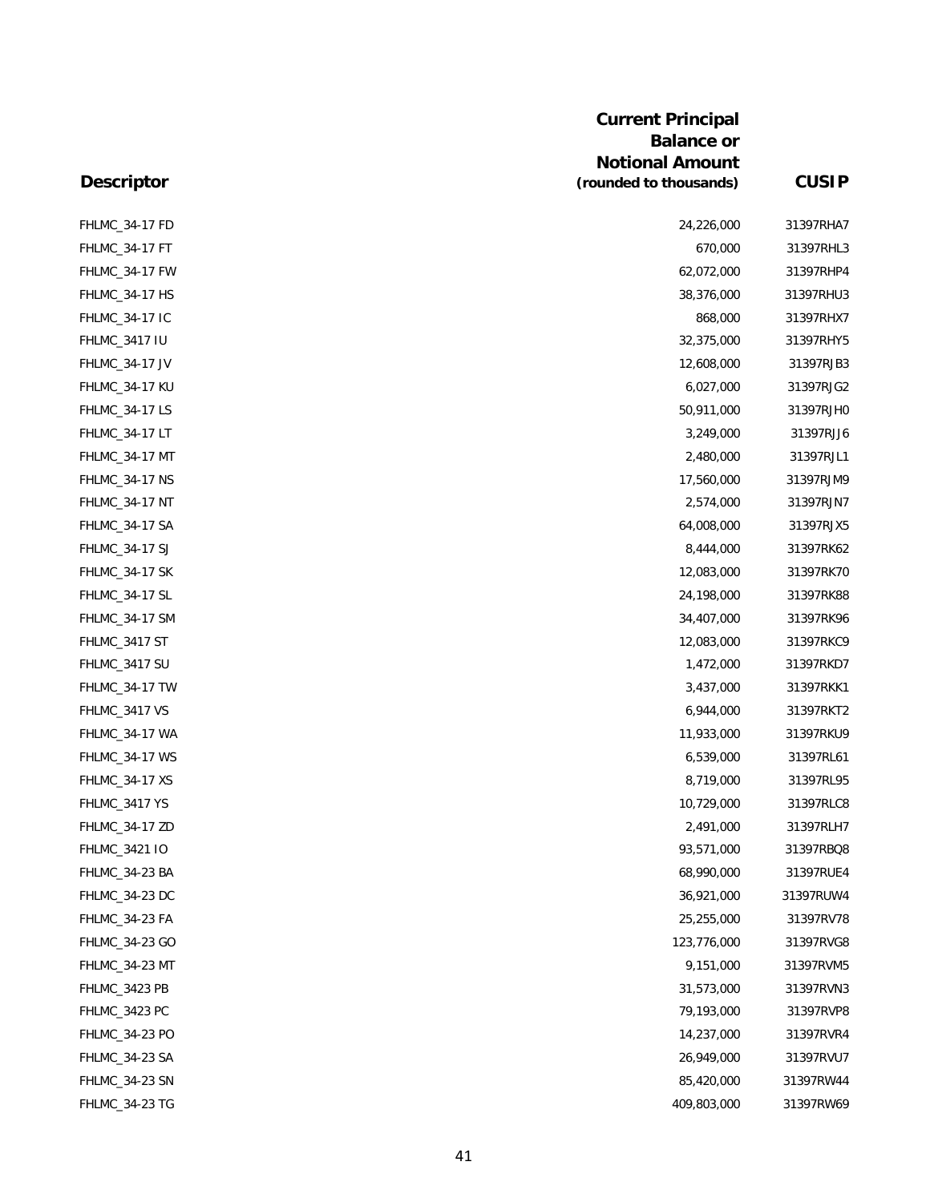| Descriptor | Current Principal Balance or Notional Amount (rounded to thousands) | CUSIP |
|---|---|---|
| FHLMC_34-17 FD | 24,226,000 | 31397RHA7 |
| FHLMC_34-17 FT | 670,000 | 31397RHL3 |
| FHLMC_34-17 FW | 62,072,000 | 31397RHP4 |
| FHLMC_34-17 HS | 38,376,000 | 31397RHU3 |
| FHLMC_34-17 IC | 868,000 | 31397RHX7 |
| FHLMC_3417 IU | 32,375,000 | 31397RHY5 |
| FHLMC_34-17 JV | 12,608,000 | 31397RJB3 |
| FHLMC_34-17 KU | 6,027,000 | 31397RJG2 |
| FHLMC_34-17 LS | 50,911,000 | 31397RJH0 |
| FHLMC_34-17 LT | 3,249,000 | 31397RJJ6 |
| FHLMC_34-17 MT | 2,480,000 | 31397RJL1 |
| FHLMC_34-17 NS | 17,560,000 | 31397RJM9 |
| FHLMC_34-17 NT | 2,574,000 | 31397RJN7 |
| FHLMC_34-17 SA | 64,008,000 | 31397RJX5 |
| FHLMC_34-17 SJ | 8,444,000 | 31397RK62 |
| FHLMC_34-17 SK | 12,083,000 | 31397RK70 |
| FHLMC_34-17 SL | 24,198,000 | 31397RK88 |
| FHLMC_34-17 SM | 34,407,000 | 31397RK96 |
| FHLMC_3417 ST | 12,083,000 | 31397RKC9 |
| FHLMC_3417 SU | 1,472,000 | 31397RKD7 |
| FHLMC_34-17 TW | 3,437,000 | 31397RKK1 |
| FHLMC_3417 VS | 6,944,000 | 31397RKT2 |
| FHLMC_34-17 WA | 11,933,000 | 31397RKU9 |
| FHLMC_34-17 WS | 6,539,000 | 31397RL61 |
| FHLMC_34-17 XS | 8,719,000 | 31397RL95 |
| FHLMC_3417 YS | 10,729,000 | 31397RLC8 |
| FHLMC_34-17 ZD | 2,491,000 | 31397RLH7 |
| FHLMC_3421 IO | 93,571,000 | 31397RBQ8 |
| FHLMC_34-23 BA | 68,990,000 | 31397RUE4 |
| FHLMC_34-23 DC | 36,921,000 | 31397RUW4 |
| FHLMC_34-23 FA | 25,255,000 | 31397RV78 |
| FHLMC_34-23 GO | 123,776,000 | 31397RVG8 |
| FHLMC_34-23 MT | 9,151,000 | 31397RVM5 |
| FHLMC_3423 PB | 31,573,000 | 31397RVN3 |
| FHLMC_3423 PC | 79,193,000 | 31397RVP8 |
| FHLMC_34-23 PO | 14,237,000 | 31397RVR4 |
| FHLMC_34-23 SA | 26,949,000 | 31397RVU7 |
| FHLMC_34-23 SN | 85,420,000 | 31397RW44 |
| FHLMC_34-23 TG | 409,803,000 | 31397RW69 |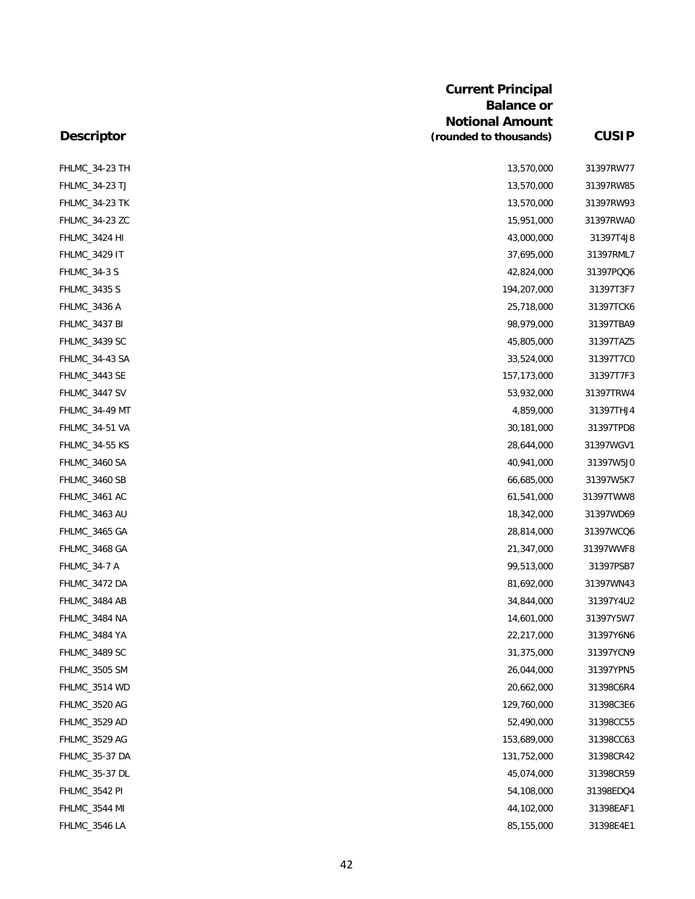| Descriptor | Current Principal Balance or Notional Amount (rounded to thousands) | CUSIP |
| --- | --- | --- |
| FHLMC_34-23 TH | 13,570,000 | 31397RW77 |
| FHLMC_34-23 TJ | 13,570,000 | 31397RW85 |
| FHLMC_34-23 TK | 13,570,000 | 31397RW93 |
| FHLMC_34-23 ZC | 15,951,000 | 31397RWA0 |
| FHLMC_3424 HI | 43,000,000 | 31397T4J8 |
| FHLMC_3429 IT | 37,695,000 | 31397RML7 |
| FHLMC_34-3 S | 42,824,000 | 31397PQQ6 |
| FHLMC_3435 S | 194,207,000 | 31397T3F7 |
| FHLMC_3436 A | 25,718,000 | 31397TCK6 |
| FHLMC_3437 BI | 98,979,000 | 31397TBA9 |
| FHLMC_3439 SC | 45,805,000 | 31397TAZ5 |
| FHLMC_34-43 SA | 33,524,000 | 31397T7C0 |
| FHLMC_3443 SE | 157,173,000 | 31397T7F3 |
| FHLMC_3447 SV | 53,932,000 | 31397TRW4 |
| FHLMC_34-49 MT | 4,859,000 | 31397THJ4 |
| FHLMC_34-51 VA | 30,181,000 | 31397TPD8 |
| FHLMC_34-55 KS | 28,644,000 | 31397WGV1 |
| FHLMC_3460 SA | 40,941,000 | 31397W5J0 |
| FHLMC_3460 SB | 66,685,000 | 31397W5K7 |
| FHLMC_3461 AC | 61,541,000 | 31397TWW8 |
| FHLMC_3463 AU | 18,342,000 | 31397WD69 |
| FHLMC_3465 GA | 28,814,000 | 31397WCQ6 |
| FHLMC_3468 GA | 21,347,000 | 31397WWF8 |
| FHLMC_34-7 A | 99,513,000 | 31397PSB7 |
| FHLMC_3472 DA | 81,692,000 | 31397WN43 |
| FHLMC_3484 AB | 34,844,000 | 31397Y4U2 |
| FHLMC_3484 NA | 14,601,000 | 31397Y5W7 |
| FHLMC_3484 YA | 22,217,000 | 31397Y6N6 |
| FHLMC_3489 SC | 31,375,000 | 31397YCN9 |
| FHLMC_3505 SM | 26,044,000 | 31397YPN5 |
| FHLMC_3514 WD | 20,662,000 | 31398C6R4 |
| FHLMC_3520 AG | 129,760,000 | 31398C3E6 |
| FHLMC_3529 AD | 52,490,000 | 31398CC55 |
| FHLMC_3529 AG | 153,689,000 | 31398CC63 |
| FHLMC_35-37 DA | 131,752,000 | 31398CR42 |
| FHLMC_35-37 DL | 45,074,000 | 31398CR59 |
| FHLMC_3542 PI | 54,108,000 | 31398EDQ4 |
| FHLMC_3544 MI | 44,102,000 | 31398EAF1 |
| FHLMC_3546 LA | 85,155,000 | 31398E4E1 |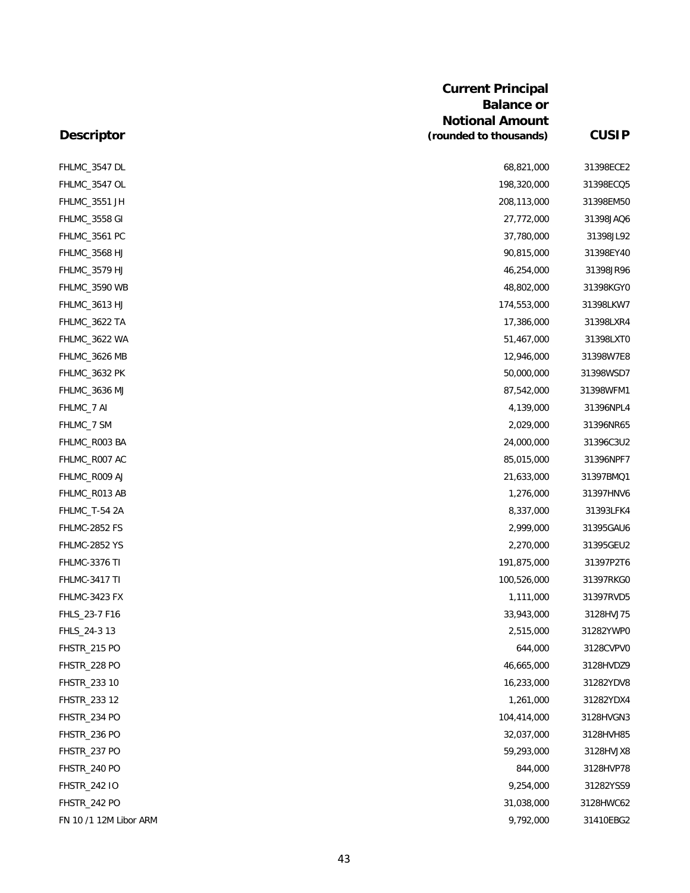| Descriptor | Current Principal Balance or Notional Amount (rounded to thousands) | CUSIP |
|---|---|---|
| FHLMC_3547 DL | 68,821,000 | 31398ECE2 |
| FHLMC_3547 OL | 198,320,000 | 31398ECQ5 |
| FHLMC_3551 JH | 208,113,000 | 31398EM50 |
| FHLMC_3558 GI | 27,772,000 | 31398JAQ6 |
| FHLMC_3561 PC | 37,780,000 | 31398JL92 |
| FHLMC_3568 HJ | 90,815,000 | 31398EY40 |
| FHLMC_3579 HJ | 46,254,000 | 31398JR96 |
| FHLMC_3590 WB | 48,802,000 | 31398KGY0 |
| FHLMC_3613 HJ | 174,553,000 | 31398LKW7 |
| FHLMC_3622 TA | 17,386,000 | 31398LXR4 |
| FHLMC_3622 WA | 51,467,000 | 31398LXT0 |
| FHLMC_3626 MB | 12,946,000 | 31398W7E8 |
| FHLMC_3632 PK | 50,000,000 | 31398WSD7 |
| FHLMC_3636 MJ | 87,542,000 | 31398WFM1 |
| FHLMC_7 AI | 4,139,000 | 31396NPL4 |
| FHLMC_7 SM | 2,029,000 | 31396NR65 |
| FHLMC_R003 BA | 24,000,000 | 31396C3U2 |
| FHLMC_R007 AC | 85,015,000 | 31396NPF7 |
| FHLMC_R009 AJ | 21,633,000 | 31397BMQ1 |
| FHLMC_R013 AB | 1,276,000 | 31397HNV6 |
| FHLMC_T-54 2A | 8,337,000 | 31393LFK4 |
| FHLMC-2852 FS | 2,999,000 | 31395GAU6 |
| FHLMC-2852 YS | 2,270,000 | 31395GEU2 |
| FHLMC-3376 TI | 191,875,000 | 31397P2T6 |
| FHLMC-3417 TI | 100,526,000 | 31397RKG0 |
| FHLMC-3423 FX | 1,111,000 | 31397RVD5 |
| FHLS_23-7 F16 | 33,943,000 | 3128HVJ75 |
| FHLS_24-3 13 | 2,515,000 | 31282YWP0 |
| FHSTR_215 PO | 644,000 | 3128CVPV0 |
| FHSTR_228 PO | 46,665,000 | 3128HVDZ9 |
| FHSTR_233 10 | 16,233,000 | 31282YDV8 |
| FHSTR_233 12 | 1,261,000 | 31282YDX4 |
| FHSTR_234 PO | 104,414,000 | 3128HVGN3 |
| FHSTR_236 PO | 32,037,000 | 3128HVH85 |
| FHSTR_237 PO | 59,293,000 | 3128HVJX8 |
| FHSTR_240 PO | 844,000 | 3128HVP78 |
| FHSTR_242 IO | 9,254,000 | 31282YSS9 |
| FHSTR_242 PO | 31,038,000 | 3128HWC62 |
| FN 10 /1 12M Libor ARM | 9,792,000 | 31410EBG2 |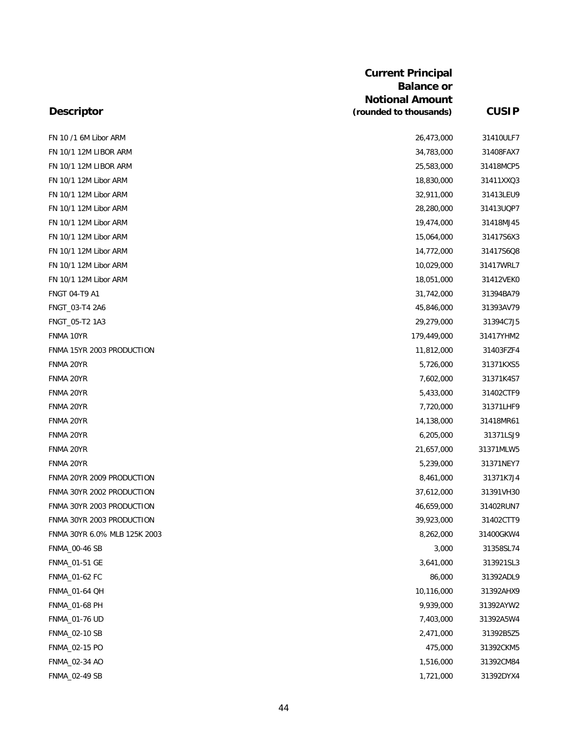| Descriptor | Current Principal Balance or Notional Amount (rounded to thousands) | CUSIP |
|---|---|---|
| FN 10 /1 6M Libor ARM | 26,473,000 | 31410ULF7 |
| FN 10/1 12M LIBOR ARM | 34,783,000 | 31408FAX7 |
| FN 10/1 12M LIBOR ARM | 25,583,000 | 31418MCP5 |
| FN 10/1 12M Libor ARM | 18,830,000 | 31411XXQ3 |
| FN 10/1 12M Libor ARM | 32,911,000 | 31413LEU9 |
| FN 10/1 12M Libor ARM | 28,280,000 | 31413UQP7 |
| FN 10/1 12M Libor ARM | 19,474,000 | 31418MJ45 |
| FN 10/1 12M Libor ARM | 15,064,000 | 31417S6X3 |
| FN 10/1 12M Libor ARM | 14,772,000 | 31417S6Q8 |
| FN 10/1 12M Libor ARM | 10,029,000 | 31417WRL7 |
| FN 10/1 12M Libor ARM | 18,051,000 | 31412VEK0 |
| FNGT 04-T9 A1 | 31,742,000 | 31394BA79 |
| FNGT_03-T4 2A6 | 45,846,000 | 31393AV79 |
| FNGT_05-T2 1A3 | 29,279,000 | 31394C7J5 |
| FNMA 10YR | 179,449,000 | 31417YHM2 |
| FNMA 15YR 2003 PRODUCTION | 11,812,000 | 31403FZF4 |
| FNMA 20YR | 5,726,000 | 31371KXS5 |
| FNMA 20YR | 7,602,000 | 31371K4S7 |
| FNMA 20YR | 5,433,000 | 31402CTF9 |
| FNMA 20YR | 7,720,000 | 31371LHF9 |
| FNMA 20YR | 14,138,000 | 31418MR61 |
| FNMA 20YR | 6,205,000 | 31371LSJ9 |
| FNMA 20YR | 21,657,000 | 31371MLW5 |
| FNMA 20YR | 5,239,000 | 31371NEY7 |
| FNMA 20YR 2009 PRODUCTION | 8,461,000 | 31371K7J4 |
| FNMA 30YR 2002 PRODUCTION | 37,612,000 | 31391VH30 |
| FNMA 30YR 2003 PRODUCTION | 46,659,000 | 31402RUN7 |
| FNMA 30YR 2003 PRODUCTION | 39,923,000 | 31402CTT9 |
| FNMA 30YR 6.0% MLB 125K 2003 | 8,262,000 | 31400GKW4 |
| FNMA_00-46 SB | 3,000 | 31358SL74 |
| FNMA_01-51 GE | 3,641,000 | 313921SL3 |
| FNMA_01-62 FC | 86,000 | 31392ADL9 |
| FNMA_01-64 QH | 10,116,000 | 31392AHX9 |
| FNMA_01-68 PH | 9,939,000 | 31392AYW2 |
| FNMA_01-76 UD | 7,403,000 | 31392A5W4 |
| FNMA_02-10 SB | 2,471,000 | 31392B5Z5 |
| FNMA_02-15 PO | 475,000 | 31392CKM5 |
| FNMA_02-34 AO | 1,516,000 | 31392CM84 |
| FNMA_02-49 SB | 1,721,000 | 31392DYX4 |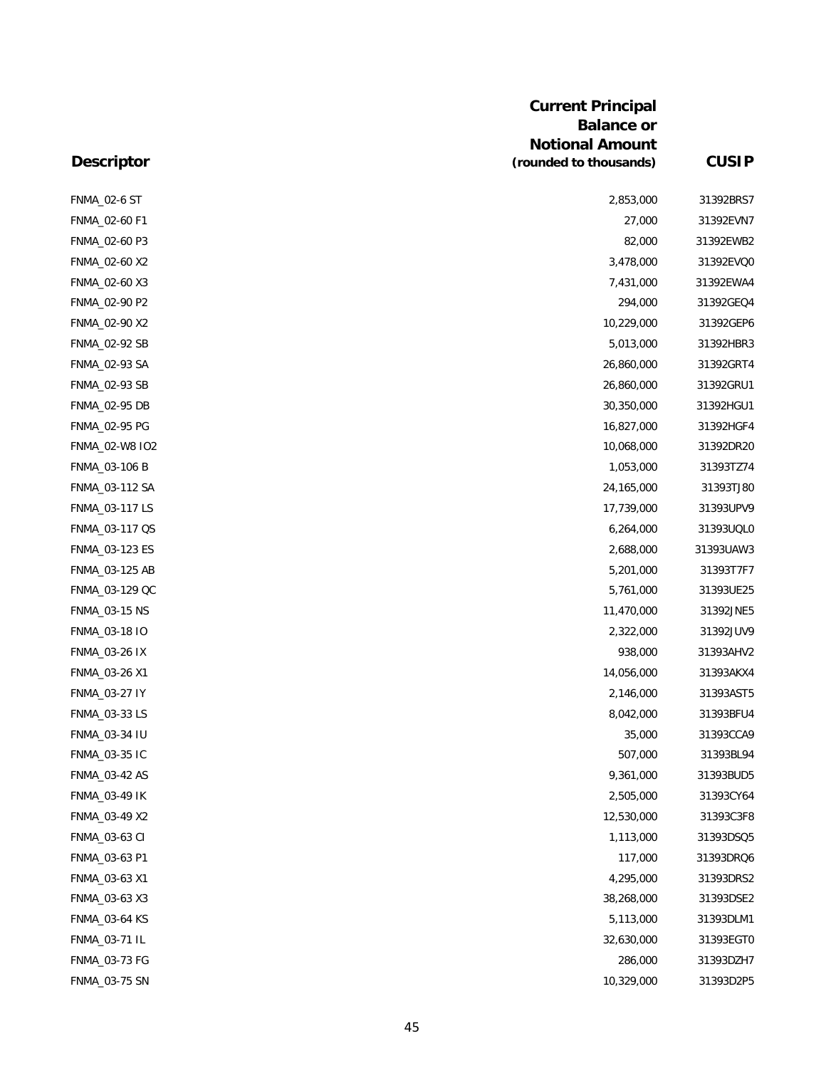| Descriptor | Current Principal Balance or Notional Amount (rounded to thousands) | CUSIP |
|---|---|---|
| FNMA_02-6 ST | 2,853,000 | 31392BRS7 |
| FNMA_02-60 F1 | 27,000 | 31392EVN7 |
| FNMA_02-60 P3 | 82,000 | 31392EWB2 |
| FNMA_02-60 X2 | 3,478,000 | 31392EVQ0 |
| FNMA_02-60 X3 | 7,431,000 | 31392EWA4 |
| FNMA_02-90 P2 | 294,000 | 31392GEQ4 |
| FNMA_02-90 X2 | 10,229,000 | 31392GEP6 |
| FNMA_02-92 SB | 5,013,000 | 31392HBR3 |
| FNMA_02-93 SA | 26,860,000 | 31392GRT4 |
| FNMA_02-93 SB | 26,860,000 | 31392GRU1 |
| FNMA_02-95 DB | 30,350,000 | 31392HGU1 |
| FNMA_02-95 PG | 16,827,000 | 31392HGF4 |
| FNMA_02-W8 IO2 | 10,068,000 | 31392DR20 |
| FNMA_03-106 B | 1,053,000 | 31393TZ74 |
| FNMA_03-112 SA | 24,165,000 | 31393TJ80 |
| FNMA_03-117 LS | 17,739,000 | 31393UPV9 |
| FNMA_03-117 QS | 6,264,000 | 31393UQL0 |
| FNMA_03-123 ES | 2,688,000 | 31393UAW3 |
| FNMA_03-125 AB | 5,201,000 | 31393T7F7 |
| FNMA_03-129 QC | 5,761,000 | 31393UE25 |
| FNMA_03-15 NS | 11,470,000 | 31392JNE5 |
| FNMA_03-18 IO | 2,322,000 | 31392JUV9 |
| FNMA_03-26 IX | 938,000 | 31393AHV2 |
| FNMA_03-26 X1 | 14,056,000 | 31393AKX4 |
| FNMA_03-27 IY | 2,146,000 | 31393AST5 |
| FNMA_03-33 LS | 8,042,000 | 31393BFU4 |
| FNMA_03-34 IU | 35,000 | 31393CCA9 |
| FNMA_03-35 IC | 507,000 | 31393BL94 |
| FNMA_03-42 AS | 9,361,000 | 31393BUD5 |
| FNMA_03-49 IK | 2,505,000 | 31393CY64 |
| FNMA_03-49 X2 | 12,530,000 | 31393C3F8 |
| FNMA_03-63 CI | 1,113,000 | 31393DSQ5 |
| FNMA_03-63 P1 | 117,000 | 31393DRQ6 |
| FNMA_03-63 X1 | 4,295,000 | 31393DRS2 |
| FNMA_03-63 X3 | 38,268,000 | 31393DSE2 |
| FNMA_03-64 KS | 5,113,000 | 31393DLM1 |
| FNMA_03-71 IL | 32,630,000 | 31393EGT0 |
| FNMA_03-73 FG | 286,000 | 31393DZH7 |
| FNMA_03-75 SN | 10,329,000 | 31393D2P5 |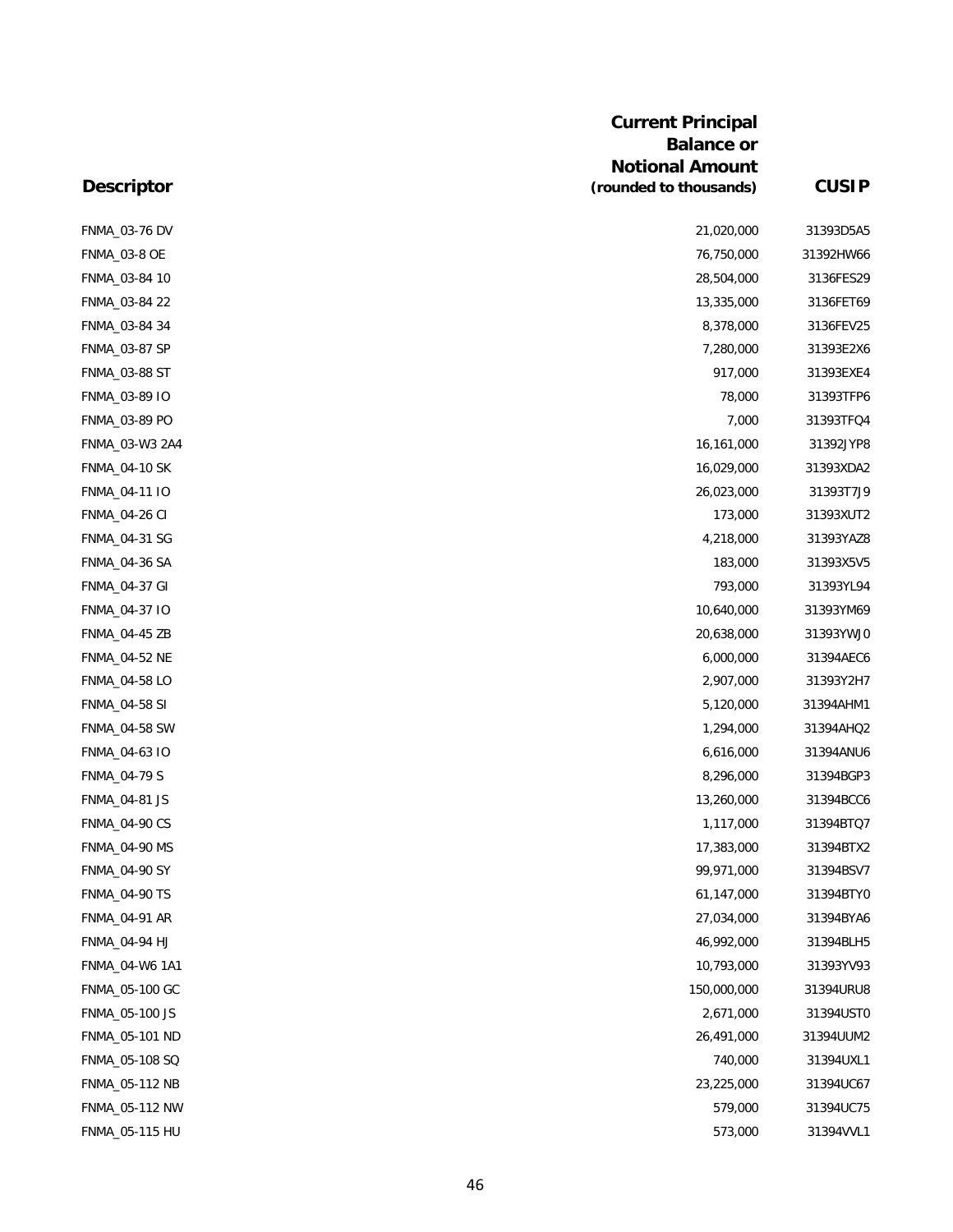| Descriptor | Current Principal Balance or Notional Amount (rounded to thousands) | CUSIP |
|---|---|---|
| FNMA_03-76 DV | 21,020,000 | 31393D5A5 |
| FNMA_03-8 OE | 76,750,000 | 31392HW66 |
| FNMA_03-84 10 | 28,504,000 | 3136FES29 |
| FNMA_03-84 22 | 13,335,000 | 3136FET69 |
| FNMA_03-84 34 | 8,378,000 | 3136FEV25 |
| FNMA_03-87 SP | 7,280,000 | 31393E2X6 |
| FNMA_03-88 ST | 917,000 | 31393EXE4 |
| FNMA_03-89 IO | 78,000 | 31393TFP6 |
| FNMA_03-89 PO | 7,000 | 31393TFQ4 |
| FNMA_03-W3 2A4 | 16,161,000 | 31392JYP8 |
| FNMA_04-10 SK | 16,029,000 | 31393XDA2 |
| FNMA_04-11 IO | 26,023,000 | 31393T7J9 |
| FNMA_04-26 CI | 173,000 | 31393XUT2 |
| FNMA_04-31 SG | 4,218,000 | 31393YAZ8 |
| FNMA_04-36 SA | 183,000 | 31393X5V5 |
| FNMA_04-37 GI | 793,000 | 31393YL94 |
| FNMA_04-37 IO | 10,640,000 | 31393YM69 |
| FNMA_04-45 ZB | 20,638,000 | 31393YWJ0 |
| FNMA_04-52 NE | 6,000,000 | 31394AEC6 |
| FNMA_04-58 LO | 2,907,000 | 31393Y2H7 |
| FNMA_04-58 SI | 5,120,000 | 31394AHM1 |
| FNMA_04-58 SW | 1,294,000 | 31394AHQ2 |
| FNMA_04-63 IO | 6,616,000 | 31394ANU6 |
| FNMA_04-79 S | 8,296,000 | 31394BGP3 |
| FNMA_04-81 JS | 13,260,000 | 31394BCC6 |
| FNMA_04-90 CS | 1,117,000 | 31394BTQ7 |
| FNMA_04-90 MS | 17,383,000 | 31394BTX2 |
| FNMA_04-90 SY | 99,971,000 | 31394BSV7 |
| FNMA_04-90 TS | 61,147,000 | 31394BTY0 |
| FNMA_04-91 AR | 27,034,000 | 31394BYA6 |
| FNMA_04-94 HJ | 46,992,000 | 31394BLH5 |
| FNMA_04-W6 1A1 | 10,793,000 | 31393YV93 |
| FNMA_05-100 GC | 150,000,000 | 31394URU8 |
| FNMA_05-100 JS | 2,671,000 | 31394UST0 |
| FNMA_05-101 ND | 26,491,000 | 31394UUM2 |
| FNMA_05-108 SQ | 740,000 | 31394UXL1 |
| FNMA_05-112 NB | 23,225,000 | 31394UC67 |
| FNMA_05-112 NW | 579,000 | 31394UC75 |
| FNMA_05-115 HU | 573,000 | 31394VVL1 |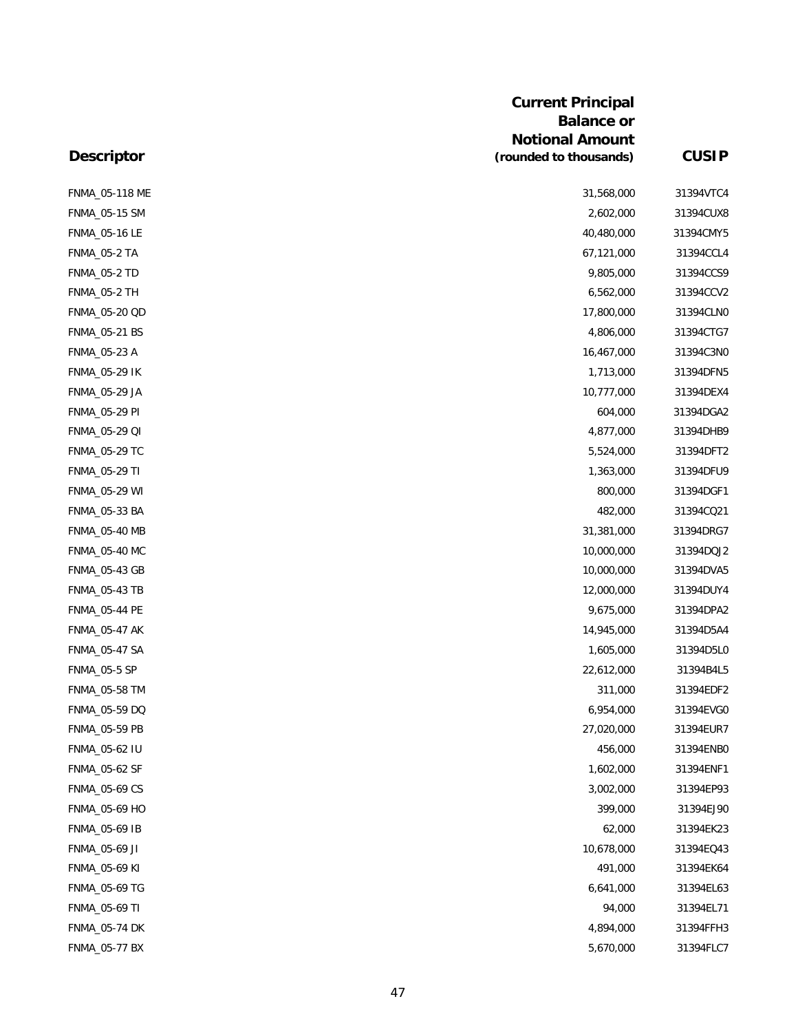| Descriptor | Current Principal Balance or Notional Amount (rounded to thousands) | CUSIP |
|---|---|---|
| FNMA_05-118 ME | 31,568,000 | 31394VTC4 |
| FNMA_05-15 SM | 2,602,000 | 31394CUX8 |
| FNMA_05-16 LE | 40,480,000 | 31394CMY5 |
| FNMA_05-2 TA | 67,121,000 | 31394CCL4 |
| FNMA_05-2 TD | 9,805,000 | 31394CCS9 |
| FNMA_05-2 TH | 6,562,000 | 31394CCV2 |
| FNMA_05-20 QD | 17,800,000 | 31394CLN0 |
| FNMA_05-21 BS | 4,806,000 | 31394CTG7 |
| FNMA_05-23 A | 16,467,000 | 31394C3N0 |
| FNMA_05-29 IK | 1,713,000 | 31394DFN5 |
| FNMA_05-29 JA | 10,777,000 | 31394DEX4 |
| FNMA_05-29 PI | 604,000 | 31394DGA2 |
| FNMA_05-29 QI | 4,877,000 | 31394DHB9 |
| FNMA_05-29 TC | 5,524,000 | 31394DFT2 |
| FNMA_05-29 TI | 1,363,000 | 31394DFU9 |
| FNMA_05-29 WI | 800,000 | 31394DGF1 |
| FNMA_05-33 BA | 482,000 | 31394CQ21 |
| FNMA_05-40 MB | 31,381,000 | 31394DRG7 |
| FNMA_05-40 MC | 10,000,000 | 31394DQJ2 |
| FNMA_05-43 GB | 10,000,000 | 31394DVA5 |
| FNMA_05-43 TB | 12,000,000 | 31394DUY4 |
| FNMA_05-44 PE | 9,675,000 | 31394DPA2 |
| FNMA_05-47 AK | 14,945,000 | 31394D5A4 |
| FNMA_05-47 SA | 1,605,000 | 31394D5L0 |
| FNMA_05-5 SP | 22,612,000 | 31394B4L5 |
| FNMA_05-58 TM | 311,000 | 31394EDF2 |
| FNMA_05-59 DQ | 6,954,000 | 31394EVG0 |
| FNMA_05-59 PB | 27,020,000 | 31394EUR7 |
| FNMA_05-62 IU | 456,000 | 31394ENB0 |
| FNMA_05-62 SF | 1,602,000 | 31394ENF1 |
| FNMA_05-69 CS | 3,002,000 | 31394EP93 |
| FNMA_05-69 HO | 399,000 | 31394EJ90 |
| FNMA_05-69 IB | 62,000 | 31394EK23 |
| FNMA_05-69 JI | 10,678,000 | 31394EQ43 |
| FNMA_05-69 KI | 491,000 | 31394EK64 |
| FNMA_05-69 TG | 6,641,000 | 31394EL63 |
| FNMA_05-69 TI | 94,000 | 31394EL71 |
| FNMA_05-74 DK | 4,894,000 | 31394FFH3 |
| FNMA_05-77 BX | 5,670,000 | 31394FLC7 |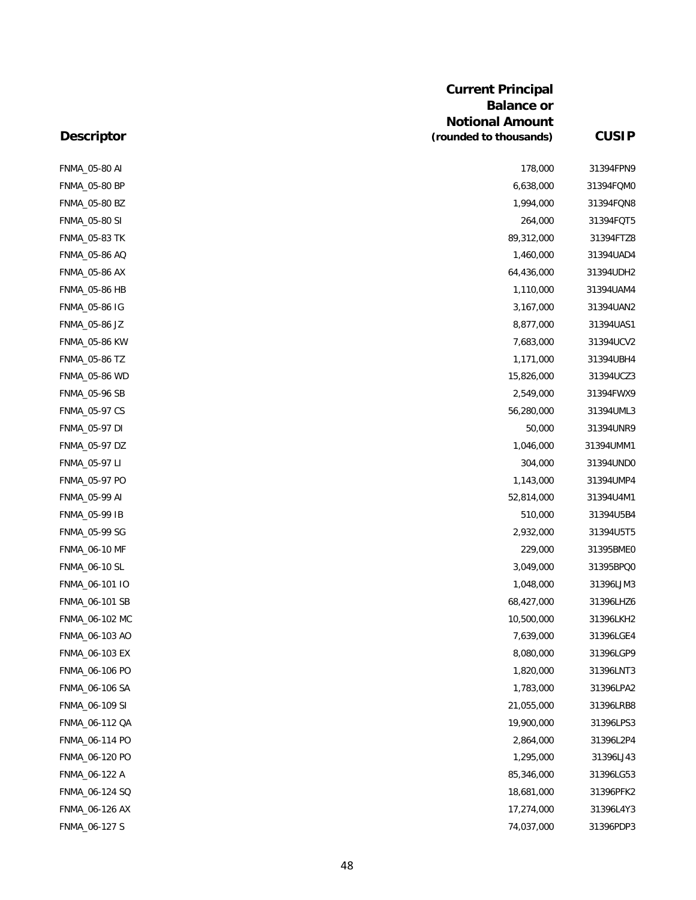| Descriptor | Current Principal Balance or Notional Amount (rounded to thousands) | CUSIP |
|---|---|---|
| FNMA_05-80 AI | 178,000 | 31394FPN9 |
| FNMA_05-80 BP | 6,638,000 | 31394FQM0 |
| FNMA_05-80 BZ | 1,994,000 | 31394FQN8 |
| FNMA_05-80 SI | 264,000 | 31394FQT5 |
| FNMA_05-83 TK | 89,312,000 | 31394FTZ8 |
| FNMA_05-86 AQ | 1,460,000 | 31394UAD4 |
| FNMA_05-86 AX | 64,436,000 | 31394UDH2 |
| FNMA_05-86 HB | 1,110,000 | 31394UAM4 |
| FNMA_05-86 IG | 3,167,000 | 31394UAN2 |
| FNMA_05-86 JZ | 8,877,000 | 31394UAS1 |
| FNMA_05-86 KW | 7,683,000 | 31394UCV2 |
| FNMA_05-86 TZ | 1,171,000 | 31394UBH4 |
| FNMA_05-86 WD | 15,826,000 | 31394UCZ3 |
| FNMA_05-96 SB | 2,549,000 | 31394FWX9 |
| FNMA_05-97 CS | 56,280,000 | 31394UML3 |
| FNMA_05-97 DI | 50,000 | 31394UNR9 |
| FNMA_05-97 DZ | 1,046,000 | 31394UMM1 |
| FNMA_05-97 LI | 304,000 | 31394UND0 |
| FNMA_05-97 PO | 1,143,000 | 31394UMP4 |
| FNMA_05-99 AI | 52,814,000 | 31394U4M1 |
| FNMA_05-99 IB | 510,000 | 31394U5B4 |
| FNMA_05-99 SG | 2,932,000 | 31394U5T5 |
| FNMA_06-10 MF | 229,000 | 31395BME0 |
| FNMA_06-10 SL | 3,049,000 | 31395BPQ0 |
| FNMA_06-101 IO | 1,048,000 | 31396LJM3 |
| FNMA_06-101 SB | 68,427,000 | 31396LHZ6 |
| FNMA_06-102 MC | 10,500,000 | 31396LKH2 |
| FNMA_06-103 AO | 7,639,000 | 31396LGE4 |
| FNMA_06-103 EX | 8,080,000 | 31396LGP9 |
| FNMA_06-106 PO | 1,820,000 | 31396LNT3 |
| FNMA_06-106 SA | 1,783,000 | 31396LPA2 |
| FNMA_06-109 SI | 21,055,000 | 31396LRB8 |
| FNMA_06-112 QA | 19,900,000 | 31396LPS3 |
| FNMA_06-114 PO | 2,864,000 | 31396L2P4 |
| FNMA_06-120 PO | 1,295,000 | 31396LJ43 |
| FNMA_06-122 A | 85,346,000 | 31396LG53 |
| FNMA_06-124 SQ | 18,681,000 | 31396PFK2 |
| FNMA_06-126 AX | 17,274,000 | 31396L4Y3 |
| FNMA_06-127 S | 74,037,000 | 31396PDP3 |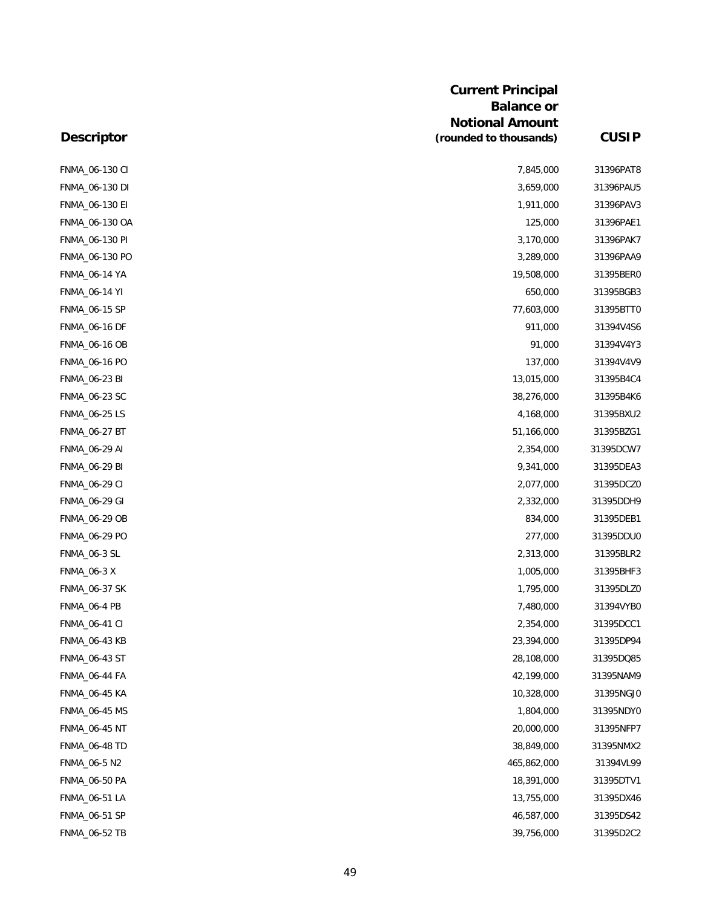| Descriptor | Current Principal Balance or Notional Amount (rounded to thousands) | CUSIP |
|---|---|---|
| FNMA_06-130 CI | 7,845,000 | 31396PAT8 |
| FNMA_06-130 DI | 3,659,000 | 31396PAU5 |
| FNMA_06-130 EI | 1,911,000 | 31396PAV3 |
| FNMA_06-130 OA | 125,000 | 31396PAE1 |
| FNMA_06-130 PI | 3,170,000 | 31396PAK7 |
| FNMA_06-130 PO | 3,289,000 | 31396PAA9 |
| FNMA_06-14 YA | 19,508,000 | 31395BER0 |
| FNMA_06-14 YI | 650,000 | 31395BGB3 |
| FNMA_06-15 SP | 77,603,000 | 31395BTT0 |
| FNMA_06-16 DF | 911,000 | 31394V4S6 |
| FNMA_06-16 OB | 91,000 | 31394V4Y3 |
| FNMA_06-16 PO | 137,000 | 31394V4V9 |
| FNMA_06-23 BI | 13,015,000 | 31395B4C4 |
| FNMA_06-23 SC | 38,276,000 | 31395B4K6 |
| FNMA_06-25 LS | 4,168,000 | 31395BXU2 |
| FNMA_06-27 BT | 51,166,000 | 31395BZG1 |
| FNMA_06-29 AI | 2,354,000 | 31395DCW7 |
| FNMA_06-29 BI | 9,341,000 | 31395DEA3 |
| FNMA_06-29 CI | 2,077,000 | 31395DCZ0 |
| FNMA_06-29 GI | 2,332,000 | 31395DDH9 |
| FNMA_06-29 OB | 834,000 | 31395DEB1 |
| FNMA_06-29 PO | 277,000 | 31395DDU0 |
| FNMA_06-3 SL | 2,313,000 | 31395BLR2 |
| FNMA_06-3 X | 1,005,000 | 31395BHF3 |
| FNMA_06-37 SK | 1,795,000 | 31395DLZ0 |
| FNMA_06-4 PB | 7,480,000 | 31394VYB0 |
| FNMA_06-41 CI | 2,354,000 | 31395DCC1 |
| FNMA_06-43 KB | 23,394,000 | 31395DP94 |
| FNMA_06-43 ST | 28,108,000 | 31395DQ85 |
| FNMA_06-44 FA | 42,199,000 | 31395NAM9 |
| FNMA_06-45 KA | 10,328,000 | 31395NGJ0 |
| FNMA_06-45 MS | 1,804,000 | 31395NDY0 |
| FNMA_06-45 NT | 20,000,000 | 31395NFP7 |
| FNMA_06-48 TD | 38,849,000 | 31395NMX2 |
| FNMA_06-5 N2 | 465,862,000 | 31394VL99 |
| FNMA_06-50 PA | 18,391,000 | 31395DTV1 |
| FNMA_06-51 LA | 13,755,000 | 31395DX46 |
| FNMA_06-51 SP | 46,587,000 | 31395DS42 |
| FNMA_06-52 TB | 39,756,000 | 31395D2C2 |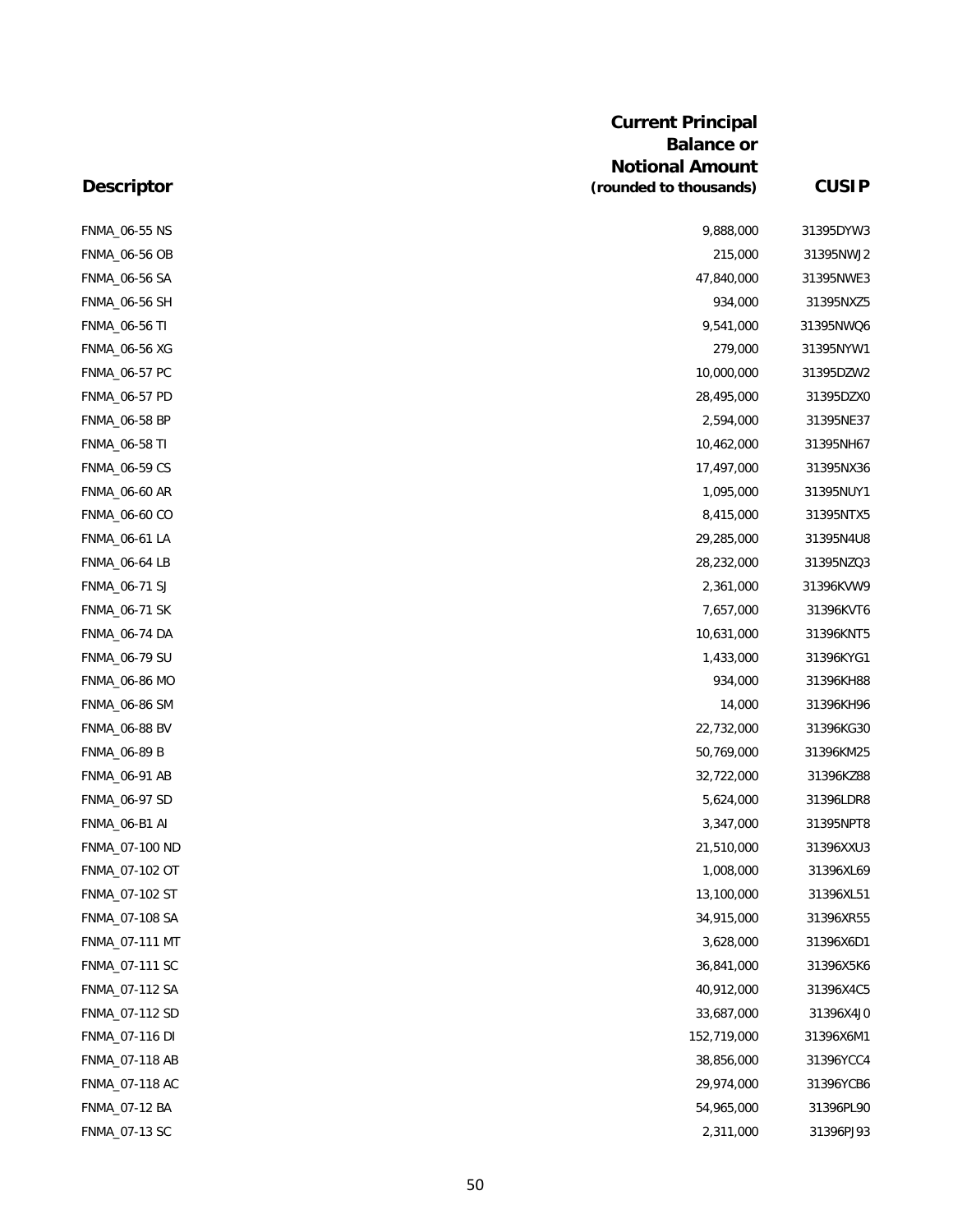| Descriptor | Current Principal Balance or Notional Amount (rounded to thousands) | CUSIP |
|---|---|---|
| FNMA_06-55 NS | 9,888,000 | 31395DYW3 |
| FNMA_06-56 OB | 215,000 | 31395NWJ2 |
| FNMA_06-56 SA | 47,840,000 | 31395NWE3 |
| FNMA_06-56 SH | 934,000 | 31395NXZ5 |
| FNMA_06-56 TI | 9,541,000 | 31395NWQ6 |
| FNMA_06-56 XG | 279,000 | 31395NYW1 |
| FNMA_06-57 PC | 10,000,000 | 31395DZW2 |
| FNMA_06-57 PD | 28,495,000 | 31395DZX0 |
| FNMA_06-58 BP | 2,594,000 | 31395NE37 |
| FNMA_06-58 TI | 10,462,000 | 31395NH67 |
| FNMA_06-59 CS | 17,497,000 | 31395NX36 |
| FNMA_06-60 AR | 1,095,000 | 31395NUY1 |
| FNMA_06-60 CO | 8,415,000 | 31395NTX5 |
| FNMA_06-61 LA | 29,285,000 | 31395N4U8 |
| FNMA_06-64 LB | 28,232,000 | 31395NZQ3 |
| FNMA_06-71 SJ | 2,361,000 | 31396KVW9 |
| FNMA_06-71 SK | 7,657,000 | 31396KVT6 |
| FNMA_06-74 DA | 10,631,000 | 31396KNT5 |
| FNMA_06-79 SU | 1,433,000 | 31396KYG1 |
| FNMA_06-86 MO | 934,000 | 31396KH88 |
| FNMA_06-86 SM | 14,000 | 31396KH96 |
| FNMA_06-88 BV | 22,732,000 | 31396KG30 |
| FNMA_06-89 B | 50,769,000 | 31396KM25 |
| FNMA_06-91 AB | 32,722,000 | 31396KZ88 |
| FNMA_06-97 SD | 5,624,000 | 31396LDR8 |
| FNMA_06-B1 AI | 3,347,000 | 31395NPT8 |
| FNMA_07-100 ND | 21,510,000 | 31396XXU3 |
| FNMA_07-102 OT | 1,008,000 | 31396XL69 |
| FNMA_07-102 ST | 13,100,000 | 31396XL51 |
| FNMA_07-108 SA | 34,915,000 | 31396XR55 |
| FNMA_07-111 MT | 3,628,000 | 31396X6D1 |
| FNMA_07-111 SC | 36,841,000 | 31396X5K6 |
| FNMA_07-112 SA | 40,912,000 | 31396X4C5 |
| FNMA_07-112 SD | 33,687,000 | 31396X4J0 |
| FNMA_07-116 DI | 152,719,000 | 31396X6M1 |
| FNMA_07-118 AB | 38,856,000 | 31396YCC4 |
| FNMA_07-118 AC | 29,974,000 | 31396YCB6 |
| FNMA_07-12 BA | 54,965,000 | 31396PL90 |
| FNMA_07-13 SC | 2,311,000 | 31396PJ93 |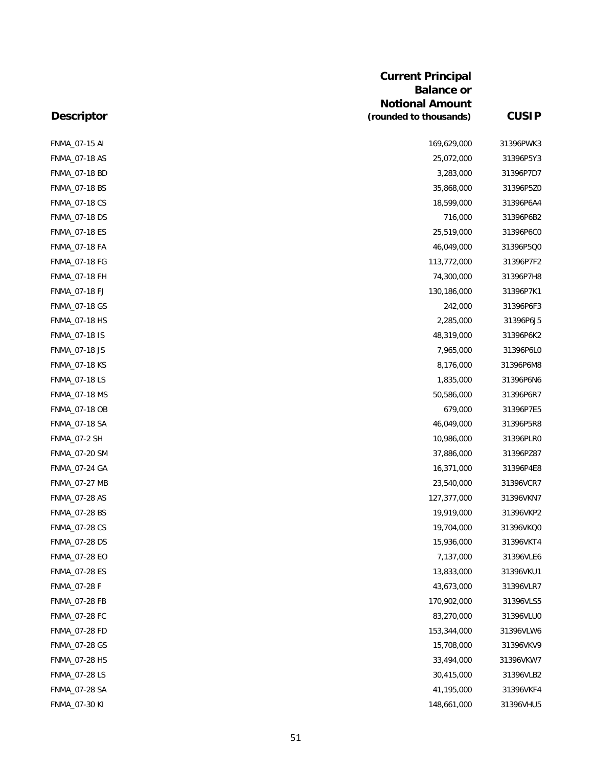| Descriptor | Current Principal Balance or Notional Amount (rounded to thousands) | CUSIP |
|---|---|---|
| FNMA_07-15 AI | 169,629,000 | 31396PWK3 |
| FNMA_07-18 AS | 25,072,000 | 31396P5Y3 |
| FNMA_07-18 BD | 3,283,000 | 31396P7D7 |
| FNMA_07-18 BS | 35,868,000 | 31396P5Z0 |
| FNMA_07-18 CS | 18,599,000 | 31396P6A4 |
| FNMA_07-18 DS | 716,000 | 31396P6B2 |
| FNMA_07-18 ES | 25,519,000 | 31396P6C0 |
| FNMA_07-18 FA | 46,049,000 | 31396P5Q0 |
| FNMA_07-18 FG | 113,772,000 | 31396P7F2 |
| FNMA_07-18 FH | 74,300,000 | 31396P7H8 |
| FNMA_07-18 FJ | 130,186,000 | 31396P7K1 |
| FNMA_07-18 GS | 242,000 | 31396P6F3 |
| FNMA_07-18 HS | 2,285,000 | 31396P6J5 |
| FNMA_07-18 IS | 48,319,000 | 31396P6K2 |
| FNMA_07-18 JS | 7,965,000 | 31396P6L0 |
| FNMA_07-18 KS | 8,176,000 | 31396P6M8 |
| FNMA_07-18 LS | 1,835,000 | 31396P6N6 |
| FNMA_07-18 MS | 50,586,000 | 31396P6R7 |
| FNMA_07-18 OB | 679,000 | 31396P7E5 |
| FNMA_07-18 SA | 46,049,000 | 31396P5R8 |
| FNMA_07-2 SH | 10,986,000 | 31396PLR0 |
| FNMA_07-20 SM | 37,886,000 | 31396PZ87 |
| FNMA_07-24 GA | 16,371,000 | 31396P4E8 |
| FNMA_07-27 MB | 23,540,000 | 31396VCR7 |
| FNMA_07-28 AS | 127,377,000 | 31396VKN7 |
| FNMA_07-28 BS | 19,919,000 | 31396VKP2 |
| FNMA_07-28 CS | 19,704,000 | 31396VKQ0 |
| FNMA_07-28 DS | 15,936,000 | 31396VKT4 |
| FNMA_07-28 EO | 7,137,000 | 31396VLE6 |
| FNMA_07-28 ES | 13,833,000 | 31396VKU1 |
| FNMA_07-28 F | 43,673,000 | 31396VLR7 |
| FNMA_07-28 FB | 170,902,000 | 31396VLS5 |
| FNMA_07-28 FC | 83,270,000 | 31396VLU0 |
| FNMA_07-28 FD | 153,344,000 | 31396VLW6 |
| FNMA_07-28 GS | 15,708,000 | 31396VKV9 |
| FNMA_07-28 HS | 33,494,000 | 31396VKW7 |
| FNMA_07-28 LS | 30,415,000 | 31396VLB2 |
| FNMA_07-28 SA | 41,195,000 | 31396VKF4 |
| FNMA_07-30 KI | 148,661,000 | 31396VHU5 |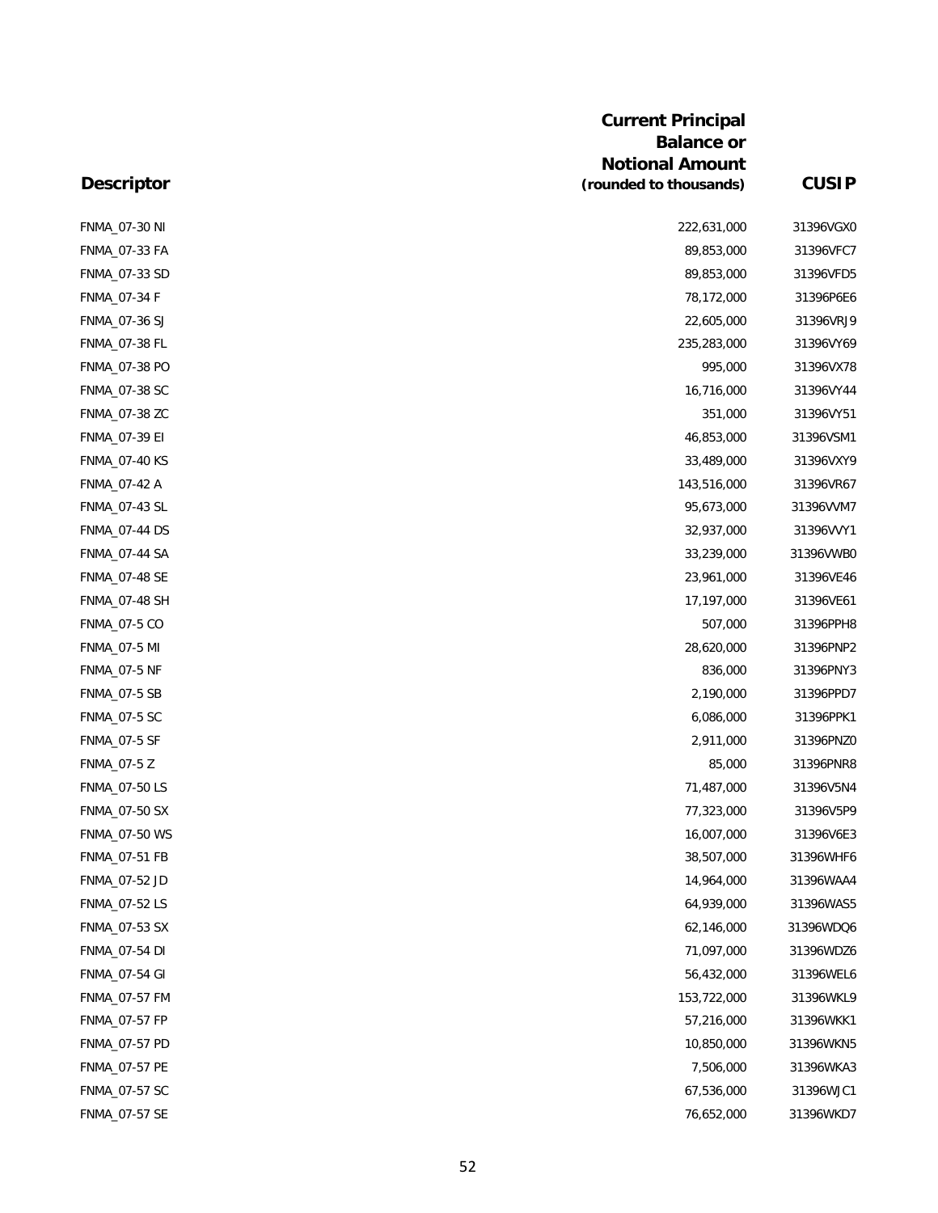| Descriptor | Current Principal Balance or Notional Amount (rounded to thousands) | CUSIP |
|---|---|---|
| FNMA_07-30 NI | 222,631,000 | 31396VGX0 |
| FNMA_07-33 FA | 89,853,000 | 31396VFC7 |
| FNMA_07-33 SD | 89,853,000 | 31396VFD5 |
| FNMA_07-34 F | 78,172,000 | 31396P6E6 |
| FNMA_07-36 SJ | 22,605,000 | 31396VRJ9 |
| FNMA_07-38 FL | 235,283,000 | 31396VY69 |
| FNMA_07-38 PO | 995,000 | 31396VX78 |
| FNMA_07-38 SC | 16,716,000 | 31396VY44 |
| FNMA_07-38 ZC | 351,000 | 31396VY51 |
| FNMA_07-39 EI | 46,853,000 | 31396VSM1 |
| FNMA_07-40 KS | 33,489,000 | 31396VXY9 |
| FNMA_07-42 A | 143,516,000 | 31396VR67 |
| FNMA_07-43 SL | 95,673,000 | 31396VVM7 |
| FNMA_07-44 DS | 32,937,000 | 31396VVY1 |
| FNMA_07-44 SA | 33,239,000 | 31396VWB0 |
| FNMA_07-48 SE | 23,961,000 | 31396VE46 |
| FNMA_07-48 SH | 17,197,000 | 31396VE61 |
| FNMA_07-5 CO | 507,000 | 31396PPH8 |
| FNMA_07-5 MI | 28,620,000 | 31396PNP2 |
| FNMA_07-5 NF | 836,000 | 31396PNY3 |
| FNMA_07-5 SB | 2,190,000 | 31396PPD7 |
| FNMA_07-5 SC | 6,086,000 | 31396PPK1 |
| FNMA_07-5 SF | 2,911,000 | 31396PNZ0 |
| FNMA_07-5 Z | 85,000 | 31396PNR8 |
| FNMA_07-50 LS | 71,487,000 | 31396V5N4 |
| FNMA_07-50 SX | 77,323,000 | 31396V5P9 |
| FNMA_07-50 WS | 16,007,000 | 31396V6E3 |
| FNMA_07-51 FB | 38,507,000 | 31396WHF6 |
| FNMA_07-52 JD | 14,964,000 | 31396WAA4 |
| FNMA_07-52 LS | 64,939,000 | 31396WAS5 |
| FNMA_07-53 SX | 62,146,000 | 31396WDQ6 |
| FNMA_07-54 DI | 71,097,000 | 31396WDZ6 |
| FNMA_07-54 GI | 56,432,000 | 31396WEL6 |
| FNMA_07-57 FM | 153,722,000 | 31396WKL9 |
| FNMA_07-57 FP | 57,216,000 | 31396WKK1 |
| FNMA_07-57 PD | 10,850,000 | 31396WKN5 |
| FNMA_07-57 PE | 7,506,000 | 31396WKA3 |
| FNMA_07-57 SC | 67,536,000 | 31396WJC1 |
| FNMA_07-57 SE | 76,652,000 | 31396WKD7 |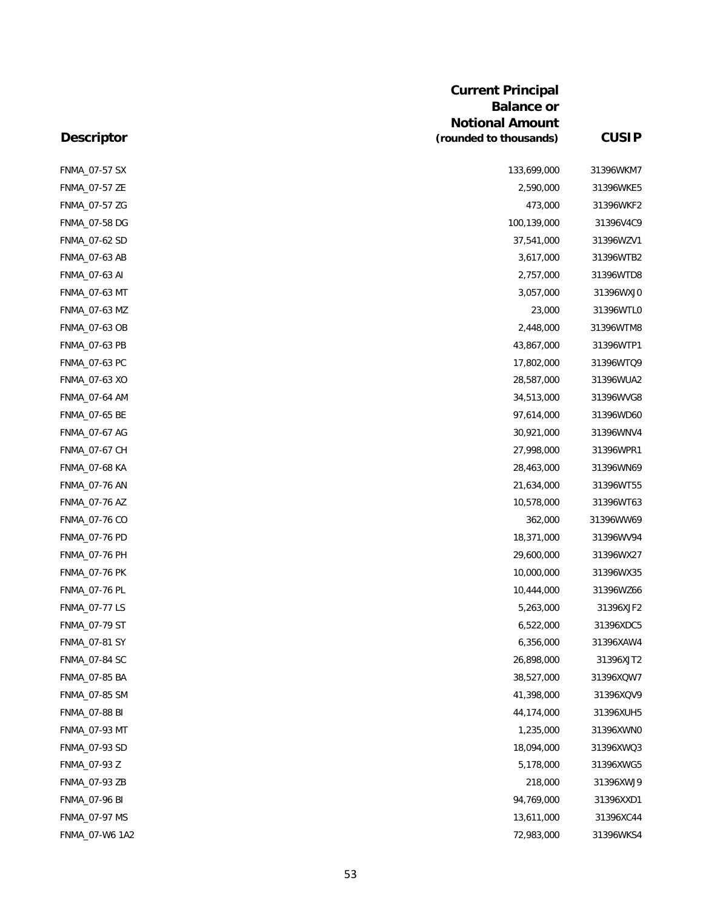| Descriptor | Current Principal Balance or Notional Amount (rounded to thousands) | CUSIP |
|---|---|---|
| FNMA_07-57 SX | 133,699,000 | 31396WKM7 |
| FNMA_07-57 ZE | 2,590,000 | 31396WKE5 |
| FNMA_07-57 ZG | 473,000 | 31396WKF2 |
| FNMA_07-58 DG | 100,139,000 | 31396V4C9 |
| FNMA_07-62 SD | 37,541,000 | 31396WZV1 |
| FNMA_07-63 AB | 3,617,000 | 31396WTB2 |
| FNMA_07-63 AI | 2,757,000 | 31396WTD8 |
| FNMA_07-63 MT | 3,057,000 | 31396WXJ0 |
| FNMA_07-63 MZ | 23,000 | 31396WTL0 |
| FNMA_07-63 OB | 2,448,000 | 31396WTM8 |
| FNMA_07-63 PB | 43,867,000 | 31396WTP1 |
| FNMA_07-63 PC | 17,802,000 | 31396WTQ9 |
| FNMA_07-63 XO | 28,587,000 | 31396WUA2 |
| FNMA_07-64 AM | 34,513,000 | 31396WVG8 |
| FNMA_07-65 BE | 97,614,000 | 31396WD60 |
| FNMA_07-67 AG | 30,921,000 | 31396WNV4 |
| FNMA_07-67 CH | 27,998,000 | 31396WPR1 |
| FNMA_07-68 KA | 28,463,000 | 31396WN69 |
| FNMA_07-76 AN | 21,634,000 | 31396WT55 |
| FNMA_07-76 AZ | 10,578,000 | 31396WT63 |
| FNMA_07-76 CO | 362,000 | 31396WW69 |
| FNMA_07-76 PD | 18,371,000 | 31396WV94 |
| FNMA_07-76 PH | 29,600,000 | 31396WX27 |
| FNMA_07-76 PK | 10,000,000 | 31396WX35 |
| FNMA_07-76 PL | 10,444,000 | 31396WZ66 |
| FNMA_07-77 LS | 5,263,000 | 31396XJF2 |
| FNMA_07-79 ST | 6,522,000 | 31396XDC5 |
| FNMA_07-81 SY | 6,356,000 | 31396XAW4 |
| FNMA_07-84 SC | 26,898,000 | 31396XJT2 |
| FNMA_07-85 BA | 38,527,000 | 31396XQW7 |
| FNMA_07-85 SM | 41,398,000 | 31396XQV9 |
| FNMA_07-88 BI | 44,174,000 | 31396XUH5 |
| FNMA_07-93 MT | 1,235,000 | 31396XWN0 |
| FNMA_07-93 SD | 18,094,000 | 31396XWQ3 |
| FNMA_07-93 Z | 5,178,000 | 31396XWG5 |
| FNMA_07-93 ZB | 218,000 | 31396XWJ9 |
| FNMA_07-96 BI | 94,769,000 | 31396XXD1 |
| FNMA_07-97 MS | 13,611,000 | 31396XC44 |
| FNMA_07-W6 1A2 | 72,983,000 | 31396WKS4 |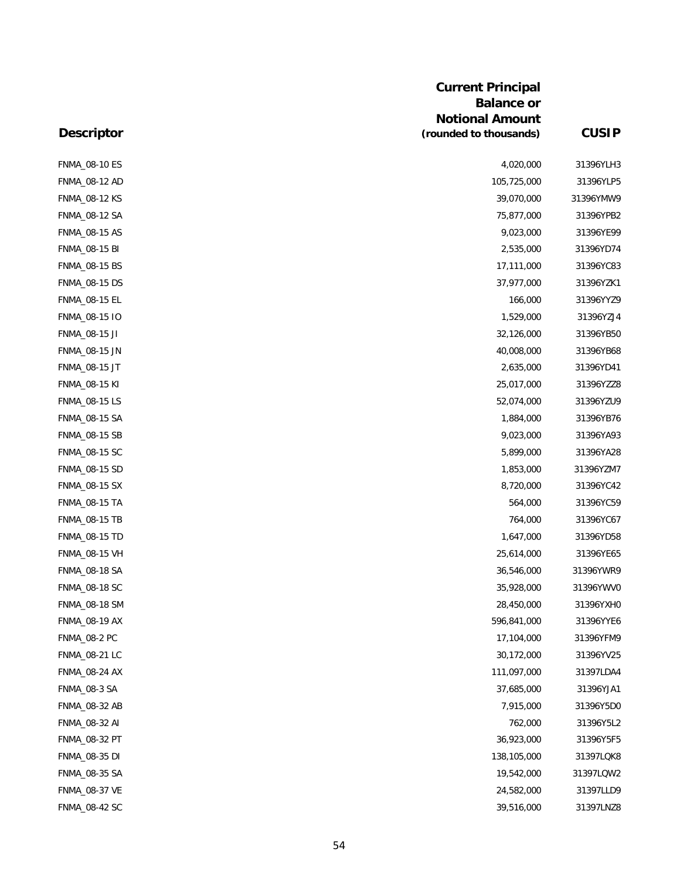| Descriptor | Current Principal Balance or Notional Amount (rounded to thousands) | CUSIP |
|---|---|---|
| FNMA_08-10 ES | 4,020,000 | 31396YLH3 |
| FNMA_08-12 AD | 105,725,000 | 31396YLP5 |
| FNMA_08-12 KS | 39,070,000 | 31396YMW9 |
| FNMA_08-12 SA | 75,877,000 | 31396YPB2 |
| FNMA_08-15 AS | 9,023,000 | 31396YE99 |
| FNMA_08-15 BI | 2,535,000 | 31396YD74 |
| FNMA_08-15 BS | 17,111,000 | 31396YC83 |
| FNMA_08-15 DS | 37,977,000 | 31396YZK1 |
| FNMA_08-15 EL | 166,000 | 31396YYZ9 |
| FNMA_08-15 IO | 1,529,000 | 31396YZJ4 |
| FNMA_08-15 JI | 32,126,000 | 31396YB50 |
| FNMA_08-15 JN | 40,008,000 | 31396YB68 |
| FNMA_08-15 JT | 2,635,000 | 31396YD41 |
| FNMA_08-15 KI | 25,017,000 | 31396YZZ8 |
| FNMA_08-15 LS | 52,074,000 | 31396YZU9 |
| FNMA_08-15 SA | 1,884,000 | 31396YB76 |
| FNMA_08-15 SB | 9,023,000 | 31396YA93 |
| FNMA_08-15 SC | 5,899,000 | 31396YA28 |
| FNMA_08-15 SD | 1,853,000 | 31396YZM7 |
| FNMA_08-15 SX | 8,720,000 | 31396YC42 |
| FNMA_08-15 TA | 564,000 | 31396YC59 |
| FNMA_08-15 TB | 764,000 | 31396YC67 |
| FNMA_08-15 TD | 1,647,000 | 31396YD58 |
| FNMA_08-15 VH | 25,614,000 | 31396YE65 |
| FNMA_08-18 SA | 36,546,000 | 31396YWR9 |
| FNMA_08-18 SC | 35,928,000 | 31396YWV0 |
| FNMA_08-18 SM | 28,450,000 | 31396YXH0 |
| FNMA_08-19 AX | 596,841,000 | 31396YYE6 |
| FNMA_08-2 PC | 17,104,000 | 31396YFM9 |
| FNMA_08-21 LC | 30,172,000 | 31396YV25 |
| FNMA_08-24 AX | 111,097,000 | 31397LDA4 |
| FNMA_08-3 SA | 37,685,000 | 31396YJA1 |
| FNMA_08-32 AB | 7,915,000 | 31396Y5D0 |
| FNMA_08-32 AI | 762,000 | 31396Y5L2 |
| FNMA_08-32 PT | 36,923,000 | 31396Y5F5 |
| FNMA_08-35 DI | 138,105,000 | 31397LQK8 |
| FNMA_08-35 SA | 19,542,000 | 31397LQW2 |
| FNMA_08-37 VE | 24,582,000 | 31397LLD9 |
| FNMA_08-42 SC | 39,516,000 | 31397LNZ8 |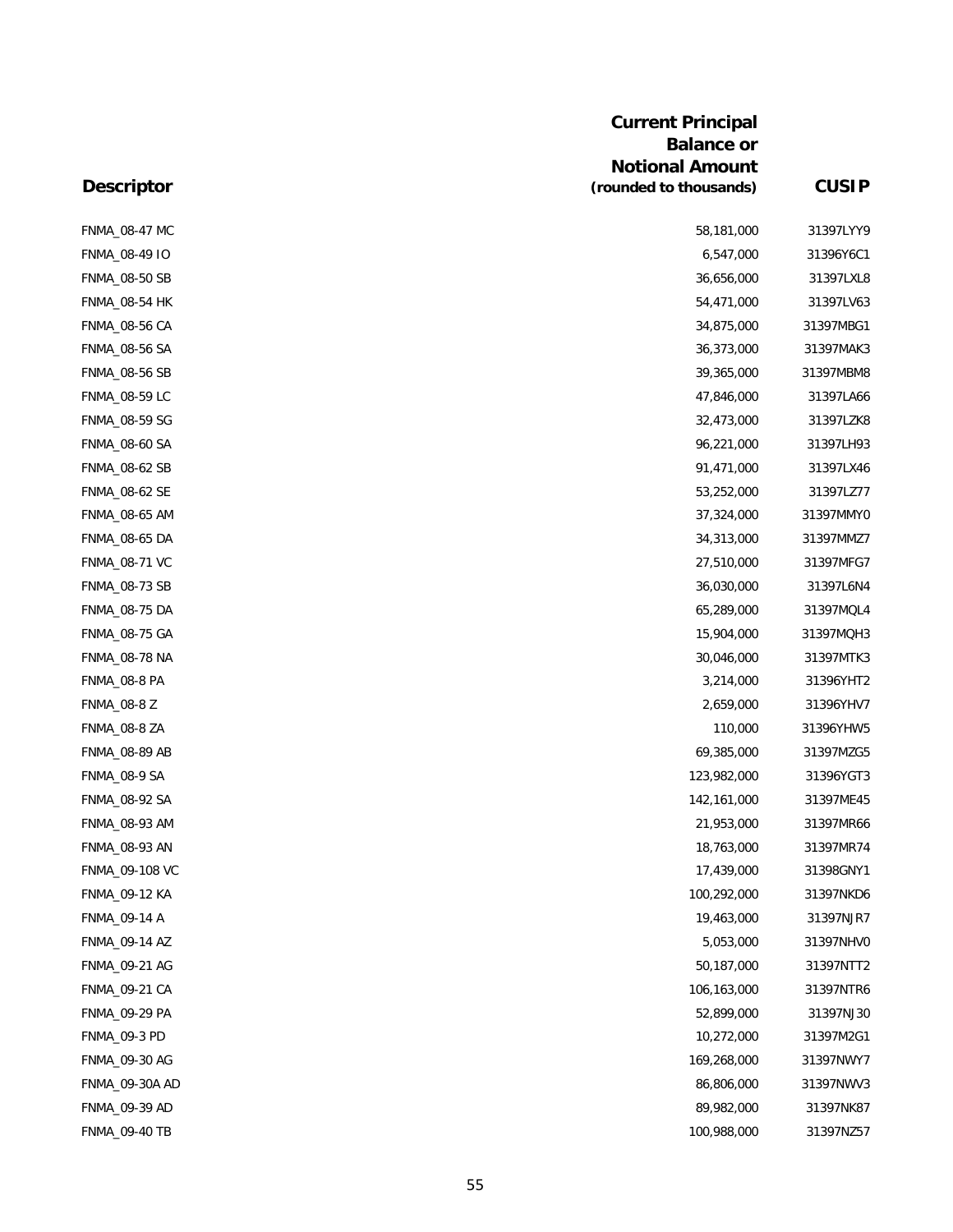| Descriptor | Current Principal Balance or Notional Amount (rounded to thousands) | CUSIP |
|---|---|---|
| FNMA_08-47 MC | 58,181,000 | 31397LYY9 |
| FNMA_08-49 IO | 6,547,000 | 31396Y6C1 |
| FNMA_08-50 SB | 36,656,000 | 31397LXL8 |
| FNMA_08-54 HK | 54,471,000 | 31397LV63 |
| FNMA_08-56 CA | 34,875,000 | 31397MBG1 |
| FNMA_08-56 SA | 36,373,000 | 31397MAK3 |
| FNMA_08-56 SB | 39,365,000 | 31397MBM8 |
| FNMA_08-59 LC | 47,846,000 | 31397LA66 |
| FNMA_08-59 SG | 32,473,000 | 31397LZK8 |
| FNMA_08-60 SA | 96,221,000 | 31397LH93 |
| FNMA_08-62 SB | 91,471,000 | 31397LX46 |
| FNMA_08-62 SE | 53,252,000 | 31397LZ77 |
| FNMA_08-65 AM | 37,324,000 | 31397MMY0 |
| FNMA_08-65 DA | 34,313,000 | 31397MMZ7 |
| FNMA_08-71 VC | 27,510,000 | 31397MFG7 |
| FNMA_08-73 SB | 36,030,000 | 31397L6N4 |
| FNMA_08-75 DA | 65,289,000 | 31397MQL4 |
| FNMA_08-75 GA | 15,904,000 | 31397MQH3 |
| FNMA_08-78 NA | 30,046,000 | 31397MTK3 |
| FNMA_08-8 PA | 3,214,000 | 31396YHT2 |
| FNMA_08-8 Z | 2,659,000 | 31396YHV7 |
| FNMA_08-8 ZA | 110,000 | 31396YHW5 |
| FNMA_08-89 AB | 69,385,000 | 31397MZG5 |
| FNMA_08-9 SA | 123,982,000 | 31396YGT3 |
| FNMA_08-92 SA | 142,161,000 | 31397ME45 |
| FNMA_08-93 AM | 21,953,000 | 31397MR66 |
| FNMA_08-93 AN | 18,763,000 | 31397MR74 |
| FNMA_09-108 VC | 17,439,000 | 31398GNY1 |
| FNMA_09-12 KA | 100,292,000 | 31397NKD6 |
| FNMA_09-14 A | 19,463,000 | 31397NJR7 |
| FNMA_09-14 AZ | 5,053,000 | 31397NHV0 |
| FNMA_09-21 AG | 50,187,000 | 31397NTT2 |
| FNMA_09-21 CA | 106,163,000 | 31397NTR6 |
| FNMA_09-29 PA | 52,899,000 | 31397NJ30 |
| FNMA_09-3 PD | 10,272,000 | 31397M2G1 |
| FNMA_09-30 AG | 169,268,000 | 31397NWY7 |
| FNMA_09-30A AD | 86,806,000 | 31397NWV3 |
| FNMA_09-39 AD | 89,982,000 | 31397NK87 |
| FNMA_09-40 TB | 100,988,000 | 31397NZ57 |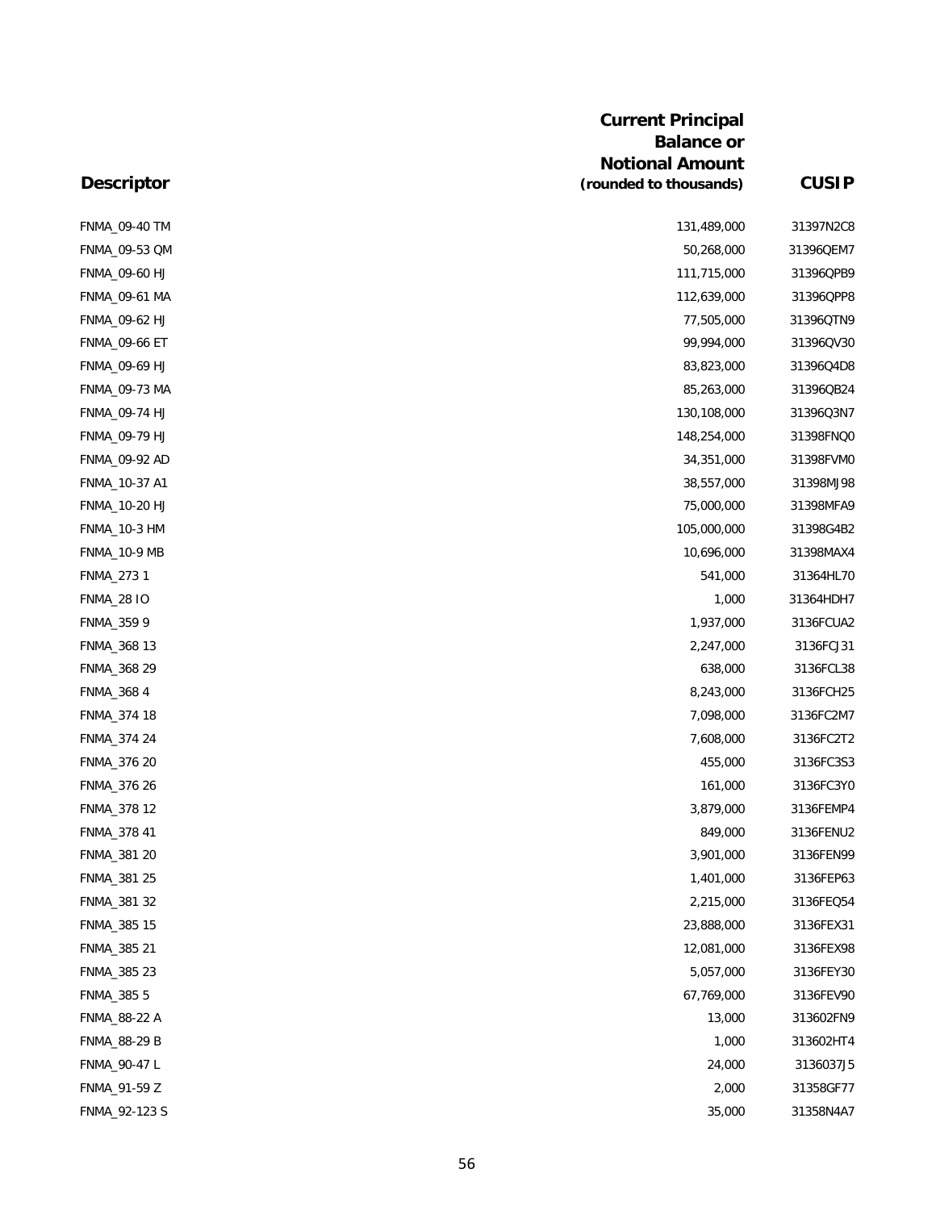| Descriptor | Current Principal Balance or Notional Amount (rounded to thousands) | CUSIP |
|---|---|---|
| FNMA_09-40 TM | 131,489,000 | 31397N2C8 |
| FNMA_09-53 QM | 50,268,000 | 31396QEM7 |
| FNMA_09-60 HJ | 111,715,000 | 31396QPB9 |
| FNMA_09-61 MA | 112,639,000 | 31396QPP8 |
| FNMA_09-62 HJ | 77,505,000 | 31396QTN9 |
| FNMA_09-66 ET | 99,994,000 | 31396QV30 |
| FNMA_09-69 HJ | 83,823,000 | 31396Q4D8 |
| FNMA_09-73 MA | 85,263,000 | 31396QB24 |
| FNMA_09-74 HJ | 130,108,000 | 31396Q3N7 |
| FNMA_09-79 HJ | 148,254,000 | 31398FNQ0 |
| FNMA_09-92 AD | 34,351,000 | 31398FVM0 |
| FNMA_10-37 A1 | 38,557,000 | 31398MJ98 |
| FNMA_10-20 HJ | 75,000,000 | 31398MFA9 |
| FNMA_10-3 HM | 105,000,000 | 31398G4B2 |
| FNMA_10-9 MB | 10,696,000 | 31398MAX4 |
| FNMA_273 1 | 541,000 | 31364HL70 |
| FNMA_28 IO | 1,000 | 31364HDH7 |
| FNMA_359 9 | 1,937,000 | 3136FCUA2 |
| FNMA_368 13 | 2,247,000 | 3136FCJ31 |
| FNMA_368 29 | 638,000 | 3136FCL38 |
| FNMA_368 4 | 8,243,000 | 3136FCH25 |
| FNMA_374 18 | 7,098,000 | 3136FC2M7 |
| FNMA_374 24 | 7,608,000 | 3136FC2T2 |
| FNMA_376 20 | 455,000 | 3136FC3S3 |
| FNMA_376 26 | 161,000 | 3136FC3Y0 |
| FNMA_378 12 | 3,879,000 | 3136FEMP4 |
| FNMA_378 41 | 849,000 | 3136FENU2 |
| FNMA_381 20 | 3,901,000 | 3136FEN99 |
| FNMA_381 25 | 1,401,000 | 3136FEP63 |
| FNMA_381 32 | 2,215,000 | 3136FEQ54 |
| FNMA_385 15 | 23,888,000 | 3136FEX31 |
| FNMA_385 21 | 12,081,000 | 3136FEX98 |
| FNMA_385 23 | 5,057,000 | 3136FEY30 |
| FNMA_385 5 | 67,769,000 | 3136FEV90 |
| FNMA_88-22 A | 13,000 | 313602FN9 |
| FNMA_88-29 B | 1,000 | 313602HT4 |
| FNMA_90-47 L | 24,000 | 3136037J5 |
| FNMA_91-59 Z | 2,000 | 31358GF77 |
| FNMA_92-123 S | 35,000 | 31358N4A7 |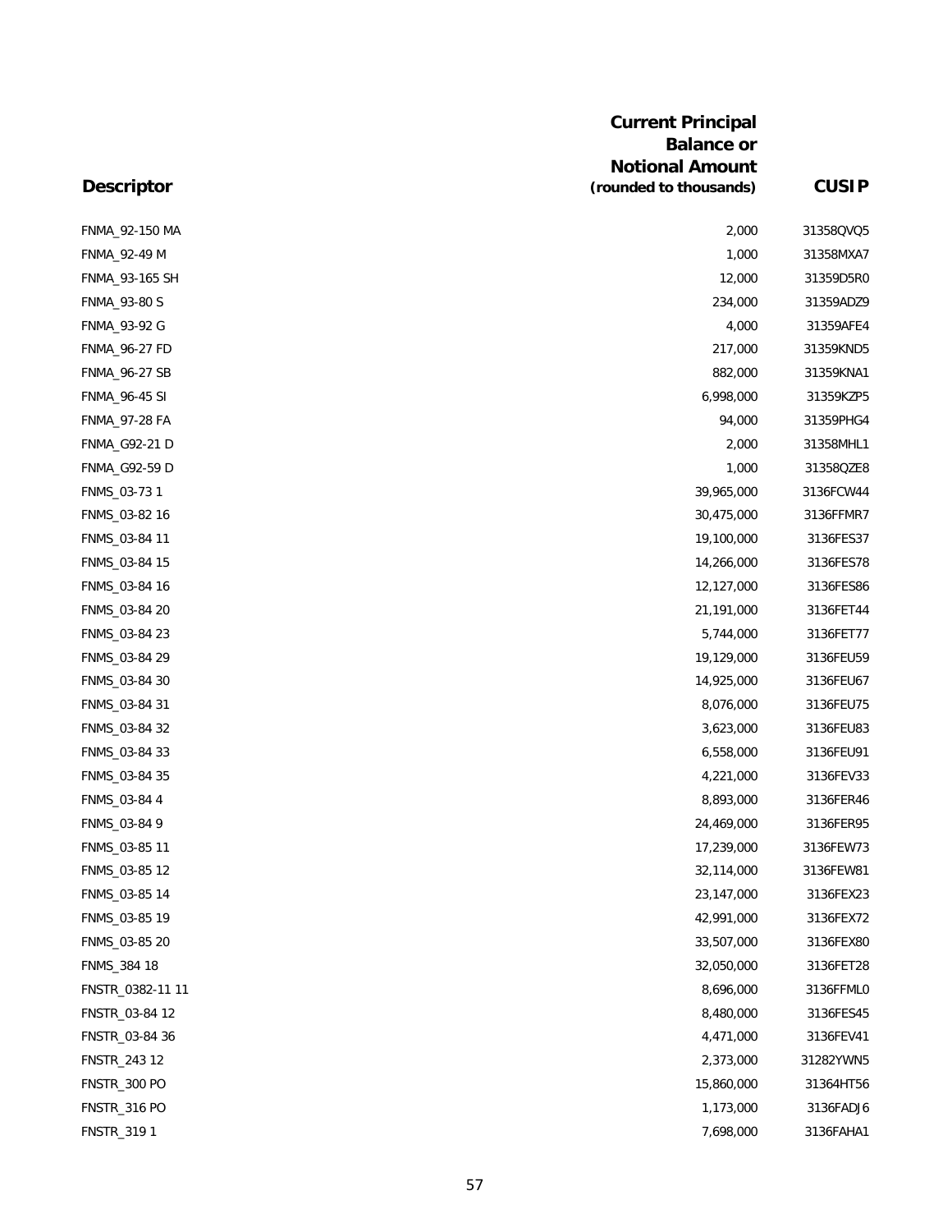| Descriptor | Current Principal Balance or Notional Amount (rounded to thousands) | CUSIP |
|---|---|---|
| FNMA_92-150 MA | 2,000 | 31358QVQ5 |
| FNMA_92-49 M | 1,000 | 31358MXA7 |
| FNMA_93-165 SH | 12,000 | 31359D5R0 |
| FNMA_93-80 S | 234,000 | 31359ADZ9 |
| FNMA_93-92 G | 4,000 | 31359AFE4 |
| FNMA_96-27 FD | 217,000 | 31359KND5 |
| FNMA_96-27 SB | 882,000 | 31359KNA1 |
| FNMA_96-45 SI | 6,998,000 | 31359KZP5 |
| FNMA_97-28 FA | 94,000 | 31359PHG4 |
| FNMA_G92-21 D | 2,000 | 31358MHL1 |
| FNMA_G92-59 D | 1,000 | 31358QZE8 |
| FNMS_03-73 1 | 39,965,000 | 3136FCW44 |
| FNMS_03-82 16 | 30,475,000 | 3136FFMR7 |
| FNMS_03-84 11 | 19,100,000 | 3136FES37 |
| FNMS_03-84 15 | 14,266,000 | 3136FES78 |
| FNMS_03-84 16 | 12,127,000 | 3136FES86 |
| FNMS_03-84 20 | 21,191,000 | 3136FET44 |
| FNMS_03-84 23 | 5,744,000 | 3136FET77 |
| FNMS_03-84 29 | 19,129,000 | 3136FEU59 |
| FNMS_03-84 30 | 14,925,000 | 3136FEU67 |
| FNMS_03-84 31 | 8,076,000 | 3136FEU75 |
| FNMS_03-84 32 | 3,623,000 | 3136FEU83 |
| FNMS_03-84 33 | 6,558,000 | 3136FEU91 |
| FNMS_03-84 35 | 4,221,000 | 3136FEV33 |
| FNMS_03-84 4 | 8,893,000 | 3136FER46 |
| FNMS_03-84 9 | 24,469,000 | 3136FER95 |
| FNMS_03-85 11 | 17,239,000 | 3136FEW73 |
| FNMS_03-85 12 | 32,114,000 | 3136FEW81 |
| FNMS_03-85 14 | 23,147,000 | 3136FEX23 |
| FNMS_03-85 19 | 42,991,000 | 3136FEX72 |
| FNMS_03-85 20 | 33,507,000 | 3136FEX80 |
| FNMS_384 18 | 32,050,000 | 3136FET28 |
| FNSTR_0382-11 11 | 8,696,000 | 3136FFML0 |
| FNSTR_03-84 12 | 8,480,000 | 3136FES45 |
| FNSTR_03-84 36 | 4,471,000 | 3136FEV41 |
| FNSTR_243 12 | 2,373,000 | 31282YWN5 |
| FNSTR_300 PO | 15,860,000 | 31364HT56 |
| FNSTR_316 PO | 1,173,000 | 3136FADJ6 |
| FNSTR_319 1 | 7,698,000 | 3136FAHA1 |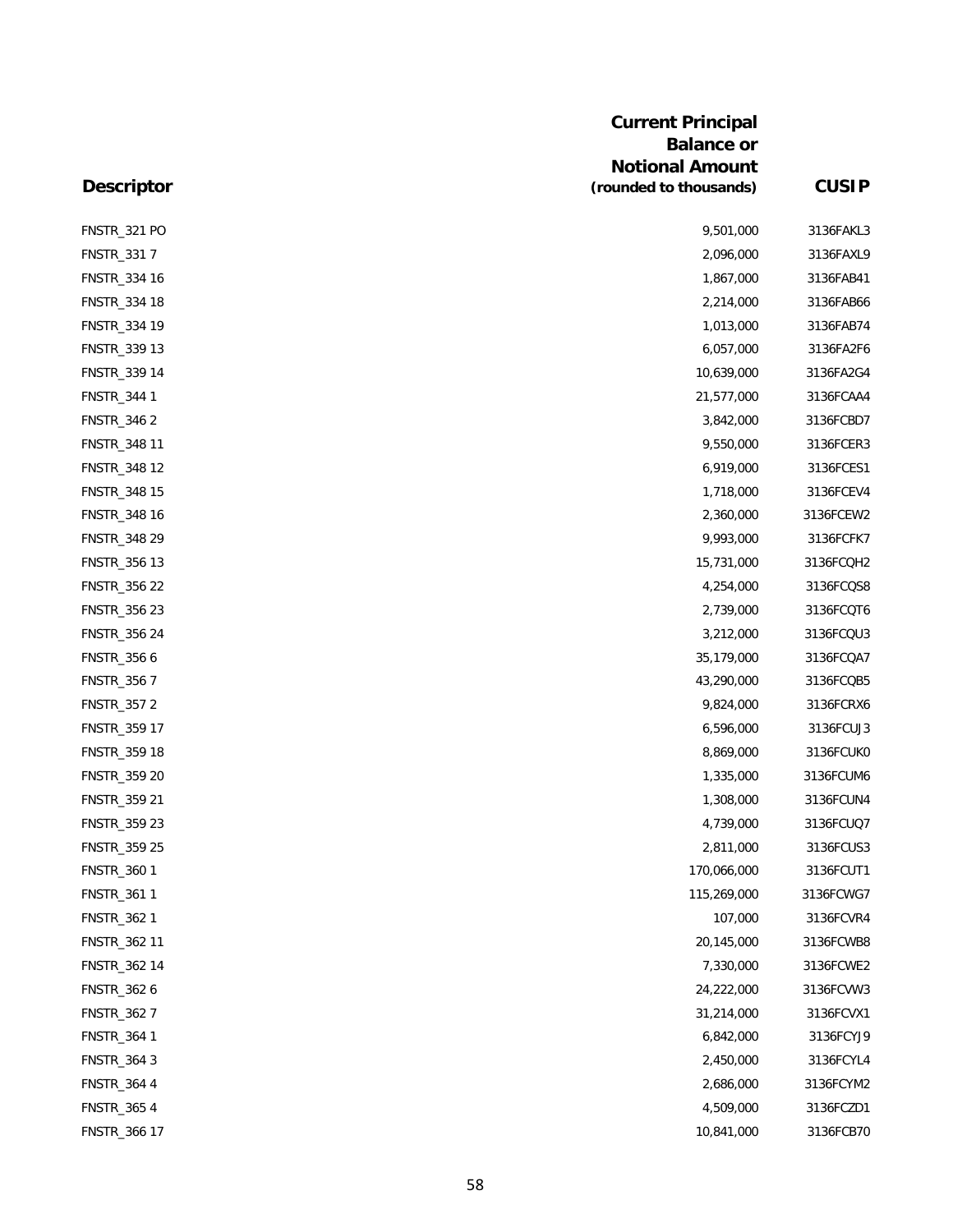| Descriptor | Current Principal Balance or Notional Amount (rounded to thousands) | CUSIP |
|---|---|---|
| FNSTR_321 PO | 9,501,000 | 3136FAKL3 |
| FNSTR_331 7 | 2,096,000 | 3136FAXL9 |
| FNSTR_334 16 | 1,867,000 | 3136FAB41 |
| FNSTR_334 18 | 2,214,000 | 3136FAB66 |
| FNSTR_334 19 | 1,013,000 | 3136FAB74 |
| FNSTR_339 13 | 6,057,000 | 3136FA2F6 |
| FNSTR_339 14 | 10,639,000 | 3136FA2G4 |
| FNSTR_344 1 | 21,577,000 | 3136FCAA4 |
| FNSTR_346 2 | 3,842,000 | 3136FCBD7 |
| FNSTR_348 11 | 9,550,000 | 3136FCER3 |
| FNSTR_348 12 | 6,919,000 | 3136FCES1 |
| FNSTR_348 15 | 1,718,000 | 3136FCEV4 |
| FNSTR_348 16 | 2,360,000 | 3136FCEW2 |
| FNSTR_348 29 | 9,993,000 | 3136FCFK7 |
| FNSTR_356 13 | 15,731,000 | 3136FCQH2 |
| FNSTR_356 22 | 4,254,000 | 3136FCQS8 |
| FNSTR_356 23 | 2,739,000 | 3136FCQT6 |
| FNSTR_356 24 | 3,212,000 | 3136FCQU3 |
| FNSTR_356 6 | 35,179,000 | 3136FCQA7 |
| FNSTR_356 7 | 43,290,000 | 3136FCQB5 |
| FNSTR_357 2 | 9,824,000 | 3136FCRX6 |
| FNSTR_359 17 | 6,596,000 | 3136FCUJ3 |
| FNSTR_359 18 | 8,869,000 | 3136FCUK0 |
| FNSTR_359 20 | 1,335,000 | 3136FCUM6 |
| FNSTR_359 21 | 1,308,000 | 3136FCUN4 |
| FNSTR_359 23 | 4,739,000 | 3136FCUQ7 |
| FNSTR_359 25 | 2,811,000 | 3136FCUS3 |
| FNSTR_360 1 | 170,066,000 | 3136FCUT1 |
| FNSTR_361 1 | 115,269,000 | 3136FCWG7 |
| FNSTR_362 1 | 107,000 | 3136FCVR4 |
| FNSTR_362 11 | 20,145,000 | 3136FCWB8 |
| FNSTR_362 14 | 7,330,000 | 3136FCWE2 |
| FNSTR_362 6 | 24,222,000 | 3136FCVW3 |
| FNSTR_362 7 | 31,214,000 | 3136FCVX1 |
| FNSTR_364 1 | 6,842,000 | 3136FCYJ9 |
| FNSTR_364 3 | 2,450,000 | 3136FCYL4 |
| FNSTR_364 4 | 2,686,000 | 3136FCYM2 |
| FNSTR_365 4 | 4,509,000 | 3136FCZD1 |
| FNSTR_366 17 | 10,841,000 | 3136FCB70 |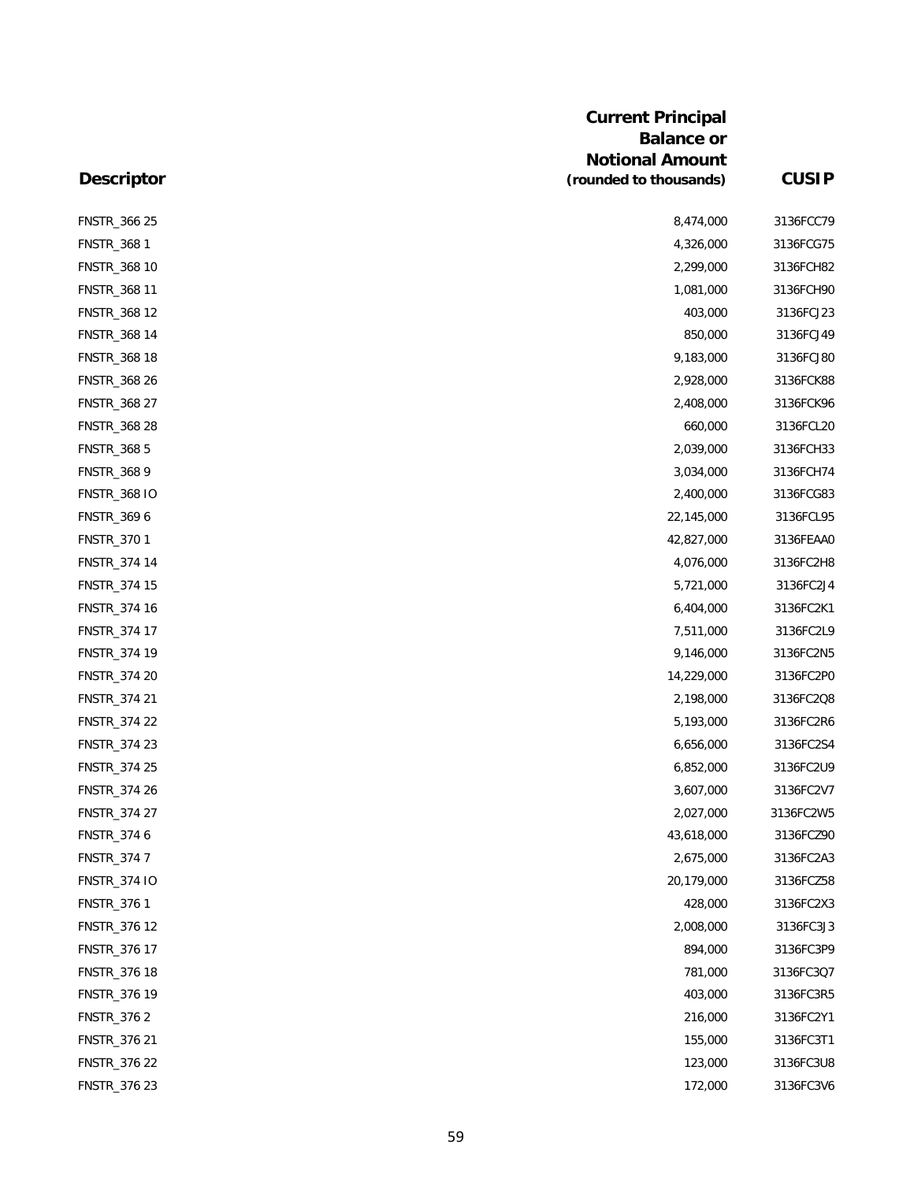| Descriptor | Current Principal Balance or Notional Amount (rounded to thousands) | CUSIP |
|---|---|---|
| FNSTR_366 25 | 8,474,000 | 3136FCC79 |
| FNSTR_368 1 | 4,326,000 | 3136FCG75 |
| FNSTR_368 10 | 2,299,000 | 3136FCH82 |
| FNSTR_368 11 | 1,081,000 | 3136FCH90 |
| FNSTR_368 12 | 403,000 | 3136FCJ23 |
| FNSTR_368 14 | 850,000 | 3136FCJ49 |
| FNSTR_368 18 | 9,183,000 | 3136FCJ80 |
| FNSTR_368 26 | 2,928,000 | 3136FCK88 |
| FNSTR_368 27 | 2,408,000 | 3136FCK96 |
| FNSTR_368 28 | 660,000 | 3136FCL20 |
| FNSTR_368 5 | 2,039,000 | 3136FCH33 |
| FNSTR_368 9 | 3,034,000 | 3136FCH74 |
| FNSTR_368 IO | 2,400,000 | 3136FCG83 |
| FNSTR_369 6 | 22,145,000 | 3136FCL95 |
| FNSTR_370 1 | 42,827,000 | 3136FEAA0 |
| FNSTR_374 14 | 4,076,000 | 3136FC2H8 |
| FNSTR_374 15 | 5,721,000 | 3136FC2J4 |
| FNSTR_374 16 | 6,404,000 | 3136FC2K1 |
| FNSTR_374 17 | 7,511,000 | 3136FC2L9 |
| FNSTR_374 19 | 9,146,000 | 3136FC2N5 |
| FNSTR_374 20 | 14,229,000 | 3136FC2P0 |
| FNSTR_374 21 | 2,198,000 | 3136FC2Q8 |
| FNSTR_374 22 | 5,193,000 | 3136FC2R6 |
| FNSTR_374 23 | 6,656,000 | 3136FC2S4 |
| FNSTR_374 25 | 6,852,000 | 3136FC2U9 |
| FNSTR_374 26 | 3,607,000 | 3136FC2V7 |
| FNSTR_374 27 | 2,027,000 | 3136FC2W5 |
| FNSTR_374 6 | 43,618,000 | 3136FCZ90 |
| FNSTR_374 7 | 2,675,000 | 3136FC2A3 |
| FNSTR_374 IO | 20,179,000 | 3136FCZ58 |
| FNSTR_376 1 | 428,000 | 3136FC2X3 |
| FNSTR_376 12 | 2,008,000 | 3136FC3J3 |
| FNSTR_376 17 | 894,000 | 3136FC3P9 |
| FNSTR_376 18 | 781,000 | 3136FC3Q7 |
| FNSTR_376 19 | 403,000 | 3136FC3R5 |
| FNSTR_376 2 | 216,000 | 3136FC2Y1 |
| FNSTR_376 21 | 155,000 | 3136FC3T1 |
| FNSTR_376 22 | 123,000 | 3136FC3U8 |
| FNSTR_376 23 | 172,000 | 3136FC3V6 |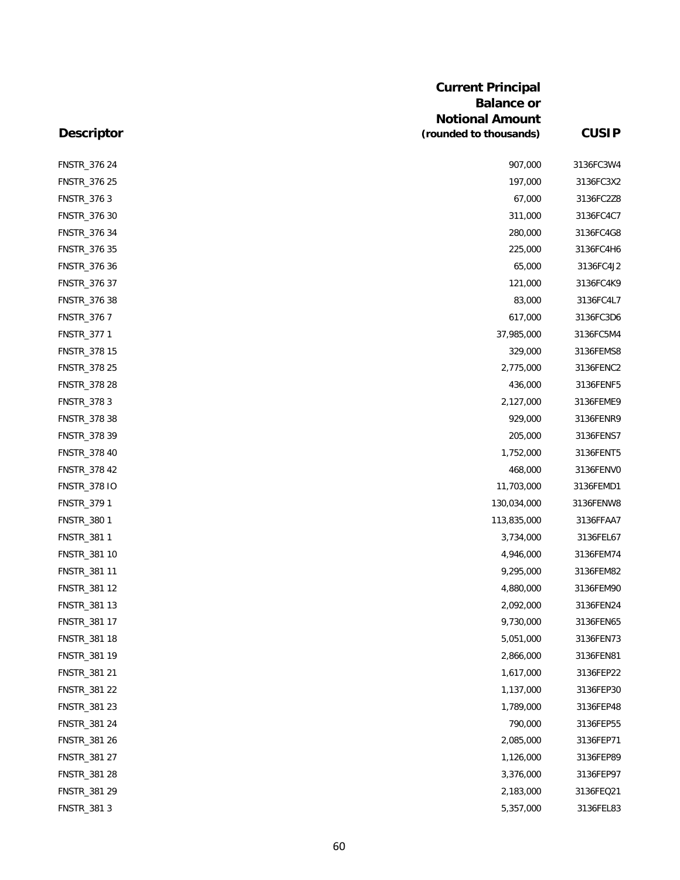| Descriptor | Current Principal Balance or Notional Amount (rounded to thousands) | CUSIP |
|---|---|---|
| FNSTR_376 24 | 907,000 | 3136FC3W4 |
| FNSTR_376 25 | 197,000 | 3136FC3X2 |
| FNSTR_376 3 | 67,000 | 3136FC2Z8 |
| FNSTR_376 30 | 311,000 | 3136FC4C7 |
| FNSTR_376 34 | 280,000 | 3136FC4G8 |
| FNSTR_376 35 | 225,000 | 3136FC4H6 |
| FNSTR_376 36 | 65,000 | 3136FC4J2 |
| FNSTR_376 37 | 121,000 | 3136FC4K9 |
| FNSTR_376 38 | 83,000 | 3136FC4L7 |
| FNSTR_376 7 | 617,000 | 3136FC3D6 |
| FNSTR_377 1 | 37,985,000 | 3136FC5M4 |
| FNSTR_378 15 | 329,000 | 3136FEMS8 |
| FNSTR_378 25 | 2,775,000 | 3136FENC2 |
| FNSTR_378 28 | 436,000 | 3136FENF5 |
| FNSTR_378 3 | 2,127,000 | 3136FEME9 |
| FNSTR_378 38 | 929,000 | 3136FENR9 |
| FNSTR_378 39 | 205,000 | 3136FENS7 |
| FNSTR_378 40 | 1,752,000 | 3136FENT5 |
| FNSTR_378 42 | 468,000 | 3136FENV0 |
| FNSTR_378 IO | 11,703,000 | 3136FEMD1 |
| FNSTR_379 1 | 130,034,000 | 3136FENW8 |
| FNSTR_380 1 | 113,835,000 | 3136FFAA7 |
| FNSTR_381 1 | 3,734,000 | 3136FEL67 |
| FNSTR_381 10 | 4,946,000 | 3136FEM74 |
| FNSTR_381 11 | 9,295,000 | 3136FEM82 |
| FNSTR_381 12 | 4,880,000 | 3136FEM90 |
| FNSTR_381 13 | 2,092,000 | 3136FEN24 |
| FNSTR_381 17 | 9,730,000 | 3136FEN65 |
| FNSTR_381 18 | 5,051,000 | 3136FEN73 |
| FNSTR_381 19 | 2,866,000 | 3136FEN81 |
| FNSTR_381 21 | 1,617,000 | 3136FEP22 |
| FNSTR_381 22 | 1,137,000 | 3136FEP30 |
| FNSTR_381 23 | 1,789,000 | 3136FEP48 |
| FNSTR_381 24 | 790,000 | 3136FEP55 |
| FNSTR_381 26 | 2,085,000 | 3136FEP71 |
| FNSTR_381 27 | 1,126,000 | 3136FEP89 |
| FNSTR_381 28 | 3,376,000 | 3136FEP97 |
| FNSTR_381 29 | 2,183,000 | 3136FEQ21 |
| FNSTR_381 3 | 5,357,000 | 3136FEL83 |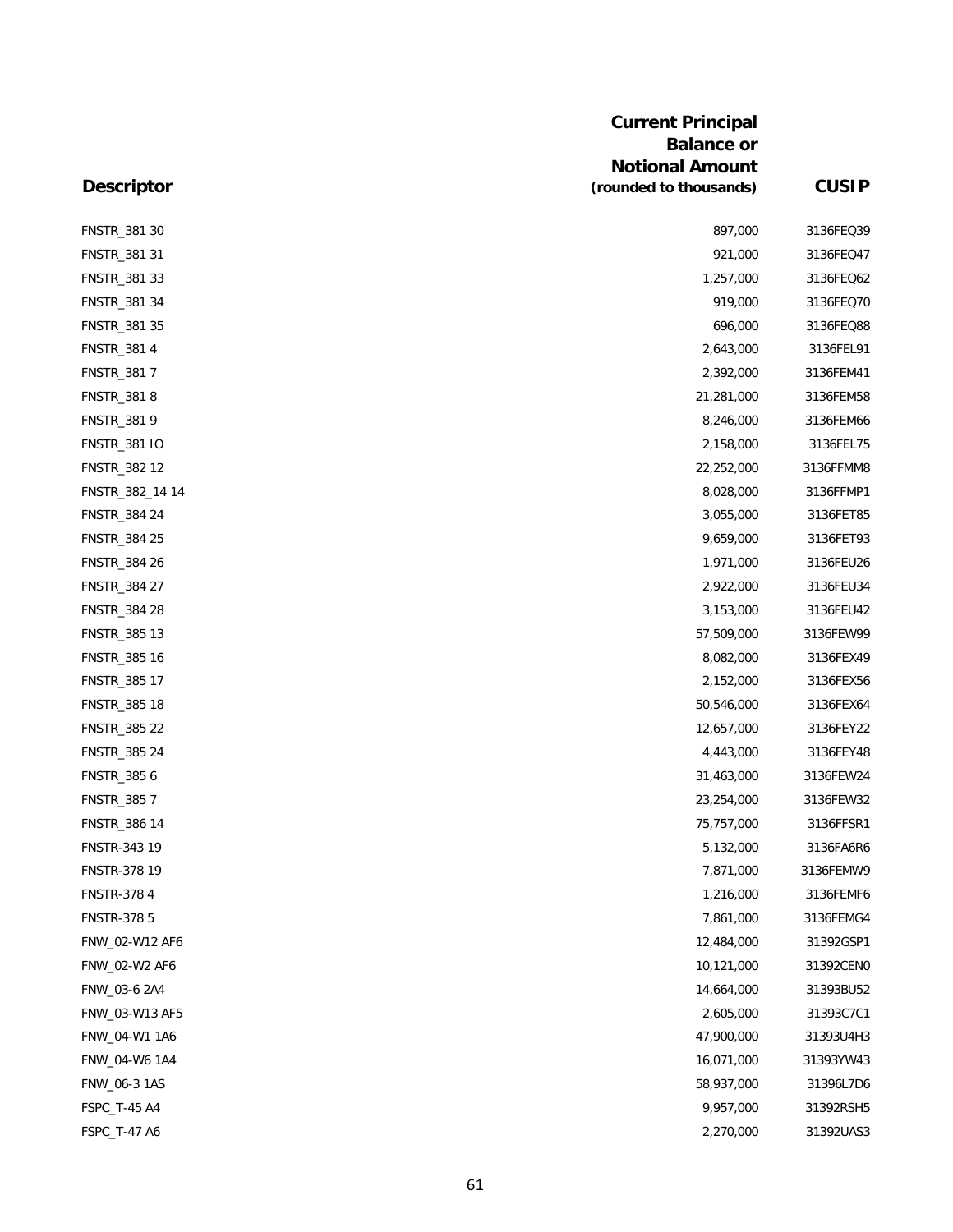| Descriptor | Current Principal Balance or Notional Amount (rounded to thousands) | CUSIP |
|---|---|---|
| FNSTR_381 30 | 897,000 | 3136FEQ39 |
| FNSTR_381 31 | 921,000 | 3136FEQ47 |
| FNSTR_381 33 | 1,257,000 | 3136FEQ62 |
| FNSTR_381 34 | 919,000 | 3136FEQ70 |
| FNSTR_381 35 | 696,000 | 3136FEQ88 |
| FNSTR_381 4 | 2,643,000 | 3136FEL91 |
| FNSTR_381 7 | 2,392,000 | 3136FEM41 |
| FNSTR_381 8 | 21,281,000 | 3136FEM58 |
| FNSTR_381 9 | 8,246,000 | 3136FEM66 |
| FNSTR_381 IO | 2,158,000 | 3136FEL75 |
| FNSTR_382 12 | 22,252,000 | 3136FFMM8 |
| FNSTR_382_14 14 | 8,028,000 | 3136FFMP1 |
| FNSTR_384 24 | 3,055,000 | 3136FET85 |
| FNSTR_384 25 | 9,659,000 | 3136FET93 |
| FNSTR_384 26 | 1,971,000 | 3136FEU26 |
| FNSTR_384 27 | 2,922,000 | 3136FEU34 |
| FNSTR_384 28 | 3,153,000 | 3136FEU42 |
| FNSTR_385 13 | 57,509,000 | 3136FEW99 |
| FNSTR_385 16 | 8,082,000 | 3136FEX49 |
| FNSTR_385 17 | 2,152,000 | 3136FEX56 |
| FNSTR_385 18 | 50,546,000 | 3136FEX64 |
| FNSTR_385 22 | 12,657,000 | 3136FEY22 |
| FNSTR_385 24 | 4,443,000 | 3136FEY48 |
| FNSTR_385 6 | 31,463,000 | 3136FEW24 |
| FNSTR_385 7 | 23,254,000 | 3136FEW32 |
| FNSTR_386 14 | 75,757,000 | 3136FFSR1 |
| FNSTR-343 19 | 5,132,000 | 3136FA6R6 |
| FNSTR-378 19 | 7,871,000 | 3136FEMW9 |
| FNSTR-378 4 | 1,216,000 | 3136FEMF6 |
| FNSTR-378 5 | 7,861,000 | 3136FEMG4 |
| FNW_02-W12 AF6 | 12,484,000 | 31392GSP1 |
| FNW_02-W2 AF6 | 10,121,000 | 31392CEN0 |
| FNW_03-6 2A4 | 14,664,000 | 31393BU52 |
| FNW_03-W13 AF5 | 2,605,000 | 31393C7C1 |
| FNW_04-W1 1A6 | 47,900,000 | 31393U4H3 |
| FNW_04-W6 1A4 | 16,071,000 | 31393YW43 |
| FNW_06-3 1AS | 58,937,000 | 31396L7D6 |
| FSPC_T-45 A4 | 9,957,000 | 31392RSH5 |
| FSPC_T-47 A6 | 2,270,000 | 31392UAS3 |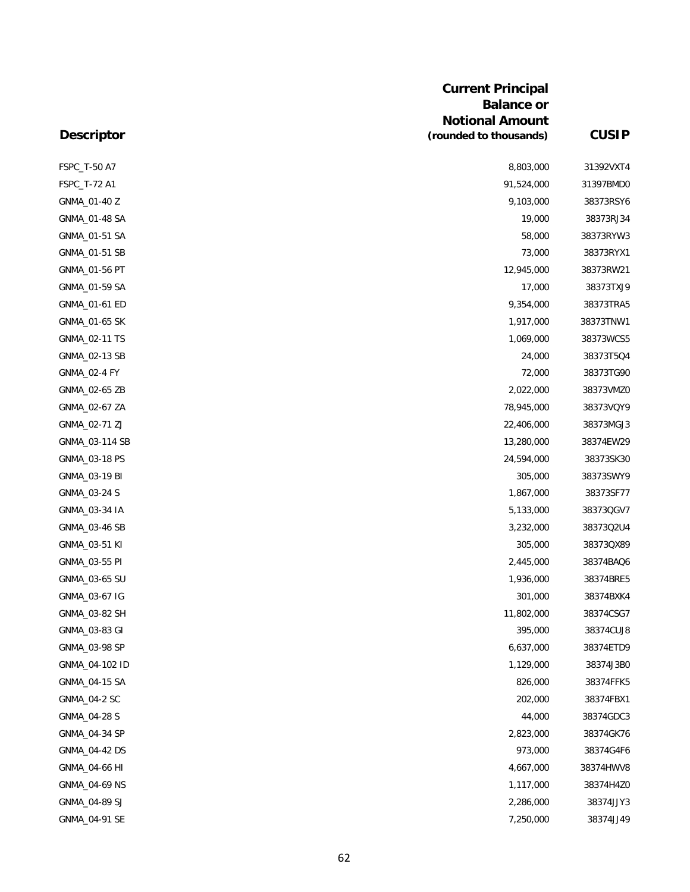| Descriptor | Current Principal Balance or Notional Amount (rounded to thousands) | CUSIP |
|---|---|---|
| FSPC_T-50 A7 | 8,803,000 | 31392VXT4 |
| FSPC_T-72 A1 | 91,524,000 | 31397BMD0 |
| GNMA_01-40 Z | 9,103,000 | 38373RSY6 |
| GNMA_01-48 SA | 19,000 | 38373RJ34 |
| GNMA_01-51 SA | 58,000 | 38373RYW3 |
| GNMA_01-51 SB | 73,000 | 38373RYX1 |
| GNMA_01-56 PT | 12,945,000 | 38373RW21 |
| GNMA_01-59 SA | 17,000 | 38373TXJ9 |
| GNMA_01-61 ED | 9,354,000 | 38373TRA5 |
| GNMA_01-65 SK | 1,917,000 | 38373TNW1 |
| GNMA_02-11 TS | 1,069,000 | 38373WCS5 |
| GNMA_02-13 SB | 24,000 | 38373T5Q4 |
| GNMA_02-4 FY | 72,000 | 38373TG90 |
| GNMA_02-65 ZB | 2,022,000 | 38373VMZ0 |
| GNMA_02-67 ZA | 78,945,000 | 38373VQY9 |
| GNMA_02-71 ZJ | 22,406,000 | 38373MGJ3 |
| GNMA_03-114 SB | 13,280,000 | 38374EW29 |
| GNMA_03-18 PS | 24,594,000 | 38373SK30 |
| GNMA_03-19 BI | 305,000 | 38373SWY9 |
| GNMA_03-24 S | 1,867,000 | 38373SF77 |
| GNMA_03-34 IA | 5,133,000 | 38373QGV7 |
| GNMA_03-46 SB | 3,232,000 | 38373Q2U4 |
| GNMA_03-51 KI | 305,000 | 38373QX89 |
| GNMA_03-55 PI | 2,445,000 | 38374BAQ6 |
| GNMA_03-65 SU | 1,936,000 | 38374BRE5 |
| GNMA_03-67 IG | 301,000 | 38374BXK4 |
| GNMA_03-82 SH | 11,802,000 | 38374CSG7 |
| GNMA_03-83 GI | 395,000 | 38374CUJ8 |
| GNMA_03-98 SP | 6,637,000 | 38374ETD9 |
| GNMA_04-102 ID | 1,129,000 | 38374J3B0 |
| GNMA_04-15 SA | 826,000 | 38374FFK5 |
| GNMA_04-2 SC | 202,000 | 38374FBX1 |
| GNMA_04-28 S | 44,000 | 38374GDC3 |
| GNMA_04-34 SP | 2,823,000 | 38374GK76 |
| GNMA_04-42 DS | 973,000 | 38374G4F6 |
| GNMA_04-66 HI | 4,667,000 | 38374HWV8 |
| GNMA_04-69 NS | 1,117,000 | 38374H4Z0 |
| GNMA_04-89 SJ | 2,286,000 | 38374JJY3 |
| GNMA_04-91 SE | 7,250,000 | 38374JJ49 |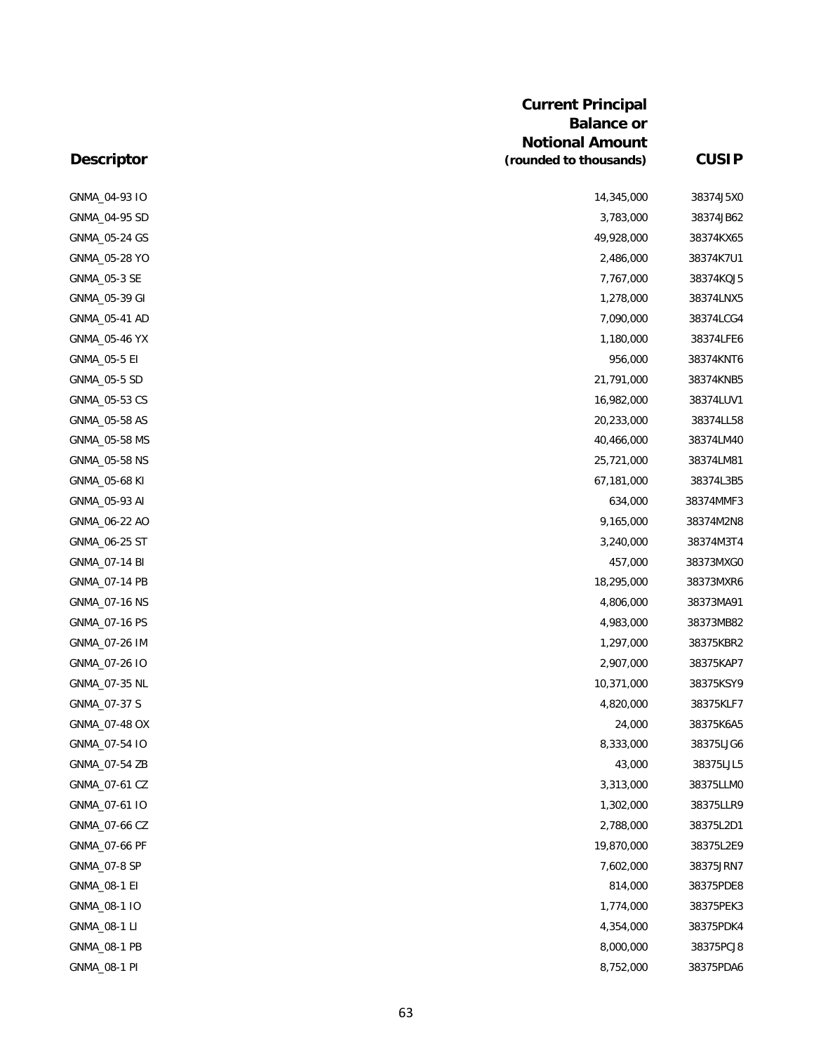| Descriptor | Current Principal Balance or Notional Amount (rounded to thousands) | CUSIP |
|---|---|---|
| GNMA_04-93 IO | 14,345,000 | 38374J5X0 |
| GNMA_04-95 SD | 3,783,000 | 38374JB62 |
| GNMA_05-24 GS | 49,928,000 | 38374KX65 |
| GNMA_05-28 YO | 2,486,000 | 38374K7U1 |
| GNMA_05-3 SE | 7,767,000 | 38374KQJ5 |
| GNMA_05-39 GI | 1,278,000 | 38374LNX5 |
| GNMA_05-41 AD | 7,090,000 | 38374LCG4 |
| GNMA_05-46 YX | 1,180,000 | 38374LFE6 |
| GNMA_05-5 EI | 956,000 | 38374KNT6 |
| GNMA_05-5 SD | 21,791,000 | 38374KNB5 |
| GNMA_05-53 CS | 16,982,000 | 38374LUV1 |
| GNMA_05-58 AS | 20,233,000 | 38374LL58 |
| GNMA_05-58 MS | 40,466,000 | 38374LM40 |
| GNMA_05-58 NS | 25,721,000 | 38374LM81 |
| GNMA_05-68 KI | 67,181,000 | 38374L3B5 |
| GNMA_05-93 AI | 634,000 | 38374MMF3 |
| GNMA_06-22 AO | 9,165,000 | 38374M2N8 |
| GNMA_06-25 ST | 3,240,000 | 38374M3T4 |
| GNMA_07-14 BI | 457,000 | 38373MXG0 |
| GNMA_07-14 PB | 18,295,000 | 38373MXR6 |
| GNMA_07-16 NS | 4,806,000 | 38373MA91 |
| GNMA_07-16 PS | 4,983,000 | 38373MB82 |
| GNMA_07-26 IM | 1,297,000 | 38375KBR2 |
| GNMA_07-26 IO | 2,907,000 | 38375KAP7 |
| GNMA_07-35 NL | 10,371,000 | 38375KSY9 |
| GNMA_07-37 S | 4,820,000 | 38375KLF7 |
| GNMA_07-48 OX | 24,000 | 38375K6A5 |
| GNMA_07-54 IO | 8,333,000 | 38375LJG6 |
| GNMA_07-54 ZB | 43,000 | 38375LJL5 |
| GNMA_07-61 CZ | 3,313,000 | 38375LLM0 |
| GNMA_07-61 IO | 1,302,000 | 38375LLR9 |
| GNMA_07-66 CZ | 2,788,000 | 38375L2D1 |
| GNMA_07-66 PF | 19,870,000 | 38375L2E9 |
| GNMA_07-8 SP | 7,602,000 | 38375JRN7 |
| GNMA_08-1 EI | 814,000 | 38375PDE8 |
| GNMA_08-1 IO | 1,774,000 | 38375PEK3 |
| GNMA_08-1 LI | 4,354,000 | 38375PDK4 |
| GNMA_08-1 PB | 8,000,000 | 38375PCJ8 |
| GNMA_08-1 PI | 8,752,000 | 38375PDA6 |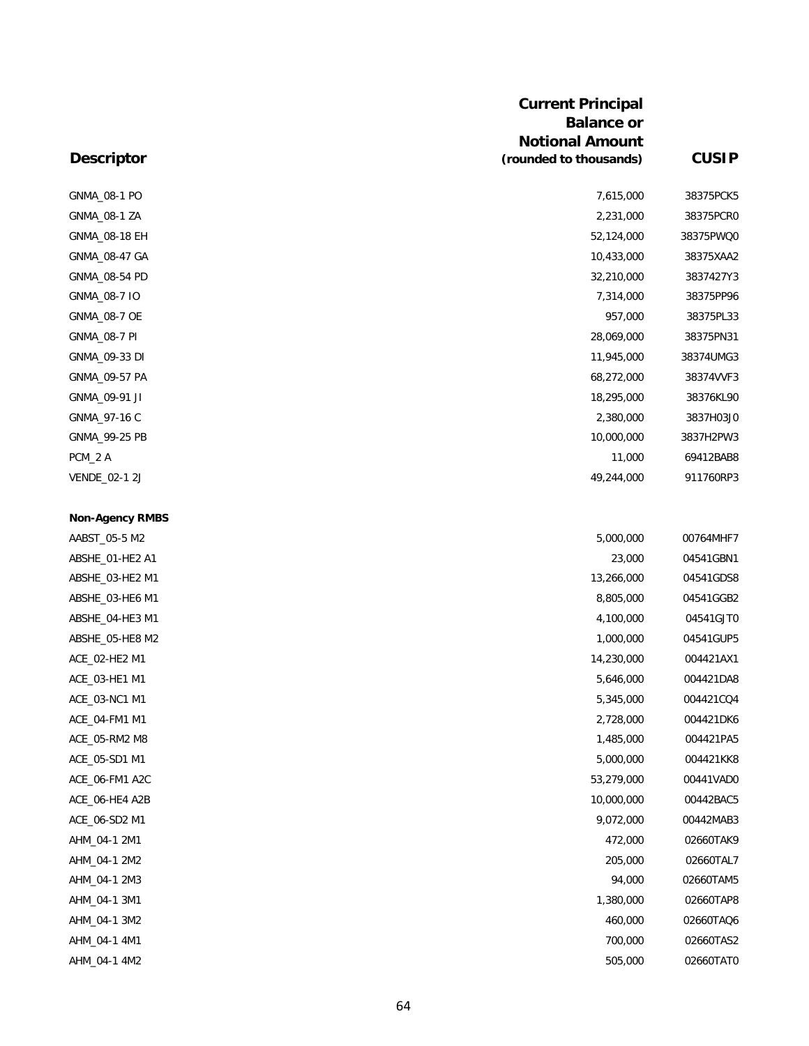| Descriptor | Current Principal Balance or Notional Amount (rounded to thousands) | CUSIP |
|---|---|---|
| GNMA_08-1 PO | 7,615,000 | 38375PCK5 |
| GNMA_08-1 ZA | 2,231,000 | 38375PCR0 |
| GNMA_08-18 EH | 52,124,000 | 38375PWQ0 |
| GNMA_08-47 GA | 10,433,000 | 38375XAA2 |
| GNMA_08-54 PD | 32,210,000 | 3837427Y3 |
| GNMA_08-7 IO | 7,314,000 | 38375PP96 |
| GNMA_08-7 OE | 957,000 | 38375PL33 |
| GNMA_08-7 PI | 28,069,000 | 38375PN31 |
| GNMA_09-33 DI | 11,945,000 | 38374UMG3 |
| GNMA_09-57 PA | 68,272,000 | 38374VVF3 |
| GNMA_09-91 JI | 18,295,000 | 38376KL90 |
| GNMA_97-16 C | 2,380,000 | 3837H03J0 |
| GNMA_99-25 PB | 10,000,000 | 3837H2PW3 |
| PCM_2 A | 11,000 | 69412BAB8 |
| VENDE_02-1 2J | 49,244,000 | 911760RP3 |
| **Non-Agency RMBS** | | |
| AABST_05-5 M2 | 5,000,000 | 00764MHF7 |
| ABSHE_01-HE2 A1 | 23,000 | 04541GBN1 |
| ABSHE_03-HE2 M1 | 13,266,000 | 04541GDS8 |
| ABSHE_03-HE6 M1 | 8,805,000 | 04541GGB2 |
| ABSHE_04-HE3 M1 | 4,100,000 | 04541GJT0 |
| ABSHE_05-HE8 M2 | 1,000,000 | 04541GUP5 |
| ACE_02-HE2 M1 | 14,230,000 | 004421AX1 |
| ACE_03-HE1 M1 | 5,646,000 | 004421DA8 |
| ACE_03-NC1 M1 | 5,345,000 | 004421CQ4 |
| ACE_04-FM1 M1 | 2,728,000 | 004421DK6 |
| ACE_05-RM2 M8 | 1,485,000 | 004421PA5 |
| ACE_05-SD1 M1 | 5,000,000 | 004421KK8 |
| ACE_06-FM1 A2C | 53,279,000 | 00441VAD0 |
| ACE_06-HE4 A2B | 10,000,000 | 00442BAC5 |
| ACE_06-SD2 M1 | 9,072,000 | 00442MAB3 |
| AHM_04-1 2M1 | 472,000 | 02660TAK9 |
| AHM_04-1 2M2 | 205,000 | 02660TAL7 |
| AHM_04-1 2M3 | 94,000 | 02660TAM5 |
| AHM_04-1 3M1 | 1,380,000 | 02660TAP8 |
| AHM_04-1 3M2 | 460,000 | 02660TAQ6 |
| AHM_04-1 4M1 | 700,000 | 02660TAS2 |
| AHM_04-1 4M2 | 505,000 | 02660TAT0 |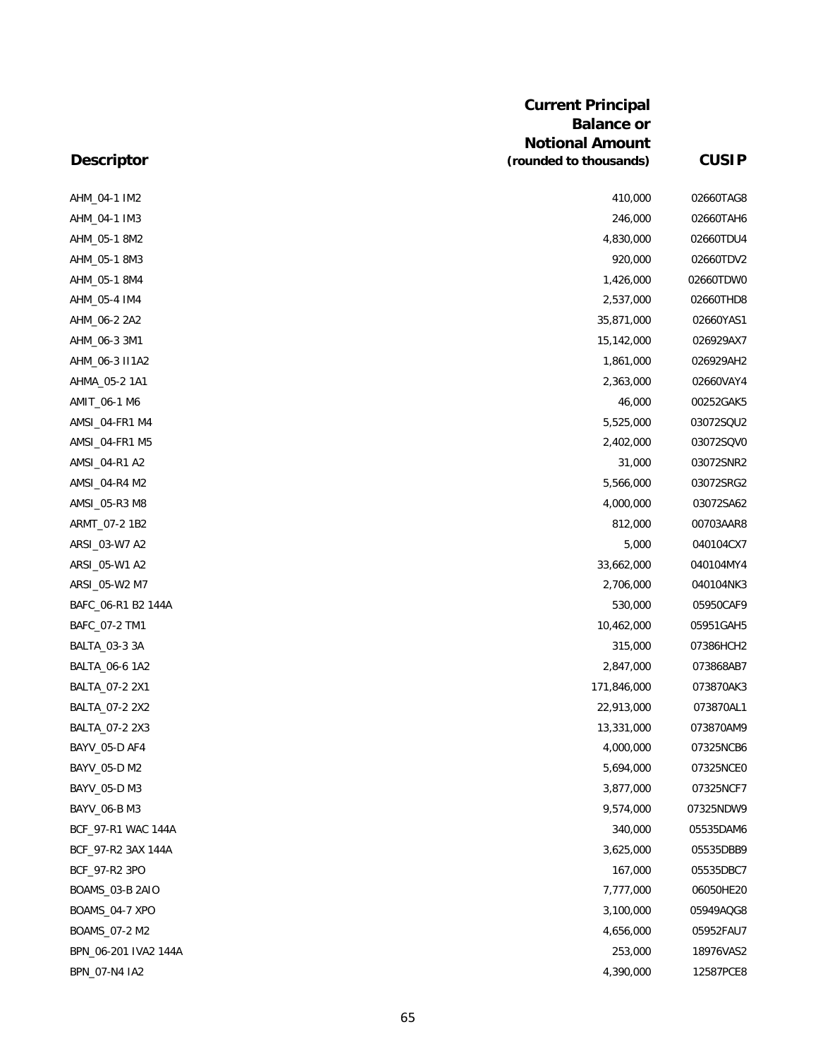| Descriptor | Current Principal Balance or Notional Amount (rounded to thousands) | CUSIP |
|---|---|---|
| AHM_04-1 IM2 | 410,000 | 02660TAG8 |
| AHM_04-1 IM3 | 246,000 | 02660TAH6 |
| AHM_05-1 8M2 | 4,830,000 | 02660TDU4 |
| AHM_05-1 8M3 | 920,000 | 02660TDV2 |
| AHM_05-1 8M4 | 1,426,000 | 02660TDW0 |
| AHM_05-4 IM4 | 2,537,000 | 02660THD8 |
| AHM_06-2 2A2 | 35,871,000 | 02660YAS1 |
| AHM_06-3 3M1 | 15,142,000 | 026929AX7 |
| AHM_06-3 II1A2 | 1,861,000 | 026929AH2 |
| AHMA_05-2 1A1 | 2,363,000 | 02660VAY4 |
| AMIT_06-1 M6 | 46,000 | 00252GAK5 |
| AMSI_04-FR1 M4 | 5,525,000 | 03072SQU2 |
| AMSI_04-FR1 M5 | 2,402,000 | 03072SQV0 |
| AMSI_04-R1 A2 | 31,000 | 03072SNR2 |
| AMSI_04-R4 M2 | 5,566,000 | 03072SRG2 |
| AMSI_05-R3 M8 | 4,000,000 | 03072SA62 |
| ARMT_07-2 1B2 | 812,000 | 00703AAR8 |
| ARSI_03-W7 A2 | 5,000 | 040104CX7 |
| ARSI_05-W1 A2 | 33,662,000 | 040104MY4 |
| ARSI_05-W2 M7 | 2,706,000 | 040104NK3 |
| BAFC_06-R1 B2 144A | 530,000 | 05950CAF9 |
| BAFC_07-2 TM1 | 10,462,000 | 05951GAH5 |
| BALTA_03-3 3A | 315,000 | 07386HCH2 |
| BALTA_06-6 1A2 | 2,847,000 | 073868AB7 |
| BALTA_07-2 2X1 | 171,846,000 | 073870AK3 |
| BALTA_07-2 2X2 | 22,913,000 | 073870AL1 |
| BALTA_07-2 2X3 | 13,331,000 | 073870AM9 |
| BAYV_05-D AF4 | 4,000,000 | 07325NCB6 |
| BAYV_05-D M2 | 5,694,000 | 07325NCE0 |
| BAYV_05-D M3 | 3,877,000 | 07325NCF7 |
| BAYV_06-B M3 | 9,574,000 | 07325NDW9 |
| BCF_97-R1 WAC 144A | 340,000 | 05535DAM6 |
| BCF_97-R2 3AX 144A | 3,625,000 | 05535DBB9 |
| BCF_97-R2 3PO | 167,000 | 05535DBC7 |
| BOAMS_03-B 2AIO | 7,777,000 | 06050HE20 |
| BOAMS_04-7 XPO | 3,100,000 | 05949AQG8 |
| BOAMS_07-2 M2 | 4,656,000 | 05952FAU7 |
| BPN_06-201 IVA2 144A | 253,000 | 18976VAS2 |
| BPN_07-N4 IA2 | 4,390,000 | 12587PCE8 |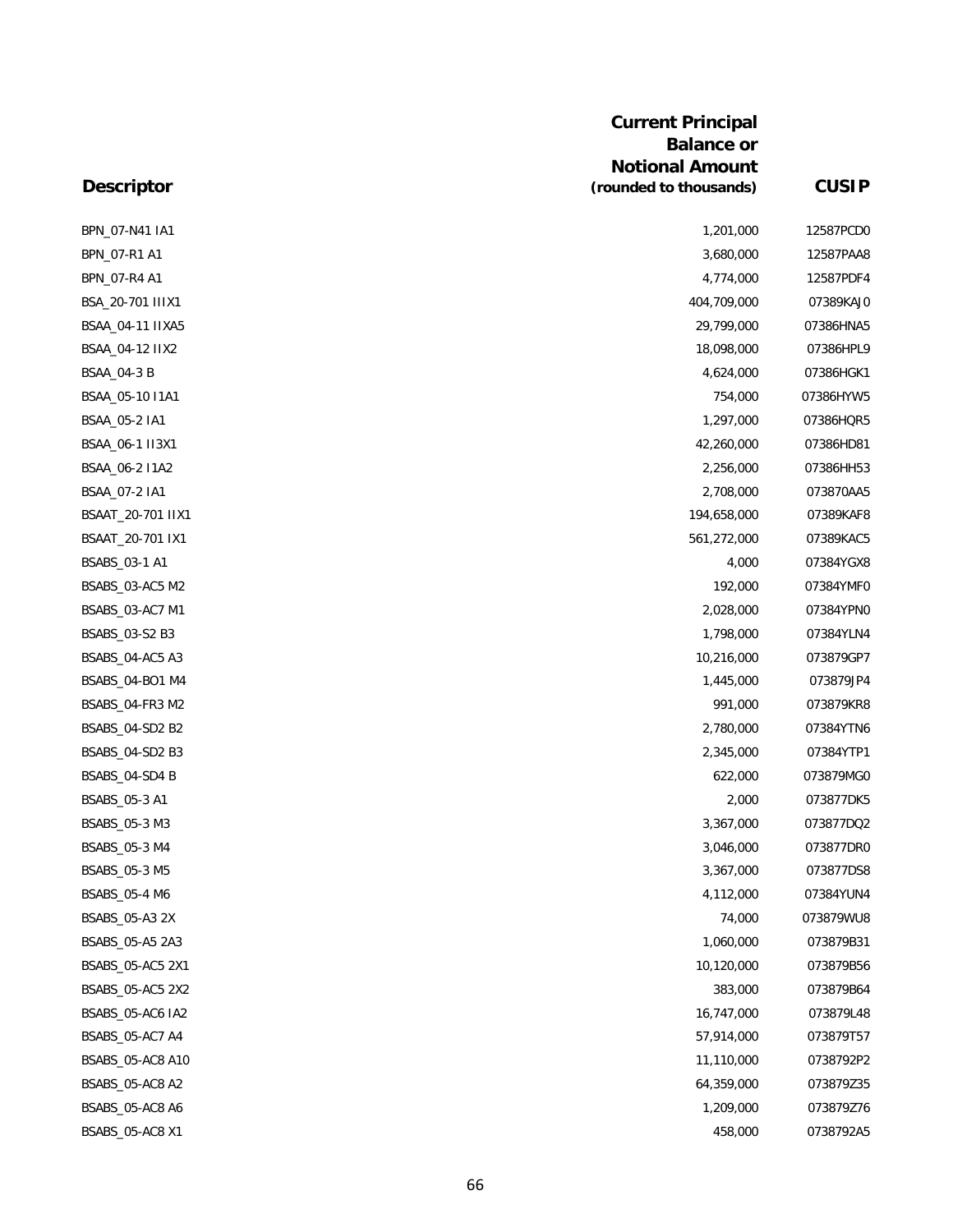| Descriptor | Current Principal Balance or Notional Amount (rounded to thousands) | CUSIP |
|---|---|---|
| BPN_07-N41 IA1 | 1,201,000 | 12587PCD0 |
| BPN_07-R1 A1 | 3,680,000 | 12587PAA8 |
| BPN_07-R4 A1 | 4,774,000 | 12587PDF4 |
| BSA_20-701 IIIX1 | 404,709,000 | 07389KAJ0 |
| BSAA_04-11 IIXA5 | 29,799,000 | 07386HNA5 |
| BSAA_04-12 IIX2 | 18,098,000 | 07386HPL9 |
| BSAA_04-3 B | 4,624,000 | 07386HGK1 |
| BSAA_05-10 I1A1 | 754,000 | 07386HYW5 |
| BSAA_05-2 IA1 | 1,297,000 | 07386HQR5 |
| BSAA_06-1 II3X1 | 42,260,000 | 07386HD81 |
| BSAA_06-2 I1A2 | 2,256,000 | 07386HH53 |
| BSAA_07-2 IA1 | 2,708,000 | 073870AA5 |
| BSAAT_20-701 IIX1 | 194,658,000 | 07389KAF8 |
| BSAAT_20-701 IX1 | 561,272,000 | 07389KAC5 |
| BSABS_03-1 A1 | 4,000 | 07384YGX8 |
| BSABS_03-AC5 M2 | 192,000 | 07384YMF0 |
| BSABS_03-AC7 M1 | 2,028,000 | 07384YPN0 |
| BSABS_03-S2 B3 | 1,798,000 | 07384YLN4 |
| BSABS_04-AC5 A3 | 10,216,000 | 073879GP7 |
| BSABS_04-BO1 M4 | 1,445,000 | 073879JP4 |
| BSABS_04-FR3 M2 | 991,000 | 073879KR8 |
| BSABS_04-SD2 B2 | 2,780,000 | 07384YTN6 |
| BSABS_04-SD2 B3 | 2,345,000 | 07384YTP1 |
| BSABS_04-SD4 B | 622,000 | 073879MG0 |
| BSABS_05-3 A1 | 2,000 | 073877DK5 |
| BSABS_05-3 M3 | 3,367,000 | 073877DQ2 |
| BSABS_05-3 M4 | 3,046,000 | 073877DR0 |
| BSABS_05-3 M5 | 3,367,000 | 073877DS8 |
| BSABS_05-4 M6 | 4,112,000 | 07384YUN4 |
| BSABS_05-A3 2X | 74,000 | 073879WU8 |
| BSABS_05-A5 2A3 | 1,060,000 | 073879B31 |
| BSABS_05-AC5 2X1 | 10,120,000 | 073879B56 |
| BSABS_05-AC5 2X2 | 383,000 | 073879B64 |
| BSABS_05-AC6 IA2 | 16,747,000 | 073879L48 |
| BSABS_05-AC7 A4 | 57,914,000 | 073879T57 |
| BSABS_05-AC8 A10 | 11,110,000 | 0738792P2 |
| BSABS_05-AC8 A2 | 64,359,000 | 073879Z35 |
| BSABS_05-AC8 A6 | 1,209,000 | 073879Z76 |
| BSABS_05-AC8 X1 | 458,000 | 0738792A5 |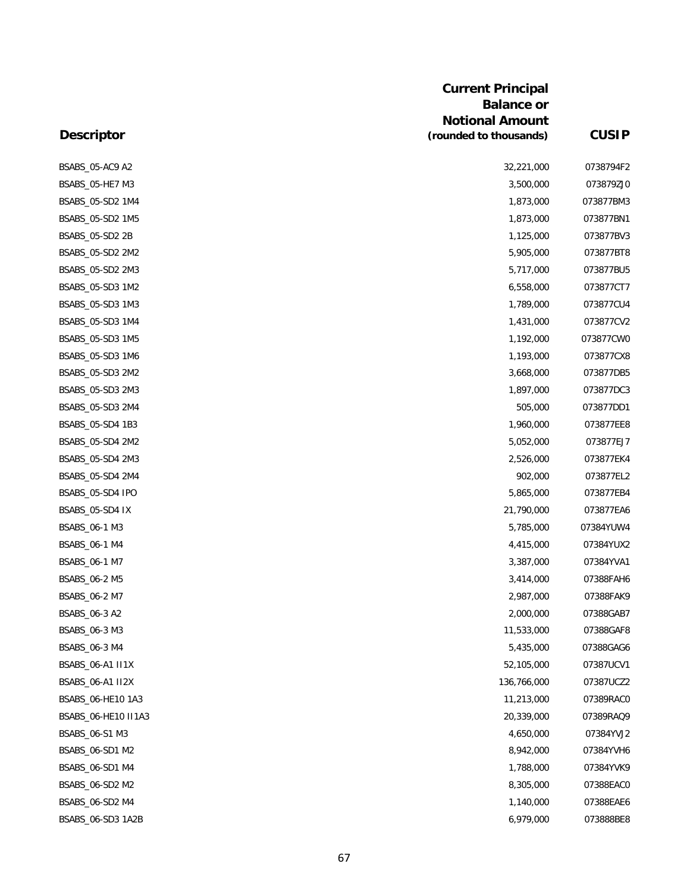| Descriptor | Current Principal Balance or Notional Amount (rounded to thousands) | CUSIP |
|---|---|---|
| BSABS_05-AC9 A2 | 32,221,000 | 0738794F2 |
| BSABS_05-HE7 M3 | 3,500,000 | 073879ZJ0 |
| BSABS_05-SD2 1M4 | 1,873,000 | 073877BM3 |
| BSABS_05-SD2 1M5 | 1,873,000 | 073877BN1 |
| BSABS_05-SD2 2B | 1,125,000 | 073877BV3 |
| BSABS_05-SD2 2M2 | 5,905,000 | 073877BT8 |
| BSABS_05-SD2 2M3 | 5,717,000 | 073877BU5 |
| BSABS_05-SD3 1M2 | 6,558,000 | 073877CT7 |
| BSABS_05-SD3 1M3 | 1,789,000 | 073877CU4 |
| BSABS_05-SD3 1M4 | 1,431,000 | 073877CV2 |
| BSABS_05-SD3 1M5 | 1,192,000 | 073877CW0 |
| BSABS_05-SD3 1M6 | 1,193,000 | 073877CX8 |
| BSABS_05-SD3 2M2 | 3,668,000 | 073877DB5 |
| BSABS_05-SD3 2M3 | 1,897,000 | 073877DC3 |
| BSABS_05-SD3 2M4 | 505,000 | 073877DD1 |
| BSABS_05-SD4 1B3 | 1,960,000 | 073877EE8 |
| BSABS_05-SD4 2M2 | 5,052,000 | 073877EJ7 |
| BSABS_05-SD4 2M3 | 2,526,000 | 073877EK4 |
| BSABS_05-SD4 2M4 | 902,000 | 073877EL2 |
| BSABS_05-SD4 IPO | 5,865,000 | 073877EB4 |
| BSABS_05-SD4 IX | 21,790,000 | 073877EA6 |
| BSABS_06-1 M3 | 5,785,000 | 07384YUW4 |
| BSABS_06-1 M4 | 4,415,000 | 07384YUX2 |
| BSABS_06-1 M7 | 3,387,000 | 07384YVA1 |
| BSABS_06-2 M5 | 3,414,000 | 07388FAH6 |
| BSABS_06-2 M7 | 2,987,000 | 07388FAK9 |
| BSABS_06-3 A2 | 2,000,000 | 07388GAB7 |
| BSABS_06-3 M3 | 11,533,000 | 07388GAF8 |
| BSABS_06-3 M4 | 5,435,000 | 07388GAG6 |
| BSABS_06-A1 II1X | 52,105,000 | 07387UCV1 |
| BSABS_06-A1 II2X | 136,766,000 | 07387UCZ2 |
| BSABS_06-HE10 1A3 | 11,213,000 | 07389RAC0 |
| BSABS_06-HE10 II1A3 | 20,339,000 | 07389RAQ9 |
| BSABS_06-S1 M3 | 4,650,000 | 07384YVJ2 |
| BSABS_06-SD1 M2 | 8,942,000 | 07384YVH6 |
| BSABS_06-SD1 M4 | 1,788,000 | 07384YVK9 |
| BSABS_06-SD2 M2 | 8,305,000 | 07388EAC0 |
| BSABS_06-SD2 M4 | 1,140,000 | 07388EAE6 |
| BSABS_06-SD3 1A2B | 6,979,000 | 073888BE8 |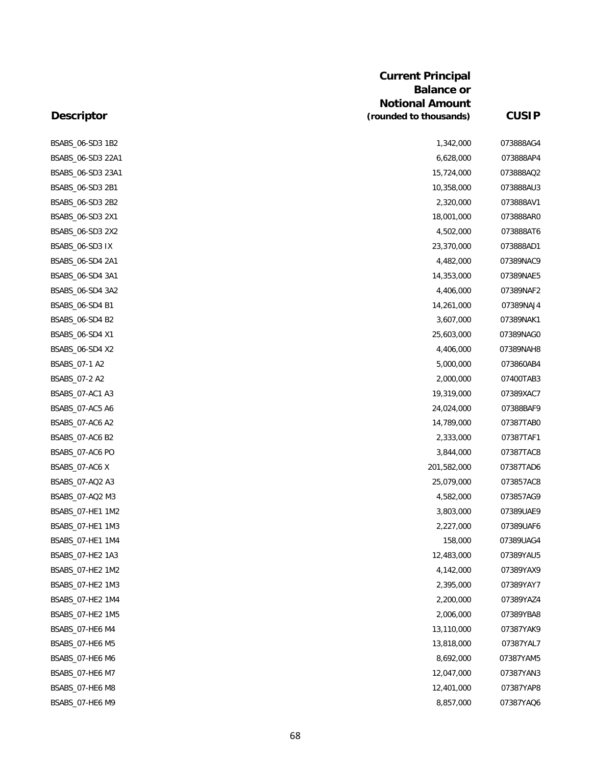| Descriptor | Current Principal Balance or Notional Amount (rounded to thousands) | CUSIP |
|---|---|---|
| BSABS_06-SD3 1B2 | 1,342,000 | 073888AG4 |
| BSABS_06-SD3 22A1 | 6,628,000 | 073888AP4 |
| BSABS_06-SD3 23A1 | 15,724,000 | 073888AQ2 |
| BSABS_06-SD3 2B1 | 10,358,000 | 073888AU3 |
| BSABS_06-SD3 2B2 | 2,320,000 | 073888AV1 |
| BSABS_06-SD3 2X1 | 18,001,000 | 073888AR0 |
| BSABS_06-SD3 2X2 | 4,502,000 | 073888AT6 |
| BSABS_06-SD3 IX | 23,370,000 | 073888AD1 |
| BSABS_06-SD4 2A1 | 4,482,000 | 07389NAC9 |
| BSABS_06-SD4 3A1 | 14,353,000 | 07389NAE5 |
| BSABS_06-SD4 3A2 | 4,406,000 | 07389NAF2 |
| BSABS_06-SD4 B1 | 14,261,000 | 07389NAJ4 |
| BSABS_06-SD4 B2 | 3,607,000 | 07389NAK1 |
| BSABS_06-SD4 X1 | 25,603,000 | 07389NAG0 |
| BSABS_06-SD4 X2 | 4,406,000 | 07389NAH8 |
| BSABS_07-1 A2 | 5,000,000 | 073860AB4 |
| BSABS_07-2 A2 | 2,000,000 | 07400TAB3 |
| BSABS_07-AC1 A3 | 19,319,000 | 07389XAC7 |
| BSABS_07-AC5 A6 | 24,024,000 | 07388BAF9 |
| BSABS_07-AC6 A2 | 14,789,000 | 07387TAB0 |
| BSABS_07-AC6 B2 | 2,333,000 | 07387TAF1 |
| BSABS_07-AC6 PO | 3,844,000 | 07387TAC8 |
| BSABS_07-AC6 X | 201,582,000 | 07387TAD6 |
| BSABS_07-AQ2 A3 | 25,079,000 | 073857AC8 |
| BSABS_07-AQ2 M3 | 4,582,000 | 073857AG9 |
| BSABS_07-HE1 1M2 | 3,803,000 | 07389UAE9 |
| BSABS_07-HE1 1M3 | 2,227,000 | 07389UAF6 |
| BSABS_07-HE1 1M4 | 158,000 | 07389UAG4 |
| BSABS_07-HE2 1A3 | 12,483,000 | 07389YAU5 |
| BSABS_07-HE2 1M2 | 4,142,000 | 07389YAX9 |
| BSABS_07-HE2 1M3 | 2,395,000 | 07389YAY7 |
| BSABS_07-HE2 1M4 | 2,200,000 | 07389YAZ4 |
| BSABS_07-HE2 1M5 | 2,006,000 | 07389YBA8 |
| BSABS_07-HE6 M4 | 13,110,000 | 07387YAK9 |
| BSABS_07-HE6 M5 | 13,818,000 | 07387YAL7 |
| BSABS_07-HE6 M6 | 8,692,000 | 07387YAM5 |
| BSABS_07-HE6 M7 | 12,047,000 | 07387YAN3 |
| BSABS_07-HE6 M8 | 12,401,000 | 07387YAP8 |
| BSABS_07-HE6 M9 | 8,857,000 | 07387YAQ6 |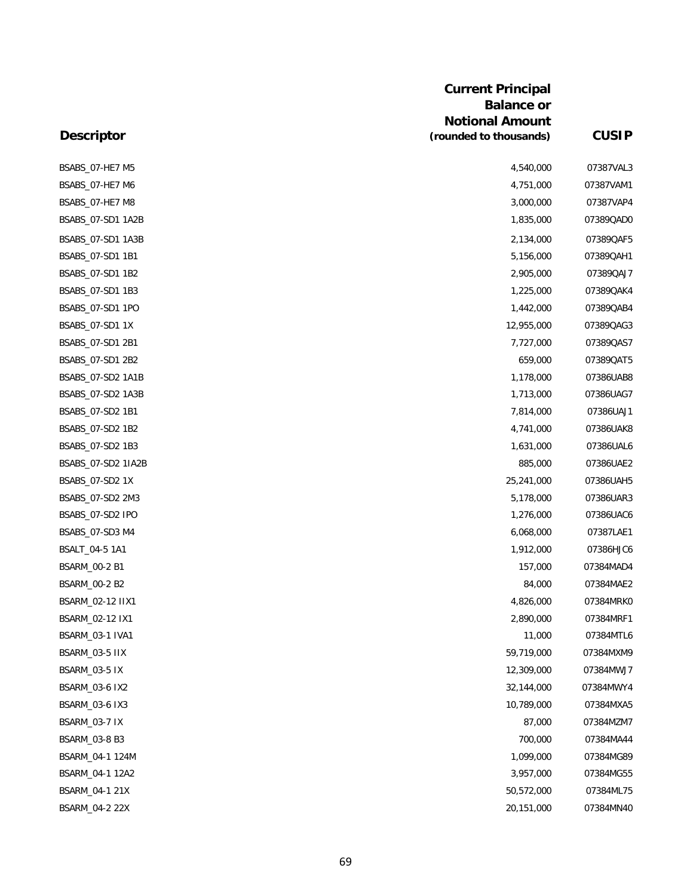| Descriptor | Current Principal Balance or Notional Amount (rounded to thousands) | CUSIP |
|---|---|---|
| BSABS_07-HE7 M5 | 4,540,000 | 07387VAL3 |
| BSABS_07-HE7 M6 | 4,751,000 | 07387VAM1 |
| BSABS_07-HE7 M8 | 3,000,000 | 07387VAP4 |
| BSABS_07-SD1 1A2B | 1,835,000 | 07389QAD0 |
| BSABS_07-SD1 1A3B | 2,134,000 | 07389QAF5 |
| BSABS_07-SD1 1B1 | 5,156,000 | 07389QAH1 |
| BSABS_07-SD1 1B2 | 2,905,000 | 07389QAJ7 |
| BSABS_07-SD1 1B3 | 1,225,000 | 07389QAK4 |
| BSABS_07-SD1 1PO | 1,442,000 | 07389QAB4 |
| BSABS_07-SD1 1X | 12,955,000 | 07389QAG3 |
| BSABS_07-SD1 2B1 | 7,727,000 | 07389QAS7 |
| BSABS_07-SD1 2B2 | 659,000 | 07389QAT5 |
| BSABS_07-SD2 1A1B | 1,178,000 | 07386UAB8 |
| BSABS_07-SD2 1A3B | 1,713,000 | 07386UAG7 |
| BSABS_07-SD2 1B1 | 7,814,000 | 07386UAJ1 |
| BSABS_07-SD2 1B2 | 4,741,000 | 07386UAK8 |
| BSABS_07-SD2 1B3 | 1,631,000 | 07386UAL6 |
| BSABS_07-SD2 1IA2B | 885,000 | 07386UAE2 |
| BSABS_07-SD2 1X | 25,241,000 | 07386UAH5 |
| BSABS_07-SD2 2M3 | 5,178,000 | 07386UAR3 |
| BSABS_07-SD2 IPO | 1,276,000 | 07386UAC6 |
| BSABS_07-SD3 M4 | 6,068,000 | 07387LAE1 |
| BSALT_04-5 1A1 | 1,912,000 | 07386HJC6 |
| BSARM_00-2 B1 | 157,000 | 07384MAD4 |
| BSARM_00-2 B2 | 84,000 | 07384MAE2 |
| BSARM_02-12 IIX1 | 4,826,000 | 07384MRK0 |
| BSARM_02-12 IX1 | 2,890,000 | 07384MRF1 |
| BSARM_03-1 IVA1 | 11,000 | 07384MTL6 |
| BSARM_03-5 IIX | 59,719,000 | 07384MXM9 |
| BSARM_03-5 IX | 12,309,000 | 07384MWJ7 |
| BSARM_03-6 IX2 | 32,144,000 | 07384MWY4 |
| BSARM_03-6 IX3 | 10,789,000 | 07384MXA5 |
| BSARM_03-7 IX | 87,000 | 07384MZM7 |
| BSARM_03-8 B3 | 700,000 | 07384MA44 |
| BSARM_04-1 124M | 1,099,000 | 07384MG89 |
| BSARM_04-1 12A2 | 3,957,000 | 07384MG55 |
| BSARM_04-1 21X | 50,572,000 | 07384ML75 |
| BSARM_04-2 22X | 20,151,000 | 07384MN40 |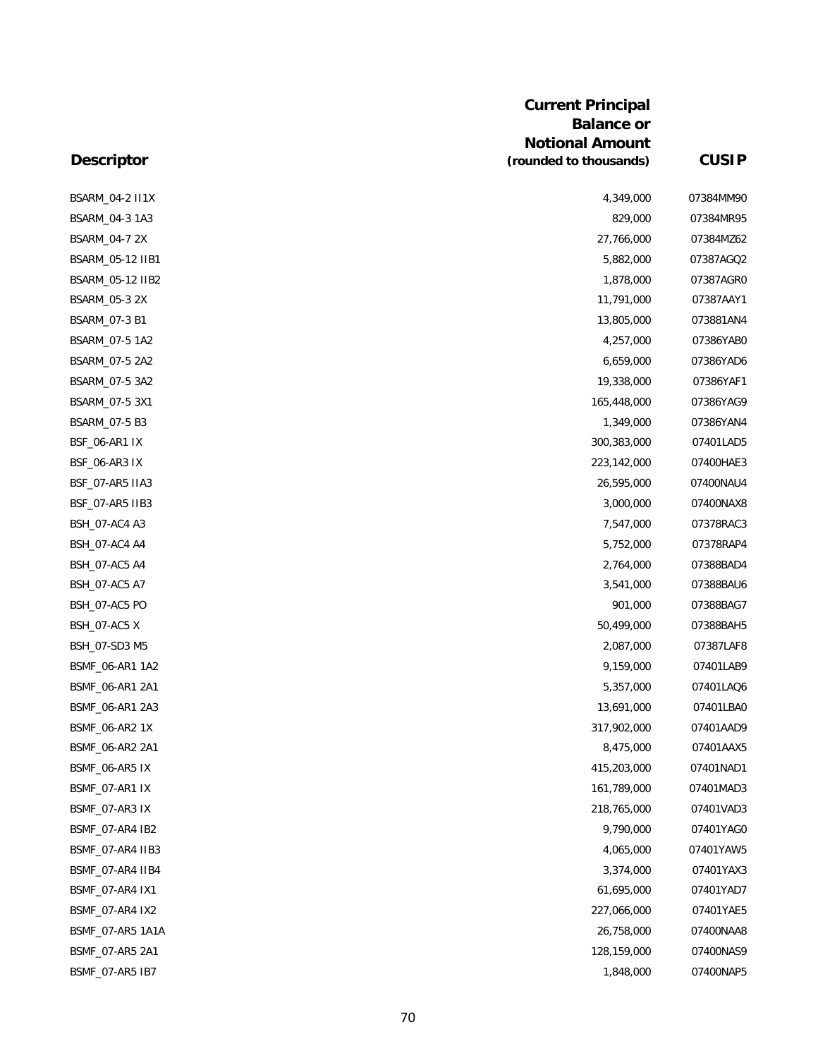| Descriptor | Current Principal Balance or Notional Amount (rounded to thousands) | CUSIP |
|---|---|---|
| BSARM_04-2 II1X | 4,349,000 | 07384MM90 |
| BSARM_04-3 1A3 | 829,000 | 07384MR95 |
| BSARM_04-7 2X | 27,766,000 | 07384MZ62 |
| BSARM_05-12 IIB1 | 5,882,000 | 07387AGQ2 |
| BSARM_05-12 IIB2 | 1,878,000 | 07387AGR0 |
| BSARM_05-3 2X | 11,791,000 | 07387AAY1 |
| BSARM_07-3 B1 | 13,805,000 | 073881AN4 |
| BSARM_07-5 1A2 | 4,257,000 | 07386YAB0 |
| BSARM_07-5 2A2 | 6,659,000 | 07386YAD6 |
| BSARM_07-5 3A2 | 19,338,000 | 07386YAF1 |
| BSARM_07-5 3X1 | 165,448,000 | 07386YAG9 |
| BSARM_07-5 B3 | 1,349,000 | 07386YAN4 |
| BSF_06-AR1 IX | 300,383,000 | 07401LAD5 |
| BSF_06-AR3 IX | 223,142,000 | 07400HAE3 |
| BSF_07-AR5 IIA3 | 26,595,000 | 07400NAU4 |
| BSF_07-AR5 IIB3 | 3,000,000 | 07400NAX8 |
| BSH_07-AC4 A3 | 7,547,000 | 07378RAC3 |
| BSH_07-AC4 A4 | 5,752,000 | 07378RAP4 |
| BSH_07-AC5 A4 | 2,764,000 | 07388BAD4 |
| BSH_07-AC5 A7 | 3,541,000 | 07388BAU6 |
| BSH_07-AC5 PO | 901,000 | 07388BAG7 |
| BSH_07-AC5 X | 50,499,000 | 07388BAH5 |
| BSH_07-SD3 M5 | 2,087,000 | 07387LAF8 |
| BSMF_06-AR1 1A2 | 9,159,000 | 07401LAB9 |
| BSMF_06-AR1 2A1 | 5,357,000 | 07401LAQ6 |
| BSMF_06-AR1 2A3 | 13,691,000 | 07401LBA0 |
| BSMF_06-AR2 1X | 317,902,000 | 07401AAD9 |
| BSMF_06-AR2 2A1 | 8,475,000 | 07401AAX5 |
| BSMF_06-AR5 IX | 415,203,000 | 07401NAD1 |
| BSMF_07-AR1 IX | 161,789,000 | 07401MAD3 |
| BSMF_07-AR3 IX | 218,765,000 | 07401VAD3 |
| BSMF_07-AR4 IB2 | 9,790,000 | 07401YAG0 |
| BSMF_07-AR4 IIB3 | 4,065,000 | 07401YAW5 |
| BSMF_07-AR4 IIB4 | 3,374,000 | 07401YAX3 |
| BSMF_07-AR4 IX1 | 61,695,000 | 07401YAD7 |
| BSMF_07-AR4 IX2 | 227,066,000 | 07401YAE5 |
| BSMF_07-AR5 1A1A | 26,758,000 | 07400NAA8 |
| BSMF_07-AR5 2A1 | 128,159,000 | 07400NAS9 |
| BSMF_07-AR5 IB7 | 1,848,000 | 07400NAP5 |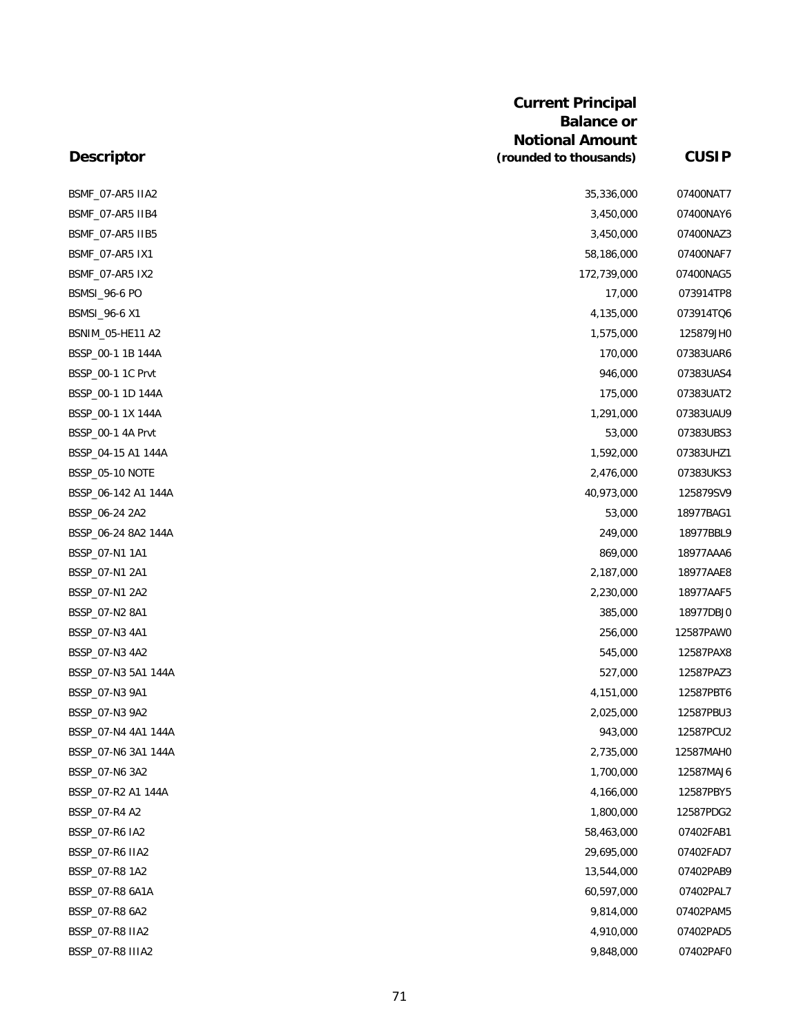| Descriptor | Current Principal Balance or Notional Amount (rounded to thousands) | CUSIP |
|---|---|---|
| BSMF_07-AR5 IIA2 | 35,336,000 | 07400NAT7 |
| BSMF_07-AR5 IIB4 | 3,450,000 | 07400NAY6 |
| BSMF_07-AR5 IIB5 | 3,450,000 | 07400NAZ3 |
| BSMF_07-AR5 IX1 | 58,186,000 | 07400NAF7 |
| BSMF_07-AR5 IX2 | 172,739,000 | 07400NAG5 |
| BSMSI_96-6 PO | 17,000 | 073914TP8 |
| BSMSI_96-6 X1 | 4,135,000 | 073914TQ6 |
| BSNIM_05-HE11 A2 | 1,575,000 | 125879JH0 |
| BSSP_00-1 1B 144A | 170,000 | 07383UAR6 |
| BSSP_00-1 1C Prvt | 946,000 | 07383UAS4 |
| BSSP_00-1 1D 144A | 175,000 | 07383UAT2 |
| BSSP_00-1 1X 144A | 1,291,000 | 07383UAU9 |
| BSSP_00-1 4A Prvt | 53,000 | 07383UBS3 |
| BSSP_04-15 A1 144A | 1,592,000 | 07383UHZ1 |
| BSSP_05-10 NOTE | 2,476,000 | 07383UKS3 |
| BSSP_06-142 A1 144A | 40,973,000 | 125879SV9 |
| BSSP_06-24 2A2 | 53,000 | 18977BAG1 |
| BSSP_06-24 8A2 144A | 249,000 | 18977BBL9 |
| BSSP_07-N1 1A1 | 869,000 | 18977AAA6 |
| BSSP_07-N1 2A1 | 2,187,000 | 18977AAE8 |
| BSSP_07-N1 2A2 | 2,230,000 | 18977AAF5 |
| BSSP_07-N2 8A1 | 385,000 | 18977DBJ0 |
| BSSP_07-N3 4A1 | 256,000 | 12587PAW0 |
| BSSP_07-N3 4A2 | 545,000 | 12587PAX8 |
| BSSP_07-N3 5A1 144A | 527,000 | 12587PAZ3 |
| BSSP_07-N3 9A1 | 4,151,000 | 12587PBT6 |
| BSSP_07-N3 9A2 | 2,025,000 | 12587PBU3 |
| BSSP_07-N4 4A1 144A | 943,000 | 12587PCU2 |
| BSSP_07-N6 3A1 144A | 2,735,000 | 12587MAH0 |
| BSSP_07-N6 3A2 | 1,700,000 | 12587MAJ6 |
| BSSP_07-R2 A1 144A | 4,166,000 | 12587PBY5 |
| BSSP_07-R4 A2 | 1,800,000 | 12587PDG2 |
| BSSP_07-R6 IA2 | 58,463,000 | 07402FAB1 |
| BSSP_07-R6 IIA2 | 29,695,000 | 07402FAD7 |
| BSSP_07-R8 1A2 | 13,544,000 | 07402PAB9 |
| BSSP_07-R8 6A1A | 60,597,000 | 07402PAL7 |
| BSSP_07-R8 6A2 | 9,814,000 | 07402PAM5 |
| BSSP_07-R8 IIA2 | 4,910,000 | 07402PAD5 |
| BSSP_07-R8 IIIA2 | 9,848,000 | 07402PAF0 |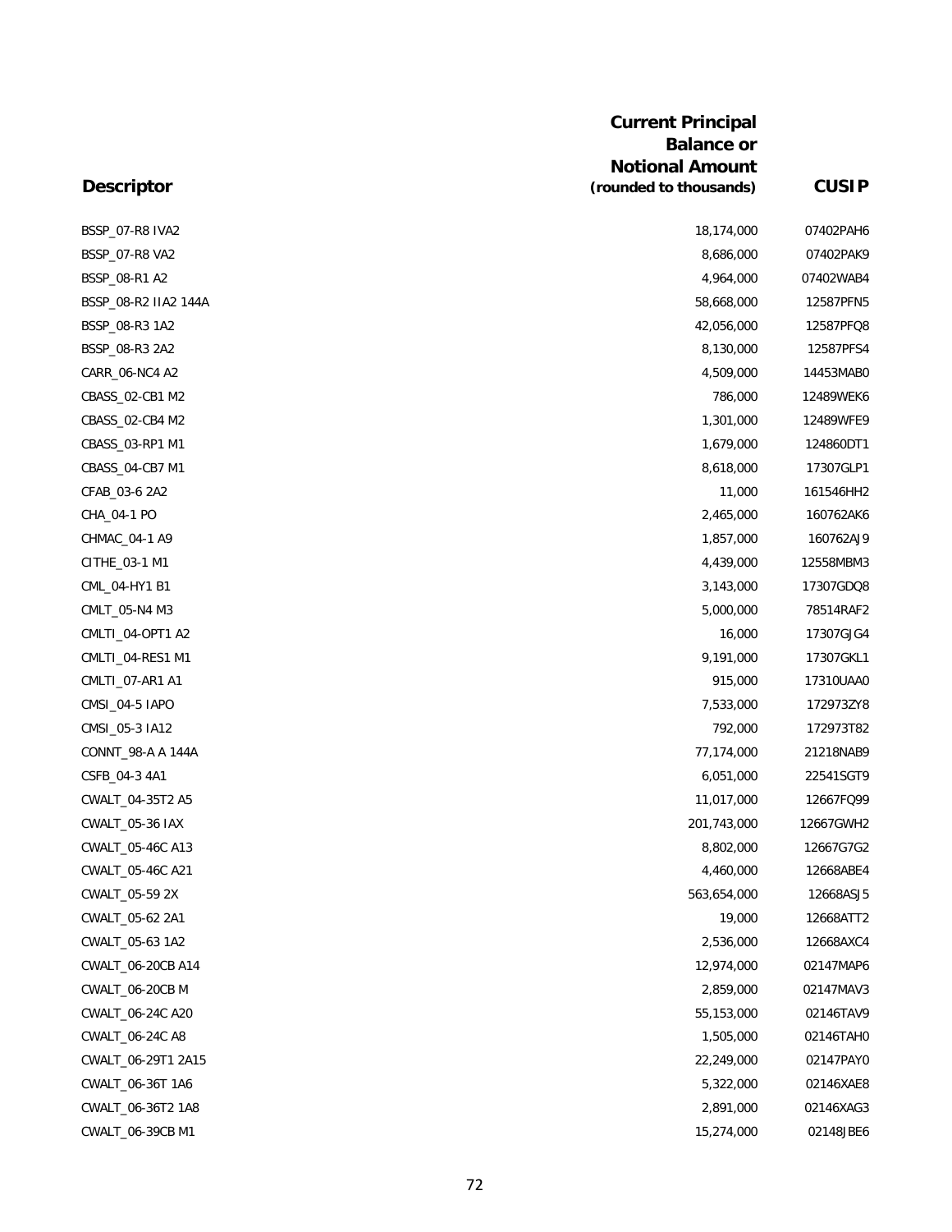| Descriptor | Current Principal Balance or Notional Amount (rounded to thousands) | CUSIP |
|---|---|---|
| BSSP_07-R8 IVA2 | 18,174,000 | 07402PAH6 |
| BSSP_07-R8 VA2 | 8,686,000 | 07402PAK9 |
| BSSP_08-R1 A2 | 4,964,000 | 07402WAB4 |
| BSSP_08-R2 IIA2 144A | 58,668,000 | 12587PFN5 |
| BSSP_08-R3 1A2 | 42,056,000 | 12587PFQ8 |
| BSSP_08-R3 2A2 | 8,130,000 | 12587PFS4 |
| CARR_06-NC4 A2 | 4,509,000 | 14453MAB0 |
| CBASS_02-CB1 M2 | 786,000 | 12489WEK6 |
| CBASS_02-CB4 M2 | 1,301,000 | 12489WFE9 |
| CBASS_03-RP1 M1 | 1,679,000 | 124860DT1 |
| CBASS_04-CB7 M1 | 8,618,000 | 17307GLP1 |
| CFAB_03-6 2A2 | 11,000 | 161546HH2 |
| CHA_04-1 PO | 2,465,000 | 160762AK6 |
| CHMAC_04-1 A9 | 1,857,000 | 160762AJ9 |
| CITHE_03-1 M1 | 4,439,000 | 12558MBM3 |
| CML_04-HY1 B1 | 3,143,000 | 17307GDQ8 |
| CMLT_05-N4 M3 | 5,000,000 | 78514RAF2 |
| CMLTI_04-OPT1 A2 | 16,000 | 17307GJG4 |
| CMLTI_04-RES1 M1 | 9,191,000 | 17307GKL1 |
| CMLTI_07-AR1 A1 | 915,000 | 17310UAA0 |
| CMSI_04-5 IAPO | 7,533,000 | 172973ZY8 |
| CMSI_05-3 IA12 | 792,000 | 172973T82 |
| CONNT_98-A A 144A | 77,174,000 | 21218NAB9 |
| CSFB_04-3 4A1 | 6,051,000 | 22541SGT9 |
| CWALT_04-35T2 A5 | 11,017,000 | 12667FQ99 |
| CWALT_05-36 IAX | 201,743,000 | 12667GWH2 |
| CWALT_05-46C A13 | 8,802,000 | 12667G7G2 |
| CWALT_05-46C A21 | 4,460,000 | 12668ABE4 |
| CWALT_05-59 2X | 563,654,000 | 12668ASJ5 |
| CWALT_05-62 2A1 | 19,000 | 12668ATT2 |
| CWALT_05-63 1A2 | 2,536,000 | 12668AXC4 |
| CWALT_06-20CB A14 | 12,974,000 | 02147MAP6 |
| CWALT_06-20CB M | 2,859,000 | 02147MAV3 |
| CWALT_06-24C A20 | 55,153,000 | 02146TAV9 |
| CWALT_06-24C A8 | 1,505,000 | 02146TAH0 |
| CWALT_06-29T1 2A15 | 22,249,000 | 02147PAY0 |
| CWALT_06-36T 1A6 | 5,322,000 | 02146XAE8 |
| CWALT_06-36T2 1A8 | 2,891,000 | 02146XAG3 |
| CWALT_06-39CB M1 | 15,274,000 | 02148JBE6 |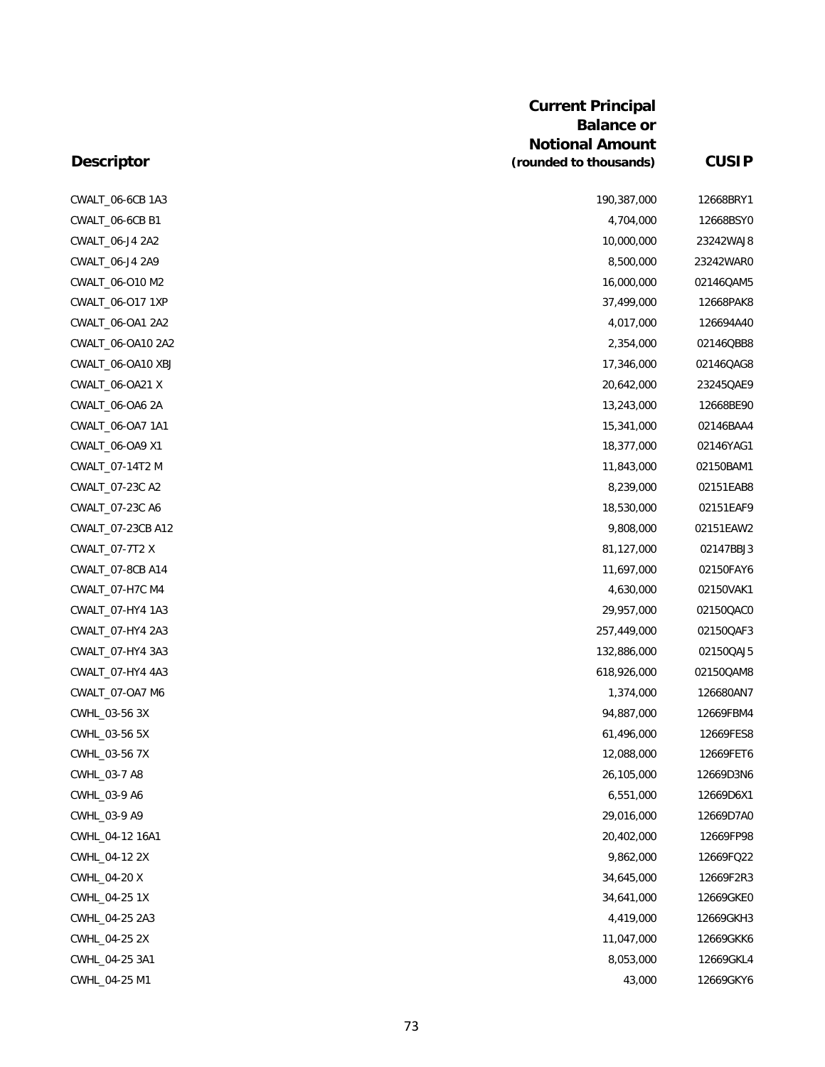| Descriptor | Current Principal Balance or Notional Amount (rounded to thousands) | CUSIP |
|---|---|---|
| CWALT_06-6CB 1A3 | 190,387,000 | 12668BRY1 |
| CWALT_06-6CB B1 | 4,704,000 | 12668BSY0 |
| CWALT_06-J4 2A2 | 10,000,000 | 23242WAJ8 |
| CWALT_06-J4 2A9 | 8,500,000 | 23242WAR0 |
| CWALT_06-O10 M2 | 16,000,000 | 02146QAM5 |
| CWALT_06-O17 1XP | 37,499,000 | 12668PAK8 |
| CWALT_06-OA1 2A2 | 4,017,000 | 126694A40 |
| CWALT_06-OA10 2A2 | 2,354,000 | 02146QBB8 |
| CWALT_06-OA10 XBJ | 17,346,000 | 02146QAG8 |
| CWALT_06-OA21 X | 20,642,000 | 23245QAE9 |
| CWALT_06-OA6 2A | 13,243,000 | 12668BE90 |
| CWALT_06-OA7 1A1 | 15,341,000 | 02146BAA4 |
| CWALT_06-OA9 X1 | 18,377,000 | 02146YAG1 |
| CWALT_07-14T2 M | 11,843,000 | 02150BAM1 |
| CWALT_07-23C A2 | 8,239,000 | 02151EAB8 |
| CWALT_07-23C A6 | 18,530,000 | 02151EAF9 |
| CWALT_07-23CB A12 | 9,808,000 | 02151EAW2 |
| CWALT_07-7T2 X | 81,127,000 | 02147BBJ3 |
| CWALT_07-8CB A14 | 11,697,000 | 02150FAY6 |
| CWALT_07-H7C M4 | 4,630,000 | 02150VAK1 |
| CWALT_07-HY4 1A3 | 29,957,000 | 02150QAC0 |
| CWALT_07-HY4 2A3 | 257,449,000 | 02150QAF3 |
| CWALT_07-HY4 3A3 | 132,886,000 | 02150QAJ5 |
| CWALT_07-HY4 4A3 | 618,926,000 | 02150QAM8 |
| CWALT_07-OA7 M6 | 1,374,000 | 126680AN7 |
| CWHL_03-56 3X | 94,887,000 | 12669FBM4 |
| CWHL_03-56 5X | 61,496,000 | 12669FES8 |
| CWHL_03-56 7X | 12,088,000 | 12669FET6 |
| CWHL_03-7 A8 | 26,105,000 | 12669D3N6 |
| CWHL_03-9 A6 | 6,551,000 | 12669D6X1 |
| CWHL_03-9 A9 | 29,016,000 | 12669D7A0 |
| CWHL_04-12 16A1 | 20,402,000 | 12669FP98 |
| CWHL_04-12 2X | 9,862,000 | 12669FQ22 |
| CWHL_04-20 X | 34,645,000 | 12669F2R3 |
| CWHL_04-25 1X | 34,641,000 | 12669GKE0 |
| CWHL_04-25 2A3 | 4,419,000 | 12669GKH3 |
| CWHL_04-25 2X | 11,047,000 | 12669GKK6 |
| CWHL_04-25 3A1 | 8,053,000 | 12669GKL4 |
| CWHL_04-25 M1 | 43,000 | 12669GKY6 |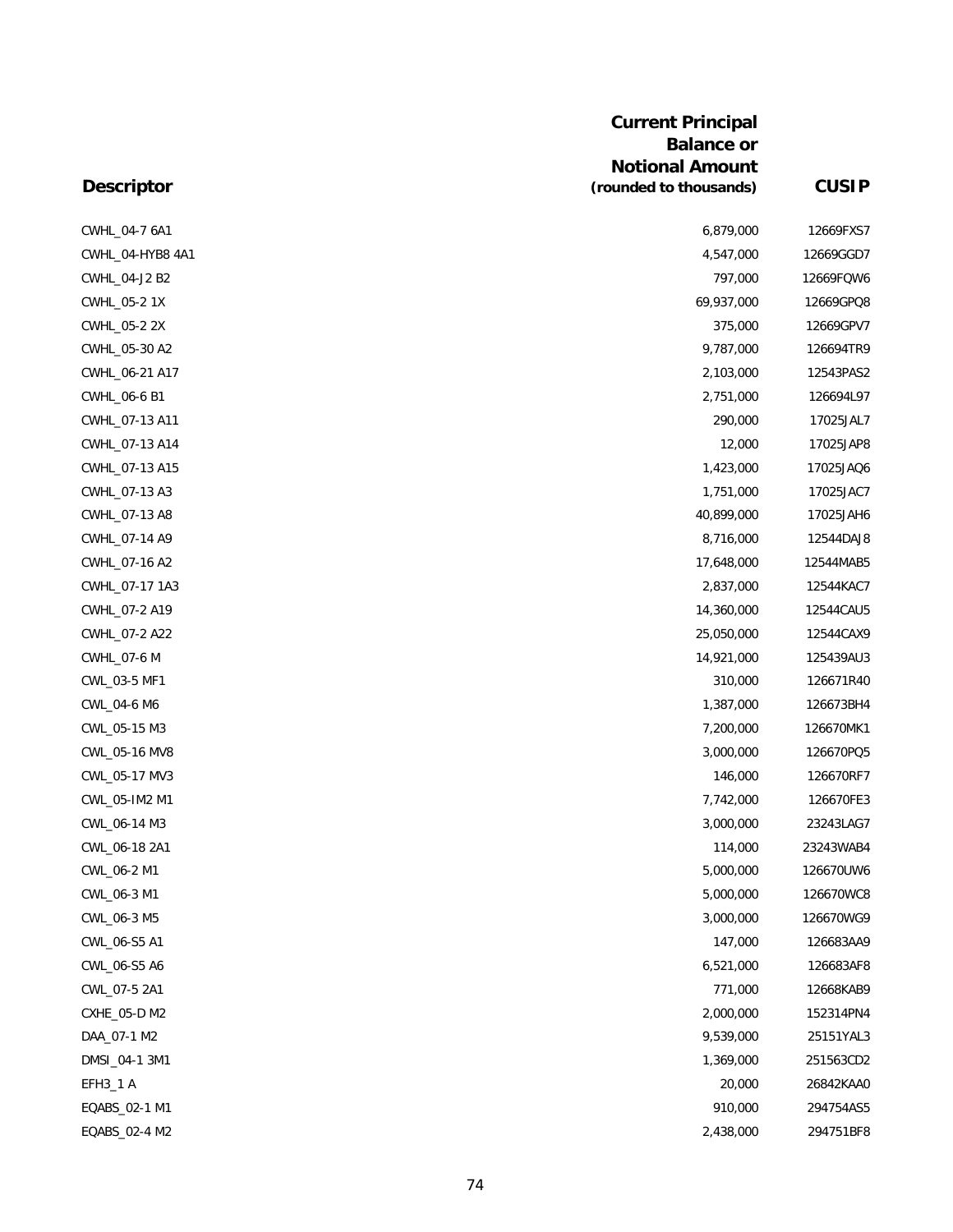| Descriptor | Current Principal Balance or Notional Amount (rounded to thousands) | CUSIP |
|---|---|---|
| CWHL_04-7 6A1 | 6,879,000 | 12669FXS7 |
| CWHL_04-HYB8 4A1 | 4,547,000 | 12669GGD7 |
| CWHL_04-J2 B2 | 797,000 | 12669FQW6 |
| CWHL_05-2 1X | 69,937,000 | 12669GPQ8 |
| CWHL_05-2 2X | 375,000 | 12669GPV7 |
| CWHL_05-30 A2 | 9,787,000 | 126694TR9 |
| CWHL_06-21 A17 | 2,103,000 | 12543PAS2 |
| CWHL_06-6 B1 | 2,751,000 | 126694L97 |
| CWHL_07-13 A11 | 290,000 | 17025JAL7 |
| CWHL_07-13 A14 | 12,000 | 17025JAP8 |
| CWHL_07-13 A15 | 1,423,000 | 17025JAQ6 |
| CWHL_07-13 A3 | 1,751,000 | 17025JAC7 |
| CWHL_07-13 A8 | 40,899,000 | 17025JAH6 |
| CWHL_07-14 A9 | 8,716,000 | 12544DAJ8 |
| CWHL_07-16 A2 | 17,648,000 | 12544MAB5 |
| CWHL_07-17 1A3 | 2,837,000 | 12544KAC7 |
| CWHL_07-2 A19 | 14,360,000 | 12544CAU5 |
| CWHL_07-2 A22 | 25,050,000 | 12544CAX9 |
| CWHL_07-6 M | 14,921,000 | 125439AU3 |
| CWL_03-5 MF1 | 310,000 | 126671R40 |
| CWL_04-6 M6 | 1,387,000 | 126673BH4 |
| CWL_05-15 M3 | 7,200,000 | 126670MK1 |
| CWL_05-16 MV8 | 3,000,000 | 126670PQ5 |
| CWL_05-17 MV3 | 146,000 | 126670RF7 |
| CWL_05-IM2 M1 | 7,742,000 | 126670FE3 |
| CWL_06-14 M3 | 3,000,000 | 23243LAG7 |
| CWL_06-18 2A1 | 114,000 | 23243WAB4 |
| CWL_06-2 M1 | 5,000,000 | 126670UW6 |
| CWL_06-3 M1 | 5,000,000 | 126670WC8 |
| CWL_06-3 M5 | 3,000,000 | 126670WG9 |
| CWL_06-S5 A1 | 147,000 | 126683AA9 |
| CWL_06-S5 A6 | 6,521,000 | 126683AF8 |
| CWL_07-5 2A1 | 771,000 | 12668KAB9 |
| CXHE_05-D M2 | 2,000,000 | 152314PN4 |
| DAA_07-1 M2 | 9,539,000 | 25151YAL3 |
| DMSI_04-1 3M1 | 1,369,000 | 251563CD2 |
| EFH3_1 A | 20,000 | 26842KAA0 |
| EQABS_02-1 M1 | 910,000 | 294754AS5 |
| EQABS_02-4 M2 | 2,438,000 | 294751BF8 |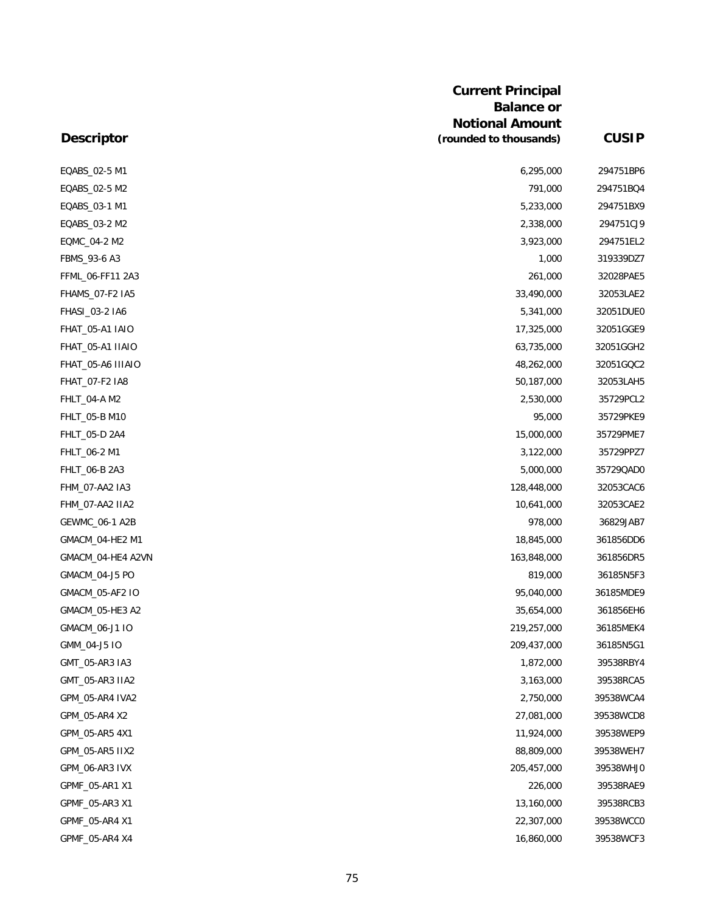| Descriptor | Current Principal Balance or Notional Amount (rounded to thousands) | CUSIP |
|---|---|---|
| EQABS_02-5 M1 | 6,295,000 | 294751BP6 |
| EQABS_02-5 M2 | 791,000 | 294751BQ4 |
| EQABS_03-1 M1 | 5,233,000 | 294751BX9 |
| EQABS_03-2 M2 | 2,338,000 | 294751CJ9 |
| EQMC_04-2 M2 | 3,923,000 | 294751EL2 |
| FBMS_93-6 A3 | 1,000 | 319339DZ7 |
| FFML_06-FF11 2A3 | 261,000 | 32028PAE5 |
| FHAMS_07-F2 IA5 | 33,490,000 | 32053LAE2 |
| FHASI_03-2 IA6 | 5,341,000 | 32051DUE0 |
| FHAT_05-A1 IAIO | 17,325,000 | 32051GGE9 |
| FHAT_05-A1 IIAIO | 63,735,000 | 32051GGH2 |
| FHAT_05-A6 IIIAIO | 48,262,000 | 32051GQC2 |
| FHAT_07-F2 IA8 | 50,187,000 | 32053LAH5 |
| FHLT_04-A M2 | 2,530,000 | 35729PCL2 |
| FHLT_05-B M10 | 95,000 | 35729PKE9 |
| FHLT_05-D 2A4 | 15,000,000 | 35729PME7 |
| FHLT_06-2 M1 | 3,122,000 | 35729PPZ7 |
| FHLT_06-B 2A3 | 5,000,000 | 35729QAD0 |
| FHM_07-AA2 IA3 | 128,448,000 | 32053CAC6 |
| FHM_07-AA2 IIA2 | 10,641,000 | 32053CAE2 |
| GEWMC_06-1 A2B | 978,000 | 36829JAB7 |
| GMACM_04-HE2 M1 | 18,845,000 | 361856DD6 |
| GMACM_04-HE4 A2VN | 163,848,000 | 361856DR5 |
| GMACM_04-J5 PO | 819,000 | 36185N5F3 |
| GMACM_05-AF2 IO | 95,040,000 | 36185MDE9 |
| GMACM_05-HE3 A2 | 35,654,000 | 361856EH6 |
| GMACM_06-J1 IO | 219,257,000 | 36185MEK4 |
| GMM_04-J5 IO | 209,437,000 | 36185N5G1 |
| GMT_05-AR3 IA3 | 1,872,000 | 39538RBY4 |
| GMT_05-AR3 IIA2 | 3,163,000 | 39538RCA5 |
| GPM_05-AR4 IVA2 | 2,750,000 | 39538WCA4 |
| GPM_05-AR4 X2 | 27,081,000 | 39538WCD8 |
| GPM_05-AR5 4X1 | 11,924,000 | 39538WEP9 |
| GPM_05-AR5 IIX2 | 88,809,000 | 39538WEH7 |
| GPM_06-AR3 IVX | 205,457,000 | 39538WHJ0 |
| GPMF_05-AR1 X1 | 226,000 | 39538RAE9 |
| GPMF_05-AR3 X1 | 13,160,000 | 39538RCB3 |
| GPMF_05-AR4 X1 | 22,307,000 | 39538WCC0 |
| GPMF_05-AR4 X4 | 16,860,000 | 39538WCF3 |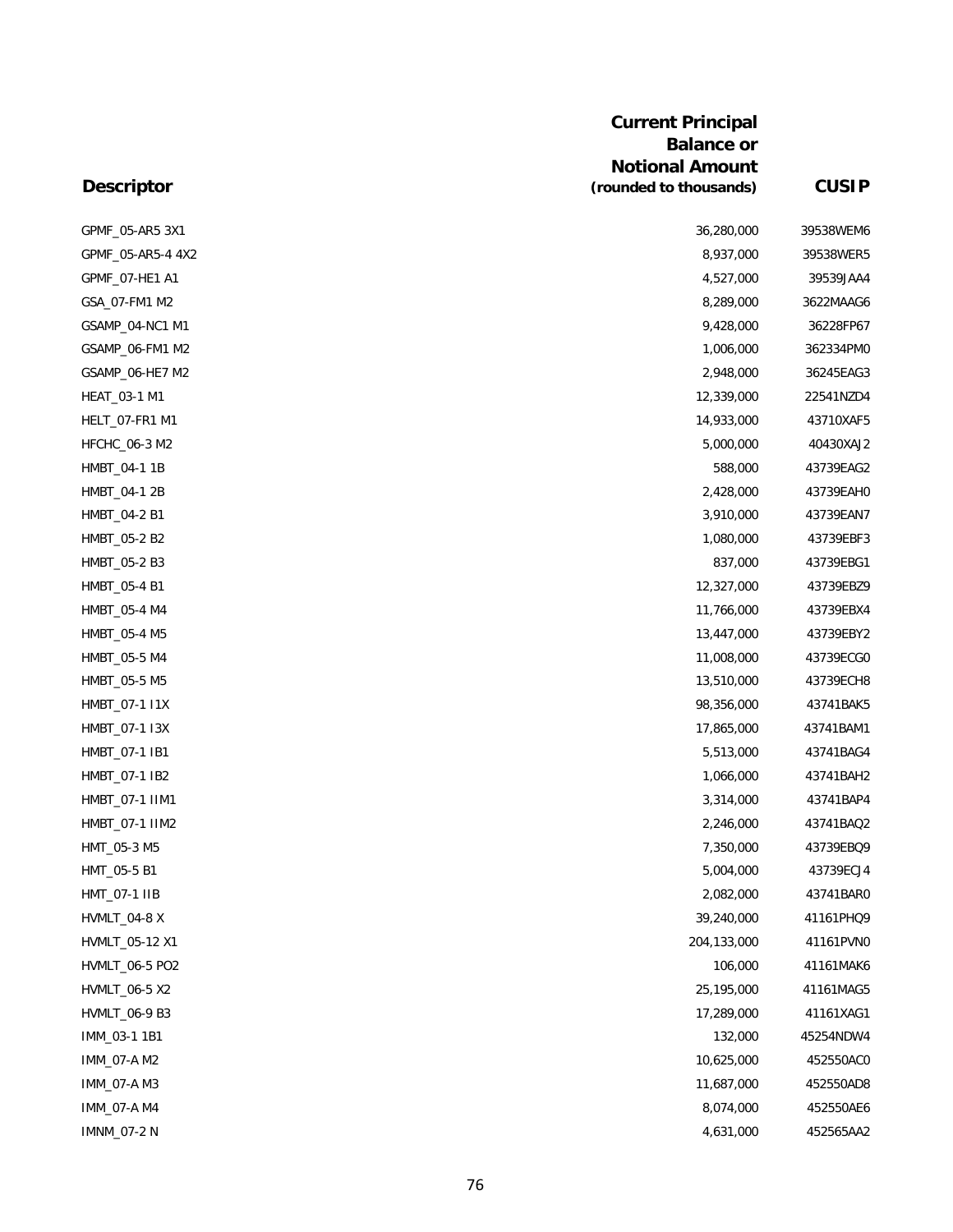| Descriptor | Current Principal Balance or Notional Amount (rounded to thousands) | CUSIP |
|---|---|---|
| GPMF_05-AR5 3X1 | 36,280,000 | 39538WEM6 |
| GPMF_05-AR5-4 4X2 | 8,937,000 | 39538WER5 |
| GPMF_07-HE1 A1 | 4,527,000 | 39539JAA4 |
| GSA_07-FM1 M2 | 8,289,000 | 3622MAAG6 |
| GSAMP_04-NC1 M1 | 9,428,000 | 36228FP67 |
| GSAMP_06-FM1 M2 | 1,006,000 | 362334PM0 |
| GSAMP_06-HE7 M2 | 2,948,000 | 36245EAG3 |
| HEAT_03-1 M1 | 12,339,000 | 22541NZD4 |
| HELT_07-FR1 M1 | 14,933,000 | 43710XAF5 |
| HFCHC_06-3 M2 | 5,000,000 | 40430XAJ2 |
| HMBT_04-1 1B | 588,000 | 43739EAG2 |
| HMBT_04-1 2B | 2,428,000 | 43739EAH0 |
| HMBT_04-2 B1 | 3,910,000 | 43739EAN7 |
| HMBT_05-2 B2 | 1,080,000 | 43739EBF3 |
| HMBT_05-2 B3 | 837,000 | 43739EBG1 |
| HMBT_05-4 B1 | 12,327,000 | 43739EBZ9 |
| HMBT_05-4 M4 | 11,766,000 | 43739EBX4 |
| HMBT_05-4 M5 | 13,447,000 | 43739EBY2 |
| HMBT_05-5 M4 | 11,008,000 | 43739ECG0 |
| HMBT_05-5 M5 | 13,510,000 | 43739ECH8 |
| HMBT_07-1 I1X | 98,356,000 | 43741BAK5 |
| HMBT_07-1 I3X | 17,865,000 | 43741BAM1 |
| HMBT_07-1 IB1 | 5,513,000 | 43741BAG4 |
| HMBT_07-1 IB2 | 1,066,000 | 43741BAH2 |
| HMBT_07-1 IIM1 | 3,314,000 | 43741BAP4 |
| HMBT_07-1 IIM2 | 2,246,000 | 43741BAQ2 |
| HMT_05-3 M5 | 7,350,000 | 43739EBQ9 |
| HMT_05-5 B1 | 5,004,000 | 43739ECJ4 |
| HMT_07-1 IIB | 2,082,000 | 43741BAR0 |
| HVMLT_04-8 X | 39,240,000 | 41161PHQ9 |
| HVMLT_05-12 X1 | 204,133,000 | 41161PVN0 |
| HVMLT_06-5 PO2 | 106,000 | 41161MAK6 |
| HVMLT_06-5 X2 | 25,195,000 | 41161MAG5 |
| HVMLT_06-9 B3 | 17,289,000 | 41161XAG1 |
| IMM_03-1 1B1 | 132,000 | 45254NDW4 |
| IMM_07-A M2 | 10,625,000 | 452550AC0 |
| IMM_07-A M3 | 11,687,000 | 452550AD8 |
| IMM_07-A M4 | 8,074,000 | 452550AE6 |
| IMNM_07-2 N | 4,631,000 | 452565AA2 |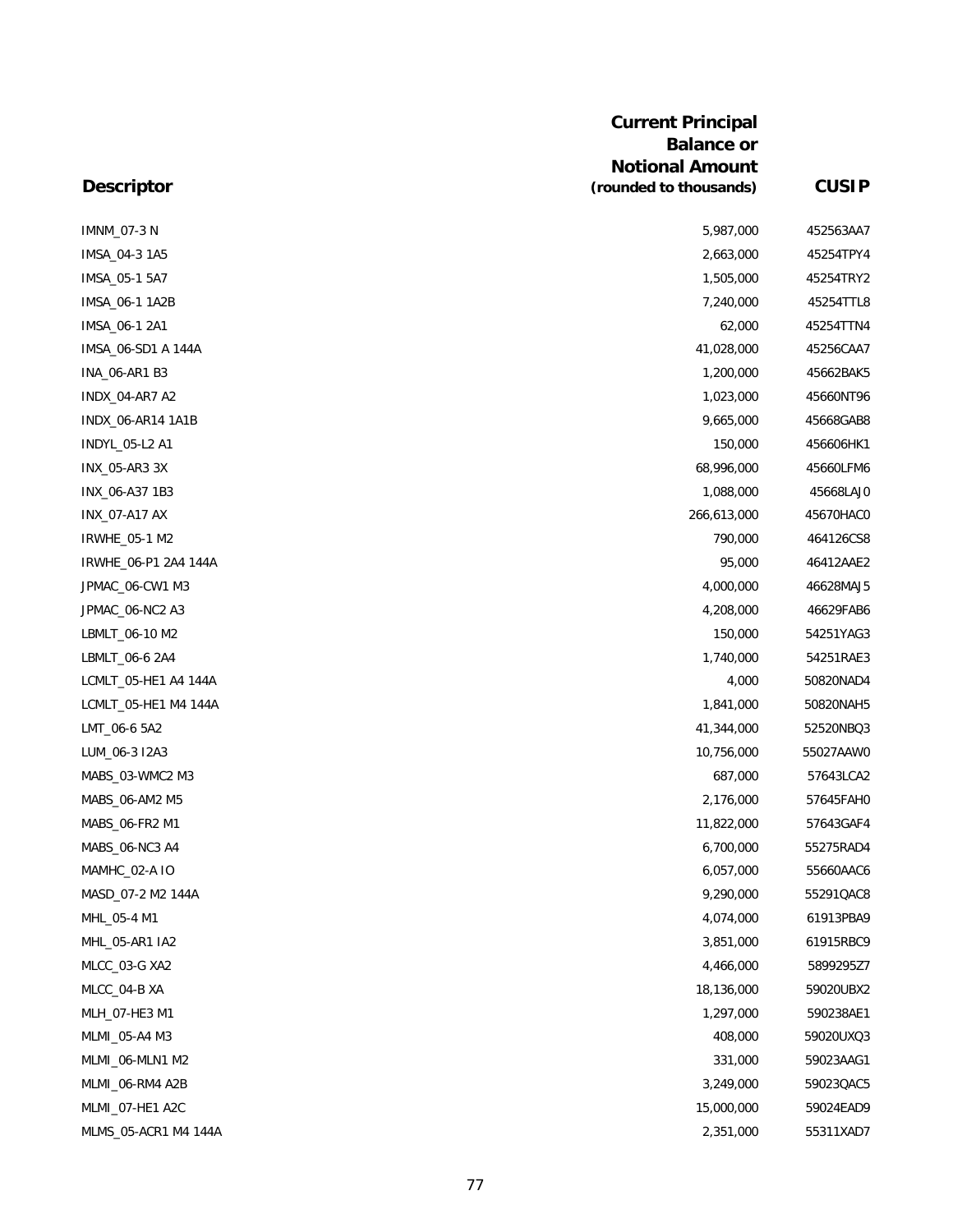| Descriptor | Current Principal Balance or Notional Amount (rounded to thousands) | CUSIP |
|---|---|---|
| IMNM_07-3 N | 5,987,000 | 452563AA7 |
| IMSA_04-3 1A5 | 2,663,000 | 45254TPY4 |
| IMSA_05-1 5A7 | 1,505,000 | 45254TRY2 |
| IMSA_06-1 1A2B | 7,240,000 | 45254TTL8 |
| IMSA_06-1 2A1 | 62,000 | 45254TTN4 |
| IMSA_06-SD1 A 144A | 41,028,000 | 45256CAA7 |
| INA_06-AR1 B3 | 1,200,000 | 45662BAK5 |
| INDX_04-AR7 A2 | 1,023,000 | 45660NT96 |
| INDX_06-AR14 1A1B | 9,665,000 | 45668GAB8 |
| INDYL_05-L2 A1 | 150,000 | 456606HK1 |
| INX_05-AR3 3X | 68,996,000 | 45660LFM6 |
| INX_06-A37 1B3 | 1,088,000 | 45668LAJ0 |
| INX_07-A17 AX | 266,613,000 | 45670HAC0 |
| IRWHE_05-1 M2 | 790,000 | 464126CS8 |
| IRWHE_06-P1 2A4 144A | 95,000 | 46412AAE2 |
| JPMAC_06-CW1 M3 | 4,000,000 | 46628MAJ5 |
| JPMAC_06-NC2 A3 | 4,208,000 | 46629FAB6 |
| LBMLT_06-10 M2 | 150,000 | 54251YAG3 |
| LBMLT_06-6 2A4 | 1,740,000 | 54251RAE3 |
| LCMLT_05-HE1 A4 144A | 4,000 | 50820NAD4 |
| LCMLT_05-HE1 M4 144A | 1,841,000 | 50820NAH5 |
| LMT_06-6 5A2 | 41,344,000 | 52520NBQ3 |
| LUM_06-3 I2A3 | 10,756,000 | 55027AAW0 |
| MABS_03-WMC2 M3 | 687,000 | 57643LCA2 |
| MABS_06-AM2 M5 | 2,176,000 | 57645FAH0 |
| MABS_06-FR2 M1 | 11,822,000 | 57643GAF4 |
| MABS_06-NC3 A4 | 6,700,000 | 55275RAD4 |
| MAMHC_02-A IO | 6,057,000 | 55660AAC6 |
| MASD_07-2 M2 144A | 9,290,000 | 55291QAC8 |
| MHL_05-4 M1 | 4,074,000 | 61913PBA9 |
| MHL_05-AR1 IA2 | 3,851,000 | 61915RBC9 |
| MLCC_03-G XA2 | 4,466,000 | 5899295Z7 |
| MLCC_04-B XA | 18,136,000 | 59020UBX2 |
| MLH_07-HE3 M1 | 1,297,000 | 590238AE1 |
| MLMI_05-A4 M3 | 408,000 | 59020UXQ3 |
| MLMI_06-MLN1 M2 | 331,000 | 59023AAG1 |
| MLMI_06-RM4 A2B | 3,249,000 | 59023QAC5 |
| MLMI_07-HE1 A2C | 15,000,000 | 59024EAD9 |
| MLMS_05-ACR1 M4 144A | 2,351,000 | 55311XAD7 |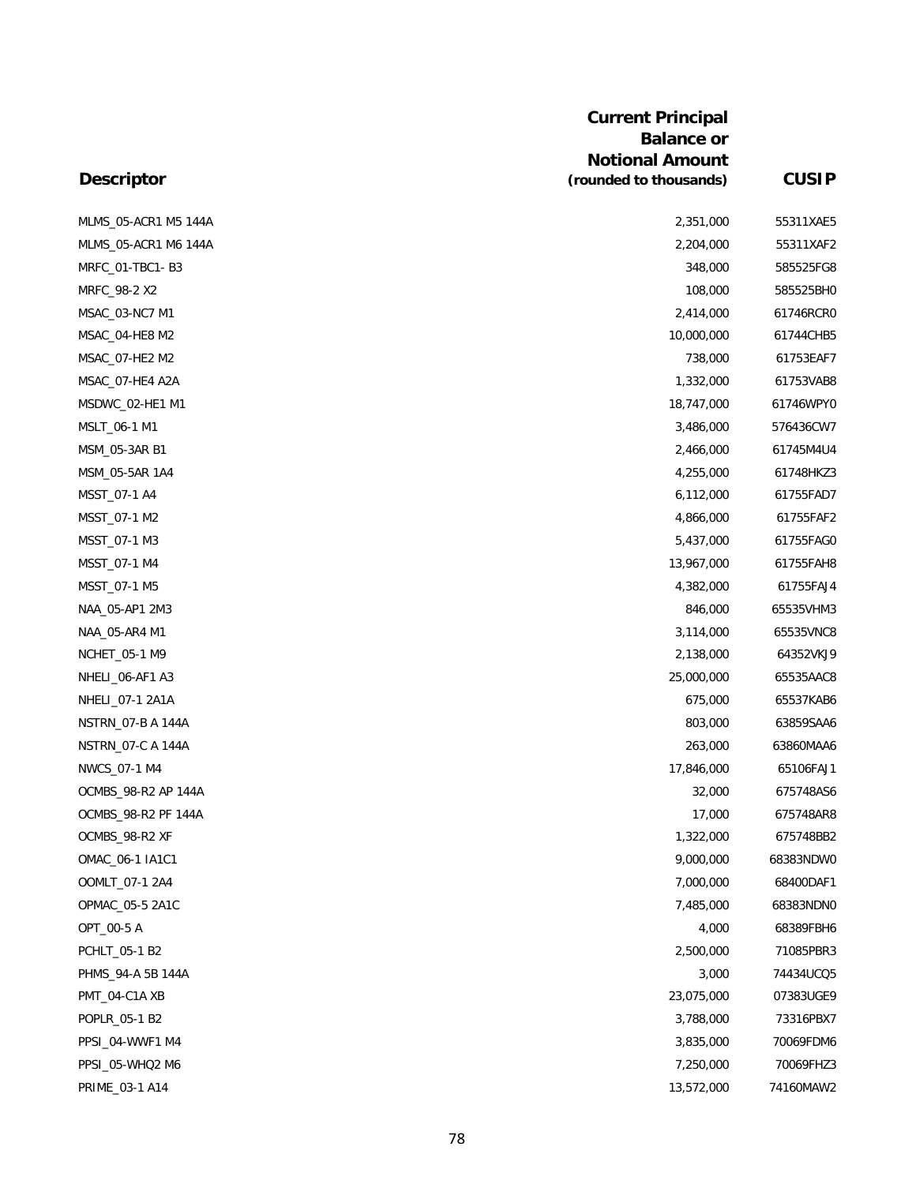| Descriptor | Current Principal Balance or Notional Amount (rounded to thousands) | CUSIP |
|---|---|---|
| MLMS_05-ACR1 M5 144A | 2,351,000 | 55311XAE5 |
| MLMS_05-ACR1 M6 144A | 2,204,000 | 55311XAF2 |
| MRFC_01-TBC1- B3 | 348,000 | 585525FG8 |
| MRFC_98-2 X2 | 108,000 | 585525BH0 |
| MSAC_03-NC7 M1 | 2,414,000 | 61746RCR0 |
| MSAC_04-HE8 M2 | 10,000,000 | 61744CHB5 |
| MSAC_07-HE2 M2 | 738,000 | 61753EAF7 |
| MSAC_07-HE4 A2A | 1,332,000 | 61753VAB8 |
| MSDWC_02-HE1 M1 | 18,747,000 | 61746WPY0 |
| MSLT_06-1 M1 | 3,486,000 | 576436CW7 |
| MSM_05-3AR B1 | 2,466,000 | 61745M4U4 |
| MSM_05-5AR 1A4 | 4,255,000 | 61748HKZ3 |
| MSST_07-1 A4 | 6,112,000 | 61755FAD7 |
| MSST_07-1 M2 | 4,866,000 | 61755FAF2 |
| MSST_07-1 M3 | 5,437,000 | 61755FAG0 |
| MSST_07-1 M4 | 13,967,000 | 61755FAH8 |
| MSST_07-1 M5 | 4,382,000 | 61755FAJ4 |
| NAA_05-AP1 2M3 | 846,000 | 65535VHM3 |
| NAA_05-AR4 M1 | 3,114,000 | 65535VNC8 |
| NCHET_05-1 M9 | 2,138,000 | 64352VKJ9 |
| NHELI_06-AF1 A3 | 25,000,000 | 65535AAC8 |
| NHELI_07-1 2A1A | 675,000 | 65537KAB6 |
| NSTRN_07-B A 144A | 803,000 | 63859SAA6 |
| NSTRN_07-C A 144A | 263,000 | 63860MAA6 |
| NWCS_07-1 M4 | 17,846,000 | 65106FAJ1 |
| OCMBS_98-R2 AP 144A | 32,000 | 675748AS6 |
| OCMBS_98-R2 PF 144A | 17,000 | 675748AR8 |
| OCMBS_98-R2 XF | 1,322,000 | 675748BB2 |
| OMAC_06-1 IA1C1 | 9,000,000 | 68383NDW0 |
| OOMLT_07-1 2A4 | 7,000,000 | 68400DAF1 |
| OPMAC_05-5 2A1C | 7,485,000 | 68383NDN0 |
| OPT_00-5 A | 4,000 | 68389FBH6 |
| PCHLT_05-1 B2 | 2,500,000 | 71085PBR3 |
| PHMS_94-A 5B 144A | 3,000 | 74434UCQ5 |
| PMT_04-C1A XB | 23,075,000 | 07383UGE9 |
| POPLR_05-1 B2 | 3,788,000 | 73316PBX7 |
| PPSI_04-WWF1 M4 | 3,835,000 | 70069FDM6 |
| PPSI_05-WHQ2 M6 | 7,250,000 | 70069FHZ3 |
| PRIME_03-1 A14 | 13,572,000 | 74160MAW2 |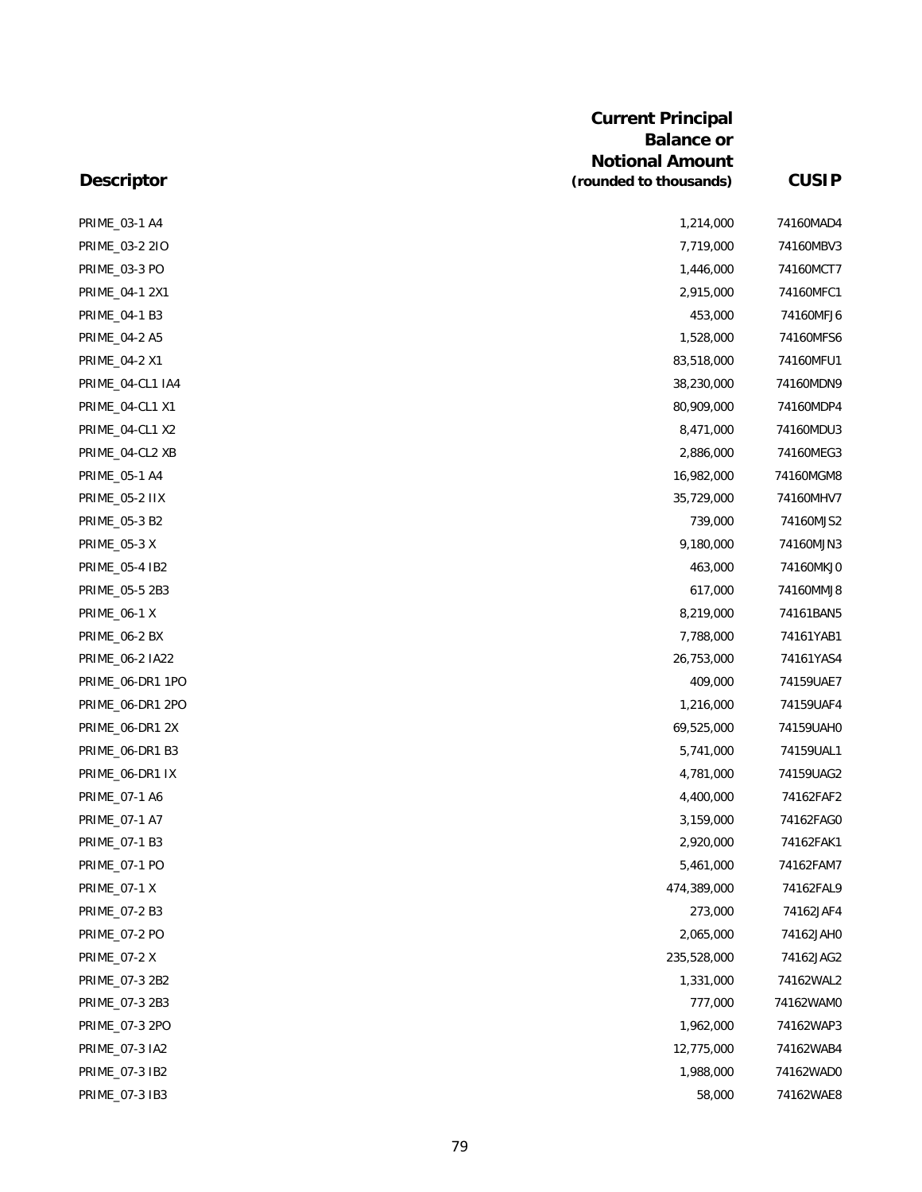| Descriptor | Current Principal Balance or Notional Amount (rounded to thousands) | CUSIP |
|---|---|---|
| PRIME_03-1 A4 | 1,214,000 | 74160MAD4 |
| PRIME_03-2 2IO | 7,719,000 | 74160MBV3 |
| PRIME_03-3 PO | 1,446,000 | 74160MCT7 |
| PRIME_04-1 2X1 | 2,915,000 | 74160MFC1 |
| PRIME_04-1 B3 | 453,000 | 74160MFJ6 |
| PRIME_04-2 A5 | 1,528,000 | 74160MFS6 |
| PRIME_04-2 X1 | 83,518,000 | 74160MFU1 |
| PRIME_04-CL1 IA4 | 38,230,000 | 74160MDN9 |
| PRIME_04-CL1 X1 | 80,909,000 | 74160MDP4 |
| PRIME_04-CL1 X2 | 8,471,000 | 74160MDU3 |
| PRIME_04-CL2 XB | 2,886,000 | 74160MEG3 |
| PRIME_05-1 A4 | 16,982,000 | 74160MGM8 |
| PRIME_05-2 IIX | 35,729,000 | 74160MHV7 |
| PRIME_05-3 B2 | 739,000 | 74160MJS2 |
| PRIME_05-3 X | 9,180,000 | 74160MJN3 |
| PRIME_05-4 IB2 | 463,000 | 74160MKJ0 |
| PRIME_05-5 2B3 | 617,000 | 74160MMJ8 |
| PRIME_06-1 X | 8,219,000 | 74161BAN5 |
| PRIME_06-2 BX | 7,788,000 | 74161YAB1 |
| PRIME_06-2 IA22 | 26,753,000 | 74161YAS4 |
| PRIME_06-DR1 1PO | 409,000 | 74159UAE7 |
| PRIME_06-DR1 2PO | 1,216,000 | 74159UAF4 |
| PRIME_06-DR1 2X | 69,525,000 | 74159UAH0 |
| PRIME_06-DR1 B3 | 5,741,000 | 74159UAL1 |
| PRIME_06-DR1 IX | 4,781,000 | 74159UAG2 |
| PRIME_07-1 A6 | 4,400,000 | 74162FAF2 |
| PRIME_07-1 A7 | 3,159,000 | 74162FAG0 |
| PRIME_07-1 B3 | 2,920,000 | 74162FAK1 |
| PRIME_07-1 PO | 5,461,000 | 74162FAM7 |
| PRIME_07-1 X | 474,389,000 | 74162FAL9 |
| PRIME_07-2 B3 | 273,000 | 74162JAF4 |
| PRIME_07-2 PO | 2,065,000 | 74162JAH0 |
| PRIME_07-2 X | 235,528,000 | 74162JAG2 |
| PRIME_07-3 2B2 | 1,331,000 | 74162WAL2 |
| PRIME_07-3 2B3 | 777,000 | 74162WAM0 |
| PRIME_07-3 2PO | 1,962,000 | 74162WAP3 |
| PRIME_07-3 IA2 | 12,775,000 | 74162WAB4 |
| PRIME_07-3 IB2 | 1,988,000 | 74162WAD0 |
| PRIME_07-3 IB3 | 58,000 | 74162WAE8 |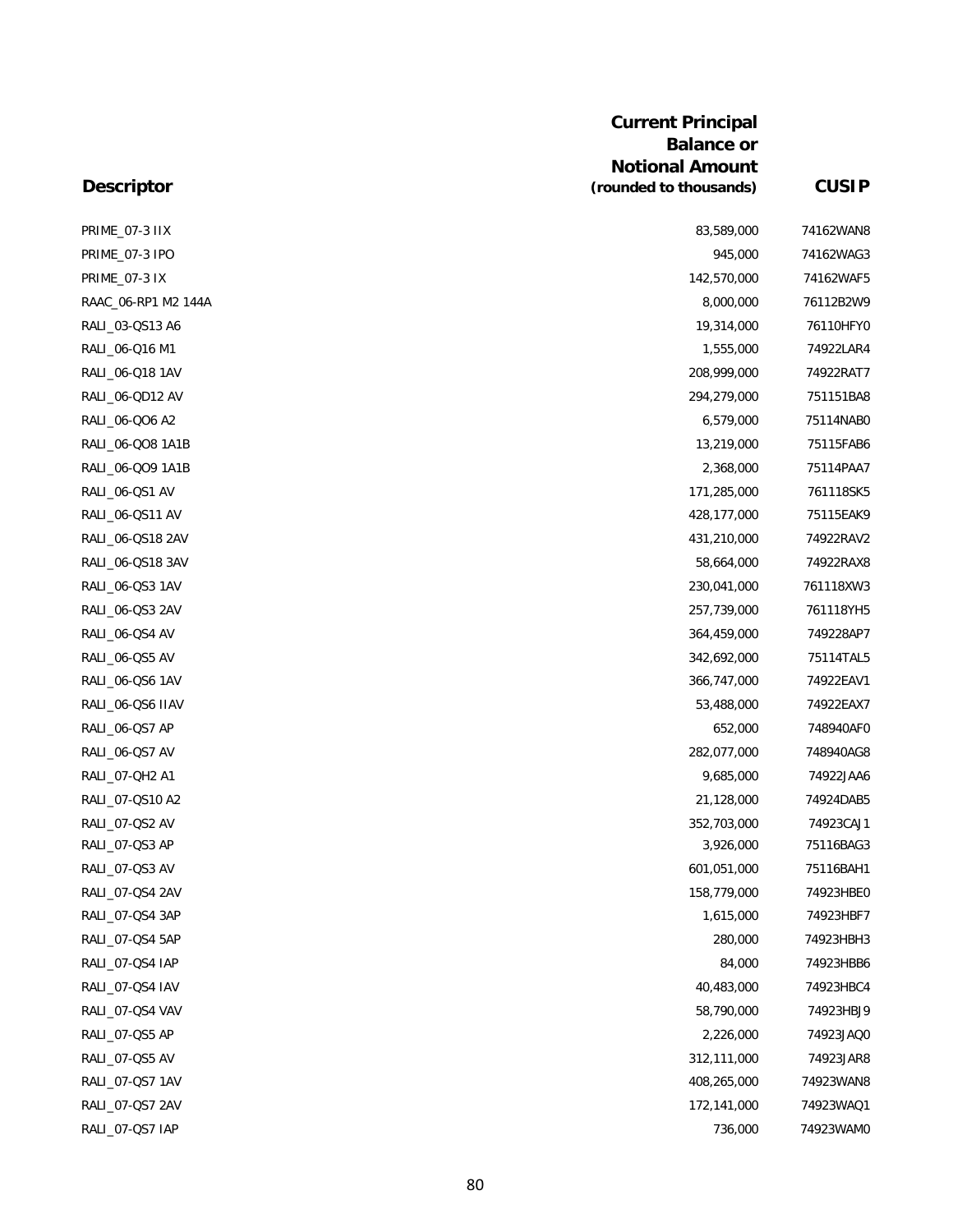| Descriptor | Current Principal Balance or Notional Amount (rounded to thousands) | CUSIP |
|---|---|---|
| PRIME_07-3 IIX | 83,589,000 | 74162WAN8 |
| PRIME_07-3 IPO | 945,000 | 74162WAG3 |
| PRIME_07-3 IX | 142,570,000 | 74162WAF5 |
| RAAC_06-RP1 M2 144A | 8,000,000 | 76112B2W9 |
| RALI_03-QS13 A6 | 19,314,000 | 76110HFY0 |
| RALI_06-Q16 M1 | 1,555,000 | 74922LAR4 |
| RALI_06-Q18 1AV | 208,999,000 | 74922RAT7 |
| RALI_06-QD12 AV | 294,279,000 | 751151BA8 |
| RALI_06-QO6 A2 | 6,579,000 | 75114NAB0 |
| RALI_06-QO8 1A1B | 13,219,000 | 75115FAB6 |
| RALI_06-QO9 1A1B | 2,368,000 | 75114PAA7 |
| RALI_06-QS1 AV | 171,285,000 | 761118SK5 |
| RALI_06-QS11 AV | 428,177,000 | 75115EAK9 |
| RALI_06-QS18 2AV | 431,210,000 | 74922RAV2 |
| RALI_06-QS18 3AV | 58,664,000 | 74922RAX8 |
| RALI_06-QS3 1AV | 230,041,000 | 761118XW3 |
| RALI_06-QS3 2AV | 257,739,000 | 761118YH5 |
| RALI_06-QS4 AV | 364,459,000 | 749228AP7 |
| RALI_06-QS5 AV | 342,692,000 | 75114TAL5 |
| RALI_06-QS6 1AV | 366,747,000 | 74922EAV1 |
| RALI_06-QS6 IIAV | 53,488,000 | 74922EAX7 |
| RALI_06-QS7 AP | 652,000 | 748940AF0 |
| RALI_06-QS7 AV | 282,077,000 | 748940AG8 |
| RALI_07-QH2 A1 | 9,685,000 | 74922JAA6 |
| RALI_07-QS10 A2 | 21,128,000 | 74924DAB5 |
| RALI_07-QS2 AV | 352,703,000 | 74923CAJ1 |
| RALI_07-QS3 AP | 3,926,000 | 75116BAG3 |
| RALI_07-QS3 AV | 601,051,000 | 75116BAH1 |
| RALI_07-QS4 2AV | 158,779,000 | 74923HBE0 |
| RALI_07-QS4 3AP | 1,615,000 | 74923HBF7 |
| RALI_07-QS4 5AP | 280,000 | 74923HBH3 |
| RALI_07-QS4 IAP | 84,000 | 74923HBB6 |
| RALI_07-QS4 IAV | 40,483,000 | 74923HBC4 |
| RALI_07-QS4 VAV | 58,790,000 | 74923HBJ9 |
| RALI_07-QS5 AP | 2,226,000 | 74923JAQ0 |
| RALI_07-QS5 AV | 312,111,000 | 74923JAR8 |
| RALI_07-QS7 1AV | 408,265,000 | 74923WAN8 |
| RALI_07-QS7 2AV | 172,141,000 | 74923WAQ1 |
| RALI_07-QS7 IAP | 736,000 | 74923WAM0 |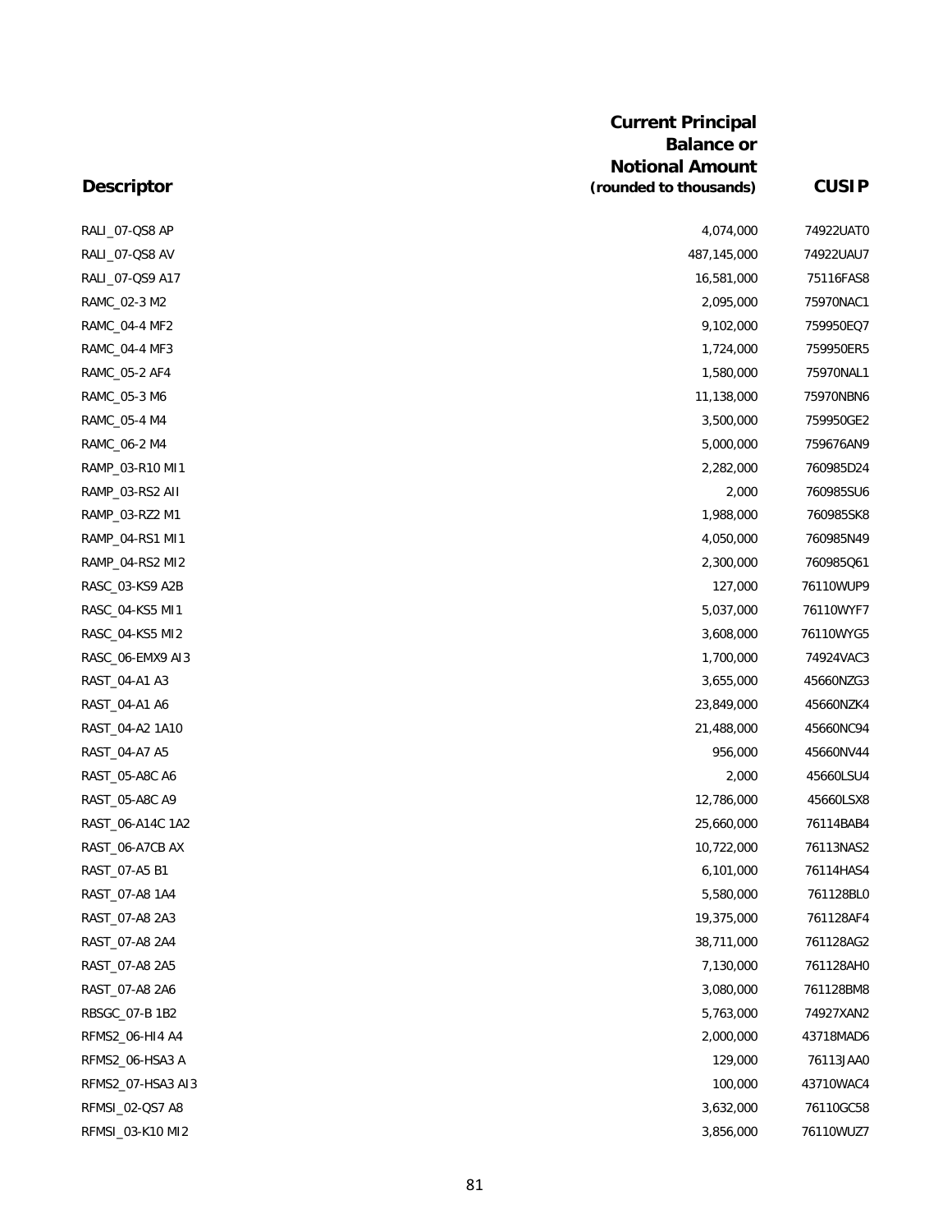| Descriptor | Current Principal Balance or Notional Amount (rounded to thousands) | CUSIP |
| --- | --- | --- |
| RALI_07-QS8 AP | 4,074,000 | 74922UAT0 |
| RALI_07-QS8 AV | 487,145,000 | 74922UAU7 |
| RALI_07-QS9 A17 | 16,581,000 | 75116FAS8 |
| RAMC_02-3 M2 | 2,095,000 | 75970NAC1 |
| RAMC_04-4 MF2 | 9,102,000 | 759950EQ7 |
| RAMC_04-4 MF3 | 1,724,000 | 759950ER5 |
| RAMC_05-2 AF4 | 1,580,000 | 75970NAL1 |
| RAMC_05-3 M6 | 11,138,000 | 75970NBN6 |
| RAMC_05-4 M4 | 3,500,000 | 759950GE2 |
| RAMC_06-2 M4 | 5,000,000 | 759676AN9 |
| RAMP_03-R10 MI1 | 2,282,000 | 760985D24 |
| RAMP_03-RS2 AII | 2,000 | 760985SU6 |
| RAMP_03-RZ2 M1 | 1,988,000 | 760985SK8 |
| RAMP_04-RS1 MI1 | 4,050,000 | 760985N49 |
| RAMP_04-RS2 MI2 | 2,300,000 | 760985Q61 |
| RASC_03-KS9 A2B | 127,000 | 76110WUP9 |
| RASC_04-KS5 MI1 | 5,037,000 | 76110WYF7 |
| RASC_04-KS5 MI2 | 3,608,000 | 76110WYG5 |
| RASC_06-EMX9 AI3 | 1,700,000 | 74924VAC3 |
| RAST_04-A1 A3 | 3,655,000 | 45660NZG3 |
| RAST_04-A1 A6 | 23,849,000 | 45660NZK4 |
| RAST_04-A2 1A10 | 21,488,000 | 45660NC94 |
| RAST_04-A7 A5 | 956,000 | 45660NV44 |
| RAST_05-A8C A6 | 2,000 | 45660LSU4 |
| RAST_05-A8C A9 | 12,786,000 | 45660LSX8 |
| RAST_06-A14C 1A2 | 25,660,000 | 76114BAB4 |
| RAST_06-A7CB AX | 10,722,000 | 76113NAS2 |
| RAST_07-A5 B1 | 6,101,000 | 76114HAS4 |
| RAST_07-A8 1A4 | 5,580,000 | 761128BL0 |
| RAST_07-A8 2A3 | 19,375,000 | 761128AF4 |
| RAST_07-A8 2A4 | 38,711,000 | 761128AG2 |
| RAST_07-A8 2A5 | 7,130,000 | 761128AH0 |
| RAST_07-A8 2A6 | 3,080,000 | 761128BM8 |
| RBSGC_07-B 1B2 | 5,763,000 | 74927XAN2 |
| RFMS2_06-HI4 A4 | 2,000,000 | 43718MAD6 |
| RFMS2_06-HSA3 A | 129,000 | 76113JAA0 |
| RFMS2_07-HSA3 AI3 | 100,000 | 43710WAC4 |
| RFMSI_02-QS7 A8 | 3,632,000 | 76110GC58 |
| RFMSI_03-K10 MI2 | 3,856,000 | 76110WUZ7 |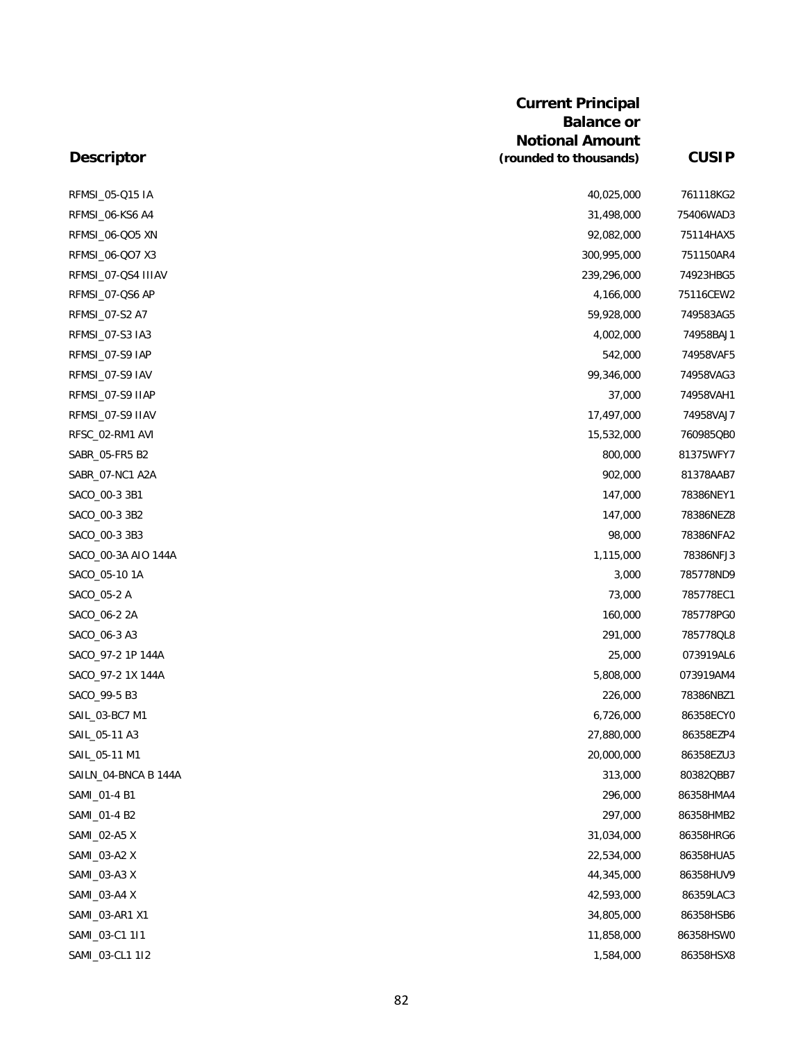| Descriptor | Current Principal Balance or Notional Amount (rounded to thousands) | CUSIP |
|---|---|---|
| RFMSI_05-Q15 IA | 40,025,000 | 761118KG2 |
| RFMSI_06-KS6 A4 | 31,498,000 | 75406WAD3 |
| RFMSI_06-QO5 XN | 92,082,000 | 75114HAX5 |
| RFMSI_06-QO7 X3 | 300,995,000 | 751150AR4 |
| RFMSI_07-QS4 IIIAV | 239,296,000 | 74923HBG5 |
| RFMSI_07-QS6 AP | 4,166,000 | 75116CEW2 |
| RFMSI_07-S2 A7 | 59,928,000 | 749583AG5 |
| RFMSI_07-S3 IA3 | 4,002,000 | 74958BAJ1 |
| RFMSI_07-S9 IAP | 542,000 | 74958VAF5 |
| RFMSI_07-S9 IAV | 99,346,000 | 74958VAG3 |
| RFMSI_07-S9 IIAP | 37,000 | 74958VAH1 |
| RFMSI_07-S9 IIAV | 17,497,000 | 74958VAJ7 |
| RFSC_02-RM1 AVI | 15,532,000 | 760985QB0 |
| SABR_05-FR5 B2 | 800,000 | 81375WFY7 |
| SABR_07-NC1 A2A | 902,000 | 81378AAB7 |
| SACO_00-3 3B1 | 147,000 | 78386NEY1 |
| SACO_00-3 3B2 | 147,000 | 78386NEZ8 |
| SACO_00-3 3B3 | 98,000 | 78386NFA2 |
| SACO_00-3A AIO 144A | 1,115,000 | 78386NFJ3 |
| SACO_05-10 1A | 3,000 | 785778ND9 |
| SACO_05-2 A | 73,000 | 785778EC1 |
| SACO_06-2 2A | 160,000 | 785778PG0 |
| SACO_06-3 A3 | 291,000 | 785778QL8 |
| SACO_97-2 1P 144A | 25,000 | 073919AL6 |
| SACO_97-2 1X 144A | 5,808,000 | 073919AM4 |
| SACO_99-5 B3 | 226,000 | 78386NBZ1 |
| SAIL_03-BC7 M1 | 6,726,000 | 86358ECY0 |
| SAIL_05-11 A3 | 27,880,000 | 86358EZP4 |
| SAIL_05-11 M1 | 20,000,000 | 86358EZU3 |
| SAILN_04-BNCA B 144A | 313,000 | 80382QBB7 |
| SAMI_01-4 B1 | 296,000 | 86358HMA4 |
| SAMI_01-4 B2 | 297,000 | 86358HMB2 |
| SAMI_02-A5 X | 31,034,000 | 86358HRG6 |
| SAMI_03-A2 X | 22,534,000 | 86358HUA5 |
| SAMI_03-A3 X | 44,345,000 | 86358HUV9 |
| SAMI_03-A4 X | 42,593,000 | 86359LAC3 |
| SAMI_03-AR1 X1 | 34,805,000 | 86358HSB6 |
| SAMI_03-C1 1I1 | 11,858,000 | 86358HSW0 |
| SAMI_03-CL1 1I2 | 1,584,000 | 86358HSX8 |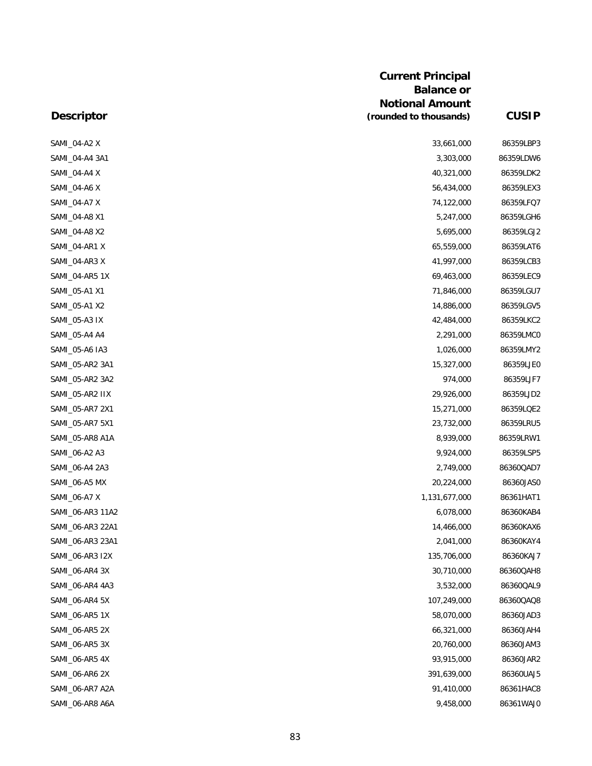| Descriptor | Current Principal Balance or Notional Amount (rounded to thousands) | CUSIP |
|---|---|---|
| SAMI_04-A2 X | 33,661,000 | 86359LBP3 |
| SAMI_04-A4 3A1 | 3,303,000 | 86359LDW6 |
| SAMI_04-A4 X | 40,321,000 | 86359LDK2 |
| SAMI_04-A6 X | 56,434,000 | 86359LEX3 |
| SAMI_04-A7 X | 74,122,000 | 86359LFQ7 |
| SAMI_04-A8 X1 | 5,247,000 | 86359LGH6 |
| SAMI_04-A8 X2 | 5,695,000 | 86359LGJ2 |
| SAMI_04-AR1 X | 65,559,000 | 86359LAT6 |
| SAMI_04-AR3 X | 41,997,000 | 86359LCB3 |
| SAMI_04-AR5 1X | 69,463,000 | 86359LEC9 |
| SAMI_05-A1 X1 | 71,846,000 | 86359LGU7 |
| SAMI_05-A1 X2 | 14,886,000 | 86359LGV5 |
| SAMI_05-A3 IX | 42,484,000 | 86359LKC2 |
| SAMI_05-A4 A4 | 2,291,000 | 86359LMC0 |
| SAMI_05-A6 IA3 | 1,026,000 | 86359LMY2 |
| SAMI_05-AR2 3A1 | 15,327,000 | 86359LJE0 |
| SAMI_05-AR2 3A2 | 974,000 | 86359LJF7 |
| SAMI_05-AR2 IIX | 29,926,000 | 86359LJD2 |
| SAMI_05-AR7 2X1 | 15,271,000 | 86359LQE2 |
| SAMI_05-AR7 5X1 | 23,732,000 | 86359LRU5 |
| SAMI_05-AR8 A1A | 8,939,000 | 86359LRW1 |
| SAMI_06-A2 A3 | 9,924,000 | 86359LSP5 |
| SAMI_06-A4 2A3 | 2,749,000 | 86360QAD7 |
| SAMI_06-A5 MX | 20,224,000 | 86360JAS0 |
| SAMI_06-A7 X | 1,131,677,000 | 86361HAT1 |
| SAMI_06-AR3 11A2 | 6,078,000 | 86360KAB4 |
| SAMI_06-AR3 22A1 | 14,466,000 | 86360KAX6 |
| SAMI_06-AR3 23A1 | 2,041,000 | 86360KAY4 |
| SAMI_06-AR3 I2X | 135,706,000 | 86360KAJ7 |
| SAMI_06-AR4 3X | 30,710,000 | 86360QAH8 |
| SAMI_06-AR4 4A3 | 3,532,000 | 86360QAL9 |
| SAMI_06-AR4 5X | 107,249,000 | 86360QAQ8 |
| SAMI_06-AR5 1X | 58,070,000 | 86360JAD3 |
| SAMI_06-AR5 2X | 66,321,000 | 86360JAH4 |
| SAMI_06-AR5 3X | 20,760,000 | 86360JAM3 |
| SAMI_06-AR5 4X | 93,915,000 | 86360JAR2 |
| SAMI_06-AR6 2X | 391,639,000 | 86360UAJ5 |
| SAMI_06-AR7 A2A | 91,410,000 | 86361HAC8 |
| SAMI_06-AR8 A6A | 9,458,000 | 86361WAJ0 |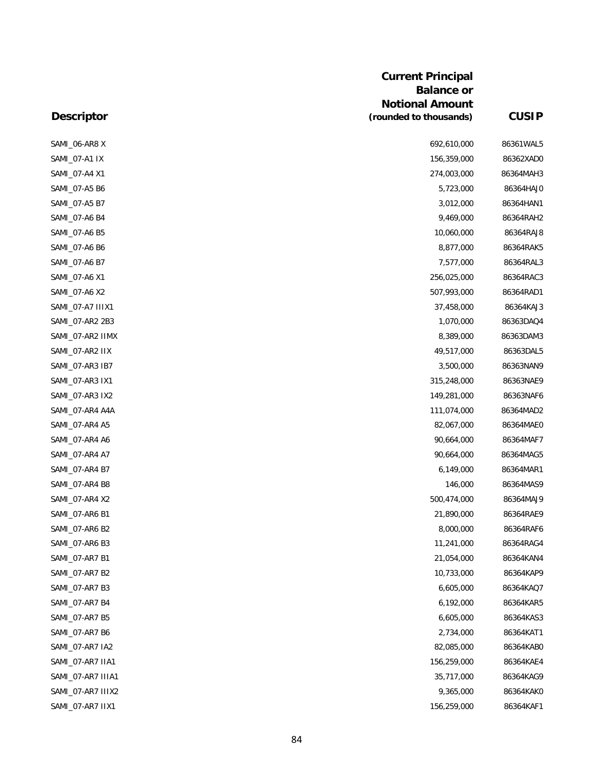| Descriptor | Current Principal Balance or Notional Amount (rounded to thousands) | CUSIP |
|---|---|---|
| SAMI_06-AR8 X | 692,610,000 | 86361WAL5 |
| SAMI_07-A1 IX | 156,359,000 | 86362XAD0 |
| SAMI_07-A4 X1 | 274,003,000 | 86364MAH3 |
| SAMI_07-A5 B6 | 5,723,000 | 86364HAJ0 |
| SAMI_07-A5 B7 | 3,012,000 | 86364HAN1 |
| SAMI_07-A6 B4 | 9,469,000 | 86364RAH2 |
| SAMI_07-A6 B5 | 10,060,000 | 86364RAJ8 |
| SAMI_07-A6 B6 | 8,877,000 | 86364RAK5 |
| SAMI_07-A6 B7 | 7,577,000 | 86364RAL3 |
| SAMI_07-A6 X1 | 256,025,000 | 86364RAC3 |
| SAMI_07-A6 X2 | 507,993,000 | 86364RAD1 |
| SAMI_07-A7 IIIX1 | 37,458,000 | 86364KAJ3 |
| SAMI_07-AR2 2B3 | 1,070,000 | 86363DAQ4 |
| SAMI_07-AR2 IIMX | 8,389,000 | 86363DAM3 |
| SAMI_07-AR2 IIX | 49,517,000 | 86363DAL5 |
| SAMI_07-AR3 IB7 | 3,500,000 | 86363NAN9 |
| SAMI_07-AR3 IX1 | 315,248,000 | 86363NAE9 |
| SAMI_07-AR3 IX2 | 149,281,000 | 86363NAF6 |
| SAMI_07-AR4 A4A | 111,074,000 | 86364MAD2 |
| SAMI_07-AR4 A5 | 82,067,000 | 86364MAE0 |
| SAMI_07-AR4 A6 | 90,664,000 | 86364MAF7 |
| SAMI_07-AR4 A7 | 90,664,000 | 86364MAG5 |
| SAMI_07-AR4 B7 | 6,149,000 | 86364MAR1 |
| SAMI_07-AR4 B8 | 146,000 | 86364MAS9 |
| SAMI_07-AR4 X2 | 500,474,000 | 86364MAJ9 |
| SAMI_07-AR6 B1 | 21,890,000 | 86364RAE9 |
| SAMI_07-AR6 B2 | 8,000,000 | 86364RAF6 |
| SAMI_07-AR6 B3 | 11,241,000 | 86364RAG4 |
| SAMI_07-AR7 B1 | 21,054,000 | 86364KAN4 |
| SAMI_07-AR7 B2 | 10,733,000 | 86364KAP9 |
| SAMI_07-AR7 B3 | 6,605,000 | 86364KAQ7 |
| SAMI_07-AR7 B4 | 6,192,000 | 86364KAR5 |
| SAMI_07-AR7 B5 | 6,605,000 | 86364KAS3 |
| SAMI_07-AR7 B6 | 2,734,000 | 86364KAT1 |
| SAMI_07-AR7 IA2 | 82,085,000 | 86364KAB0 |
| SAMI_07-AR7 IIA1 | 156,259,000 | 86364KAE4 |
| SAMI_07-AR7 IIIA1 | 35,717,000 | 86364KAG9 |
| SAMI_07-AR7 IIIX2 | 9,365,000 | 86364KAK0 |
| SAMI_07-AR7 IIX1 | 156,259,000 | 86364KAF1 |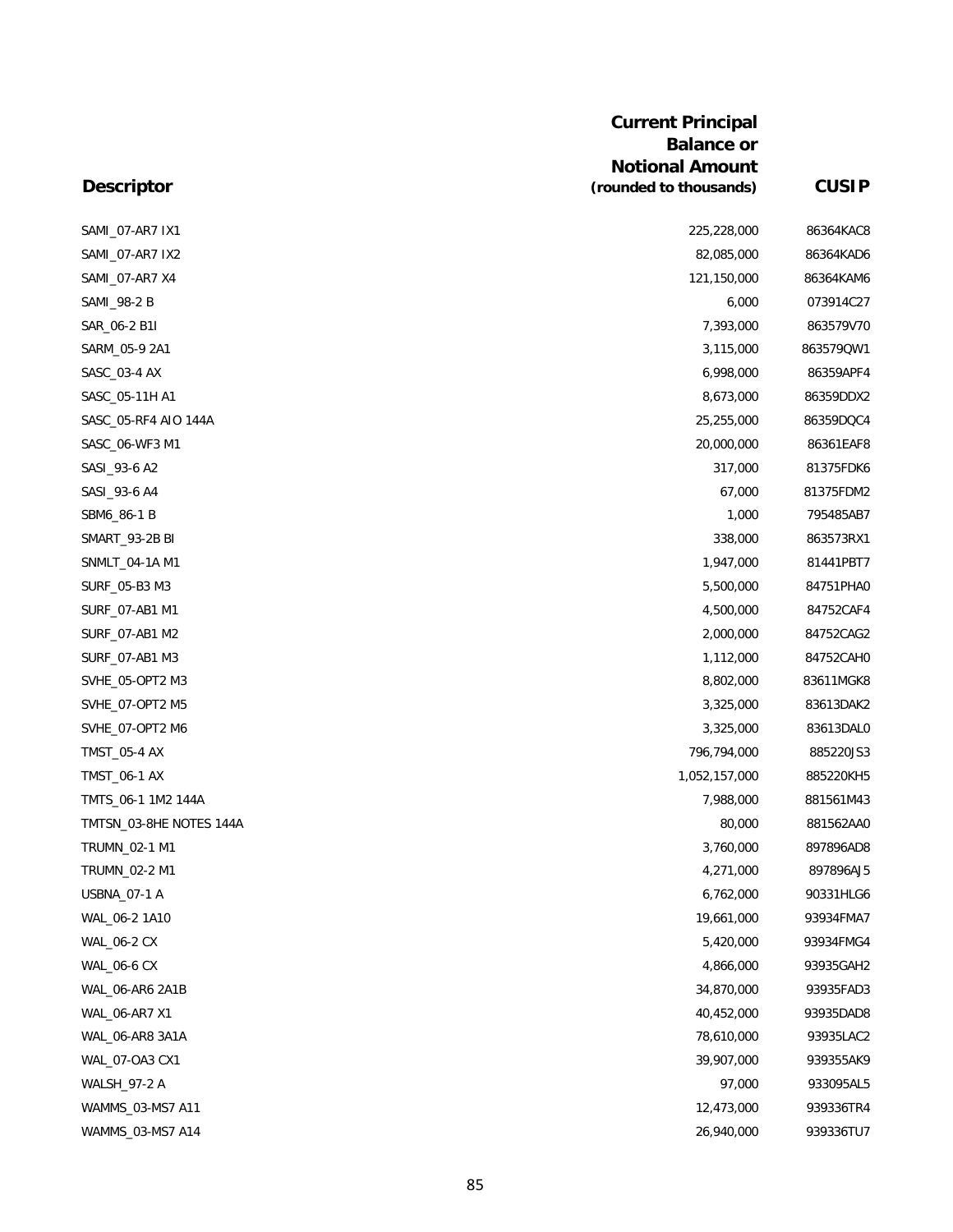| Descriptor | Current Principal Balance or Notional Amount (rounded to thousands) | CUSIP |
|---|---|---|
| SAMI_07-AR7 IX1 | 225,228,000 | 86364KAC8 |
| SAMI_07-AR7 IX2 | 82,085,000 | 86364KAD6 |
| SAMI_07-AR7 X4 | 121,150,000 | 86364KAM6 |
| SAMI_98-2 B | 6,000 | 073914C27 |
| SAR_06-2 B1I | 7,393,000 | 863579V70 |
| SARM_05-9 2A1 | 3,115,000 | 863579QW1 |
| SASC_03-4 AX | 6,998,000 | 86359APF4 |
| SASC_05-11H A1 | 8,673,000 | 86359DDX2 |
| SASC_05-RF4 AIO 144A | 25,255,000 | 86359DQC4 |
| SASC_06-WF3 M1 | 20,000,000 | 86361EAF8 |
| SASI_93-6 A2 | 317,000 | 81375FDK6 |
| SASI_93-6 A4 | 67,000 | 81375FDM2 |
| SBM6_86-1 B | 1,000 | 795485AB7 |
| SMART_93-2B BI | 338,000 | 863573RX1 |
| SNMLT_04-1A M1 | 1,947,000 | 81441PBT7 |
| SURF_05-B3 M3 | 5,500,000 | 84751PHA0 |
| SURF_07-AB1 M1 | 4,500,000 | 84752CAF4 |
| SURF_07-AB1 M2 | 2,000,000 | 84752CAG2 |
| SURF_07-AB1 M3 | 1,112,000 | 84752CAH0 |
| SVHE_05-OPT2 M3 | 8,802,000 | 83611MGK8 |
| SVHE_07-OPT2 M5 | 3,325,000 | 83613DAK2 |
| SVHE_07-OPT2 M6 | 3,325,000 | 83613DAL0 |
| TMST_05-4 AX | 796,794,000 | 885220JS3 |
| TMST_06-1 AX | 1,052,157,000 | 885220KH5 |
| TMTS_06-1 1M2 144A | 7,988,000 | 881561M43 |
| TMTSN_03-8HE NOTES 144A | 80,000 | 881562AA0 |
| TRUMN_02-1 M1 | 3,760,000 | 897896AD8 |
| TRUMN_02-2 M1 | 4,271,000 | 897896AJ5 |
| USBNA_07-1 A | 6,762,000 | 90331HLG6 |
| WAL_06-2 1A10 | 19,661,000 | 93934FMA7 |
| WAL_06-2 CX | 5,420,000 | 93934FMG4 |
| WAL_06-6 CX | 4,866,000 | 93935GAH2 |
| WAL_06-AR6 2A1B | 34,870,000 | 93935FAD3 |
| WAL_06-AR7 X1 | 40,452,000 | 93935DAD8 |
| WAL_06-AR8 3A1A | 78,610,000 | 93935LAC2 |
| WAL_07-OA3 CX1 | 39,907,000 | 939355AK9 |
| WALSH_97-2 A | 97,000 | 933095AL5 |
| WAMMS_03-MS7 A11 | 12,473,000 | 939336TR4 |
| WAMMS_03-MS7 A14 | 26,940,000 | 939336TU7 |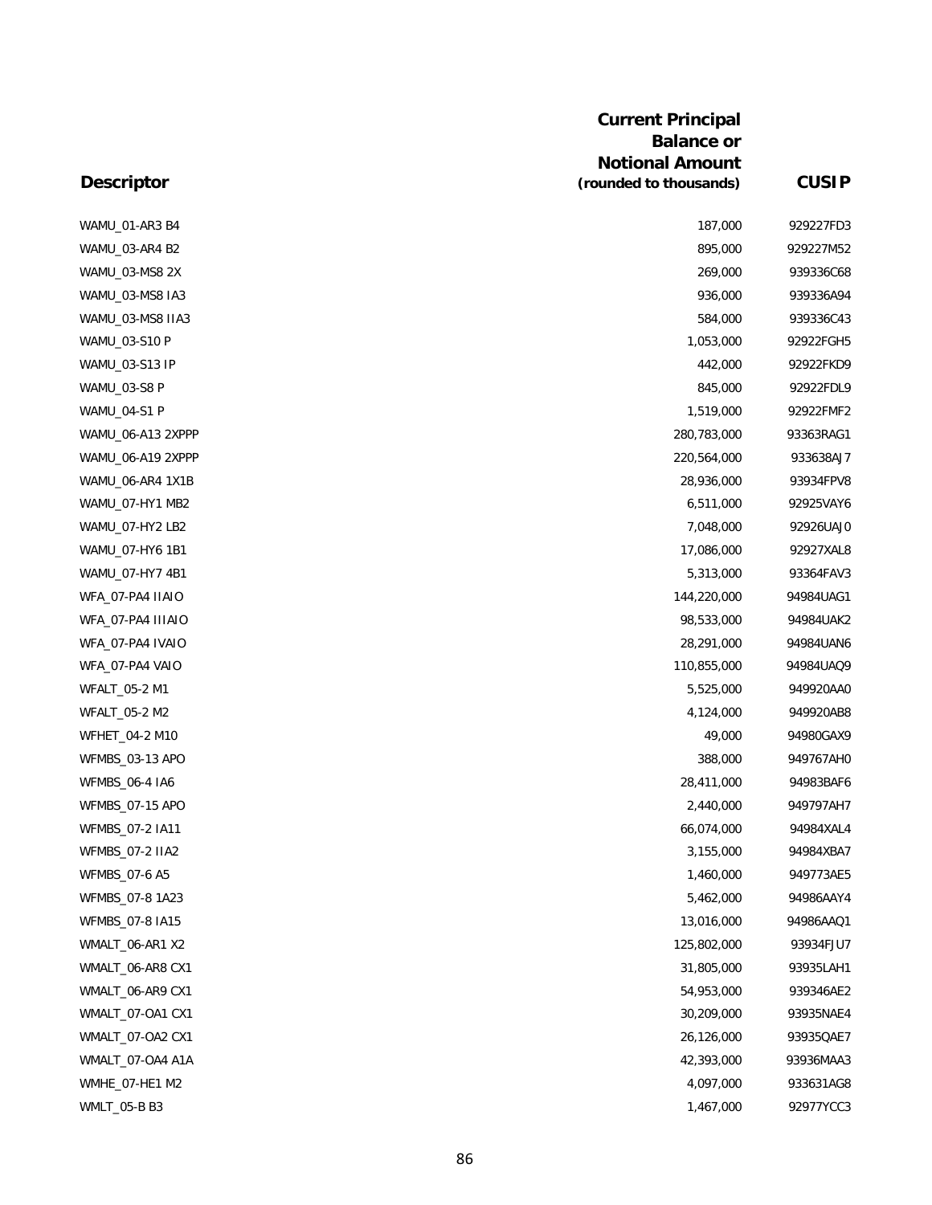| Descriptor | Current Principal Balance or Notional Amount (rounded to thousands) | CUSIP |
|---|---|---|
| WAMU_01-AR3 B4 | 187,000 | 929227FD3 |
| WAMU_03-AR4 B2 | 895,000 | 929227M52 |
| WAMU_03-MS8 2X | 269,000 | 939336C68 |
| WAMU_03-MS8 IA3 | 936,000 | 939336A94 |
| WAMU_03-MS8 IIA3 | 584,000 | 939336C43 |
| WAMU_03-S10 P | 1,053,000 | 92922FGH5 |
| WAMU_03-S13 IP | 442,000 | 92922FKD9 |
| WAMU_03-S8 P | 845,000 | 92922FDL9 |
| WAMU_04-S1 P | 1,519,000 | 92922FMF2 |
| WAMU_06-A13 2XPPP | 280,783,000 | 93363RAG1 |
| WAMU_06-A19 2XPPP | 220,564,000 | 933638AJ7 |
| WAMU_06-AR4 1X1B | 28,936,000 | 93934FPV8 |
| WAMU_07-HY1 MB2 | 6,511,000 | 92925VAY6 |
| WAMU_07-HY2 LB2 | 7,048,000 | 92926UAJ0 |
| WAMU_07-HY6 1B1 | 17,086,000 | 92927XAL8 |
| WAMU_07-HY7 4B1 | 5,313,000 | 93364FAV3 |
| WFA_07-PA4 IIAIO | 144,220,000 | 94984UAG1 |
| WFA_07-PA4 IIIAIO | 98,533,000 | 94984UAK2 |
| WFA_07-PA4 IVAIO | 28,291,000 | 94984UAN6 |
| WFA_07-PA4 VAIO | 110,855,000 | 94984UAQ9 |
| WFALT_05-2 M1 | 5,525,000 | 949920AA0 |
| WFALT_05-2 M2 | 4,124,000 | 949920AB8 |
| WFHET_04-2 M10 | 49,000 | 94980GAX9 |
| WFMBS_03-13 APO | 388,000 | 949767AH0 |
| WFMBS_06-4 IA6 | 28,411,000 | 94983BAF6 |
| WFMBS_07-15 APO | 2,440,000 | 949797AH7 |
| WFMBS_07-2 IA11 | 66,074,000 | 94984XAL4 |
| WFMBS_07-2 IIA2 | 3,155,000 | 94984XBA7 |
| WFMBS_07-6 A5 | 1,460,000 | 949773AE5 |
| WFMBS_07-8 1A23 | 5,462,000 | 94986AAY4 |
| WFMBS_07-8 IA15 | 13,016,000 | 94986AAQ1 |
| WMALT_06-AR1 X2 | 125,802,000 | 93934FJU7 |
| WMALT_06-AR8 CX1 | 31,805,000 | 93935LAH1 |
| WMALT_06-AR9 CX1 | 54,953,000 | 939346AE2 |
| WMALT_07-OA1 CX1 | 30,209,000 | 93935NAE4 |
| WMALT_07-OA2 CX1 | 26,126,000 | 93935QAE7 |
| WMALT_07-OA4 A1A | 42,393,000 | 93936MAA3 |
| WMHE_07-HE1 M2 | 4,097,000 | 933631AG8 |
| WMLT_05-B B3 | 1,467,000 | 92977YCC3 |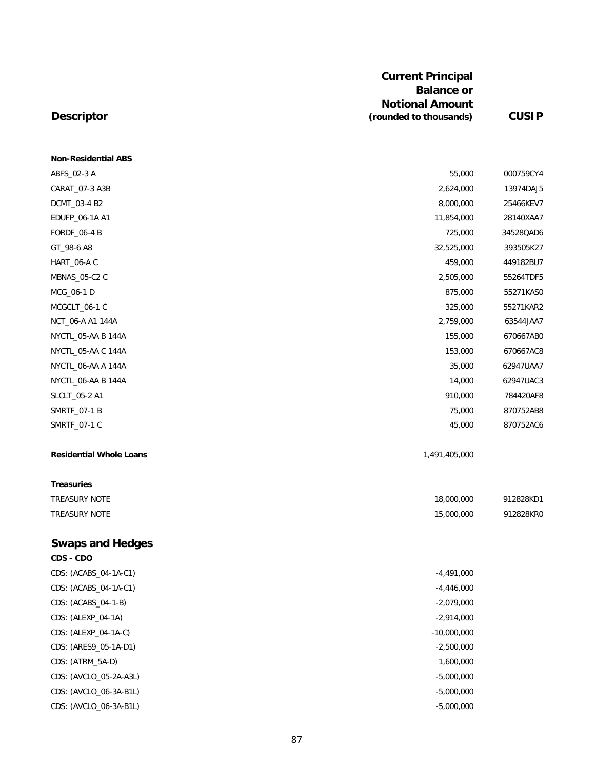| Descriptor | Current Principal Balance or Notional Amount (rounded to thousands) | CUSIP |
|---|---|---|
| **Non-Residential ABS** | | |
| ABFS_02-3 A | 55,000 | 000759CY4 |
| CARAT_07-3 A3B | 2,624,000 | 13974DAJ5 |
| DCMT_03-4 B2 | 8,000,000 | 25466KEV7 |
| EDUFP_06-1A A1 | 11,854,000 | 28140XAA7 |
| FORDF_06-4 B | 725,000 | 34528QAD6 |
| GT_98-6 A8 | 32,525,000 | 393505K27 |
| HART_06-A C | 459,000 | 449182BU7 |
| MBNAS_05-C2 C | 2,505,000 | 55264TDF5 |
| MCG_06-1 D | 875,000 | 55271KAS0 |
| MCGCLT_06-1 C | 325,000 | 55271KAR2 |
| NCT_06-A A1 144A | 2,759,000 | 63544JAA7 |
| NYCTL_05-AA B 144A | 155,000 | 670667AB0 |
| NYCTL_05-AA C 144A | 153,000 | 670667AC8 |
| NYCTL_06-AA A 144A | 35,000 | 62947UAA7 |
| NYCTL_06-AA B 144A | 14,000 | 62947UAC3 |
| SLCLT_05-2 A1 | 910,000 | 784420AF8 |
| SMRTF_07-1 B | 75,000 | 870752AB8 |
| SMRTF_07-1 C | 45,000 | 870752AC6 |
| **Residential Whole Loans** | 1,491,405,000 | |
| **Treasuries** | | |
| TREASURY NOTE | 18,000,000 | 912828KD1 |
| TREASURY NOTE | 15,000,000 | 912828KR0 |

## Swaps and Hedges

| Descriptor | Current Principal Balance or Notional Amount (rounded to thousands) | CUSIP |
|---|---|---|
| **CDS - CDO** | | |
| CDS: (ACABS_04-1A-C1) | -4,491,000 | |
| CDS: (ACABS_04-1A-C1) | -4,446,000 | |
| CDS: (ACABS_04-1-B) | -2,079,000 | |
| CDS: (ALEXP_04-1A) | -2,914,000 | |
| CDS: (ALEXP_04-1A-C) | -10,000,000 | |
| CDS: (ARES9_05-1A-D1) | -2,500,000 | |
| CDS: (ATRM_5A-D) | 1,600,000 | |
| CDS: (AVCLO_05-2A-A3L) | -5,000,000 | |
| CDS: (AVCLO_06-3A-B1L) | -5,000,000 | |
| CDS: (AVCLO_06-3A-B1L) | -5,000,000 | |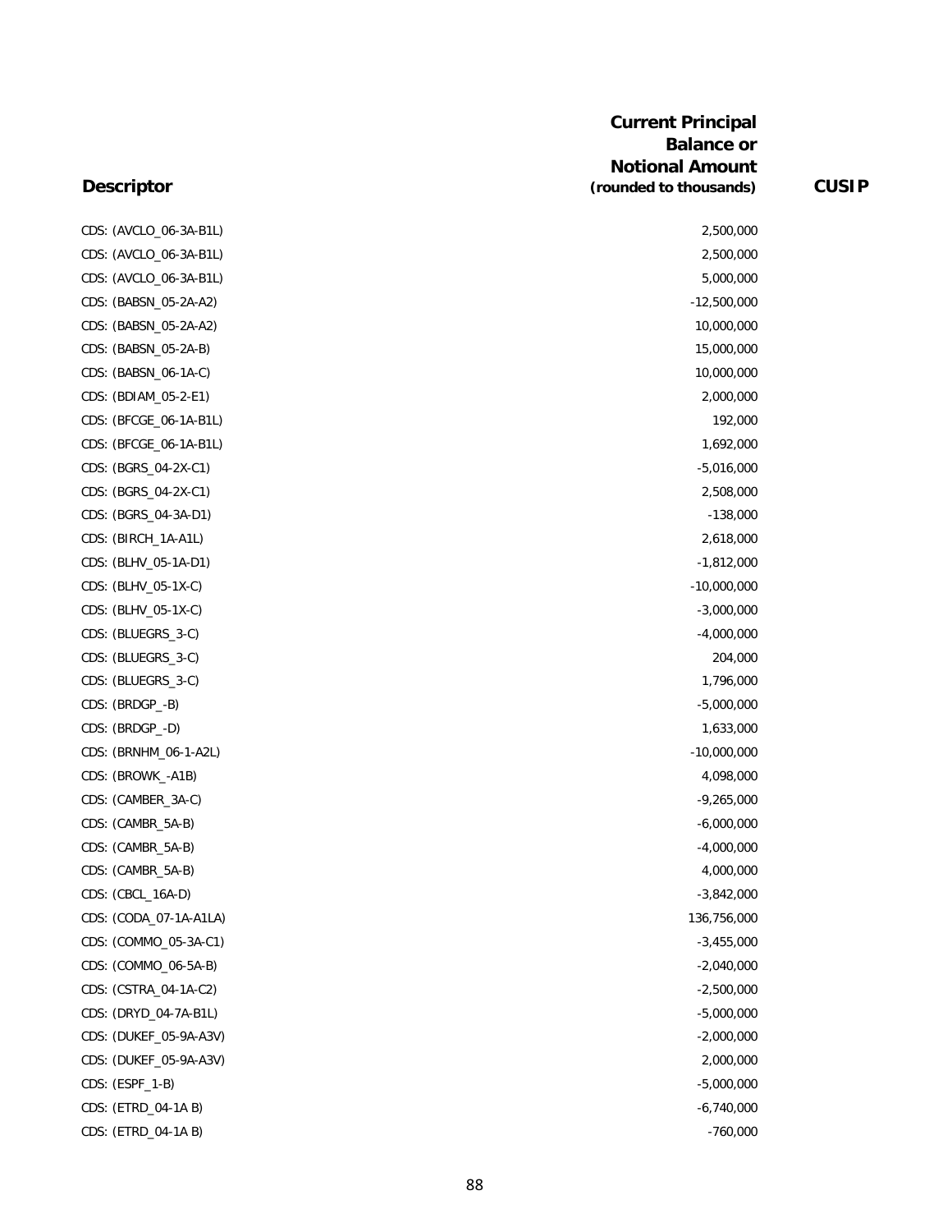| Descriptor | Current Principal Balance or Notional Amount (rounded to thousands) | CUSIP |
|---|---|---|
| CDS: (AVCLO_06-3A-B1L) | 2,500,000 | |
| CDS: (AVCLO_06-3A-B1L) | 2,500,000 | |
| CDS: (AVCLO_06-3A-B1L) | 5,000,000 | |
| CDS: (BABSN_05-2A-A2) | -12,500,000 | |
| CDS: (BABSN_05-2A-A2) | 10,000,000 | |
| CDS: (BABSN_05-2A-B) | 15,000,000 | |
| CDS: (BABSN_06-1A-C) | 10,000,000 | |
| CDS: (BDIAM_05-2-E1) | 2,000,000 | |
| CDS: (BFCGE_06-1A-B1L) | 192,000 | |
| CDS: (BFCGE_06-1A-B1L) | 1,692,000 | |
| CDS: (BGRS_04-2X-C1) | -5,016,000 | |
| CDS: (BGRS_04-2X-C1) | 2,508,000 | |
| CDS: (BGRS_04-3A-D1) | -138,000 | |
| CDS: (BIRCH_1A-A1L) | 2,618,000 | |
| CDS: (BLHV_05-1A-D1) | -1,812,000 | |
| CDS: (BLHV_05-1X-C) | -10,000,000 | |
| CDS: (BLHV_05-1X-C) | -3,000,000 | |
| CDS: (BLUEGRS_3-C) | -4,000,000 | |
| CDS: (BLUEGRS_3-C) | 204,000 | |
| CDS: (BLUEGRS_3-C) | 1,796,000 | |
| CDS: (BRDGP_-B) | -5,000,000 | |
| CDS: (BRDGP_-D) | 1,633,000 | |
| CDS: (BRNHM_06-1-A2L) | -10,000,000 | |
| CDS: (BROWK_-A1B) | 4,098,000 | |
| CDS: (CAMBER_3A-C) | -9,265,000 | |
| CDS: (CAMBR_5A-B) | -6,000,000 | |
| CDS: (CAMBR_5A-B) | -4,000,000 | |
| CDS: (CAMBR_5A-B) | 4,000,000 | |
| CDS: (CBCL_16A-D) | -3,842,000 | |
| CDS: (CODA_07-1A-A1LA) | 136,756,000 | |
| CDS: (COMMO_05-3A-C1) | -3,455,000 | |
| CDS: (COMMO_06-5A-B) | -2,040,000 | |
| CDS: (CSTRA_04-1A-C2) | -2,500,000 | |
| CDS: (DRYD_04-7A-B1L) | -5,000,000 | |
| CDS: (DUKEF_05-9A-A3V) | -2,000,000 | |
| CDS: (DUKEF_05-9A-A3V) | 2,000,000 | |
| CDS: (ESPF_1-B) | -5,000,000 | |
| CDS: (ETRD_04-1A B) | -6,740,000 | |
| CDS: (ETRD_04-1A B) | -760,000 | |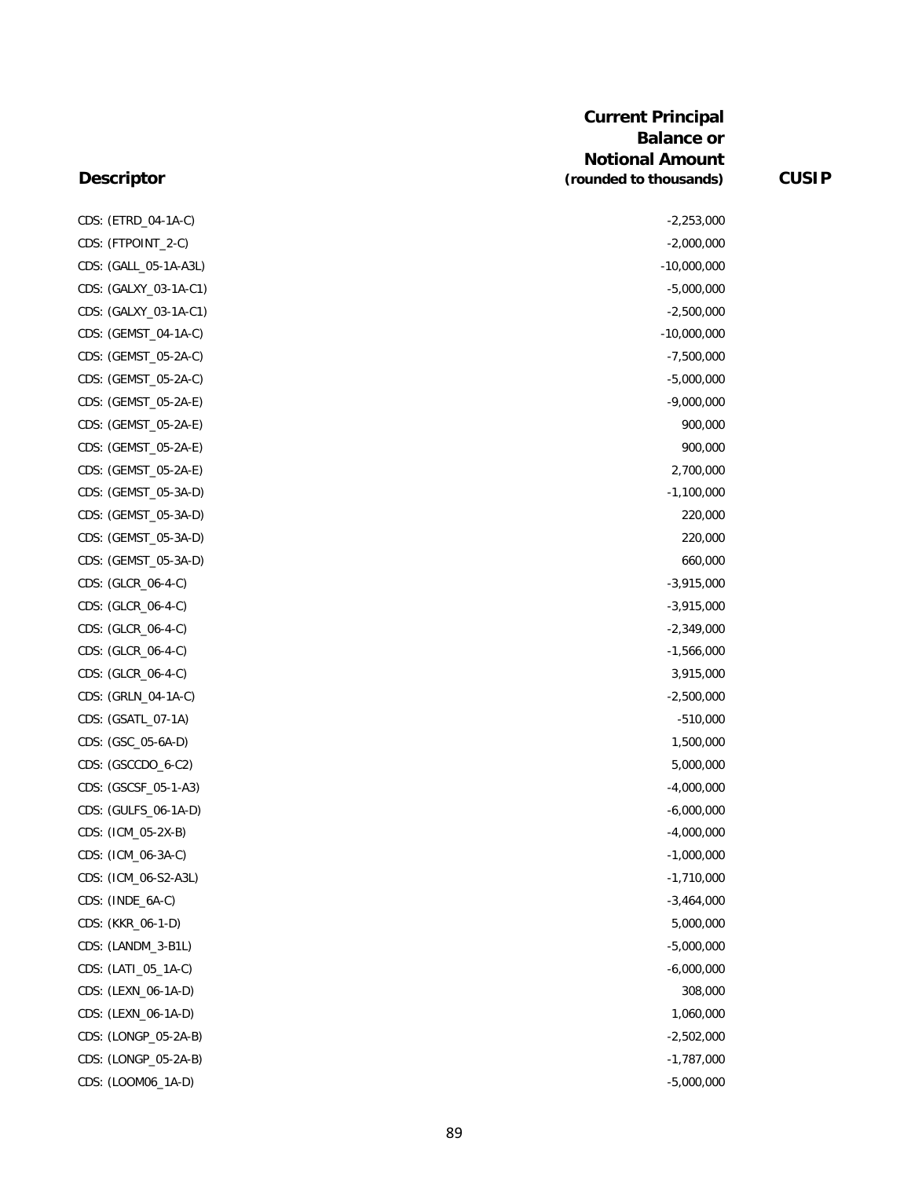| Descriptor | Current Principal Balance or Notional Amount (rounded to thousands) | CUSIP |
|---|---|---|
| CDS: (ETRD_04-1A-C) | -2,253,000 | |
| CDS: (FTPOINT_2-C) | -2,000,000 | |
| CDS: (GALL_05-1A-A3L) | -10,000,000 | |
| CDS: (GALXY_03-1A-C1) | -5,000,000 | |
| CDS: (GALXY_03-1A-C1) | -2,500,000 | |
| CDS: (GEMST_04-1A-C) | -10,000,000 | |
| CDS: (GEMST_05-2A-C) | -7,500,000 | |
| CDS: (GEMST_05-2A-C) | -5,000,000 | |
| CDS: (GEMST_05-2A-E) | -9,000,000 | |
| CDS: (GEMST_05-2A-E) | 900,000 | |
| CDS: (GEMST_05-2A-E) | 900,000 | |
| CDS: (GEMST_05-2A-E) | 2,700,000 | |
| CDS: (GEMST_05-3A-D) | -1,100,000 | |
| CDS: (GEMST_05-3A-D) | 220,000 | |
| CDS: (GEMST_05-3A-D) | 220,000 | |
| CDS: (GEMST_05-3A-D) | 660,000 | |
| CDS: (GLCR_06-4-C) | -3,915,000 | |
| CDS: (GLCR_06-4-C) | -3,915,000 | |
| CDS: (GLCR_06-4-C) | -2,349,000 | |
| CDS: (GLCR_06-4-C) | -1,566,000 | |
| CDS: (GLCR_06-4-C) | 3,915,000 | |
| CDS: (GRLN_04-1A-C) | -2,500,000 | |
| CDS: (GSATL_07-1A) | -510,000 | |
| CDS: (GSC_05-6A-D) | 1,500,000 | |
| CDS: (GSCCDO_6-C2) | 5,000,000 | |
| CDS: (GSCSF_05-1-A3) | -4,000,000 | |
| CDS: (GULFS_06-1A-D) | -6,000,000 | |
| CDS: (ICM_05-2X-B) | -4,000,000 | |
| CDS: (ICM_06-3A-C) | -1,000,000 | |
| CDS: (ICM_06-S2-A3L) | -1,710,000 | |
| CDS: (INDE_6A-C) | -3,464,000 | |
| CDS: (KKR_06-1-D) | 5,000,000 | |
| CDS: (LANDM_3-B1L) | -5,000,000 | |
| CDS: (LATI_05_1A-C) | -6,000,000 | |
| CDS: (LEXN_06-1A-D) | 308,000 | |
| CDS: (LEXN_06-1A-D) | 1,060,000 | |
| CDS: (LONGP_05-2A-B) | -2,502,000 | |
| CDS: (LONGP_05-2A-B) | -1,787,000 | |
| CDS: (LOOM06_1A-D) | -5,000,000 | |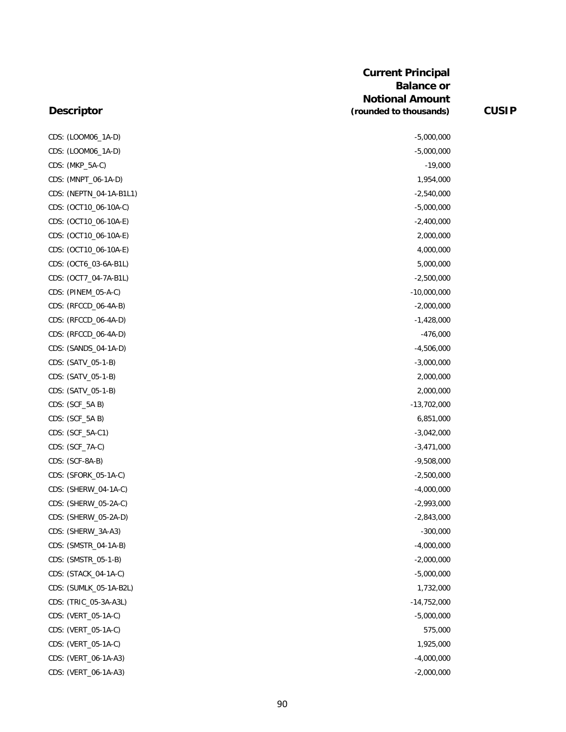| Descriptor | Current Principal Balance or Notional Amount (rounded to thousands) | CUSIP |
|---|---|---|
| CDS: (LOOM06_1A-D) | -5,000,000 | |
| CDS: (LOOM06_1A-D) | -5,000,000 | |
| CDS: (MKP_5A-C) | -19,000 | |
| CDS: (MNPT_06-1A-D) | 1,954,000 | |
| CDS: (NEPTN_04-1A-B1L1) | -2,540,000 | |
| CDS: (OCT10_06-10A-C) | -5,000,000 | |
| CDS: (OCT10_06-10A-E) | -2,400,000 | |
| CDS: (OCT10_06-10A-E) | 2,000,000 | |
| CDS: (OCT10_06-10A-E) | 4,000,000 | |
| CDS: (OCT6_03-6A-B1L) | 5,000,000 | |
| CDS: (OCT7_04-7A-B1L) | -2,500,000 | |
| CDS: (PINEM_05-A-C) | -10,000,000 | |
| CDS: (RFCCD_06-4A-B) | -2,000,000 | |
| CDS: (RFCCD_06-4A-D) | -1,428,000 | |
| CDS: (RFCCD_06-4A-D) | -476,000 | |
| CDS: (SANDS_04-1A-D) | -4,506,000 | |
| CDS: (SATV_05-1-B) | -3,000,000 | |
| CDS: (SATV_05-1-B) | 2,000,000 | |
| CDS: (SATV_05-1-B) | 2,000,000 | |
| CDS: (SCF_5A B) | -13,702,000 | |
| CDS: (SCF_5A B) | 6,851,000 | |
| CDS: (SCF_5A-C1) | -3,042,000 | |
| CDS: (SCF_7A-C) | -3,471,000 | |
| CDS: (SCF-8A-B) | -9,508,000 | |
| CDS: (SFORK_05-1A-C) | -2,500,000 | |
| CDS: (SHERW_04-1A-C) | -4,000,000 | |
| CDS: (SHERW_05-2A-C) | -2,993,000 | |
| CDS: (SHERW_05-2A-D) | -2,843,000 | |
| CDS: (SHERW_3A-A3) | -300,000 | |
| CDS: (SMSTR_04-1A-B) | -4,000,000 | |
| CDS: (SMSTR_05-1-B) | -2,000,000 | |
| CDS: (STACK_04-1A-C) | -5,000,000 | |
| CDS: (SUMLK_05-1A-B2L) | 1,732,000 | |
| CDS: (TRIC_05-3A-A3L) | -14,752,000 | |
| CDS: (VERT_05-1A-C) | -5,000,000 | |
| CDS: (VERT_05-1A-C) | 575,000 | |
| CDS: (VERT_05-1A-C) | 1,925,000 | |
| CDS: (VERT_06-1A-A3) | -4,000,000 | |
| CDS: (VERT_06-1A-A3) | -2,000,000 | |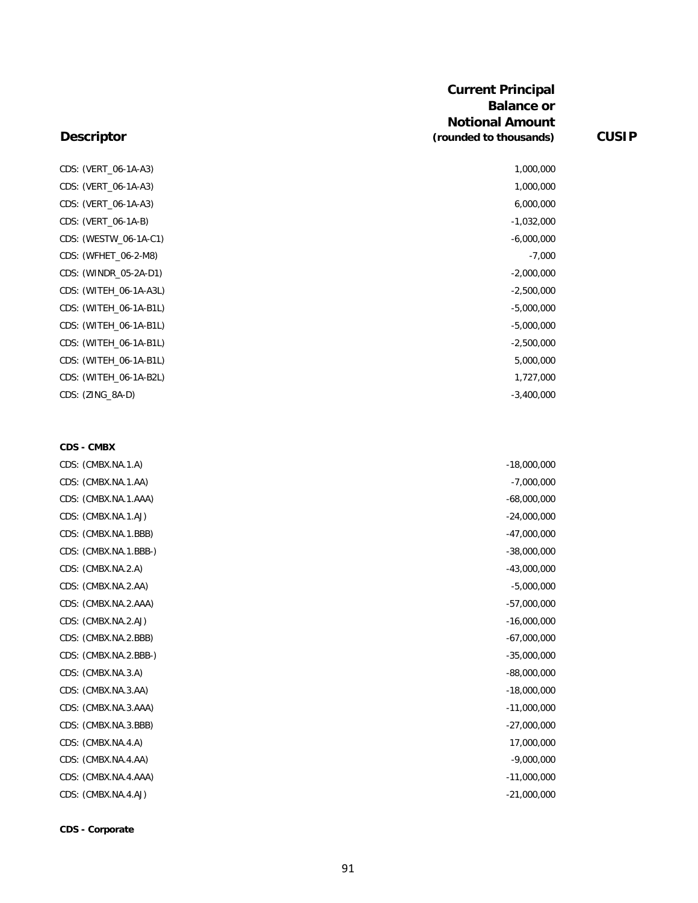| Descriptor | Current Principal Balance or Notional Amount (rounded to thousands) | CUSIP |
|---|---|---|
| CDS: (VERT_06-1A-A3) | 1,000,000 | |
| CDS: (VERT_06-1A-A3) | 1,000,000 | |
| CDS: (VERT_06-1A-A3) | 6,000,000 | |
| CDS: (VERT_06-1A-B) | -1,032,000 | |
| CDS: (WESTW_06-1A-C1) | -6,000,000 | |
| CDS: (WFHET_06-2-M8) | -7,000 | |
| CDS: (WINDR_05-2A-D1) | -2,000,000 | |
| CDS: (WITEH_06-1A-A3L) | -2,500,000 | |
| CDS: (WITEH_06-1A-B1L) | -5,000,000 | |
| CDS: (WITEH_06-1A-B1L) | -5,000,000 | |
| CDS: (WITEH_06-1A-B1L) | -2,500,000 | |
| CDS: (WITEH_06-1A-B1L) | 5,000,000 | |
| CDS: (WITEH_06-1A-B2L) | 1,727,000 | |
| CDS: (ZING_8A-D) | -3,400,000 | |
| | | |
| **CDS - CMBX** | | |
| CDS: (CMBX.NA.1.A) | -18,000,000 | |
| CDS: (CMBX.NA.1.AA) | -7,000,000 | |
| CDS: (CMBX.NA.1.AAA) | -68,000,000 | |
| CDS: (CMBX.NA.1.AJ) | -24,000,000 | |
| CDS: (CMBX.NA.1.BBB) | -47,000,000 | |
| CDS: (CMBX.NA.1.BBB-) | -38,000,000 | |
| CDS: (CMBX.NA.2.A) | -43,000,000 | |
| CDS: (CMBX.NA.2.AA) | -5,000,000 | |
| CDS: (CMBX.NA.2.AAA) | -57,000,000 | |
| CDS: (CMBX.NA.2.AJ) | -16,000,000 | |
| CDS: (CMBX.NA.2.BBB) | -67,000,000 | |
| CDS: (CMBX.NA.2.BBB-) | -35,000,000 | |
| CDS: (CMBX.NA.3.A) | -88,000,000 | |
| CDS: (CMBX.NA.3.AA) | -18,000,000 | |
| CDS: (CMBX.NA.3.AAA) | -11,000,000 | |
| CDS: (CMBX.NA.3.BBB) | -27,000,000 | |
| CDS: (CMBX.NA.4.A) | 17,000,000 | |
| CDS: (CMBX.NA.4.AA) | -9,000,000 | |
| CDS: (CMBX.NA.4.AAA) | -11,000,000 | |
| CDS: (CMBX.NA.4.AJ) | -21,000,000 | |
| | | |
| **CDS - Corporate** | | |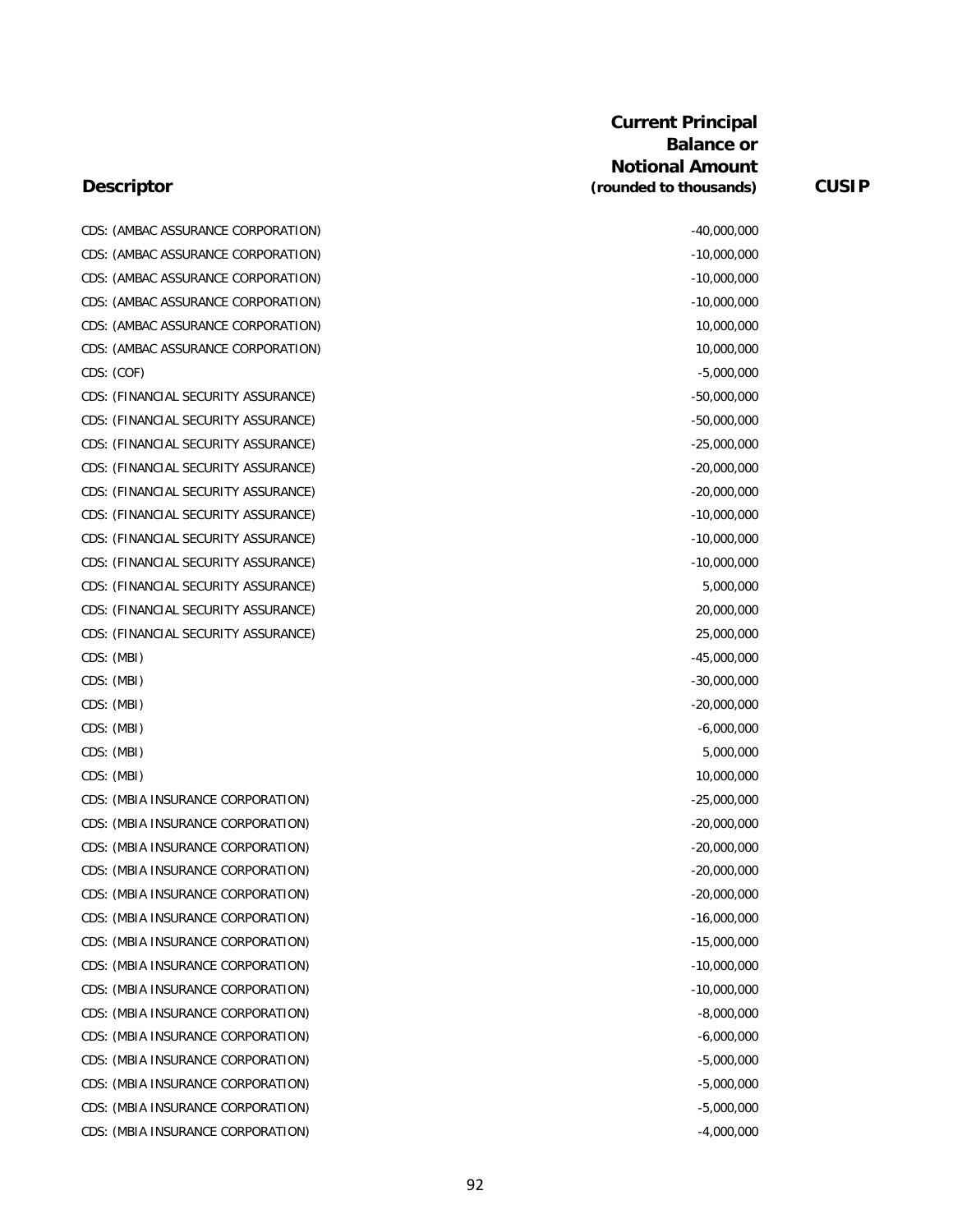| Descriptor | Current Principal Balance or Notional Amount (rounded to thousands) | CUSIP |
|---|---|---|
| CDS: (AMBAC ASSURANCE CORPORATION) | -40,000,000 | |
| CDS: (AMBAC ASSURANCE CORPORATION) | -10,000,000 | |
| CDS: (AMBAC ASSURANCE CORPORATION) | -10,000,000 | |
| CDS: (AMBAC ASSURANCE CORPORATION) | -10,000,000 | |
| CDS: (AMBAC ASSURANCE CORPORATION) | 10,000,000 | |
| CDS: (AMBAC ASSURANCE CORPORATION) | 10,000,000 | |
| CDS: (COF) | -5,000,000 | |
| CDS: (FINANCIAL SECURITY ASSURANCE) | -50,000,000 | |
| CDS: (FINANCIAL SECURITY ASSURANCE) | -50,000,000 | |
| CDS: (FINANCIAL SECURITY ASSURANCE) | -25,000,000 | |
| CDS: (FINANCIAL SECURITY ASSURANCE) | -20,000,000 | |
| CDS: (FINANCIAL SECURITY ASSURANCE) | -20,000,000 | |
| CDS: (FINANCIAL SECURITY ASSURANCE) | -10,000,000 | |
| CDS: (FINANCIAL SECURITY ASSURANCE) | -10,000,000 | |
| CDS: (FINANCIAL SECURITY ASSURANCE) | -10,000,000 | |
| CDS: (FINANCIAL SECURITY ASSURANCE) | 5,000,000 | |
| CDS: (FINANCIAL SECURITY ASSURANCE) | 20,000,000 | |
| CDS: (FINANCIAL SECURITY ASSURANCE) | 25,000,000 | |
| CDS: (MBI) | -45,000,000 | |
| CDS: (MBI) | -30,000,000 | |
| CDS: (MBI) | -20,000,000 | |
| CDS: (MBI) | -6,000,000 | |
| CDS: (MBI) | 5,000,000 | |
| CDS: (MBI) | 10,000,000 | |
| CDS: (MBIA INSURANCE CORPORATION) | -25,000,000 | |
| CDS: (MBIA INSURANCE CORPORATION) | -20,000,000 | |
| CDS: (MBIA INSURANCE CORPORATION) | -20,000,000 | |
| CDS: (MBIA INSURANCE CORPORATION) | -20,000,000 | |
| CDS: (MBIA INSURANCE CORPORATION) | -20,000,000 | |
| CDS: (MBIA INSURANCE CORPORATION) | -16,000,000 | |
| CDS: (MBIA INSURANCE CORPORATION) | -15,000,000 | |
| CDS: (MBIA INSURANCE CORPORATION) | -10,000,000 | |
| CDS: (MBIA INSURANCE CORPORATION) | -10,000,000 | |
| CDS: (MBIA INSURANCE CORPORATION) | -8,000,000 | |
| CDS: (MBIA INSURANCE CORPORATION) | -6,000,000 | |
| CDS: (MBIA INSURANCE CORPORATION) | -5,000,000 | |
| CDS: (MBIA INSURANCE CORPORATION) | -5,000,000 | |
| CDS: (MBIA INSURANCE CORPORATION) | -5,000,000 | |
| CDS: (MBIA INSURANCE CORPORATION) | -4,000,000 | |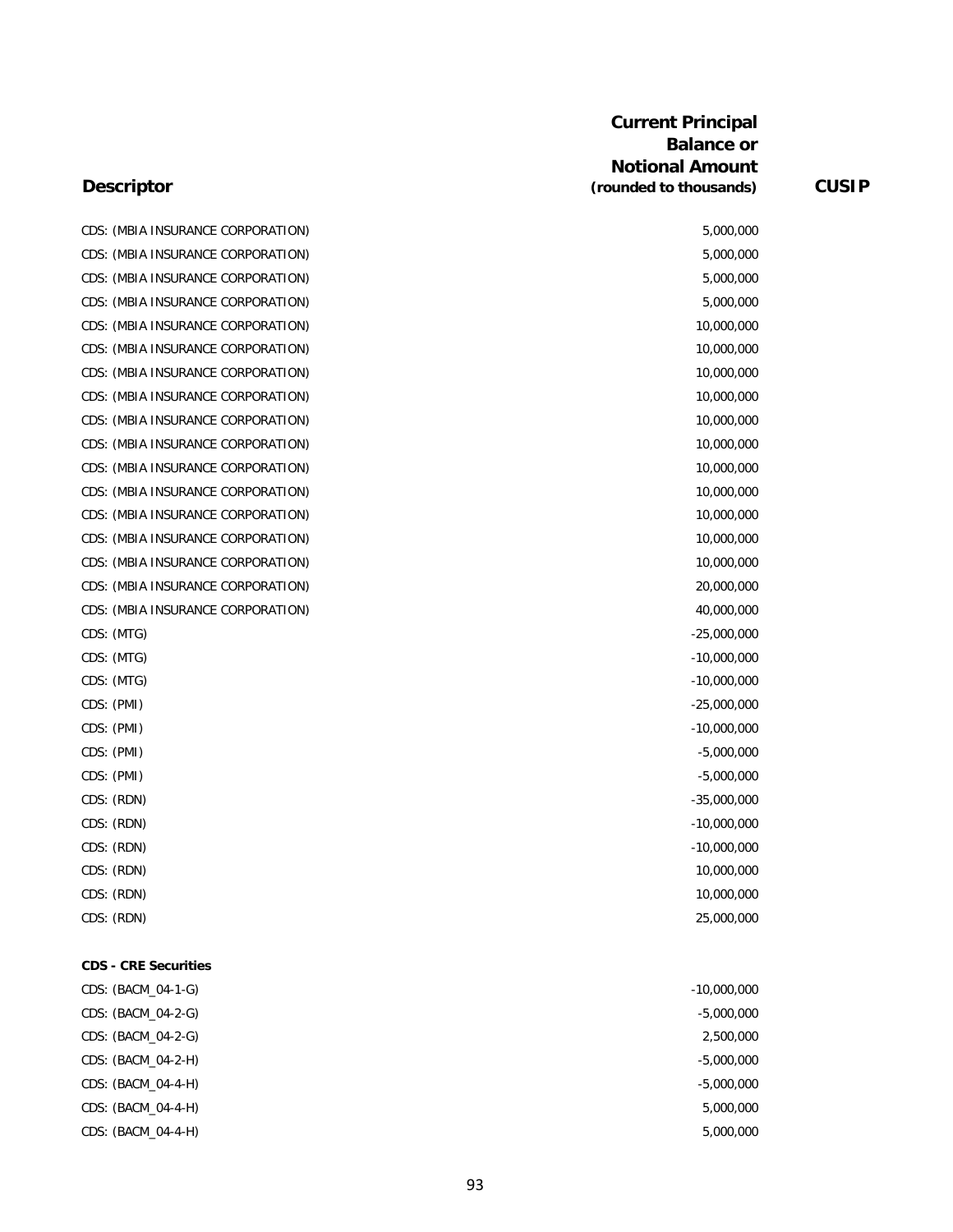| Descriptor | Current Principal Balance or Notional Amount (rounded to thousands) | CUSIP |
|---|---|---|
| CDS: (MBIA INSURANCE CORPORATION) | 5,000,000 | |
| CDS: (MBIA INSURANCE CORPORATION) | 5,000,000 | |
| CDS: (MBIA INSURANCE CORPORATION) | 5,000,000 | |
| CDS: (MBIA INSURANCE CORPORATION) | 5,000,000 | |
| CDS: (MBIA INSURANCE CORPORATION) | 10,000,000 | |
| CDS: (MBIA INSURANCE CORPORATION) | 10,000,000 | |
| CDS: (MBIA INSURANCE CORPORATION) | 10,000,000 | |
| CDS: (MBIA INSURANCE CORPORATION) | 10,000,000 | |
| CDS: (MBIA INSURANCE CORPORATION) | 10,000,000 | |
| CDS: (MBIA INSURANCE CORPORATION) | 10,000,000 | |
| CDS: (MBIA INSURANCE CORPORATION) | 10,000,000 | |
| CDS: (MBIA INSURANCE CORPORATION) | 10,000,000 | |
| CDS: (MBIA INSURANCE CORPORATION) | 10,000,000 | |
| CDS: (MBIA INSURANCE CORPORATION) | 10,000,000 | |
| CDS: (MBIA INSURANCE CORPORATION) | 10,000,000 | |
| CDS: (MBIA INSURANCE CORPORATION) | 20,000,000 | |
| CDS: (MBIA INSURANCE CORPORATION) | 40,000,000 | |
| CDS: (MTG) | -25,000,000 | |
| CDS: (MTG) | -10,000,000 | |
| CDS: (MTG) | -10,000,000 | |
| CDS: (PMI) | -25,000,000 | |
| CDS: (PMI) | -10,000,000 | |
| CDS: (PMI) | -5,000,000 | |
| CDS: (PMI) | -5,000,000 | |
| CDS: (RDN) | -35,000,000 | |
| CDS: (RDN) | -10,000,000 | |
| CDS: (RDN) | -10,000,000 | |
| CDS: (RDN) | 10,000,000 | |
| CDS: (RDN) | 10,000,000 | |
| CDS: (RDN) | 25,000,000 | |
| **CDS - CRE Securities** | | |
| CDS: (BACM_04-1-G) | -10,000,000 | |
| CDS: (BACM_04-2-G) | -5,000,000 | |
| CDS: (BACM_04-2-G) | 2,500,000 | |
| CDS: (BACM_04-2-H) | -5,000,000 | |
| CDS: (BACM_04-4-H) | -5,000,000 | |
| CDS: (BACM_04-4-H) | 5,000,000 | |
| CDS: (BACM_04-4-H) | 5,000,000 | |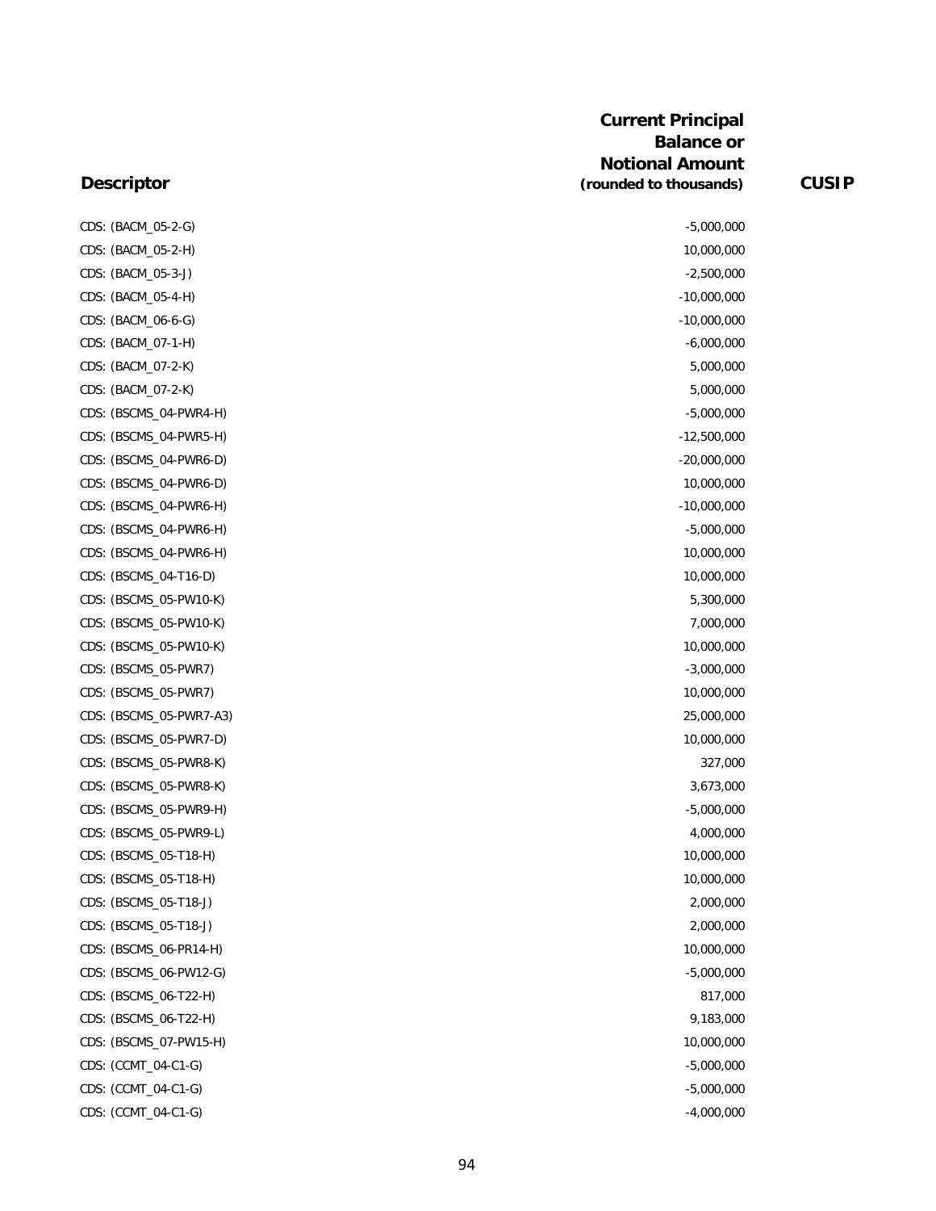| Descriptor | Current Principal Balance or Notional Amount (rounded to thousands) | CUSIP |
|---|---|---|
| CDS: (BACM_05-2-G) | -5,000,000 | |
| CDS: (BACM_05-2-H) | 10,000,000 | |
| CDS: (BACM_05-3-J) | -2,500,000 | |
| CDS: (BACM_05-4-H) | -10,000,000 | |
| CDS: (BACM_06-6-G) | -10,000,000 | |
| CDS: (BACM_07-1-H) | -6,000,000 | |
| CDS: (BACM_07-2-K) | 5,000,000 | |
| CDS: (BACM_07-2-K) | 5,000,000 | |
| CDS: (BSCMS_04-PWR4-H) | -5,000,000 | |
| CDS: (BSCMS_04-PWR5-H) | -12,500,000 | |
| CDS: (BSCMS_04-PWR6-D) | -20,000,000 | |
| CDS: (BSCMS_04-PWR6-D) | 10,000,000 | |
| CDS: (BSCMS_04-PWR6-H) | -10,000,000 | |
| CDS: (BSCMS_04-PWR6-H) | -5,000,000 | |
| CDS: (BSCMS_04-PWR6-H) | 10,000,000 | |
| CDS: (BSCMS_04-T16-D) | 10,000,000 | |
| CDS: (BSCMS_05-PW10-K) | 5,300,000 | |
| CDS: (BSCMS_05-PW10-K) | 7,000,000 | |
| CDS: (BSCMS_05-PW10-K) | 10,000,000 | |
| CDS: (BSCMS_05-PWR7) | -3,000,000 | |
| CDS: (BSCMS_05-PWR7) | 10,000,000 | |
| CDS: (BSCMS_05-PWR7-A3) | 25,000,000 | |
| CDS: (BSCMS_05-PWR7-D) | 10,000,000 | |
| CDS: (BSCMS_05-PWR8-K) | 327,000 | |
| CDS: (BSCMS_05-PWR8-K) | 3,673,000 | |
| CDS: (BSCMS_05-PWR9-H) | -5,000,000 | |
| CDS: (BSCMS_05-PWR9-L) | 4,000,000 | |
| CDS: (BSCMS_05-T18-H) | 10,000,000 | |
| CDS: (BSCMS_05-T18-H) | 10,000,000 | |
| CDS: (BSCMS_05-T18-J) | 2,000,000 | |
| CDS: (BSCMS_05-T18-J) | 2,000,000 | |
| CDS: (BSCMS_06-PR14-H) | 10,000,000 | |
| CDS: (BSCMS_06-PW12-G) | -5,000,000 | |
| CDS: (BSCMS_06-T22-H) | 817,000 | |
| CDS: (BSCMS_06-T22-H) | 9,183,000 | |
| CDS: (BSCMS_07-PW15-H) | 10,000,000 | |
| CDS: (CCMT_04-C1-G) | -5,000,000 | |
| CDS: (CCMT_04-C1-G) | -5,000,000 | |
| CDS: (CCMT_04-C1-G) | -4,000,000 | |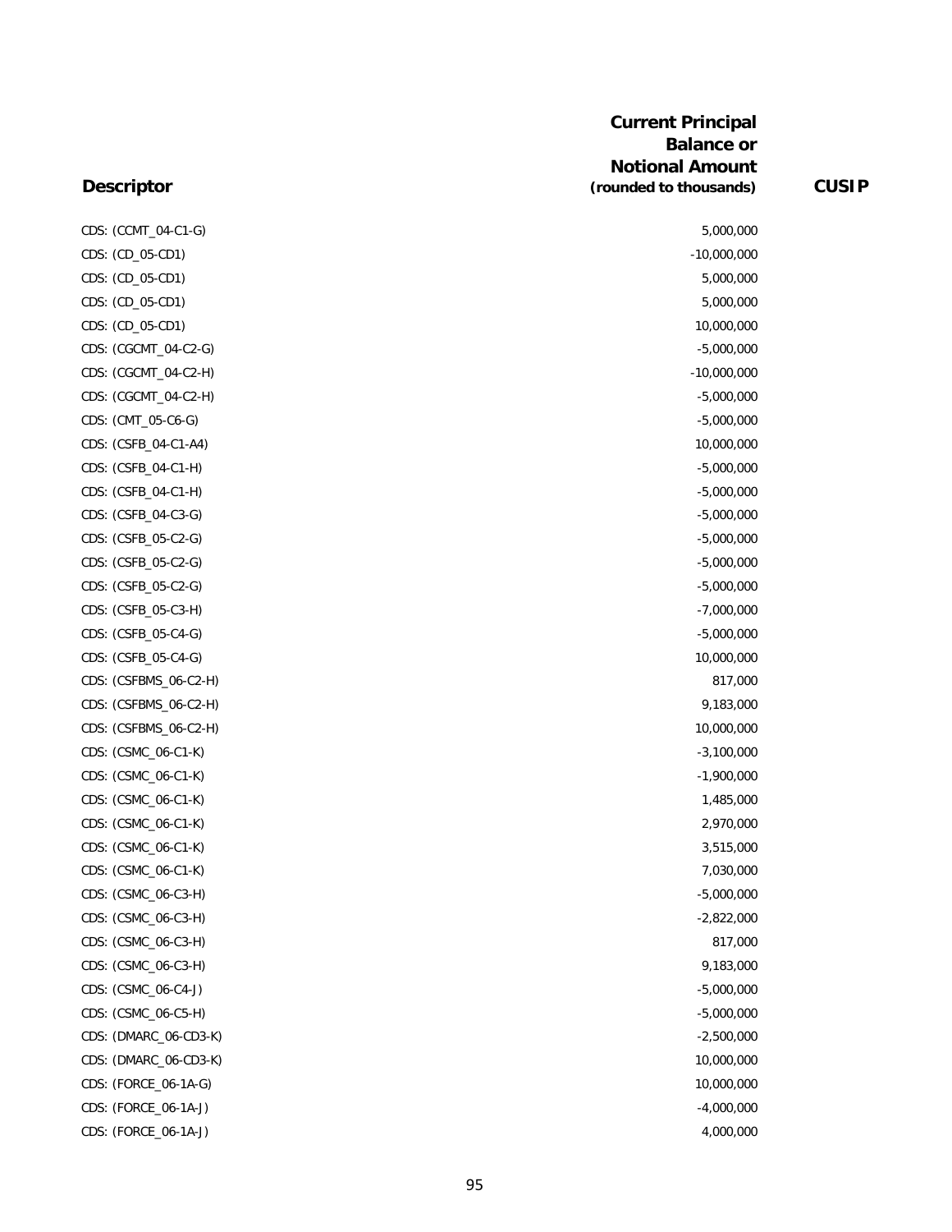| Descriptor | Current Principal Balance or Notional Amount (rounded to thousands) | CUSIP |
|---|---|---|
| CDS: (CCMT_04-C1-G) | 5,000,000 | |
| CDS: (CD_05-CD1) | -10,000,000 | |
| CDS: (CD_05-CD1) | 5,000,000 | |
| CDS: (CD_05-CD1) | 5,000,000 | |
| CDS: (CD_05-CD1) | 10,000,000 | |
| CDS: (CGCMT_04-C2-G) | -5,000,000 | |
| CDS: (CGCMT_04-C2-H) | -10,000,000 | |
| CDS: (CGCMT_04-C2-H) | -5,000,000 | |
| CDS: (CMT_05-C6-G) | -5,000,000 | |
| CDS: (CSFB_04-C1-A4) | 10,000,000 | |
| CDS: (CSFB_04-C1-H) | -5,000,000 | |
| CDS: (CSFB_04-C1-H) | -5,000,000 | |
| CDS: (CSFB_04-C3-G) | -5,000,000 | |
| CDS: (CSFB_05-C2-G) | -5,000,000 | |
| CDS: (CSFB_05-C2-G) | -5,000,000 | |
| CDS: (CSFB_05-C2-G) | -5,000,000 | |
| CDS: (CSFB_05-C3-H) | -7,000,000 | |
| CDS: (CSFB_05-C4-G) | -5,000,000 | |
| CDS: (CSFB_05-C4-G) | 10,000,000 | |
| CDS: (CSFBMS_06-C2-H) | 817,000 | |
| CDS: (CSFBMS_06-C2-H) | 9,183,000 | |
| CDS: (CSFBMS_06-C2-H) | 10,000,000 | |
| CDS: (CSMC_06-C1-K) | -3,100,000 | |
| CDS: (CSMC_06-C1-K) | -1,900,000 | |
| CDS: (CSMC_06-C1-K) | 1,485,000 | |
| CDS: (CSMC_06-C1-K) | 2,970,000 | |
| CDS: (CSMC_06-C1-K) | 3,515,000 | |
| CDS: (CSMC_06-C1-K) | 7,030,000 | |
| CDS: (CSMC_06-C3-H) | -5,000,000 | |
| CDS: (CSMC_06-C3-H) | -2,822,000 | |
| CDS: (CSMC_06-C3-H) | 817,000 | |
| CDS: (CSMC_06-C3-H) | 9,183,000 | |
| CDS: (CSMC_06-C4-J) | -5,000,000 | |
| CDS: (CSMC_06-C5-H) | -5,000,000 | |
| CDS: (DMARC_06-CD3-K) | -2,500,000 | |
| CDS: (DMARC_06-CD3-K) | 10,000,000 | |
| CDS: (FORCE_06-1A-G) | 10,000,000 | |
| CDS: (FORCE_06-1A-J) | -4,000,000 | |
| CDS: (FORCE_06-1A-J) | 4,000,000 | |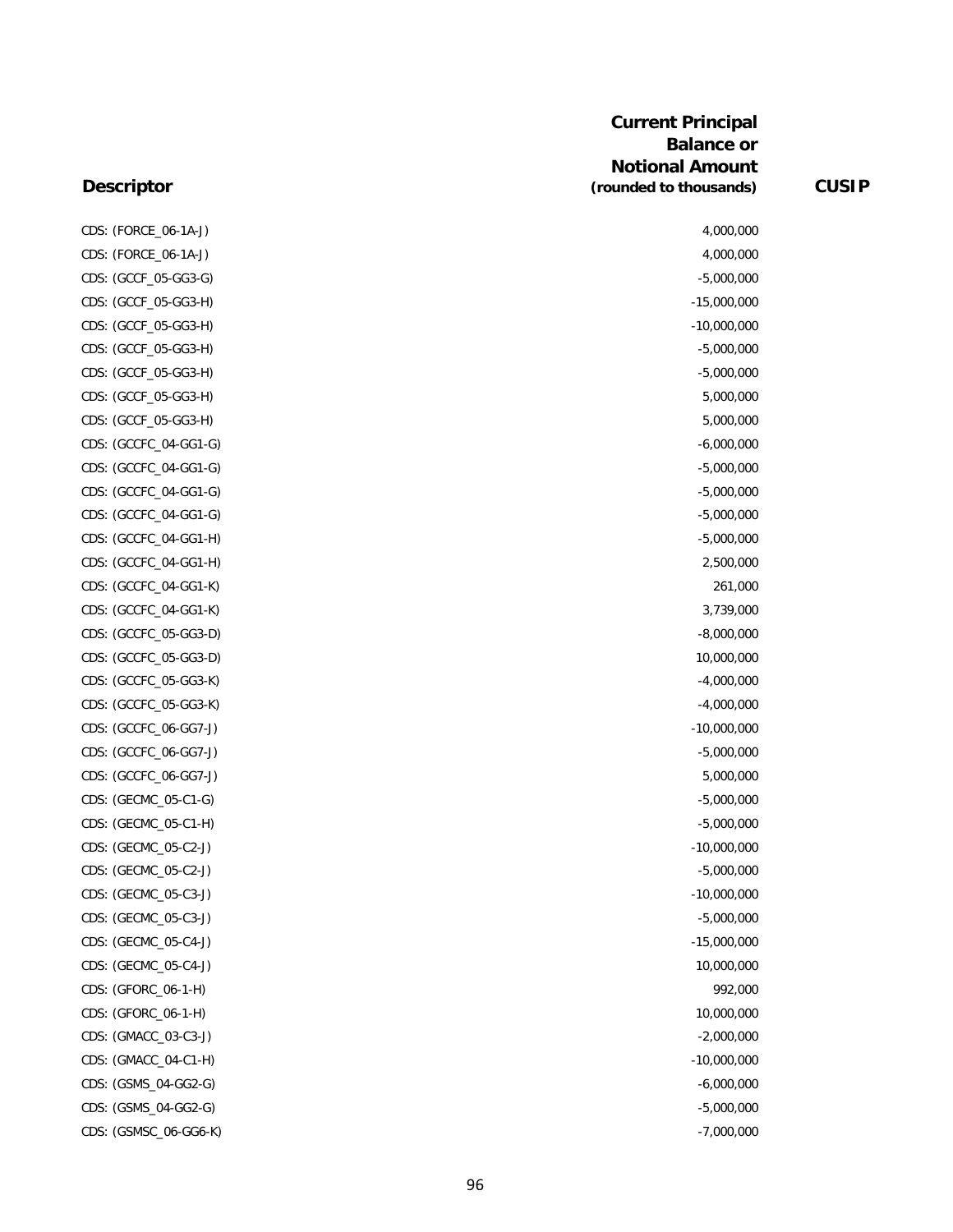| Descriptor | Current Principal Balance or Notional Amount (rounded to thousands) | CUSIP |
|---|---|---|
| CDS: (FORCE_06-1A-J) | 4,000,000 | |
| CDS: (FORCE_06-1A-J) | 4,000,000 | |
| CDS: (GCCF_05-GG3-G) | -5,000,000 | |
| CDS: (GCCF_05-GG3-H) | -15,000,000 | |
| CDS: (GCCF_05-GG3-H) | -10,000,000 | |
| CDS: (GCCF_05-GG3-H) | -5,000,000 | |
| CDS: (GCCF_05-GG3-H) | -5,000,000 | |
| CDS: (GCCF_05-GG3-H) | 5,000,000 | |
| CDS: (GCCF_05-GG3-H) | 5,000,000 | |
| CDS: (GCCFC_04-GG1-G) | -6,000,000 | |
| CDS: (GCCFC_04-GG1-G) | -5,000,000 | |
| CDS: (GCCFC_04-GG1-G) | -5,000,000 | |
| CDS: (GCCFC_04-GG1-G) | -5,000,000 | |
| CDS: (GCCFC_04-GG1-H) | -5,000,000 | |
| CDS: (GCCFC_04-GG1-H) | 2,500,000 | |
| CDS: (GCCFC_04-GG1-K) | 261,000 | |
| CDS: (GCCFC_04-GG1-K) | 3,739,000 | |
| CDS: (GCCFC_05-GG3-D) | -8,000,000 | |
| CDS: (GCCFC_05-GG3-D) | 10,000,000 | |
| CDS: (GCCFC_05-GG3-K) | -4,000,000 | |
| CDS: (GCCFC_05-GG3-K) | -4,000,000 | |
| CDS: (GCCFC_06-GG7-J) | -10,000,000 | |
| CDS: (GCCFC_06-GG7-J) | -5,000,000 | |
| CDS: (GCCFC_06-GG7-J) | 5,000,000 | |
| CDS: (GECMC_05-C1-G) | -5,000,000 | |
| CDS: (GECMC_05-C1-H) | -5,000,000 | |
| CDS: (GECMC_05-C2-J) | -10,000,000 | |
| CDS: (GECMC_05-C2-J) | -5,000,000 | |
| CDS: (GECMC_05-C3-J) | -10,000,000 | |
| CDS: (GECMC_05-C3-J) | -5,000,000 | |
| CDS: (GECMC_05-C4-J) | -15,000,000 | |
| CDS: (GECMC_05-C4-J) | 10,000,000 | |
| CDS: (GFORC_06-1-H) | 992,000 | |
| CDS: (GFORC_06-1-H) | 10,000,000 | |
| CDS: (GMACC_03-C3-J) | -2,000,000 | |
| CDS: (GMACC_04-C1-H) | -10,000,000 | |
| CDS: (GSMS_04-GG2-G) | -6,000,000 | |
| CDS: (GSMS_04-GG2-G) | -5,000,000 | |
| CDS: (GSMSC_06-GG6-K) | -7,000,000 | |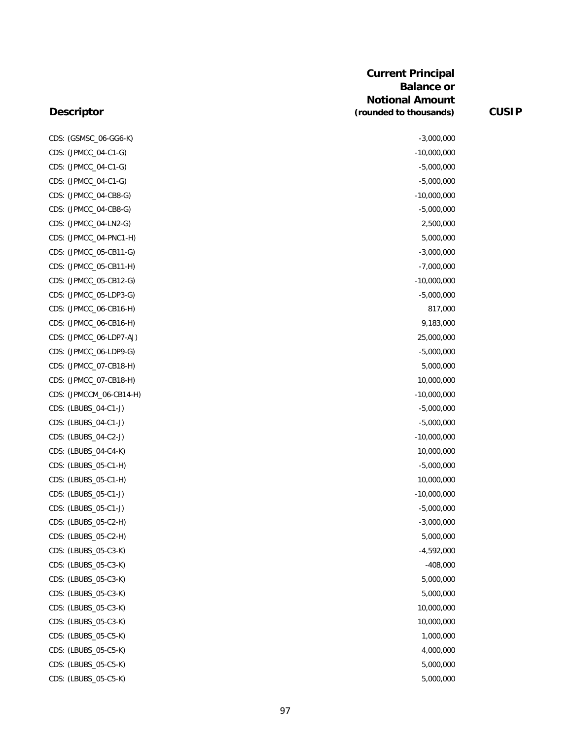| Descriptor | Current Principal Balance or Notional Amount (rounded to thousands) | CUSIP |
|---|---|---|
| CDS: (GSMSC_06-GG6-K) | -3,000,000 | |
| CDS: (JPMCC_04-C1-G) | -10,000,000 | |
| CDS: (JPMCC_04-C1-G) | -5,000,000 | |
| CDS: (JPMCC_04-C1-G) | -5,000,000 | |
| CDS: (JPMCC_04-CB8-G) | -10,000,000 | |
| CDS: (JPMCC_04-CB8-G) | -5,000,000 | |
| CDS: (JPMCC_04-LN2-G) | 2,500,000 | |
| CDS: (JPMCC_04-PNC1-H) | 5,000,000 | |
| CDS: (JPMCC_05-CB11-G) | -3,000,000 | |
| CDS: (JPMCC_05-CB11-H) | -7,000,000 | |
| CDS: (JPMCC_05-CB12-G) | -10,000,000 | |
| CDS: (JPMCC_05-LDP3-G) | -5,000,000 | |
| CDS: (JPMCC_06-CB16-H) | 817,000 | |
| CDS: (JPMCC_06-CB16-H) | 9,183,000 | |
| CDS: (JPMCC_06-LDP7-AJ) | 25,000,000 | |
| CDS: (JPMCC_06-LDP9-G) | -5,000,000 | |
| CDS: (JPMCC_07-CB18-H) | 5,000,000 | |
| CDS: (JPMCC_07-CB18-H) | 10,000,000 | |
| CDS: (JPMCCM_06-CB14-H) | -10,000,000 | |
| CDS: (LBUBS_04-C1-J) | -5,000,000 | |
| CDS: (LBUBS_04-C1-J) | -5,000,000 | |
| CDS: (LBUBS_04-C2-J) | -10,000,000 | |
| CDS: (LBUBS_04-C4-K) | 10,000,000 | |
| CDS: (LBUBS_05-C1-H) | -5,000,000 | |
| CDS: (LBUBS_05-C1-H) | 10,000,000 | |
| CDS: (LBUBS_05-C1-J) | -10,000,000 | |
| CDS: (LBUBS_05-C1-J) | -5,000,000 | |
| CDS: (LBUBS_05-C2-H) | -3,000,000 | |
| CDS: (LBUBS_05-C2-H) | 5,000,000 | |
| CDS: (LBUBS_05-C3-K) | -4,592,000 | |
| CDS: (LBUBS_05-C3-K) | -408,000 | |
| CDS: (LBUBS_05-C3-K) | 5,000,000 | |
| CDS: (LBUBS_05-C3-K) | 5,000,000 | |
| CDS: (LBUBS_05-C3-K) | 10,000,000 | |
| CDS: (LBUBS_05-C3-K) | 10,000,000 | |
| CDS: (LBUBS_05-C5-K) | 1,000,000 | |
| CDS: (LBUBS_05-C5-K) | 4,000,000 | |
| CDS: (LBUBS_05-C5-K) | 5,000,000 | |
| CDS: (LBUBS_05-C5-K) | 5,000,000 | |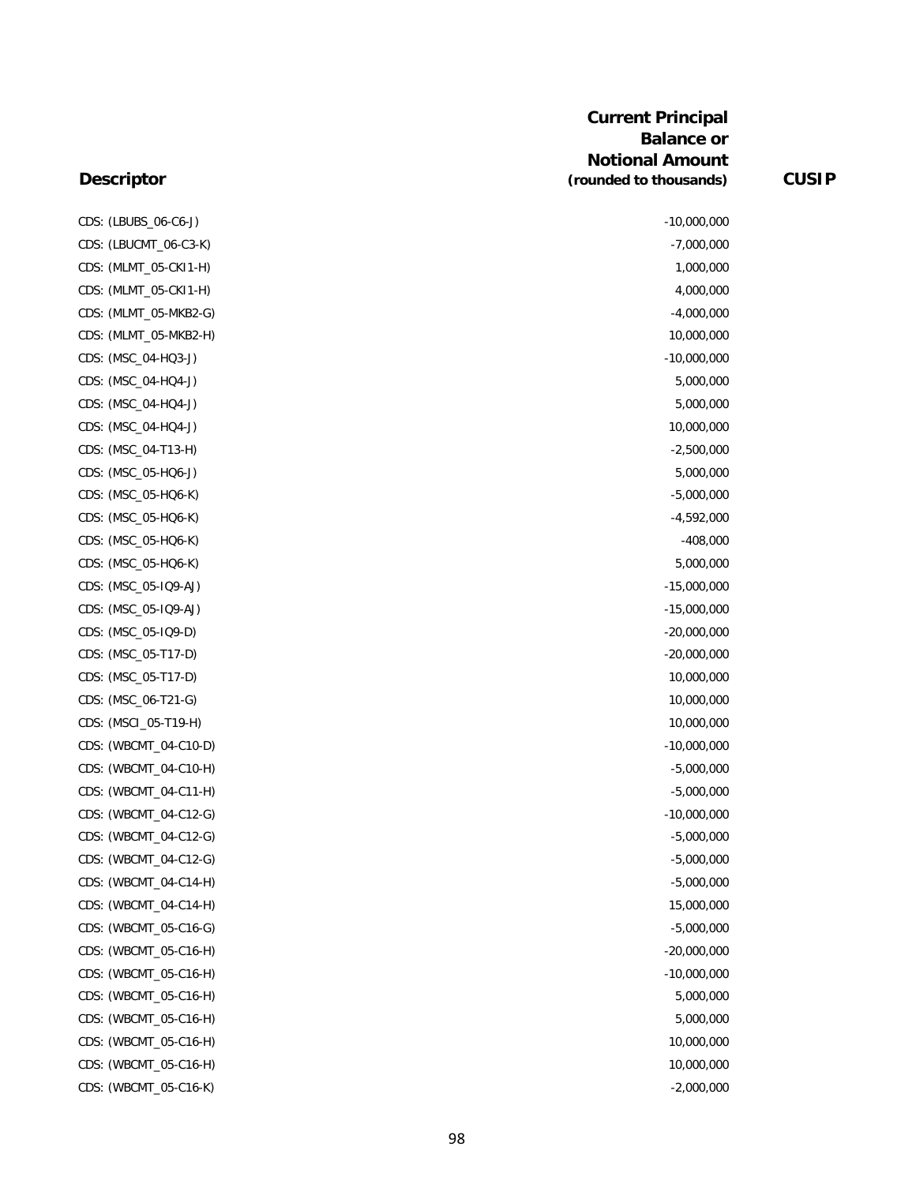| Descriptor | Current Principal Balance or Notional Amount (rounded to thousands) | CUSIP |
| --- | --- | --- |
| CDS: (LBUBS_06-C6-J) | -10,000,000 | |
| CDS: (LBUCMT_06-C3-K) | -7,000,000 | |
| CDS: (MLMT_05-CKI1-H) | 1,000,000 | |
| CDS: (MLMT_05-CKI1-H) | 4,000,000 | |
| CDS: (MLMT_05-MKB2-G) | -4,000,000 | |
| CDS: (MLMT_05-MKB2-H) | 10,000,000 | |
| CDS: (MSC_04-HQ3-J) | -10,000,000 | |
| CDS: (MSC_04-HQ4-J) | 5,000,000 | |
| CDS: (MSC_04-HQ4-J) | 5,000,000 | |
| CDS: (MSC_04-HQ4-J) | 10,000,000 | |
| CDS: (MSC_04-T13-H) | -2,500,000 | |
| CDS: (MSC_05-HQ6-J) | 5,000,000 | |
| CDS: (MSC_05-HQ6-K) | -5,000,000 | |
| CDS: (MSC_05-HQ6-K) | -4,592,000 | |
| CDS: (MSC_05-HQ6-K) | -408,000 | |
| CDS: (MSC_05-HQ6-K) | 5,000,000 | |
| CDS: (MSC_05-IQ9-AJ) | -15,000,000 | |
| CDS: (MSC_05-IQ9-AJ) | -15,000,000 | |
| CDS: (MSC_05-IQ9-D) | -20,000,000 | |
| CDS: (MSC_05-T17-D) | -20,000,000 | |
| CDS: (MSC_05-T17-D) | 10,000,000 | |
| CDS: (MSC_06-T21-G) | 10,000,000 | |
| CDS: (MSCI_05-T19-H) | 10,000,000 | |
| CDS: (WBCMT_04-C10-D) | -10,000,000 | |
| CDS: (WBCMT_04-C10-H) | -5,000,000 | |
| CDS: (WBCMT_04-C11-H) | -5,000,000 | |
| CDS: (WBCMT_04-C12-G) | -10,000,000 | |
| CDS: (WBCMT_04-C12-G) | -5,000,000 | |
| CDS: (WBCMT_04-C12-G) | -5,000,000 | |
| CDS: (WBCMT_04-C14-H) | -5,000,000 | |
| CDS: (WBCMT_04-C14-H) | 15,000,000 | |
| CDS: (WBCMT_05-C16-G) | -5,000,000 | |
| CDS: (WBCMT_05-C16-H) | -20,000,000 | |
| CDS: (WBCMT_05-C16-H) | -10,000,000 | |
| CDS: (WBCMT_05-C16-H) | 5,000,000 | |
| CDS: (WBCMT_05-C16-H) | 5,000,000 | |
| CDS: (WBCMT_05-C16-H) | 10,000,000 | |
| CDS: (WBCMT_05-C16-H) | 10,000,000 | |
| CDS: (WBCMT_05-C16-K) | -2,000,000 | |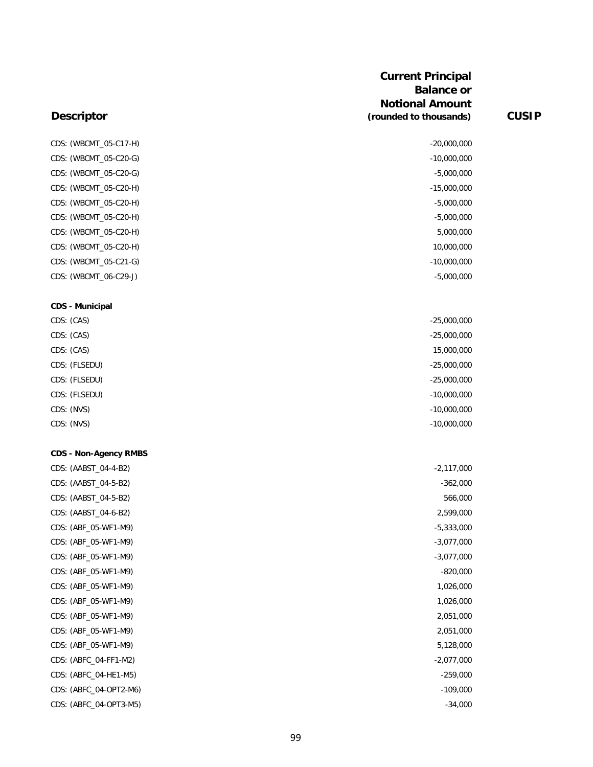| Descriptor | Current Principal Balance or Notional Amount (rounded to thousands) | CUSIP |
|---|---|---|
| CDS: (WBCMT_05-C17-H) | -20,000,000 | |
| CDS: (WBCMT_05-C20-G) | -10,000,000 | |
| CDS: (WBCMT_05-C20-G) | -5,000,000 | |
| CDS: (WBCMT_05-C20-H) | -15,000,000 | |
| CDS: (WBCMT_05-C20-H) | -5,000,000 | |
| CDS: (WBCMT_05-C20-H) | -5,000,000 | |
| CDS: (WBCMT_05-C20-H) | 5,000,000 | |
| CDS: (WBCMT_05-C20-H) | 10,000,000 | |
| CDS: (WBCMT_05-C21-G) | -10,000,000 | |
| CDS: (WBCMT_06-C29-J) | -5,000,000 | |
| **CDS - Municipal** | | |
| CDS: (CAS) | -25,000,000 | |
| CDS: (CAS) | -25,000,000 | |
| CDS: (CAS) | 15,000,000 | |
| CDS: (FLSEDU) | -25,000,000 | |
| CDS: (FLSEDU) | -25,000,000 | |
| CDS: (FLSEDU) | -10,000,000 | |
| CDS: (NVS) | -10,000,000 | |
| CDS: (NVS) | -10,000,000 | |
| **CDS - Non-Agency RMBS** | | |
| CDS: (AABST_04-4-B2) | -2,117,000 | |
| CDS: (AABST_04-5-B2) | -362,000 | |
| CDS: (AABST_04-5-B2) | 566,000 | |
| CDS: (AABST_04-6-B2) | 2,599,000 | |
| CDS: (ABF_05-WF1-M9) | -5,333,000 | |
| CDS: (ABF_05-WF1-M9) | -3,077,000 | |
| CDS: (ABF_05-WF1-M9) | -3,077,000 | |
| CDS: (ABF_05-WF1-M9) | -820,000 | |
| CDS: (ABF_05-WF1-M9) | 1,026,000 | |
| CDS: (ABF_05-WF1-M9) | 1,026,000 | |
| CDS: (ABF_05-WF1-M9) | 2,051,000 | |
| CDS: (ABF_05-WF1-M9) | 2,051,000 | |
| CDS: (ABF_05-WF1-M9) | 5,128,000 | |
| CDS: (ABFC_04-FF1-M2) | -2,077,000 | |
| CDS: (ABFC_04-HE1-M5) | -259,000 | |
| CDS: (ABFC_04-OPT2-M6) | -109,000 | |
| CDS: (ABFC_04-OPT3-M5) | -34,000 | |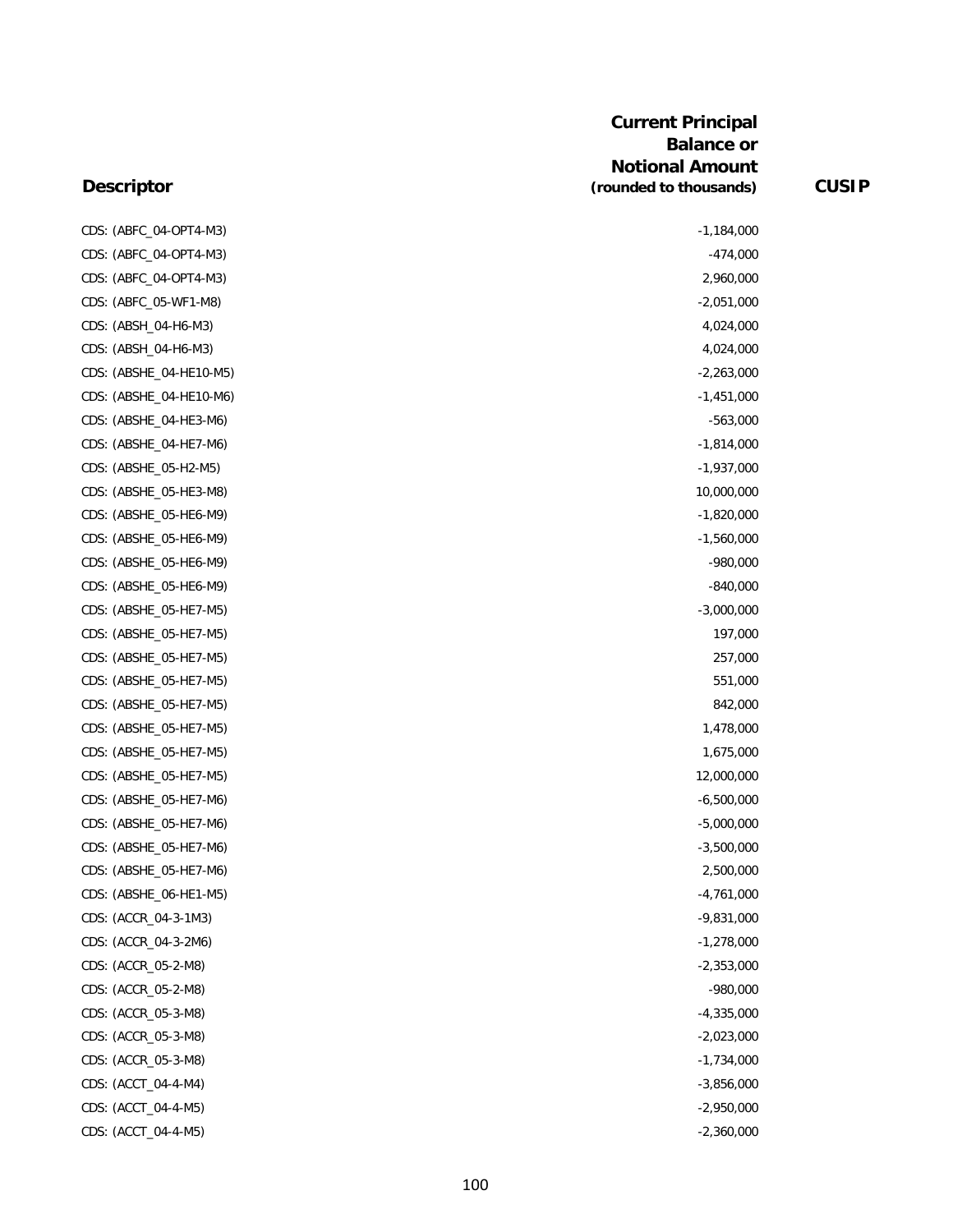| Descriptor | Current Principal Balance or Notional Amount (rounded to thousands) | CUSIP |
| --- | --- | --- |
| CDS: (ABFC_04-OPT4-M3) | -1,184,000 | |
| CDS: (ABFC_04-OPT4-M3) | -474,000 | |
| CDS: (ABFC_04-OPT4-M3) | 2,960,000 | |
| CDS: (ABFC_05-WF1-M8) | -2,051,000 | |
| CDS: (ABSH_04-H6-M3) | 4,024,000 | |
| CDS: (ABSH_04-H6-M3) | 4,024,000 | |
| CDS: (ABSHE_04-HE10-M5) | -2,263,000 | |
| CDS: (ABSHE_04-HE10-M6) | -1,451,000 | |
| CDS: (ABSHE_04-HE3-M6) | -563,000 | |
| CDS: (ABSHE_04-HE7-M6) | -1,814,000 | |
| CDS: (ABSHE_05-H2-M5) | -1,937,000 | |
| CDS: (ABSHE_05-HE3-M8) | 10,000,000 | |
| CDS: (ABSHE_05-HE6-M9) | -1,820,000 | |
| CDS: (ABSHE_05-HE6-M9) | -1,560,000 | |
| CDS: (ABSHE_05-HE6-M9) | -980,000 | |
| CDS: (ABSHE_05-HE6-M9) | -840,000 | |
| CDS: (ABSHE_05-HE7-M5) | -3,000,000 | |
| CDS: (ABSHE_05-HE7-M5) | 197,000 | |
| CDS: (ABSHE_05-HE7-M5) | 257,000 | |
| CDS: (ABSHE_05-HE7-M5) | 551,000 | |
| CDS: (ABSHE_05-HE7-M5) | 842,000 | |
| CDS: (ABSHE_05-HE7-M5) | 1,478,000 | |
| CDS: (ABSHE_05-HE7-M5) | 1,675,000 | |
| CDS: (ABSHE_05-HE7-M5) | 12,000,000 | |
| CDS: (ABSHE_05-HE7-M6) | -6,500,000 | |
| CDS: (ABSHE_05-HE7-M6) | -5,000,000 | |
| CDS: (ABSHE_05-HE7-M6) | -3,500,000 | |
| CDS: (ABSHE_05-HE7-M6) | 2,500,000 | |
| CDS: (ABSHE_06-HE1-M5) | -4,761,000 | |
| CDS: (ACCR_04-3-1M3) | -9,831,000 | |
| CDS: (ACCR_04-3-2M6) | -1,278,000 | |
| CDS: (ACCR_05-2-M8) | -2,353,000 | |
| CDS: (ACCR_05-2-M8) | -980,000 | |
| CDS: (ACCR_05-3-M8) | -4,335,000 | |
| CDS: (ACCR_05-3-M8) | -2,023,000 | |
| CDS: (ACCR_05-3-M8) | -1,734,000 | |
| CDS: (ACCT_04-4-M4) | -3,856,000 | |
| CDS: (ACCT_04-4-M5) | -2,950,000 | |
| CDS: (ACCT_04-4-M5) | -2,360,000 | |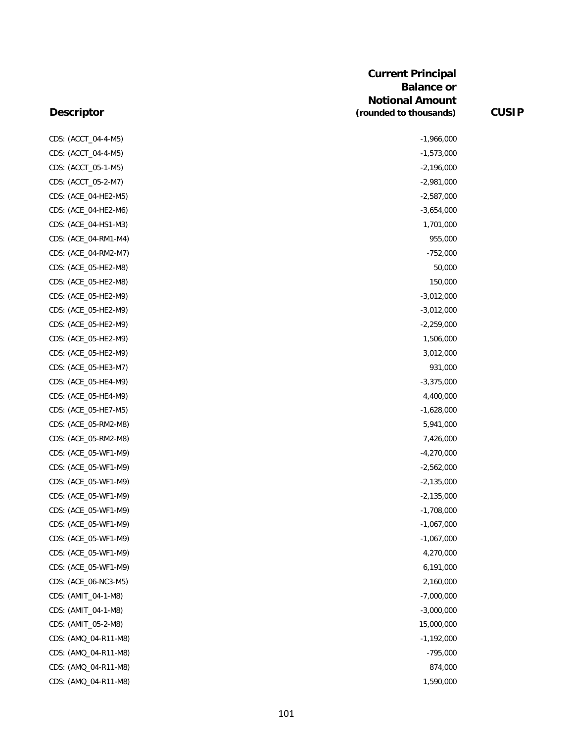| Descriptor | Current Principal Balance or Notional Amount (rounded to thousands) | CUSIP |
|---|---|---|
| CDS: (ACCT_04-4-M5) | -1,966,000 | |
| CDS: (ACCT_04-4-M5) | -1,573,000 | |
| CDS: (ACCT_05-1-M5) | -2,196,000 | |
| CDS: (ACCT_05-2-M7) | -2,981,000 | |
| CDS: (ACE_04-HE2-M5) | -2,587,000 | |
| CDS: (ACE_04-HE2-M6) | -3,654,000 | |
| CDS: (ACE_04-HS1-M3) | 1,701,000 | |
| CDS: (ACE_04-RM1-M4) | 955,000 | |
| CDS: (ACE_04-RM2-M7) | -752,000 | |
| CDS: (ACE_05-HE2-M8) | 50,000 | |
| CDS: (ACE_05-HE2-M8) | 150,000 | |
| CDS: (ACE_05-HE2-M9) | -3,012,000 | |
| CDS: (ACE_05-HE2-M9) | -3,012,000 | |
| CDS: (ACE_05-HE2-M9) | -2,259,000 | |
| CDS: (ACE_05-HE2-M9) | 1,506,000 | |
| CDS: (ACE_05-HE2-M9) | 3,012,000 | |
| CDS: (ACE_05-HE3-M7) | 931,000 | |
| CDS: (ACE_05-HE4-M9) | -3,375,000 | |
| CDS: (ACE_05-HE4-M9) | 4,400,000 | |
| CDS: (ACE_05-HE7-M5) | -1,628,000 | |
| CDS: (ACE_05-RM2-M8) | 5,941,000 | |
| CDS: (ACE_05-RM2-M8) | 7,426,000 | |
| CDS: (ACE_05-WF1-M9) | -4,270,000 | |
| CDS: (ACE_05-WF1-M9) | -2,562,000 | |
| CDS: (ACE_05-WF1-M9) | -2,135,000 | |
| CDS: (ACE_05-WF1-M9) | -2,135,000 | |
| CDS: (ACE_05-WF1-M9) | -1,708,000 | |
| CDS: (ACE_05-WF1-M9) | -1,067,000 | |
| CDS: (ACE_05-WF1-M9) | -1,067,000 | |
| CDS: (ACE_05-WF1-M9) | 4,270,000 | |
| CDS: (ACE_05-WF1-M9) | 6,191,000 | |
| CDS: (ACE_06-NC3-M5) | 2,160,000 | |
| CDS: (AMIT_04-1-M8) | -7,000,000 | |
| CDS: (AMIT_04-1-M8) | -3,000,000 | |
| CDS: (AMIT_05-2-M8) | 15,000,000 | |
| CDS: (AMQ_04-R11-M8) | -1,192,000 | |
| CDS: (AMQ_04-R11-M8) | -795,000 | |
| CDS: (AMQ_04-R11-M8) | 874,000 | |
| CDS: (AMQ_04-R11-M8) | 1,590,000 | |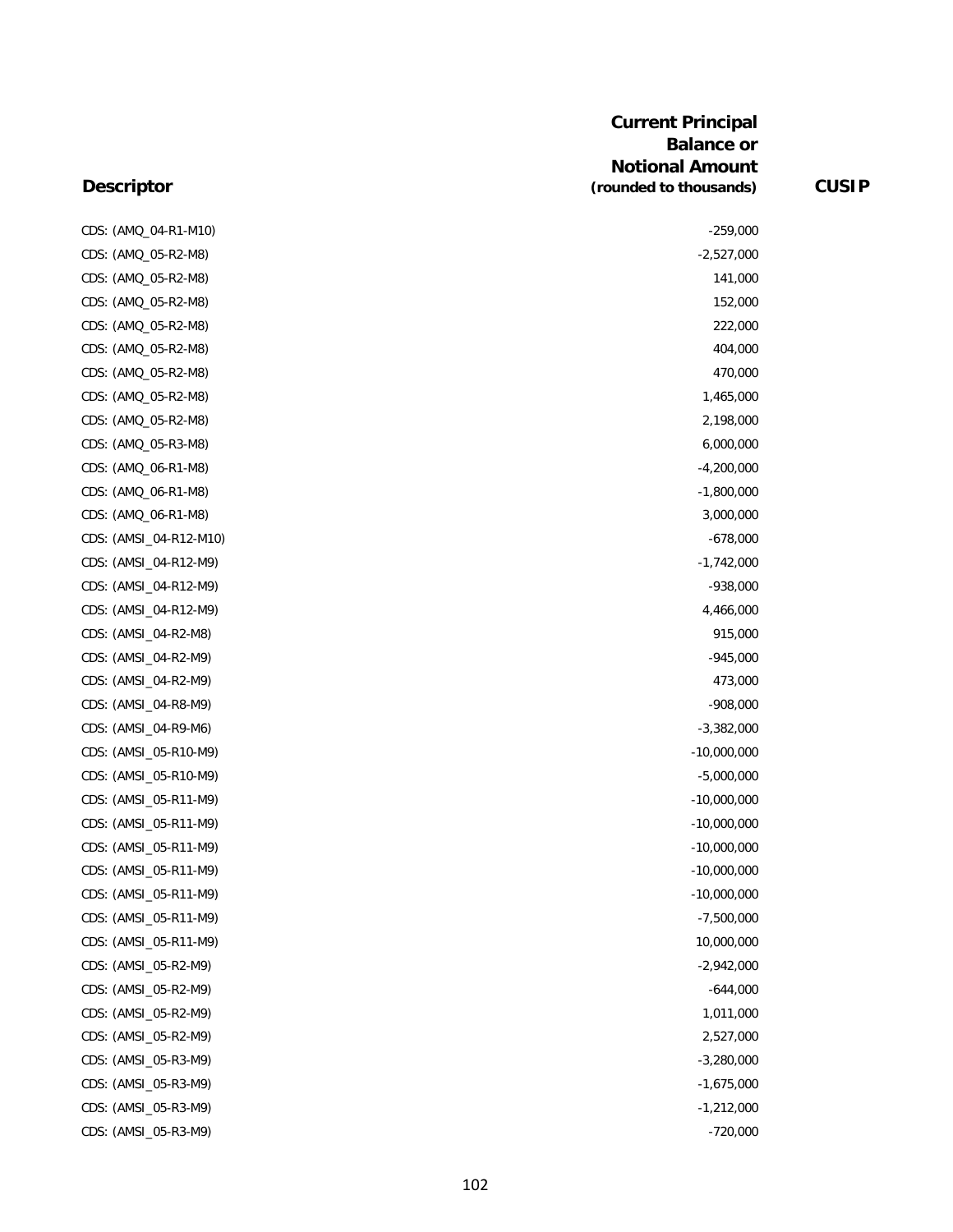| Descriptor | Current Principal Balance or Notional Amount (rounded to thousands) | CUSIP |
| --- | --- | --- |
| CDS: (AMQ_04-R1-M10) | -259,000 | |
| CDS: (AMQ_05-R2-M8) | -2,527,000 | |
| CDS: (AMQ_05-R2-M8) | 141,000 | |
| CDS: (AMQ_05-R2-M8) | 152,000 | |
| CDS: (AMQ_05-R2-M8) | 222,000 | |
| CDS: (AMQ_05-R2-M8) | 404,000 | |
| CDS: (AMQ_05-R2-M8) | 470,000 | |
| CDS: (AMQ_05-R2-M8) | 1,465,000 | |
| CDS: (AMQ_05-R2-M8) | 2,198,000 | |
| CDS: (AMQ_05-R3-M8) | 6,000,000 | |
| CDS: (AMQ_06-R1-M8) | -4,200,000 | |
| CDS: (AMQ_06-R1-M8) | -1,800,000 | |
| CDS: (AMQ_06-R1-M8) | 3,000,000 | |
| CDS: (AMSI_04-R12-M10) | -678,000 | |
| CDS: (AMSI_04-R12-M9) | -1,742,000 | |
| CDS: (AMSI_04-R12-M9) | -938,000 | |
| CDS: (AMSI_04-R12-M9) | 4,466,000 | |
| CDS: (AMSI_04-R2-M8) | 915,000 | |
| CDS: (AMSI_04-R2-M9) | -945,000 | |
| CDS: (AMSI_04-R2-M9) | 473,000 | |
| CDS: (AMSI_04-R8-M9) | -908,000 | |
| CDS: (AMSI_04-R9-M6) | -3,382,000 | |
| CDS: (AMSI_05-R10-M9) | -10,000,000 | |
| CDS: (AMSI_05-R10-M9) | -5,000,000 | |
| CDS: (AMSI_05-R11-M9) | -10,000,000 | |
| CDS: (AMSI_05-R11-M9) | -10,000,000 | |
| CDS: (AMSI_05-R11-M9) | -10,000,000 | |
| CDS: (AMSI_05-R11-M9) | -10,000,000 | |
| CDS: (AMSI_05-R11-M9) | -10,000,000 | |
| CDS: (AMSI_05-R11-M9) | -7,500,000 | |
| CDS: (AMSI_05-R11-M9) | 10,000,000 | |
| CDS: (AMSI_05-R2-M9) | -2,942,000 | |
| CDS: (AMSI_05-R2-M9) | -644,000 | |
| CDS: (AMSI_05-R2-M9) | 1,011,000 | |
| CDS: (AMSI_05-R2-M9) | 2,527,000 | |
| CDS: (AMSI_05-R3-M9) | -3,280,000 | |
| CDS: (AMSI_05-R3-M9) | -1,675,000 | |
| CDS: (AMSI_05-R3-M9) | -1,212,000 | |
| CDS: (AMSI_05-R3-M9) | -720,000 | |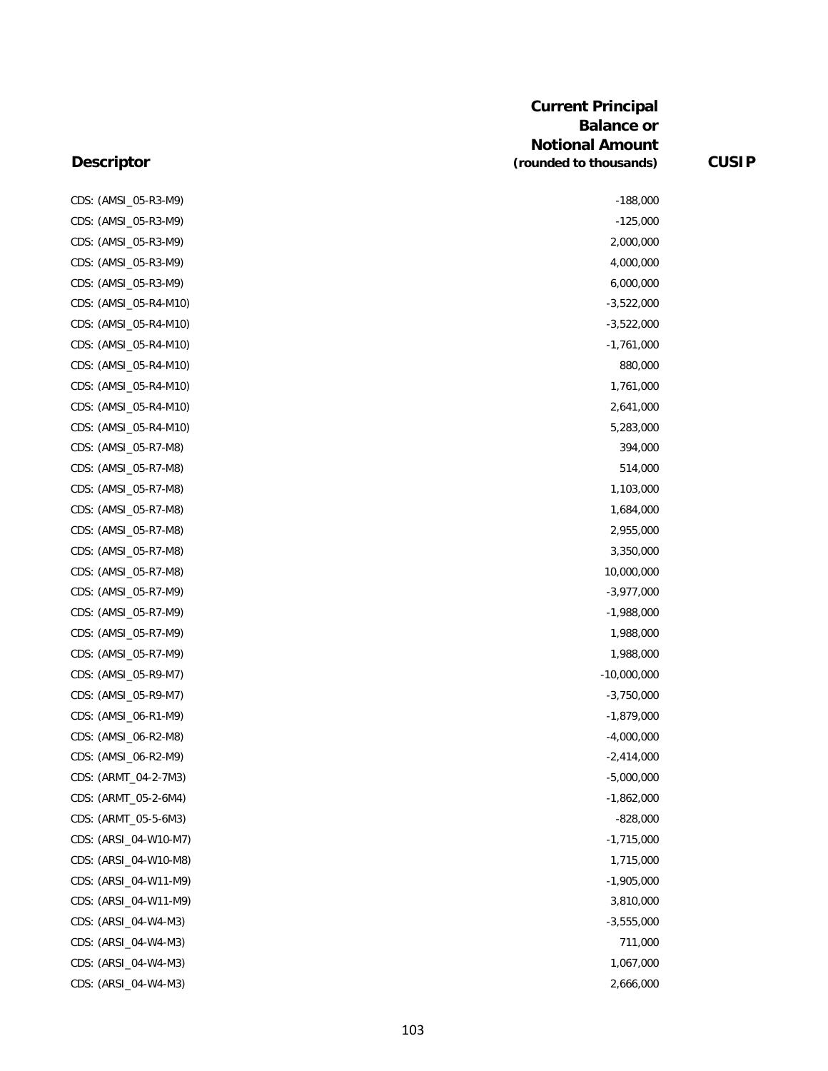| Descriptor | Current Principal Balance or Notional Amount (rounded to thousands) | CUSIP |
|---|---|---|
| CDS: (AMSI_05-R3-M9) | -188,000 | |
| CDS: (AMSI_05-R3-M9) | -125,000 | |
| CDS: (AMSI_05-R3-M9) | 2,000,000 | |
| CDS: (AMSI_05-R3-M9) | 4,000,000 | |
| CDS: (AMSI_05-R3-M9) | 6,000,000 | |
| CDS: (AMSI_05-R4-M10) | -3,522,000 | |
| CDS: (AMSI_05-R4-M10) | -3,522,000 | |
| CDS: (AMSI_05-R4-M10) | -1,761,000 | |
| CDS: (AMSI_05-R4-M10) | 880,000 | |
| CDS: (AMSI_05-R4-M10) | 1,761,000 | |
| CDS: (AMSI_05-R4-M10) | 2,641,000 | |
| CDS: (AMSI_05-R4-M10) | 5,283,000 | |
| CDS: (AMSI_05-R7-M8) | 394,000 | |
| CDS: (AMSI_05-R7-M8) | 514,000 | |
| CDS: (AMSI_05-R7-M8) | 1,103,000 | |
| CDS: (AMSI_05-R7-M8) | 1,684,000 | |
| CDS: (AMSI_05-R7-M8) | 2,955,000 | |
| CDS: (AMSI_05-R7-M8) | 3,350,000 | |
| CDS: (AMSI_05-R7-M8) | 10,000,000 | |
| CDS: (AMSI_05-R7-M9) | -3,977,000 | |
| CDS: (AMSI_05-R7-M9) | -1,988,000 | |
| CDS: (AMSI_05-R7-M9) | 1,988,000 | |
| CDS: (AMSI_05-R7-M9) | 1,988,000 | |
| CDS: (AMSI_05-R9-M7) | -10,000,000 | |
| CDS: (AMSI_05-R9-M7) | -3,750,000 | |
| CDS: (AMSI_06-R1-M9) | -1,879,000 | |
| CDS: (AMSI_06-R2-M8) | -4,000,000 | |
| CDS: (AMSI_06-R2-M9) | -2,414,000 | |
| CDS: (ARMT_04-2-7M3) | -5,000,000 | |
| CDS: (ARMT_05-2-6M4) | -1,862,000 | |
| CDS: (ARMT_05-5-6M3) | -828,000 | |
| CDS: (ARSI_04-W10-M7) | -1,715,000 | |
| CDS: (ARSI_04-W10-M8) | 1,715,000 | |
| CDS: (ARSI_04-W11-M9) | -1,905,000 | |
| CDS: (ARSI_04-W11-M9) | 3,810,000 | |
| CDS: (ARSI_04-W4-M3) | -3,555,000 | |
| CDS: (ARSI_04-W4-M3) | 711,000 | |
| CDS: (ARSI_04-W4-M3) | 1,067,000 | |
| CDS: (ARSI_04-W4-M3) | 2,666,000 | |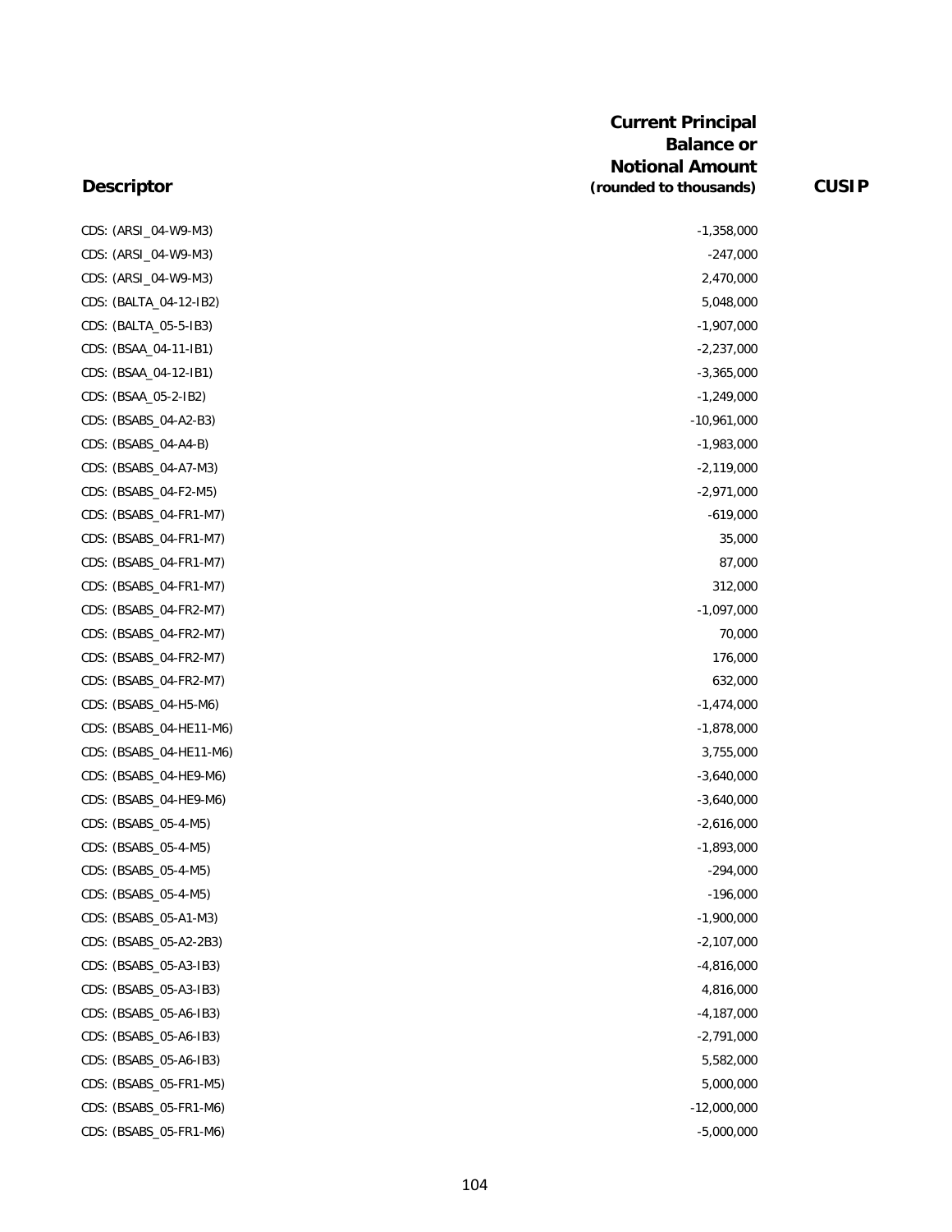| Descriptor | Current Principal Balance or Notional Amount (rounded to thousands) | CUSIP |
|---|---|---|
| CDS: (ARSI_04-W9-M3) | -1,358,000 | |
| CDS: (ARSI_04-W9-M3) | -247,000 | |
| CDS: (ARSI_04-W9-M3) | 2,470,000 | |
| CDS: (BALTA_04-12-IB2) | 5,048,000 | |
| CDS: (BALTA_05-5-IB3) | -1,907,000 | |
| CDS: (BSAA_04-11-IB1) | -2,237,000 | |
| CDS: (BSAA_04-12-IB1) | -3,365,000 | |
| CDS: (BSAA_05-2-IB2) | -1,249,000 | |
| CDS: (BSABS_04-A2-B3) | -10,961,000 | |
| CDS: (BSABS_04-A4-B) | -1,983,000 | |
| CDS: (BSABS_04-A7-M3) | -2,119,000 | |
| CDS: (BSABS_04-F2-M5) | -2,971,000 | |
| CDS: (BSABS_04-FR1-M7) | -619,000 | |
| CDS: (BSABS_04-FR1-M7) | 35,000 | |
| CDS: (BSABS_04-FR1-M7) | 87,000 | |
| CDS: (BSABS_04-FR1-M7) | 312,000 | |
| CDS: (BSABS_04-FR2-M7) | -1,097,000 | |
| CDS: (BSABS_04-FR2-M7) | 70,000 | |
| CDS: (BSABS_04-FR2-M7) | 176,000 | |
| CDS: (BSABS_04-FR2-M7) | 632,000 | |
| CDS: (BSABS_04-H5-M6) | -1,474,000 | |
| CDS: (BSABS_04-HE11-M6) | -1,878,000 | |
| CDS: (BSABS_04-HE11-M6) | 3,755,000 | |
| CDS: (BSABS_04-HE9-M6) | -3,640,000 | |
| CDS: (BSABS_04-HE9-M6) | -3,640,000 | |
| CDS: (BSABS_05-4-M5) | -2,616,000 | |
| CDS: (BSABS_05-4-M5) | -1,893,000 | |
| CDS: (BSABS_05-4-M5) | -294,000 | |
| CDS: (BSABS_05-4-M5) | -196,000 | |
| CDS: (BSABS_05-A1-M3) | -1,900,000 | |
| CDS: (BSABS_05-A2-2B3) | -2,107,000 | |
| CDS: (BSABS_05-A3-IB3) | -4,816,000 | |
| CDS: (BSABS_05-A3-IB3) | 4,816,000 | |
| CDS: (BSABS_05-A6-IB3) | -4,187,000 | |
| CDS: (BSABS_05-A6-IB3) | -2,791,000 | |
| CDS: (BSABS_05-A6-IB3) | 5,582,000 | |
| CDS: (BSABS_05-FR1-M5) | 5,000,000 | |
| CDS: (BSABS_05-FR1-M6) | -12,000,000 | |
| CDS: (BSABS_05-FR1-M6) | -5,000,000 | |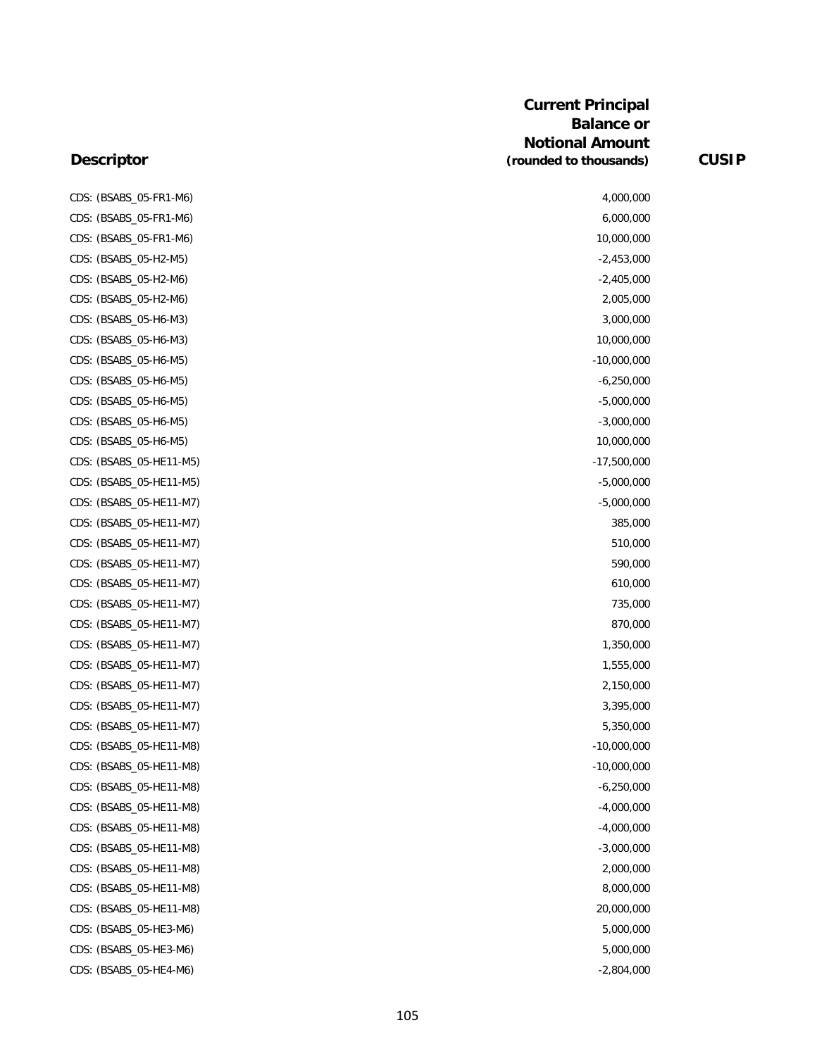| Descriptor | Current Principal Balance or Notional Amount (rounded to thousands) | CUSIP |
|---|---|---|
| CDS: (BSABS_05-FR1-M6) | 4,000,000 | |
| CDS: (BSABS_05-FR1-M6) | 6,000,000 | |
| CDS: (BSABS_05-FR1-M6) | 10,000,000 | |
| CDS: (BSABS_05-H2-M5) | -2,453,000 | |
| CDS: (BSABS_05-H2-M6) | -2,405,000 | |
| CDS: (BSABS_05-H2-M6) | 2,005,000 | |
| CDS: (BSABS_05-H6-M3) | 3,000,000 | |
| CDS: (BSABS_05-H6-M3) | 10,000,000 | |
| CDS: (BSABS_05-H6-M5) | -10,000,000 | |
| CDS: (BSABS_05-H6-M5) | -6,250,000 | |
| CDS: (BSABS_05-H6-M5) | -5,000,000 | |
| CDS: (BSABS_05-H6-M5) | -3,000,000 | |
| CDS: (BSABS_05-H6-M5) | 10,000,000 | |
| CDS: (BSABS_05-HE11-M5) | -17,500,000 | |
| CDS: (BSABS_05-HE11-M5) | -5,000,000 | |
| CDS: (BSABS_05-HE11-M7) | -5,000,000 | |
| CDS: (BSABS_05-HE11-M7) | 385,000 | |
| CDS: (BSABS_05-HE11-M7) | 510,000 | |
| CDS: (BSABS_05-HE11-M7) | 590,000 | |
| CDS: (BSABS_05-HE11-M7) | 610,000 | |
| CDS: (BSABS_05-HE11-M7) | 735,000 | |
| CDS: (BSABS_05-HE11-M7) | 870,000 | |
| CDS: (BSABS_05-HE11-M7) | 1,350,000 | |
| CDS: (BSABS_05-HE11-M7) | 1,555,000 | |
| CDS: (BSABS_05-HE11-M7) | 2,150,000 | |
| CDS: (BSABS_05-HE11-M7) | 3,395,000 | |
| CDS: (BSABS_05-HE11-M7) | 5,350,000 | |
| CDS: (BSABS_05-HE11-M8) | -10,000,000 | |
| CDS: (BSABS_05-HE11-M8) | -10,000,000 | |
| CDS: (BSABS_05-HE11-M8) | -6,250,000 | |
| CDS: (BSABS_05-HE11-M8) | -4,000,000 | |
| CDS: (BSABS_05-HE11-M8) | -4,000,000 | |
| CDS: (BSABS_05-HE11-M8) | -3,000,000 | |
| CDS: (BSABS_05-HE11-M8) | 2,000,000 | |
| CDS: (BSABS_05-HE11-M8) | 8,000,000 | |
| CDS: (BSABS_05-HE11-M8) | 20,000,000 | |
| CDS: (BSABS_05-HE3-M6) | 5,000,000 | |
| CDS: (BSABS_05-HE3-M6) | 5,000,000 | |
| CDS: (BSABS_05-HE4-M6) | -2,804,000 | |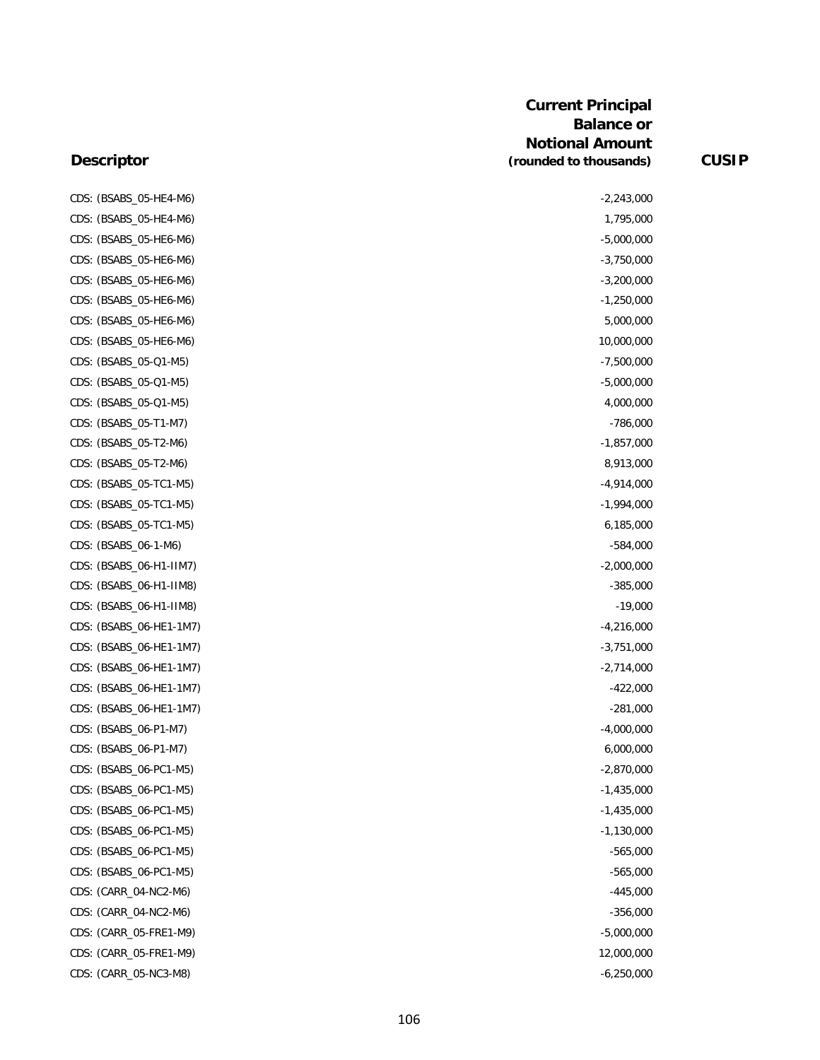| Descriptor | Current Principal Balance or Notional Amount (rounded to thousands) | CUSIP |
|---|---|---|
| CDS: (BSABS_05-HE4-M6) | -2,243,000 | |
| CDS: (BSABS_05-HE4-M6) | 1,795,000 | |
| CDS: (BSABS_05-HE6-M6) | -5,000,000 | |
| CDS: (BSABS_05-HE6-M6) | -3,750,000 | |
| CDS: (BSABS_05-HE6-M6) | -3,200,000 | |
| CDS: (BSABS_05-HE6-M6) | -1,250,000 | |
| CDS: (BSABS_05-HE6-M6) | 5,000,000 | |
| CDS: (BSABS_05-HE6-M6) | 10,000,000 | |
| CDS: (BSABS_05-Q1-M5) | -7,500,000 | |
| CDS: (BSABS_05-Q1-M5) | -5,000,000 | |
| CDS: (BSABS_05-Q1-M5) | 4,000,000 | |
| CDS: (BSABS_05-T1-M7) | -786,000 | |
| CDS: (BSABS_05-T2-M6) | -1,857,000 | |
| CDS: (BSABS_05-T2-M6) | 8,913,000 | |
| CDS: (BSABS_05-TC1-M5) | -4,914,000 | |
| CDS: (BSABS_05-TC1-M5) | -1,994,000 | |
| CDS: (BSABS_05-TC1-M5) | 6,185,000 | |
| CDS: (BSABS_06-1-M6) | -584,000 | |
| CDS: (BSABS_06-H1-IIM7) | -2,000,000 | |
| CDS: (BSABS_06-H1-IIM8) | -385,000 | |
| CDS: (BSABS_06-H1-IIM8) | -19,000 | |
| CDS: (BSABS_06-HE1-1M7) | -4,216,000 | |
| CDS: (BSABS_06-HE1-1M7) | -3,751,000 | |
| CDS: (BSABS_06-HE1-1M7) | -2,714,000 | |
| CDS: (BSABS_06-HE1-1M7) | -422,000 | |
| CDS: (BSABS_06-HE1-1M7) | -281,000 | |
| CDS: (BSABS_06-P1-M7) | -4,000,000 | |
| CDS: (BSABS_06-P1-M7) | 6,000,000 | |
| CDS: (BSABS_06-PC1-M5) | -2,870,000 | |
| CDS: (BSABS_06-PC1-M5) | -1,435,000 | |
| CDS: (BSABS_06-PC1-M5) | -1,435,000 | |
| CDS: (BSABS_06-PC1-M5) | -1,130,000 | |
| CDS: (BSABS_06-PC1-M5) | -565,000 | |
| CDS: (BSABS_06-PC1-M5) | -565,000 | |
| CDS: (CARR_04-NC2-M6) | -445,000 | |
| CDS: (CARR_04-NC2-M6) | -356,000 | |
| CDS: (CARR_05-FRE1-M9) | -5,000,000 | |
| CDS: (CARR_05-FRE1-M9) | 12,000,000 | |
| CDS: (CARR_05-NC3-M8) | -6,250,000 | |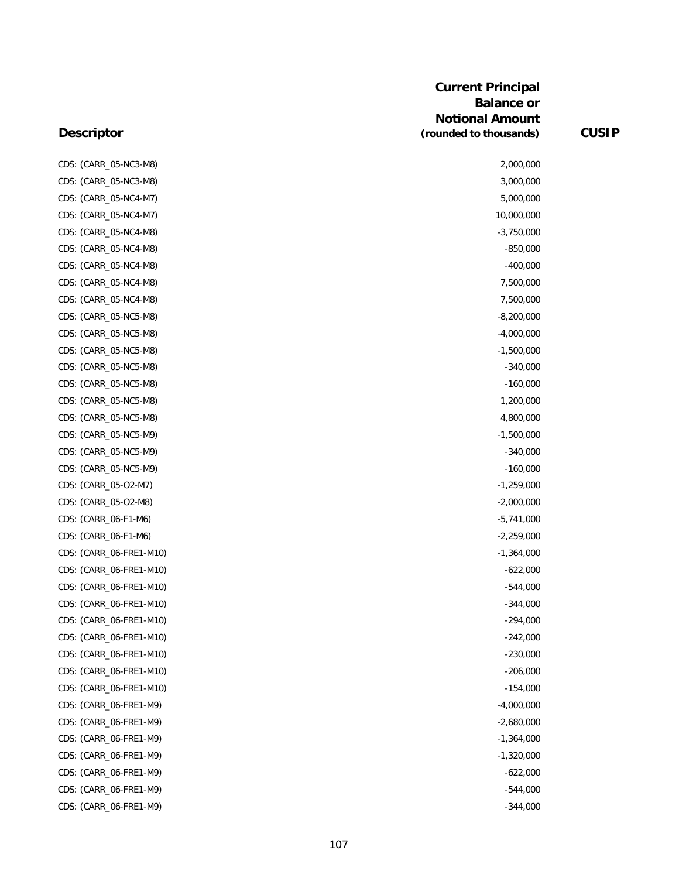| Descriptor | Current Principal Balance or Notional Amount (rounded to thousands) | CUSIP |
|---|---|---|
| CDS: (CARR_05-NC3-M8) | 2,000,000 | |
| CDS: (CARR_05-NC3-M8) | 3,000,000 | |
| CDS: (CARR_05-NC4-M7) | 5,000,000 | |
| CDS: (CARR_05-NC4-M7) | 10,000,000 | |
| CDS: (CARR_05-NC4-M8) | -3,750,000 | |
| CDS: (CARR_05-NC4-M8) | -850,000 | |
| CDS: (CARR_05-NC4-M8) | -400,000 | |
| CDS: (CARR_05-NC4-M8) | 7,500,000 | |
| CDS: (CARR_05-NC4-M8) | 7,500,000 | |
| CDS: (CARR_05-NC5-M8) | -8,200,000 | |
| CDS: (CARR_05-NC5-M8) | -4,000,000 | |
| CDS: (CARR_05-NC5-M8) | -1,500,000 | |
| CDS: (CARR_05-NC5-M8) | -340,000 | |
| CDS: (CARR_05-NC5-M8) | -160,000 | |
| CDS: (CARR_05-NC5-M8) | 1,200,000 | |
| CDS: (CARR_05-NC5-M8) | 4,800,000 | |
| CDS: (CARR_05-NC5-M9) | -1,500,000 | |
| CDS: (CARR_05-NC5-M9) | -340,000 | |
| CDS: (CARR_05-NC5-M9) | -160,000 | |
| CDS: (CARR_05-O2-M7) | -1,259,000 | |
| CDS: (CARR_05-O2-M8) | -2,000,000 | |
| CDS: (CARR_06-F1-M6) | -5,741,000 | |
| CDS: (CARR_06-F1-M6) | -2,259,000 | |
| CDS: (CARR_06-FRE1-M10) | -1,364,000 | |
| CDS: (CARR_06-FRE1-M10) | -622,000 | |
| CDS: (CARR_06-FRE1-M10) | -544,000 | |
| CDS: (CARR_06-FRE1-M10) | -344,000 | |
| CDS: (CARR_06-FRE1-M10) | -294,000 | |
| CDS: (CARR_06-FRE1-M10) | -242,000 | |
| CDS: (CARR_06-FRE1-M10) | -230,000 | |
| CDS: (CARR_06-FRE1-M10) | -206,000 | |
| CDS: (CARR_06-FRE1-M10) | -154,000 | |
| CDS: (CARR_06-FRE1-M9) | -4,000,000 | |
| CDS: (CARR_06-FRE1-M9) | -2,680,000 | |
| CDS: (CARR_06-FRE1-M9) | -1,364,000 | |
| CDS: (CARR_06-FRE1-M9) | -1,320,000 | |
| CDS: (CARR_06-FRE1-M9) | -622,000 | |
| CDS: (CARR_06-FRE1-M9) | -544,000 | |
| CDS: (CARR_06-FRE1-M9) | -344,000 | |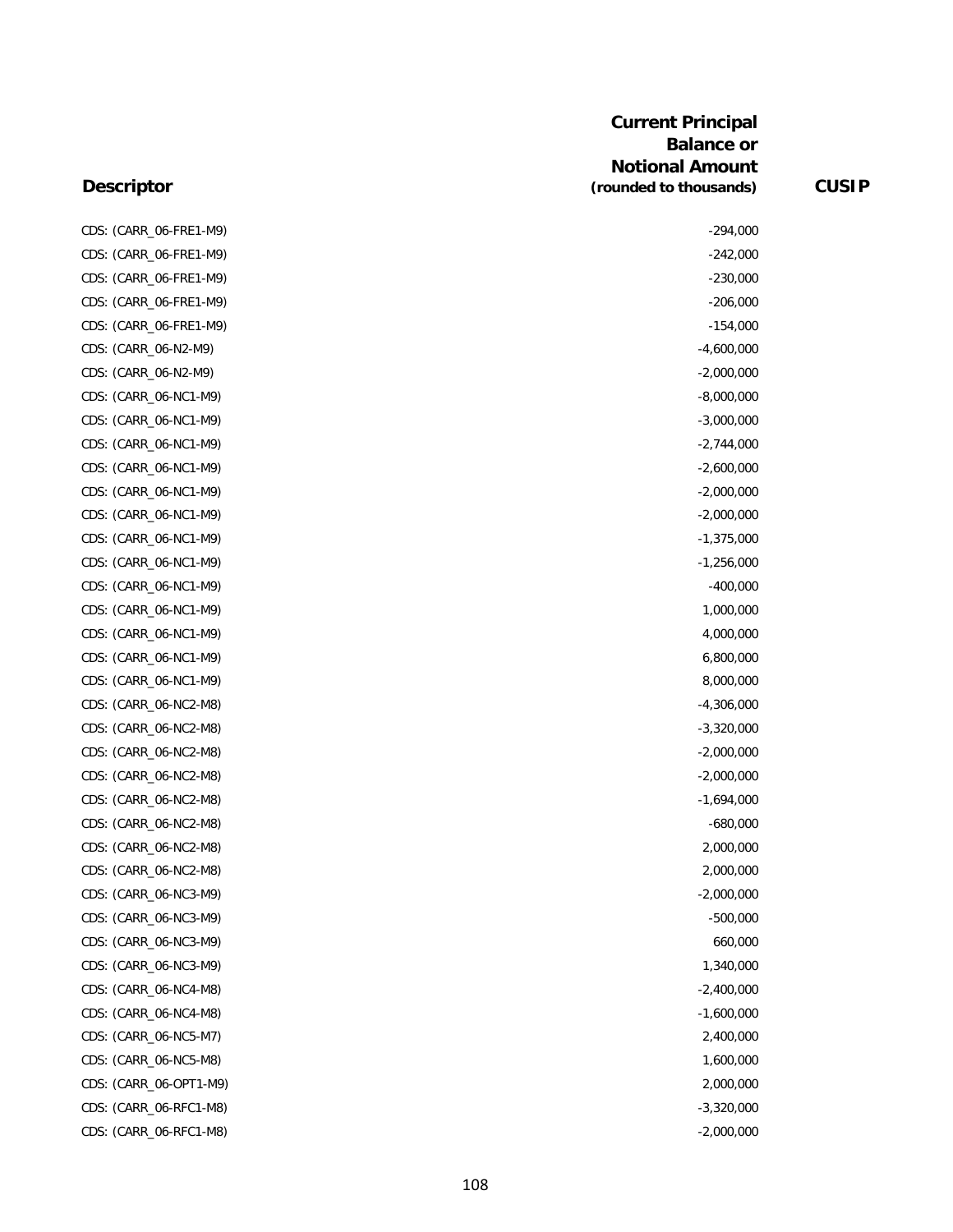| Descriptor | Current Principal Balance or Notional Amount (rounded to thousands) | CUSIP |
|---|---|---|
| CDS: (CARR_06-FRE1-M9) | -294,000 | |
| CDS: (CARR_06-FRE1-M9) | -242,000 | |
| CDS: (CARR_06-FRE1-M9) | -230,000 | |
| CDS: (CARR_06-FRE1-M9) | -206,000 | |
| CDS: (CARR_06-FRE1-M9) | -154,000 | |
| CDS: (CARR_06-N2-M9) | -4,600,000 | |
| CDS: (CARR_06-N2-M9) | -2,000,000 | |
| CDS: (CARR_06-NC1-M9) | -8,000,000 | |
| CDS: (CARR_06-NC1-M9) | -3,000,000 | |
| CDS: (CARR_06-NC1-M9) | -2,744,000 | |
| CDS: (CARR_06-NC1-M9) | -2,600,000 | |
| CDS: (CARR_06-NC1-M9) | -2,000,000 | |
| CDS: (CARR_06-NC1-M9) | -2,000,000 | |
| CDS: (CARR_06-NC1-M9) | -1,375,000 | |
| CDS: (CARR_06-NC1-M9) | -1,256,000 | |
| CDS: (CARR_06-NC1-M9) | -400,000 | |
| CDS: (CARR_06-NC1-M9) | 1,000,000 | |
| CDS: (CARR_06-NC1-M9) | 4,000,000 | |
| CDS: (CARR_06-NC1-M9) | 6,800,000 | |
| CDS: (CARR_06-NC1-M9) | 8,000,000 | |
| CDS: (CARR_06-NC2-M8) | -4,306,000 | |
| CDS: (CARR_06-NC2-M8) | -3,320,000 | |
| CDS: (CARR_06-NC2-M8) | -2,000,000 | |
| CDS: (CARR_06-NC2-M8) | -2,000,000 | |
| CDS: (CARR_06-NC2-M8) | -1,694,000 | |
| CDS: (CARR_06-NC2-M8) | -680,000 | |
| CDS: (CARR_06-NC2-M8) | 2,000,000 | |
| CDS: (CARR_06-NC2-M8) | 2,000,000 | |
| CDS: (CARR_06-NC3-M9) | -2,000,000 | |
| CDS: (CARR_06-NC3-M9) | -500,000 | |
| CDS: (CARR_06-NC3-M9) | 660,000 | |
| CDS: (CARR_06-NC3-M9) | 1,340,000 | |
| CDS: (CARR_06-NC4-M8) | -2,400,000 | |
| CDS: (CARR_06-NC4-M8) | -1,600,000 | |
| CDS: (CARR_06-NC5-M7) | 2,400,000 | |
| CDS: (CARR_06-NC5-M8) | 1,600,000 | |
| CDS: (CARR_06-OPT1-M9) | 2,000,000 | |
| CDS: (CARR_06-RFC1-M8) | -3,320,000 | |
| CDS: (CARR_06-RFC1-M8) | -2,000,000 | |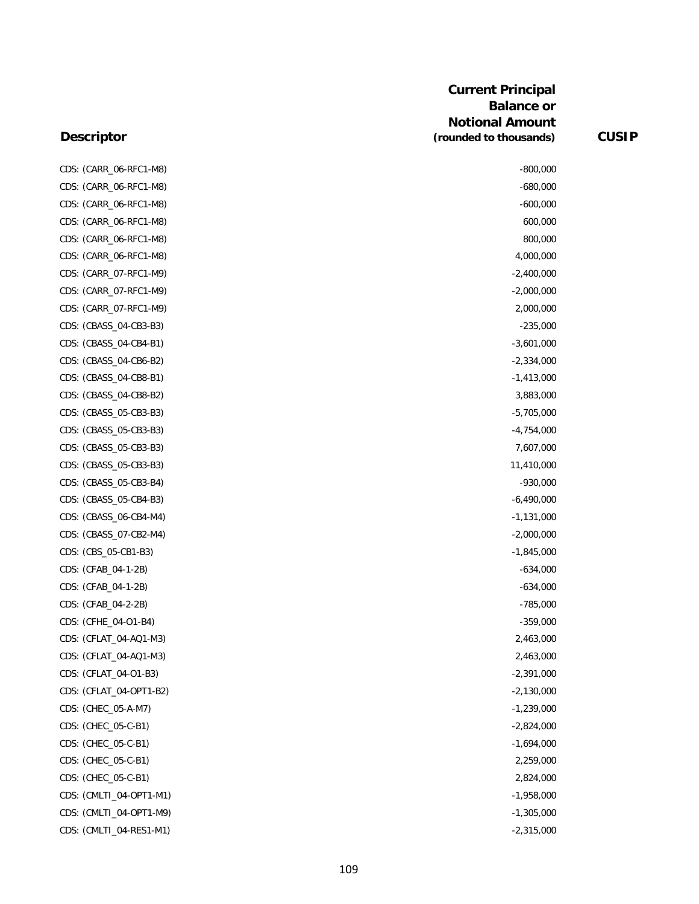| Descriptor | Current Principal Balance or Notional Amount (rounded to thousands) | CUSIP |
|---|---|---|
| CDS: (CARR_06-RFC1-M8) | -800,000 | |
| CDS: (CARR_06-RFC1-M8) | -680,000 | |
| CDS: (CARR_06-RFC1-M8) | -600,000 | |
| CDS: (CARR_06-RFC1-M8) | 600,000 | |
| CDS: (CARR_06-RFC1-M8) | 800,000 | |
| CDS: (CARR_06-RFC1-M8) | 4,000,000 | |
| CDS: (CARR_07-RFC1-M9) | -2,400,000 | |
| CDS: (CARR_07-RFC1-M9) | -2,000,000 | |
| CDS: (CARR_07-RFC1-M9) | 2,000,000 | |
| CDS: (CBASS_04-CB3-B3) | -235,000 | |
| CDS: (CBASS_04-CB4-B1) | -3,601,000 | |
| CDS: (CBASS_04-CB6-B2) | -2,334,000 | |
| CDS: (CBASS_04-CB8-B1) | -1,413,000 | |
| CDS: (CBASS_04-CB8-B2) | 3,883,000 | |
| CDS: (CBASS_05-CB3-B3) | -5,705,000 | |
| CDS: (CBASS_05-CB3-B3) | -4,754,000 | |
| CDS: (CBASS_05-CB3-B3) | 7,607,000 | |
| CDS: (CBASS_05-CB3-B3) | 11,410,000 | |
| CDS: (CBASS_05-CB3-B4) | -930,000 | |
| CDS: (CBASS_05-CB4-B3) | -6,490,000 | |
| CDS: (CBASS_06-CB4-M4) | -1,131,000 | |
| CDS: (CBASS_07-CB2-M4) | -2,000,000 | |
| CDS: (CBS_05-CB1-B3) | -1,845,000 | |
| CDS: (CFAB_04-1-2B) | -634,000 | |
| CDS: (CFAB_04-1-2B) | -634,000 | |
| CDS: (CFAB_04-2-2B) | -785,000 | |
| CDS: (CFHE_04-O1-B4) | -359,000 | |
| CDS: (CFLAT_04-AQ1-M3) | 2,463,000 | |
| CDS: (CFLAT_04-AQ1-M3) | 2,463,000 | |
| CDS: (CFLAT_04-O1-B3) | -2,391,000 | |
| CDS: (CFLAT_04-OPT1-B2) | -2,130,000 | |
| CDS: (CHEC_05-A-M7) | -1,239,000 | |
| CDS: (CHEC_05-C-B1) | -2,824,000 | |
| CDS: (CHEC_05-C-B1) | -1,694,000 | |
| CDS: (CHEC_05-C-B1) | 2,259,000 | |
| CDS: (CHEC_05-C-B1) | 2,824,000 | |
| CDS: (CMLTI_04-OPT1-M1) | -1,958,000 | |
| CDS: (CMLTI_04-OPT1-M9) | -1,305,000 | |
| CDS: (CMLTI_04-RES1-M1) | -2,315,000 | |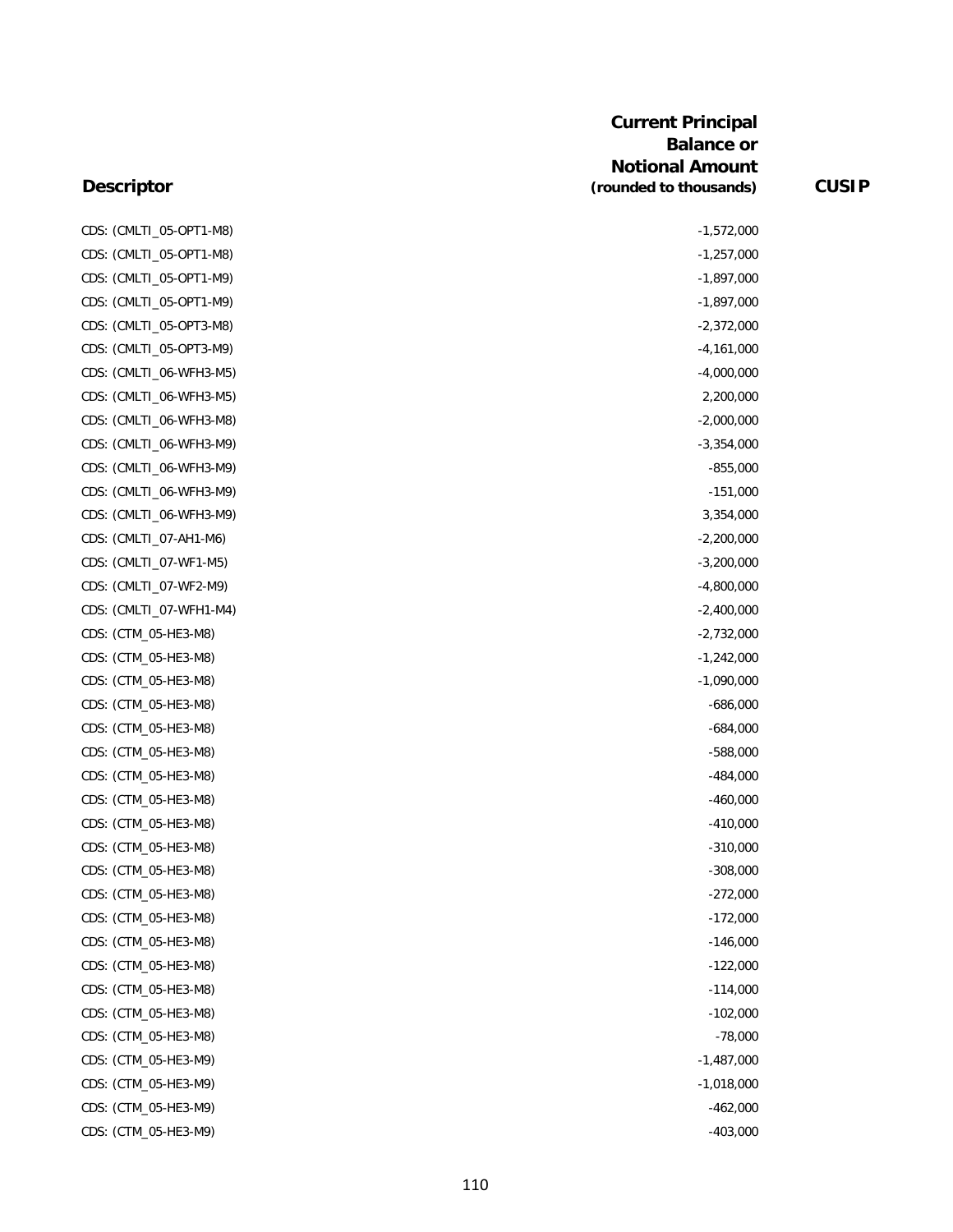| Descriptor | Current Principal Balance or Notional Amount (rounded to thousands) | CUSIP |
|---|---|---|
| CDS: (CMLTI_05-OPT1-M8) | -1,572,000 | |
| CDS: (CMLTI_05-OPT1-M8) | -1,257,000 | |
| CDS: (CMLTI_05-OPT1-M9) | -1,897,000 | |
| CDS: (CMLTI_05-OPT1-M9) | -1,897,000 | |
| CDS: (CMLTI_05-OPT3-M8) | -2,372,000 | |
| CDS: (CMLTI_05-OPT3-M9) | -4,161,000 | |
| CDS: (CMLTI_06-WFH3-M5) | -4,000,000 | |
| CDS: (CMLTI_06-WFH3-M5) | 2,200,000 | |
| CDS: (CMLTI_06-WFH3-M8) | -2,000,000 | |
| CDS: (CMLTI_06-WFH3-M9) | -3,354,000 | |
| CDS: (CMLTI_06-WFH3-M9) | -855,000 | |
| CDS: (CMLTI_06-WFH3-M9) | -151,000 | |
| CDS: (CMLTI_06-WFH3-M9) | 3,354,000 | |
| CDS: (CMLTI_07-AH1-M6) | -2,200,000 | |
| CDS: (CMLTI_07-WF1-M5) | -3,200,000 | |
| CDS: (CMLTI_07-WF2-M9) | -4,800,000 | |
| CDS: (CMLTI_07-WFH1-M4) | -2,400,000 | |
| CDS: (CTM_05-HE3-M8) | -2,732,000 | |
| CDS: (CTM_05-HE3-M8) | -1,242,000 | |
| CDS: (CTM_05-HE3-M8) | -1,090,000 | |
| CDS: (CTM_05-HE3-M8) | -686,000 | |
| CDS: (CTM_05-HE3-M8) | -684,000 | |
| CDS: (CTM_05-HE3-M8) | -588,000 | |
| CDS: (CTM_05-HE3-M8) | -484,000 | |
| CDS: (CTM_05-HE3-M8) | -460,000 | |
| CDS: (CTM_05-HE3-M8) | -410,000 | |
| CDS: (CTM_05-HE3-M8) | -310,000 | |
| CDS: (CTM_05-HE3-M8) | -308,000 | |
| CDS: (CTM_05-HE3-M8) | -272,000 | |
| CDS: (CTM_05-HE3-M8) | -172,000 | |
| CDS: (CTM_05-HE3-M8) | -146,000 | |
| CDS: (CTM_05-HE3-M8) | -122,000 | |
| CDS: (CTM_05-HE3-M8) | -114,000 | |
| CDS: (CTM_05-HE3-M8) | -102,000 | |
| CDS: (CTM_05-HE3-M8) | -78,000 | |
| CDS: (CTM_05-HE3-M9) | -1,487,000 | |
| CDS: (CTM_05-HE3-M9) | -1,018,000 | |
| CDS: (CTM_05-HE3-M9) | -462,000 | |
| CDS: (CTM_05-HE3-M9) | -403,000 | |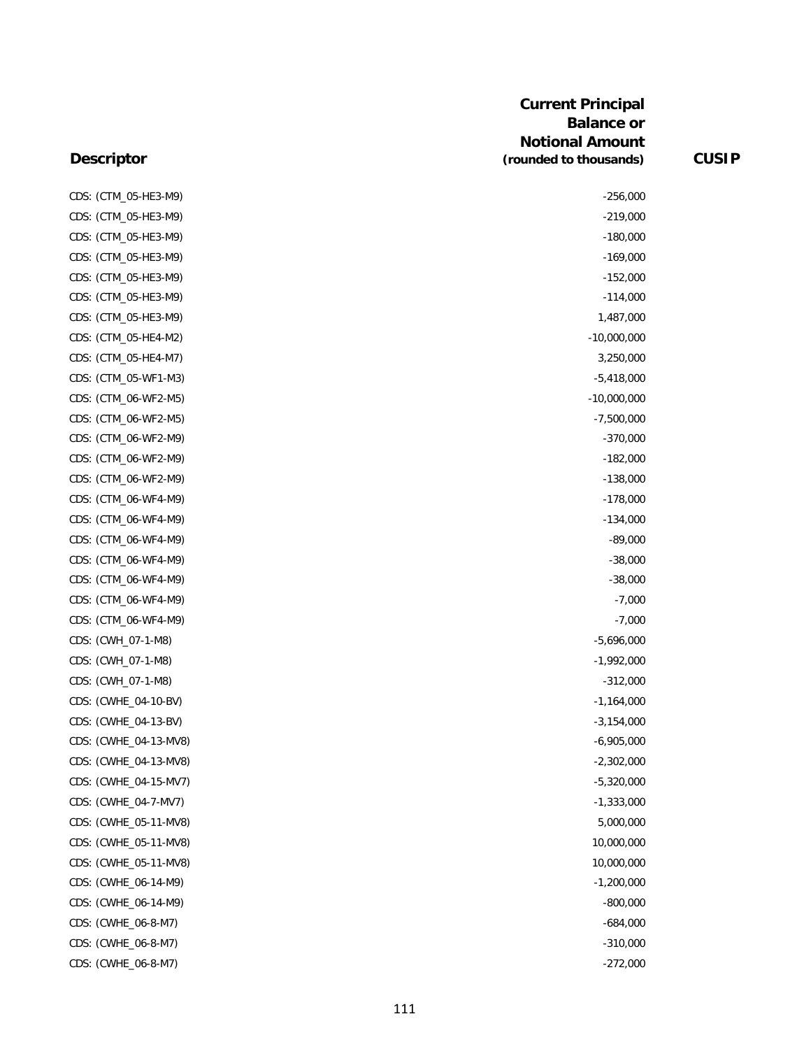| Descriptor | Current Principal Balance or Notional Amount (rounded to thousands) | CUSIP |
|---|---|---|
| CDS: (CTM_05-HE3-M9) | -256,000 | |
| CDS: (CTM_05-HE3-M9) | -219,000 | |
| CDS: (CTM_05-HE3-M9) | -180,000 | |
| CDS: (CTM_05-HE3-M9) | -169,000 | |
| CDS: (CTM_05-HE3-M9) | -152,000 | |
| CDS: (CTM_05-HE3-M9) | -114,000 | |
| CDS: (CTM_05-HE3-M9) | 1,487,000 | |
| CDS: (CTM_05-HE4-M2) | -10,000,000 | |
| CDS: (CTM_05-HE4-M7) | 3,250,000 | |
| CDS: (CTM_05-WF1-M3) | -5,418,000 | |
| CDS: (CTM_06-WF2-M5) | -10,000,000 | |
| CDS: (CTM_06-WF2-M5) | -7,500,000 | |
| CDS: (CTM_06-WF2-M9) | -370,000 | |
| CDS: (CTM_06-WF2-M9) | -182,000 | |
| CDS: (CTM_06-WF2-M9) | -138,000 | |
| CDS: (CTM_06-WF4-M9) | -178,000 | |
| CDS: (CTM_06-WF4-M9) | -134,000 | |
| CDS: (CTM_06-WF4-M9) | -89,000 | |
| CDS: (CTM_06-WF4-M9) | -38,000 | |
| CDS: (CTM_06-WF4-M9) | -38,000 | |
| CDS: (CTM_06-WF4-M9) | -7,000 | |
| CDS: (CTM_06-WF4-M9) | -7,000 | |
| CDS: (CWH_07-1-M8) | -5,696,000 | |
| CDS: (CWH_07-1-M8) | -1,992,000 | |
| CDS: (CWH_07-1-M8) | -312,000 | |
| CDS: (CWHE_04-10-BV) | -1,164,000 | |
| CDS: (CWHE_04-13-BV) | -3,154,000 | |
| CDS: (CWHE_04-13-MV8) | -6,905,000 | |
| CDS: (CWHE_04-13-MV8) | -2,302,000 | |
| CDS: (CWHE_04-15-MV7) | -5,320,000 | |
| CDS: (CWHE_04-7-MV7) | -1,333,000 | |
| CDS: (CWHE_05-11-MV8) | 5,000,000 | |
| CDS: (CWHE_05-11-MV8) | 10,000,000 | |
| CDS: (CWHE_05-11-MV8) | 10,000,000 | |
| CDS: (CWHE_06-14-M9) | -1,200,000 | |
| CDS: (CWHE_06-14-M9) | -800,000 | |
| CDS: (CWHE_06-8-M7) | -684,000 | |
| CDS: (CWHE_06-8-M7) | -310,000 | |
| CDS: (CWHE_06-8-M7) | -272,000 | |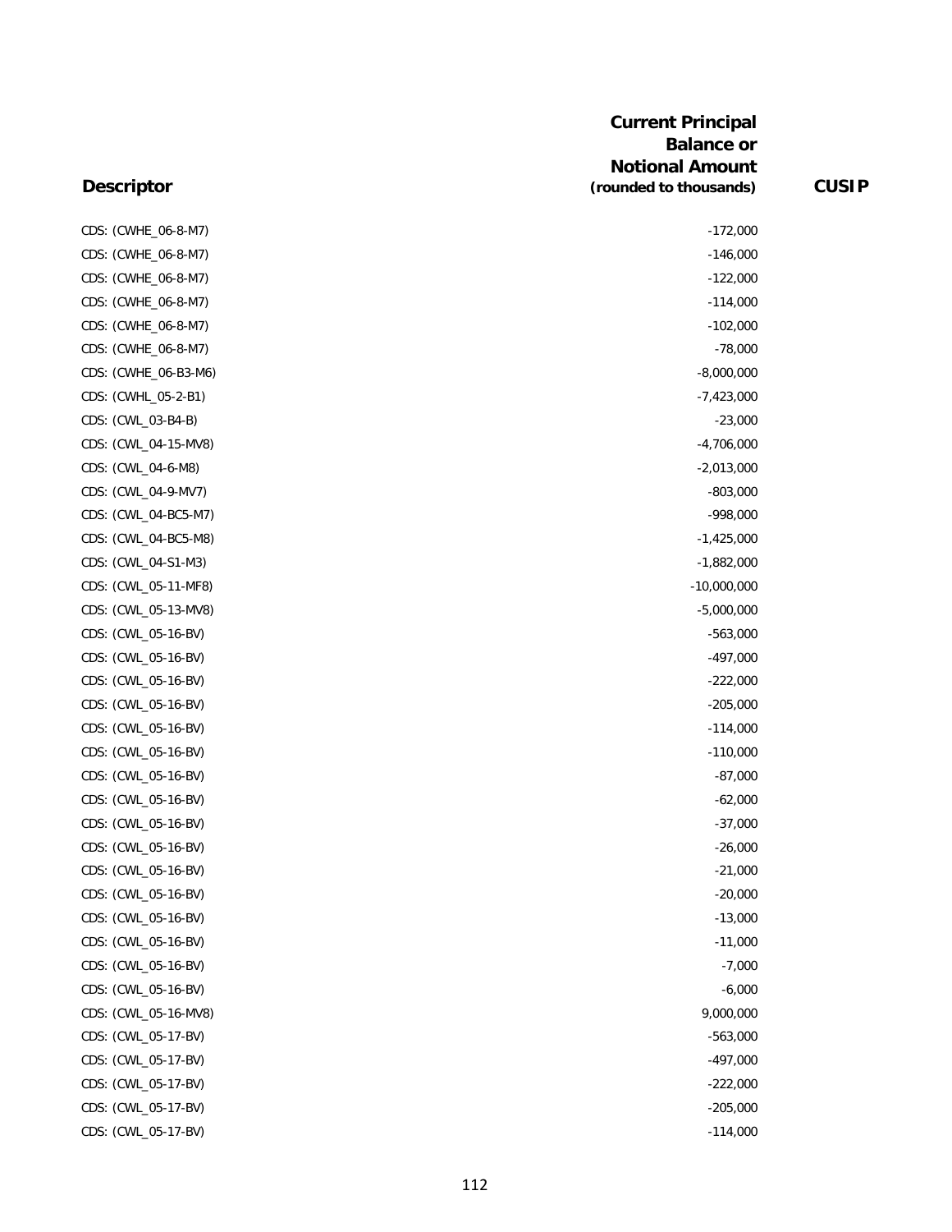| Descriptor | Current Principal Balance or Notional Amount (rounded to thousands) | CUSIP |
|---|---|---|
| CDS: (CWHE_06-8-M7) | -172,000 | |
| CDS: (CWHE_06-8-M7) | -146,000 | |
| CDS: (CWHE_06-8-M7) | -122,000 | |
| CDS: (CWHE_06-8-M7) | -114,000 | |
| CDS: (CWHE_06-8-M7) | -102,000 | |
| CDS: (CWHE_06-8-M7) | -78,000 | |
| CDS: (CWHE_06-B3-M6) | -8,000,000 | |
| CDS: (CWHL_05-2-B1) | -7,423,000 | |
| CDS: (CWL_03-B4-B) | -23,000 | |
| CDS: (CWL_04-15-MV8) | -4,706,000 | |
| CDS: (CWL_04-6-M8) | -2,013,000 | |
| CDS: (CWL_04-9-MV7) | -803,000 | |
| CDS: (CWL_04-BC5-M7) | -998,000 | |
| CDS: (CWL_04-BC5-M8) | -1,425,000 | |
| CDS: (CWL_04-S1-M3) | -1,882,000 | |
| CDS: (CWL_05-11-MF8) | -10,000,000 | |
| CDS: (CWL_05-13-MV8) | -5,000,000 | |
| CDS: (CWL_05-16-BV) | -563,000 | |
| CDS: (CWL_05-16-BV) | -497,000 | |
| CDS: (CWL_05-16-BV) | -222,000 | |
| CDS: (CWL_05-16-BV) | -205,000 | |
| CDS: (CWL_05-16-BV) | -114,000 | |
| CDS: (CWL_05-16-BV) | -110,000 | |
| CDS: (CWL_05-16-BV) | -87,000 | |
| CDS: (CWL_05-16-BV) | -62,000 | |
| CDS: (CWL_05-16-BV) | -37,000 | |
| CDS: (CWL_05-16-BV) | -26,000 | |
| CDS: (CWL_05-16-BV) | -21,000 | |
| CDS: (CWL_05-16-BV) | -20,000 | |
| CDS: (CWL_05-16-BV) | -13,000 | |
| CDS: (CWL_05-16-BV) | -11,000 | |
| CDS: (CWL_05-16-BV) | -7,000 | |
| CDS: (CWL_05-16-BV) | -6,000 | |
| CDS: (CWL_05-16-MV8) | 9,000,000 | |
| CDS: (CWL_05-17-BV) | -563,000 | |
| CDS: (CWL_05-17-BV) | -497,000 | |
| CDS: (CWL_05-17-BV) | -222,000 | |
| CDS: (CWL_05-17-BV) | -205,000 | |
| CDS: (CWL_05-17-BV) | -114,000 | |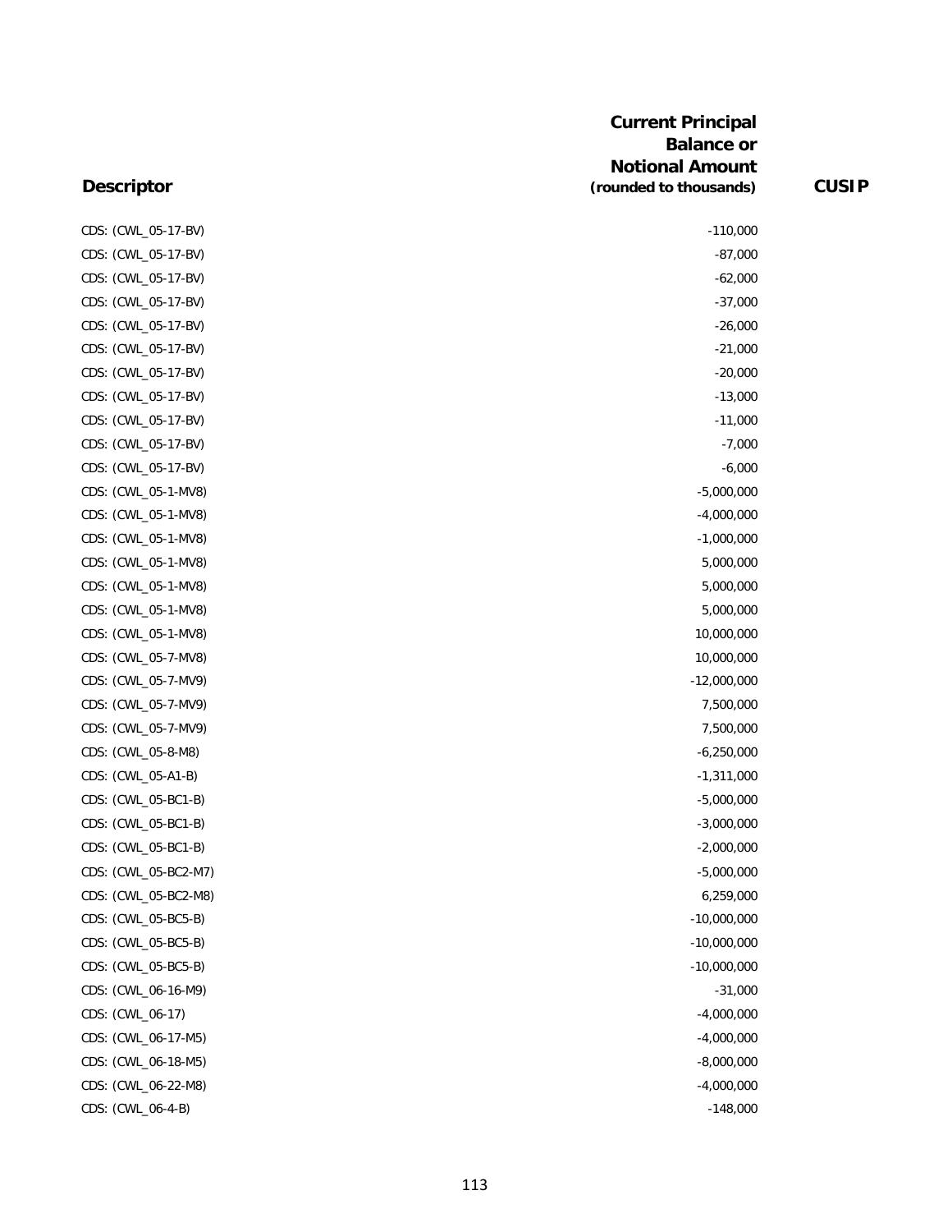| Descriptor | Current Principal Balance or Notional Amount (rounded to thousands) | CUSIP |
|---|---|---|
| CDS: (CWL_05-17-BV) | -110,000 | |
| CDS: (CWL_05-17-BV) | -87,000 | |
| CDS: (CWL_05-17-BV) | -62,000 | |
| CDS: (CWL_05-17-BV) | -37,000 | |
| CDS: (CWL_05-17-BV) | -26,000 | |
| CDS: (CWL_05-17-BV) | -21,000 | |
| CDS: (CWL_05-17-BV) | -20,000 | |
| CDS: (CWL_05-17-BV) | -13,000 | |
| CDS: (CWL_05-17-BV) | -11,000 | |
| CDS: (CWL_05-17-BV) | -7,000 | |
| CDS: (CWL_05-17-BV) | -6,000 | |
| CDS: (CWL_05-1-MV8) | -5,000,000 | |
| CDS: (CWL_05-1-MV8) | -4,000,000 | |
| CDS: (CWL_05-1-MV8) | -1,000,000 | |
| CDS: (CWL_05-1-MV8) | 5,000,000 | |
| CDS: (CWL_05-1-MV8) | 5,000,000 | |
| CDS: (CWL_05-1-MV8) | 5,000,000 | |
| CDS: (CWL_05-1-MV8) | 10,000,000 | |
| CDS: (CWL_05-7-MV8) | 10,000,000 | |
| CDS: (CWL_05-7-MV9) | -12,000,000 | |
| CDS: (CWL_05-7-MV9) | 7,500,000 | |
| CDS: (CWL_05-7-MV9) | 7,500,000 | |
| CDS: (CWL_05-8-M8) | -6,250,000 | |
| CDS: (CWL_05-A1-B) | -1,311,000 | |
| CDS: (CWL_05-BC1-B) | -5,000,000 | |
| CDS: (CWL_05-BC1-B) | -3,000,000 | |
| CDS: (CWL_05-BC1-B) | -2,000,000 | |
| CDS: (CWL_05-BC2-M7) | -5,000,000 | |
| CDS: (CWL_05-BC2-M8) | 6,259,000 | |
| CDS: (CWL_05-BC5-B) | -10,000,000 | |
| CDS: (CWL_05-BC5-B) | -10,000,000 | |
| CDS: (CWL_05-BC5-B) | -10,000,000 | |
| CDS: (CWL_06-16-M9) | -31,000 | |
| CDS: (CWL_06-17) | -4,000,000 | |
| CDS: (CWL_06-17-M5) | -4,000,000 | |
| CDS: (CWL_06-18-M5) | -8,000,000 | |
| CDS: (CWL_06-22-M8) | -4,000,000 | |
| CDS: (CWL_06-4-B) | -148,000 | |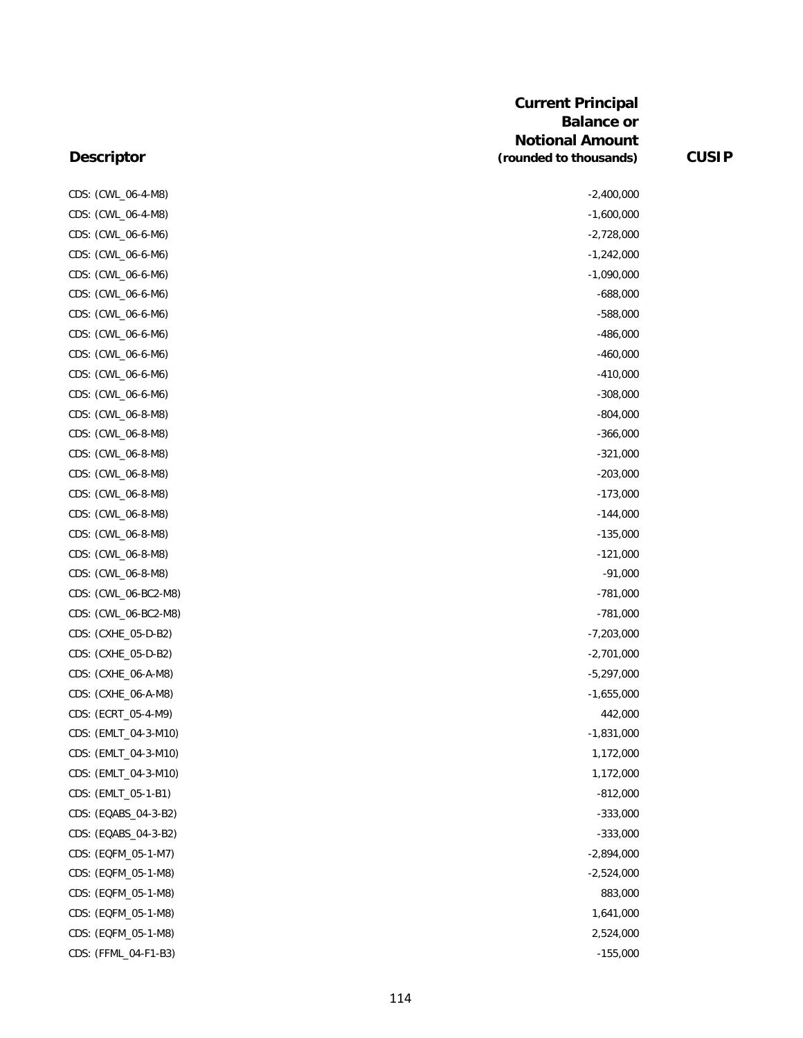| Descriptor | Current Principal Balance or Notional Amount (rounded to thousands) | CUSIP |
|---|---|---|
| CDS: (CWL_06-4-M8) | -2,400,000 | |
| CDS: (CWL_06-4-M8) | -1,600,000 | |
| CDS: (CWL_06-6-M6) | -2,728,000 | |
| CDS: (CWL_06-6-M6) | -1,242,000 | |
| CDS: (CWL_06-6-M6) | -1,090,000 | |
| CDS: (CWL_06-6-M6) | -688,000 | |
| CDS: (CWL_06-6-M6) | -588,000 | |
| CDS: (CWL_06-6-M6) | -486,000 | |
| CDS: (CWL_06-6-M6) | -460,000 | |
| CDS: (CWL_06-6-M6) | -410,000 | |
| CDS: (CWL_06-6-M6) | -308,000 | |
| CDS: (CWL_06-8-M8) | -804,000 | |
| CDS: (CWL_06-8-M8) | -366,000 | |
| CDS: (CWL_06-8-M8) | -321,000 | |
| CDS: (CWL_06-8-M8) | -203,000 | |
| CDS: (CWL_06-8-M8) | -173,000 | |
| CDS: (CWL_06-8-M8) | -144,000 | |
| CDS: (CWL_06-8-M8) | -135,000 | |
| CDS: (CWL_06-8-M8) | -121,000 | |
| CDS: (CWL_06-8-M8) | -91,000 | |
| CDS: (CWL_06-BC2-M8) | -781,000 | |
| CDS: (CWL_06-BC2-M8) | -781,000 | |
| CDS: (CXHE_05-D-B2) | -7,203,000 | |
| CDS: (CXHE_05-D-B2) | -2,701,000 | |
| CDS: (CXHE_06-A-M8) | -5,297,000 | |
| CDS: (CXHE_06-A-M8) | -1,655,000 | |
| CDS: (ECRT_05-4-M9) | 442,000 | |
| CDS: (EMLT_04-3-M10) | -1,831,000 | |
| CDS: (EMLT_04-3-M10) | 1,172,000 | |
| CDS: (EMLT_04-3-M10) | 1,172,000 | |
| CDS: (EMLT_05-1-B1) | -812,000 | |
| CDS: (EQABS_04-3-B2) | -333,000 | |
| CDS: (EQABS_04-3-B2) | -333,000 | |
| CDS: (EQFM_05-1-M7) | -2,894,000 | |
| CDS: (EQFM_05-1-M8) | -2,524,000 | |
| CDS: (EQFM_05-1-M8) | 883,000 | |
| CDS: (EQFM_05-1-M8) | 1,641,000 | |
| CDS: (EQFM_05-1-M8) | 2,524,000 | |
| CDS: (FFML_04-F1-B3) | -155,000 | |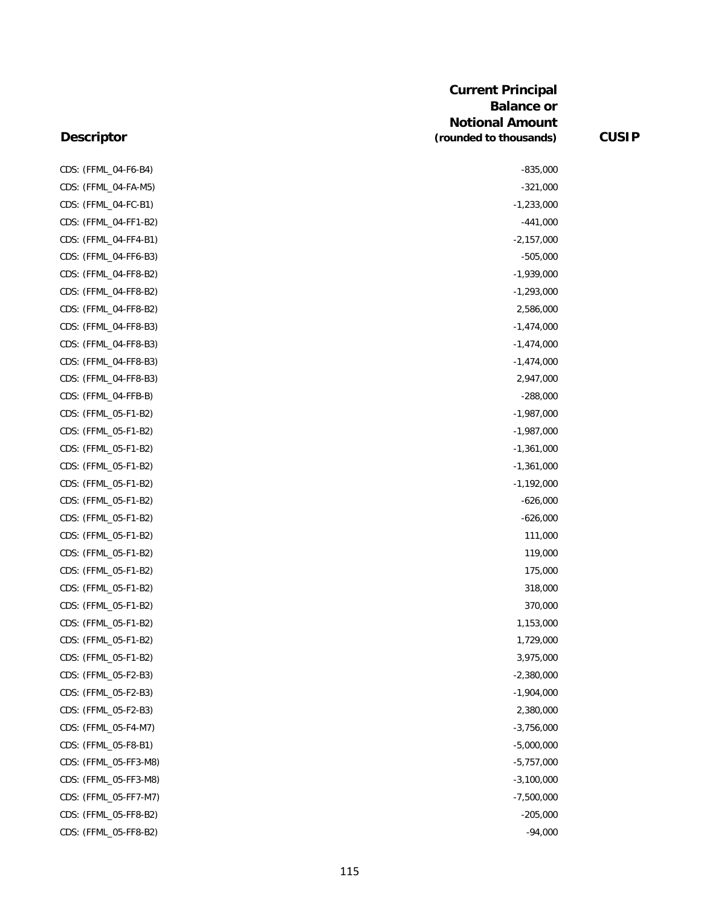| Descriptor | Current Principal Balance or Notional Amount (rounded to thousands) | CUSIP |
|---|---|---|
| CDS: (FFML_04-F6-B4) | -835,000 | |
| CDS: (FFML_04-FA-M5) | -321,000 | |
| CDS: (FFML_04-FC-B1) | -1,233,000 | |
| CDS: (FFML_04-FF1-B2) | -441,000 | |
| CDS: (FFML_04-FF4-B1) | -2,157,000 | |
| CDS: (FFML_04-FF6-B3) | -505,000 | |
| CDS: (FFML_04-FF8-B2) | -1,939,000 | |
| CDS: (FFML_04-FF8-B2) | -1,293,000 | |
| CDS: (FFML_04-FF8-B2) | 2,586,000 | |
| CDS: (FFML_04-FF8-B3) | -1,474,000 | |
| CDS: (FFML_04-FF8-B3) | -1,474,000 | |
| CDS: (FFML_04-FF8-B3) | -1,474,000 | |
| CDS: (FFML_04-FF8-B3) | 2,947,000 | |
| CDS: (FFML_04-FFB-B) | -288,000 | |
| CDS: (FFML_05-F1-B2) | -1,987,000 | |
| CDS: (FFML_05-F1-B2) | -1,987,000 | |
| CDS: (FFML_05-F1-B2) | -1,361,000 | |
| CDS: (FFML_05-F1-B2) | -1,361,000 | |
| CDS: (FFML_05-F1-B2) | -1,192,000 | |
| CDS: (FFML_05-F1-B2) | -626,000 | |
| CDS: (FFML_05-F1-B2) | -626,000 | |
| CDS: (FFML_05-F1-B2) | 111,000 | |
| CDS: (FFML_05-F1-B2) | 119,000 | |
| CDS: (FFML_05-F1-B2) | 175,000 | |
| CDS: (FFML_05-F1-B2) | 318,000 | |
| CDS: (FFML_05-F1-B2) | 370,000 | |
| CDS: (FFML_05-F1-B2) | 1,153,000 | |
| CDS: (FFML_05-F1-B2) | 1,729,000 | |
| CDS: (FFML_05-F1-B2) | 3,975,000 | |
| CDS: (FFML_05-F2-B3) | -2,380,000 | |
| CDS: (FFML_05-F2-B3) | -1,904,000 | |
| CDS: (FFML_05-F2-B3) | 2,380,000 | |
| CDS: (FFML_05-F4-M7) | -3,756,000 | |
| CDS: (FFML_05-F8-B1) | -5,000,000 | |
| CDS: (FFML_05-FF3-M8) | -5,757,000 | |
| CDS: (FFML_05-FF3-M8) | -3,100,000 | |
| CDS: (FFML_05-FF7-M7) | -7,500,000 | |
| CDS: (FFML_05-FF8-B2) | -205,000 | |
| CDS: (FFML_05-FF8-B2) | -94,000 | |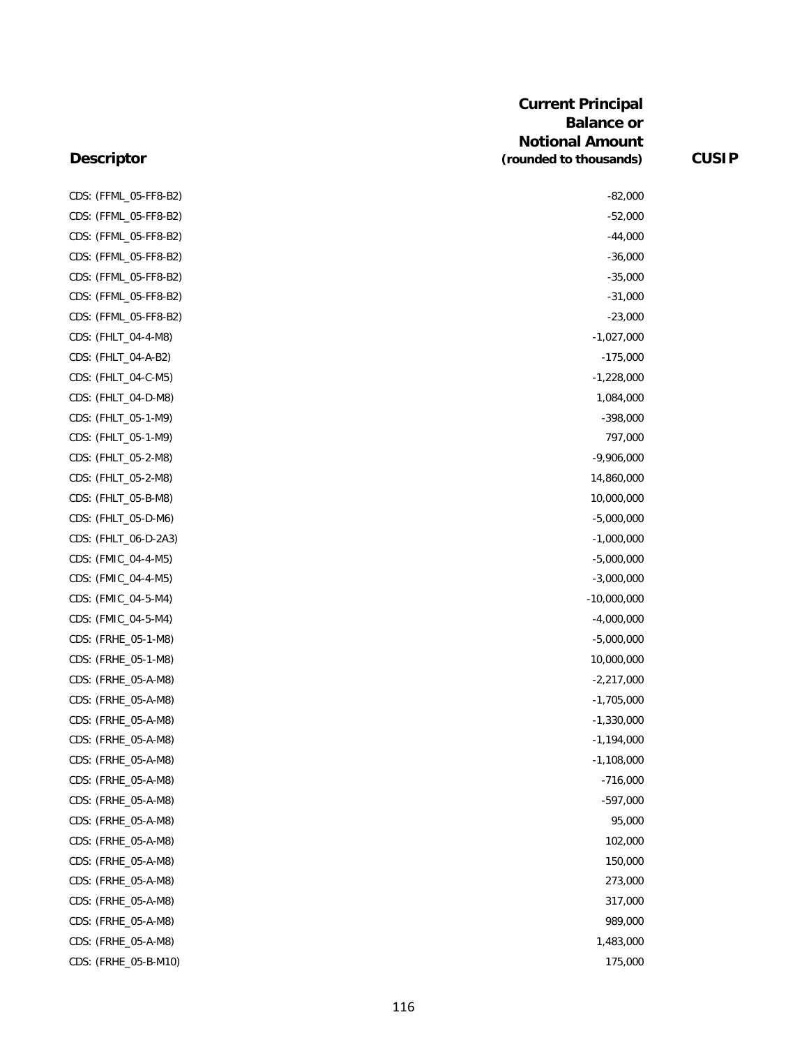| Descriptor | Current Principal Balance or Notional Amount (rounded to thousands) | CUSIP |
|---|---|---|
| CDS: (FFML_05-FF8-B2) | -82,000 | |
| CDS: (FFML_05-FF8-B2) | -52,000 | |
| CDS: (FFML_05-FF8-B2) | -44,000 | |
| CDS: (FFML_05-FF8-B2) | -36,000 | |
| CDS: (FFML_05-FF8-B2) | -35,000 | |
| CDS: (FFML_05-FF8-B2) | -31,000 | |
| CDS: (FFML_05-FF8-B2) | -23,000 | |
| CDS: (FHLT_04-4-M8) | -1,027,000 | |
| CDS: (FHLT_04-A-B2) | -175,000 | |
| CDS: (FHLT_04-C-M5) | -1,228,000 | |
| CDS: (FHLT_04-D-M8) | 1,084,000 | |
| CDS: (FHLT_05-1-M9) | -398,000 | |
| CDS: (FHLT_05-1-M9) | 797,000 | |
| CDS: (FHLT_05-2-M8) | -9,906,000 | |
| CDS: (FHLT_05-2-M8) | 14,860,000 | |
| CDS: (FHLT_05-B-M8) | 10,000,000 | |
| CDS: (FHLT_05-D-M6) | -5,000,000 | |
| CDS: (FHLT_06-D-2A3) | -1,000,000 | |
| CDS: (FMIC_04-4-M5) | -5,000,000 | |
| CDS: (FMIC_04-4-M5) | -3,000,000 | |
| CDS: (FMIC_04-5-M4) | -10,000,000 | |
| CDS: (FMIC_04-5-M4) | -4,000,000 | |
| CDS: (FRHE_05-1-M8) | -5,000,000 | |
| CDS: (FRHE_05-1-M8) | 10,000,000 | |
| CDS: (FRHE_05-A-M8) | -2,217,000 | |
| CDS: (FRHE_05-A-M8) | -1,705,000 | |
| CDS: (FRHE_05-A-M8) | -1,330,000 | |
| CDS: (FRHE_05-A-M8) | -1,194,000 | |
| CDS: (FRHE_05-A-M8) | -1,108,000 | |
| CDS: (FRHE_05-A-M8) | -716,000 | |
| CDS: (FRHE_05-A-M8) | -597,000 | |
| CDS: (FRHE_05-A-M8) | 95,000 | |
| CDS: (FRHE_05-A-M8) | 102,000 | |
| CDS: (FRHE_05-A-M8) | 150,000 | |
| CDS: (FRHE_05-A-M8) | 273,000 | |
| CDS: (FRHE_05-A-M8) | 317,000 | |
| CDS: (FRHE_05-A-M8) | 989,000 | |
| CDS: (FRHE_05-A-M8) | 1,483,000 | |
| CDS: (FRHE_05-B-M10) | 175,000 | |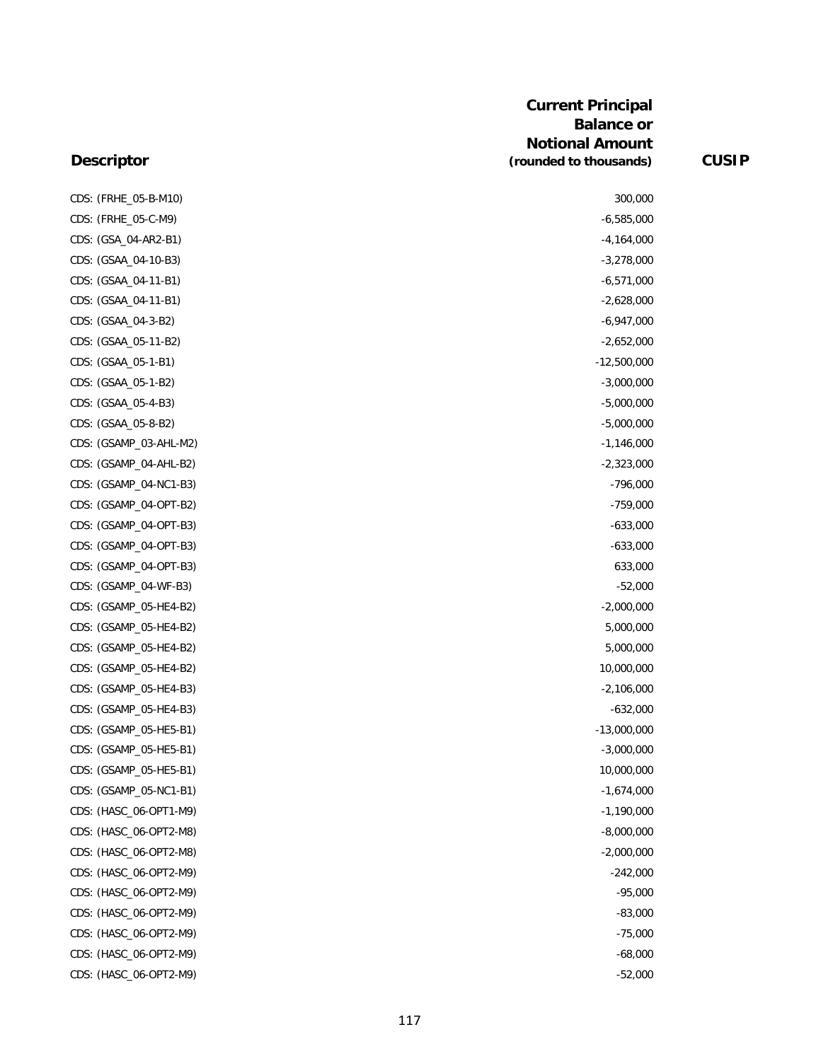| Descriptor | Current Principal Balance or Notional Amount (rounded to thousands) | CUSIP |
|---|---|---|
| CDS: (FRHE_05-B-M10) | 300,000 | |
| CDS: (FRHE_05-C-M9) | -6,585,000 | |
| CDS: (GSA_04-AR2-B1) | -4,164,000 | |
| CDS: (GSAA_04-10-B3) | -3,278,000 | |
| CDS: (GSAA_04-11-B1) | -6,571,000 | |
| CDS: (GSAA_04-11-B1) | -2,628,000 | |
| CDS: (GSAA_04-3-B2) | -6,947,000 | |
| CDS: (GSAA_05-11-B2) | -2,652,000 | |
| CDS: (GSAA_05-1-B1) | -12,500,000 | |
| CDS: (GSAA_05-1-B2) | -3,000,000 | |
| CDS: (GSAA_05-4-B3) | -5,000,000 | |
| CDS: (GSAA_05-8-B2) | -5,000,000 | |
| CDS: (GSAMP_03-AHL-M2) | -1,146,000 | |
| CDS: (GSAMP_04-AHL-B2) | -2,323,000 | |
| CDS: (GSAMP_04-NC1-B3) | -796,000 | |
| CDS: (GSAMP_04-OPT-B2) | -759,000 | |
| CDS: (GSAMP_04-OPT-B3) | -633,000 | |
| CDS: (GSAMP_04-OPT-B3) | -633,000 | |
| CDS: (GSAMP_04-OPT-B3) | 633,000 | |
| CDS: (GSAMP_04-WF-B3) | -52,000 | |
| CDS: (GSAMP_05-HE4-B2) | -2,000,000 | |
| CDS: (GSAMP_05-HE4-B2) | 5,000,000 | |
| CDS: (GSAMP_05-HE4-B2) | 5,000,000 | |
| CDS: (GSAMP_05-HE4-B2) | 10,000,000 | |
| CDS: (GSAMP_05-HE4-B3) | -2,106,000 | |
| CDS: (GSAMP_05-HE4-B3) | -632,000 | |
| CDS: (GSAMP_05-HE5-B1) | -13,000,000 | |
| CDS: (GSAMP_05-HE5-B1) | -3,000,000 | |
| CDS: (GSAMP_05-HE5-B1) | 10,000,000 | |
| CDS: (GSAMP_05-NC1-B1) | -1,674,000 | |
| CDS: (HASC_06-OPT1-M9) | -1,190,000 | |
| CDS: (HASC_06-OPT2-M8) | -8,000,000 | |
| CDS: (HASC_06-OPT2-M8) | -2,000,000 | |
| CDS: (HASC_06-OPT2-M9) | -242,000 | |
| CDS: (HASC_06-OPT2-M9) | -95,000 | |
| CDS: (HASC_06-OPT2-M9) | -83,000 | |
| CDS: (HASC_06-OPT2-M9) | -75,000 | |
| CDS: (HASC_06-OPT2-M9) | -68,000 | |
| CDS: (HASC_06-OPT2-M9) | -52,000 | |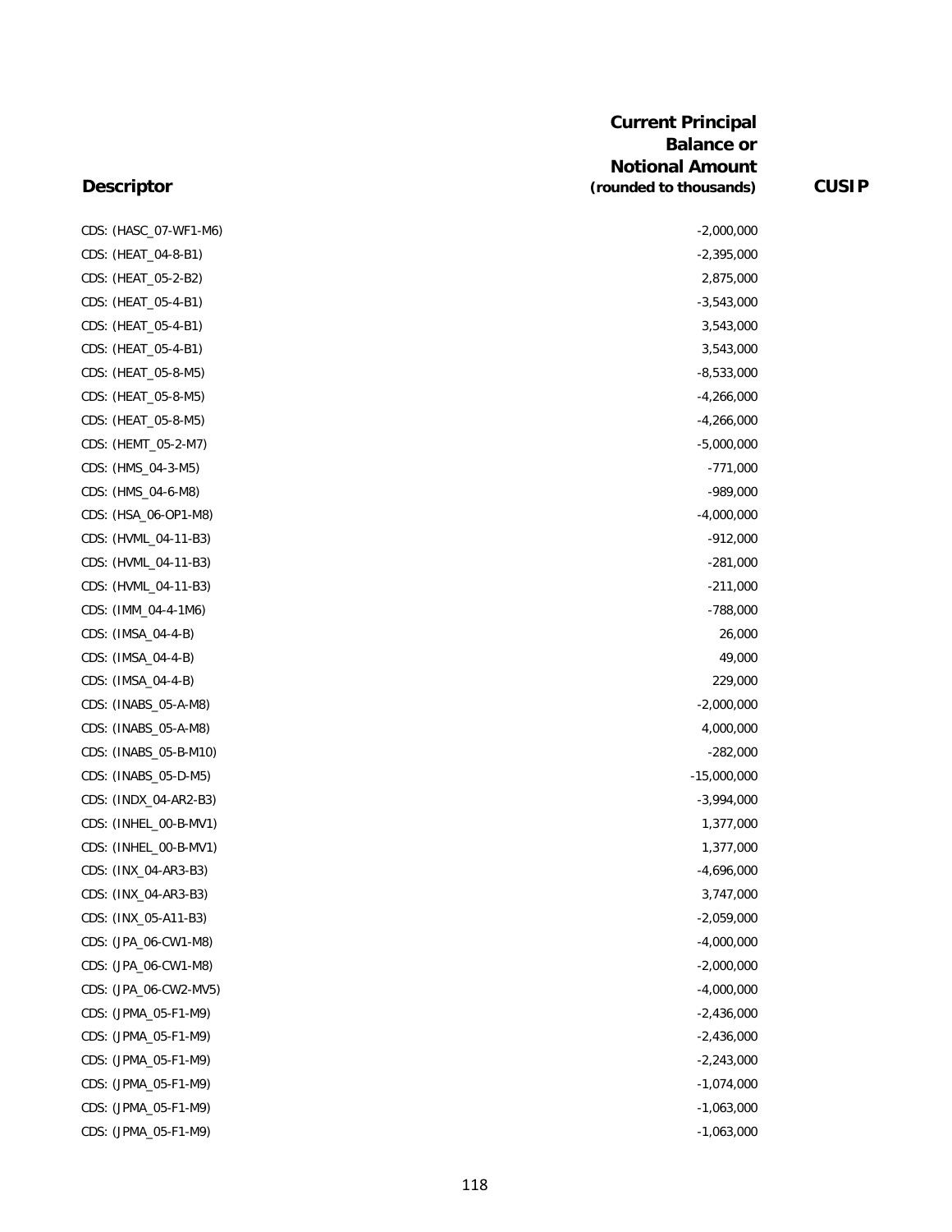| Descriptor | Current Principal Balance or Notional Amount (rounded to thousands) | CUSIP |
| --- | --- | --- |
| CDS: (HASC_07-WF1-M6) | -2,000,000 | |
| CDS: (HEAT_04-8-B1) | -2,395,000 | |
| CDS: (HEAT_05-2-B2) | 2,875,000 | |
| CDS: (HEAT_05-4-B1) | -3,543,000 | |
| CDS: (HEAT_05-4-B1) | 3,543,000 | |
| CDS: (HEAT_05-4-B1) | 3,543,000 | |
| CDS: (HEAT_05-8-M5) | -8,533,000 | |
| CDS: (HEAT_05-8-M5) | -4,266,000 | |
| CDS: (HEAT_05-8-M5) | -4,266,000 | |
| CDS: (HEMT_05-2-M7) | -5,000,000 | |
| CDS: (HMS_04-3-M5) | -771,000 | |
| CDS: (HMS_04-6-M8) | -989,000 | |
| CDS: (HSA_06-OP1-M8) | -4,000,000 | |
| CDS: (HVML_04-11-B3) | -912,000 | |
| CDS: (HVML_04-11-B3) | -281,000 | |
| CDS: (HVML_04-11-B3) | -211,000 | |
| CDS: (IMM_04-4-1M6) | -788,000 | |
| CDS: (IMSA_04-4-B) | 26,000 | |
| CDS: (IMSA_04-4-B) | 49,000 | |
| CDS: (IMSA_04-4-B) | 229,000 | |
| CDS: (INABS_05-A-M8) | -2,000,000 | |
| CDS: (INABS_05-A-M8) | 4,000,000 | |
| CDS: (INABS_05-B-M10) | -282,000 | |
| CDS: (INABS_05-D-M5) | -15,000,000 | |
| CDS: (INDX_04-AR2-B3) | -3,994,000 | |
| CDS: (INHEL_00-B-MV1) | 1,377,000 | |
| CDS: (INHEL_00-B-MV1) | 1,377,000 | |
| CDS: (INX_04-AR3-B3) | -4,696,000 | |
| CDS: (INX_04-AR3-B3) | 3,747,000 | |
| CDS: (INX_05-A11-B3) | -2,059,000 | |
| CDS: (JPA_06-CW1-M8) | -4,000,000 | |
| CDS: (JPA_06-CW1-M8) | -2,000,000 | |
| CDS: (JPA_06-CW2-MV5) | -4,000,000 | |
| CDS: (JPMA_05-F1-M9) | -2,436,000 | |
| CDS: (JPMA_05-F1-M9) | -2,436,000 | |
| CDS: (JPMA_05-F1-M9) | -2,243,000 | |
| CDS: (JPMA_05-F1-M9) | -1,074,000 | |
| CDS: (JPMA_05-F1-M9) | -1,063,000 | |
| CDS: (JPMA_05-F1-M9) | -1,063,000 | |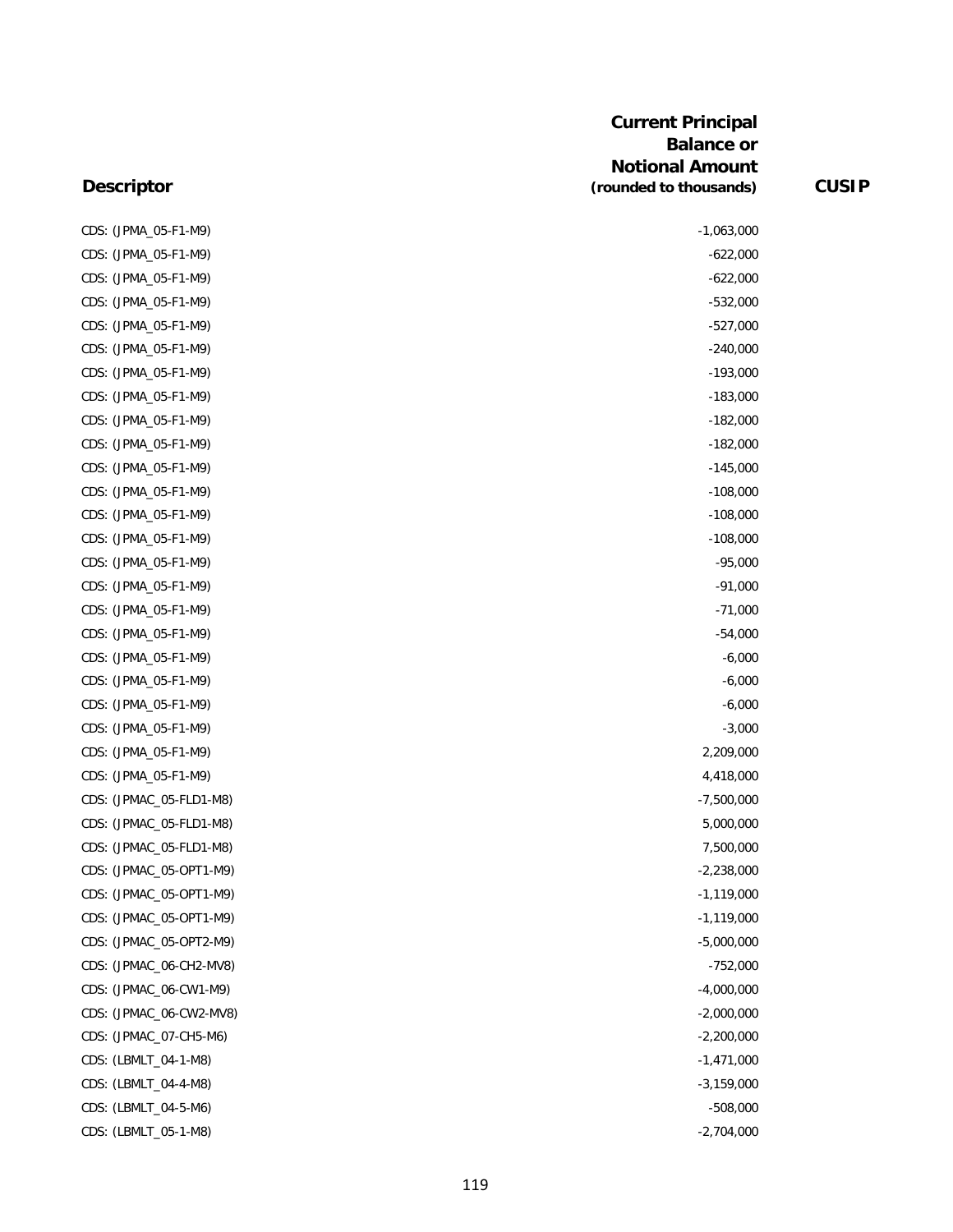| Descriptor | Current Principal Balance or Notional Amount (rounded to thousands) | CUSIP |
|---|---|---|
| CDS: (JPMA_05-F1-M9) | -1,063,000 | |
| CDS: (JPMA_05-F1-M9) | -622,000 | |
| CDS: (JPMA_05-F1-M9) | -622,000 | |
| CDS: (JPMA_05-F1-M9) | -532,000 | |
| CDS: (JPMA_05-F1-M9) | -527,000 | |
| CDS: (JPMA_05-F1-M9) | -240,000 | |
| CDS: (JPMA_05-F1-M9) | -193,000 | |
| CDS: (JPMA_05-F1-M9) | -183,000 | |
| CDS: (JPMA_05-F1-M9) | -182,000 | |
| CDS: (JPMA_05-F1-M9) | -182,000 | |
| CDS: (JPMA_05-F1-M9) | -145,000 | |
| CDS: (JPMA_05-F1-M9) | -108,000 | |
| CDS: (JPMA_05-F1-M9) | -108,000 | |
| CDS: (JPMA_05-F1-M9) | -108,000 | |
| CDS: (JPMA_05-F1-M9) | -95,000 | |
| CDS: (JPMA_05-F1-M9) | -91,000 | |
| CDS: (JPMA_05-F1-M9) | -71,000 | |
| CDS: (JPMA_05-F1-M9) | -54,000 | |
| CDS: (JPMA_05-F1-M9) | -6,000 | |
| CDS: (JPMA_05-F1-M9) | -6,000 | |
| CDS: (JPMA_05-F1-M9) | -6,000 | |
| CDS: (JPMA_05-F1-M9) | -3,000 | |
| CDS: (JPMA_05-F1-M9) | 2,209,000 | |
| CDS: (JPMA_05-F1-M9) | 4,418,000 | |
| CDS: (JPMAC_05-FLD1-M8) | -7,500,000 | |
| CDS: (JPMAC_05-FLD1-M8) | 5,000,000 | |
| CDS: (JPMAC_05-FLD1-M8) | 7,500,000 | |
| CDS: (JPMAC_05-OPT1-M9) | -2,238,000 | |
| CDS: (JPMAC_05-OPT1-M9) | -1,119,000 | |
| CDS: (JPMAC_05-OPT1-M9) | -1,119,000 | |
| CDS: (JPMAC_05-OPT2-M9) | -5,000,000 | |
| CDS: (JPMAC_06-CH2-MV8) | -752,000 | |
| CDS: (JPMAC_06-CW1-M9) | -4,000,000 | |
| CDS: (JPMAC_06-CW2-MV8) | -2,000,000 | |
| CDS: (JPMAC_07-CH5-M6) | -2,200,000 | |
| CDS: (LBMLT_04-1-M8) | -1,471,000 | |
| CDS: (LBMLT_04-4-M8) | -3,159,000 | |
| CDS: (LBMLT_04-5-M6) | -508,000 | |
| CDS: (LBMLT_05-1-M8) | -2,704,000 | |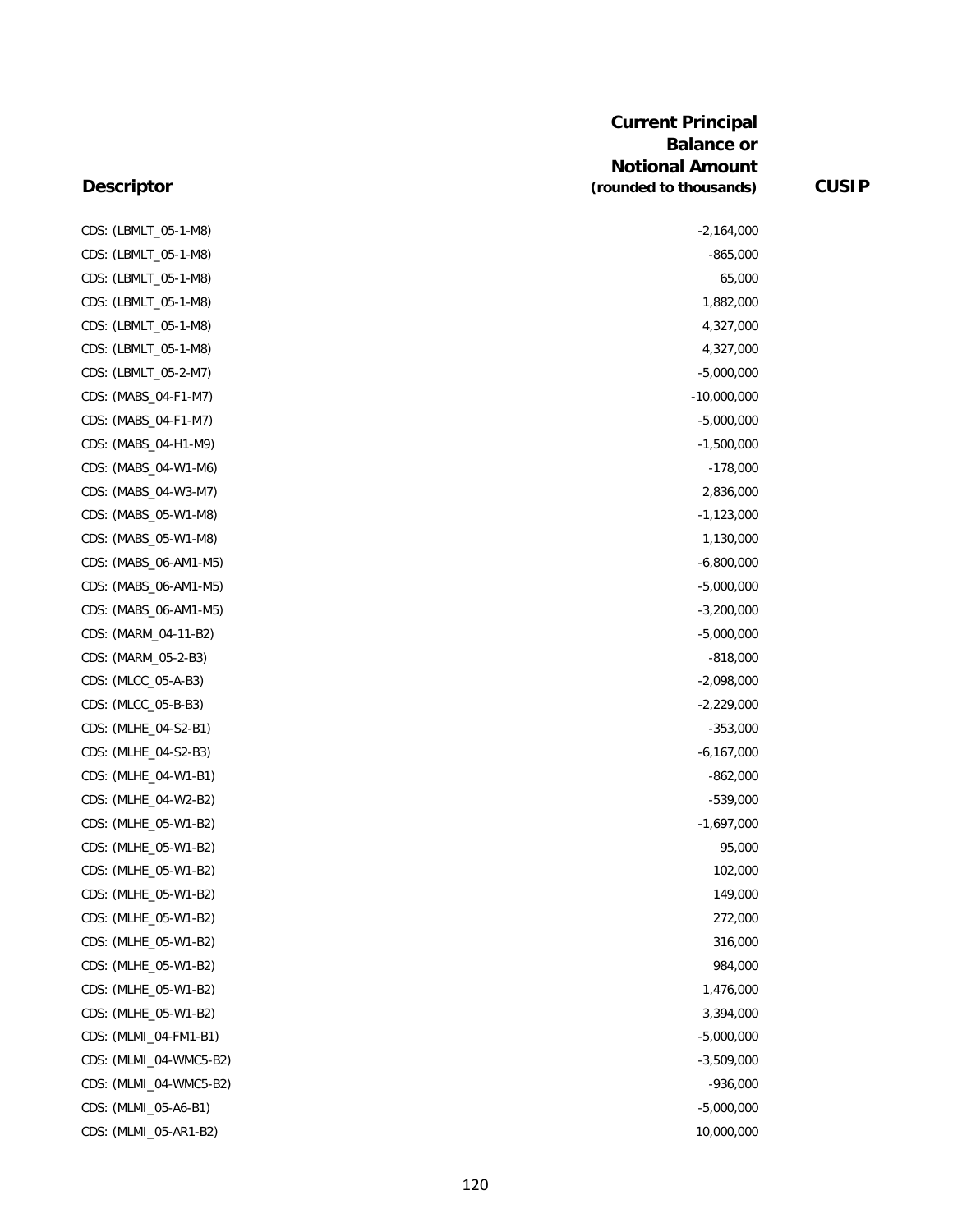| Descriptor | Current Principal Balance or Notional Amount (rounded to thousands) | CUSIP |
|---|---|---|
| CDS: (LBMLT_05-1-M8) | -2,164,000 | |
| CDS: (LBMLT_05-1-M8) | -865,000 | |
| CDS: (LBMLT_05-1-M8) | 65,000 | |
| CDS: (LBMLT_05-1-M8) | 1,882,000 | |
| CDS: (LBMLT_05-1-M8) | 4,327,000 | |
| CDS: (LBMLT_05-1-M8) | 4,327,000 | |
| CDS: (LBMLT_05-2-M7) | -5,000,000 | |
| CDS: (MABS_04-F1-M7) | -10,000,000 | |
| CDS: (MABS_04-F1-M7) | -5,000,000 | |
| CDS: (MABS_04-H1-M9) | -1,500,000 | |
| CDS: (MABS_04-W1-M6) | -178,000 | |
| CDS: (MABS_04-W3-M7) | 2,836,000 | |
| CDS: (MABS_05-W1-M8) | -1,123,000 | |
| CDS: (MABS_05-W1-M8) | 1,130,000 | |
| CDS: (MABS_06-AM1-M5) | -6,800,000 | |
| CDS: (MABS_06-AM1-M5) | -5,000,000 | |
| CDS: (MABS_06-AM1-M5) | -3,200,000 | |
| CDS: (MARM_04-11-B2) | -5,000,000 | |
| CDS: (MARM_05-2-B3) | -818,000 | |
| CDS: (MLCC_05-A-B3) | -2,098,000 | |
| CDS: (MLCC_05-B-B3) | -2,229,000 | |
| CDS: (MLHE_04-S2-B1) | -353,000 | |
| CDS: (MLHE_04-S2-B3) | -6,167,000 | |
| CDS: (MLHE_04-W1-B1) | -862,000 | |
| CDS: (MLHE_04-W2-B2) | -539,000 | |
| CDS: (MLHE_05-W1-B2) | -1,697,000 | |
| CDS: (MLHE_05-W1-B2) | 95,000 | |
| CDS: (MLHE_05-W1-B2) | 102,000 | |
| CDS: (MLHE_05-W1-B2) | 149,000 | |
| CDS: (MLHE_05-W1-B2) | 272,000 | |
| CDS: (MLHE_05-W1-B2) | 316,000 | |
| CDS: (MLHE_05-W1-B2) | 984,000 | |
| CDS: (MLHE_05-W1-B2) | 1,476,000 | |
| CDS: (MLHE_05-W1-B2) | 3,394,000 | |
| CDS: (MLMI_04-FM1-B1) | -5,000,000 | |
| CDS: (MLMI_04-WMC5-B2) | -3,509,000 | |
| CDS: (MLMI_04-WMC5-B2) | -936,000 | |
| CDS: (MLMI_05-A6-B1) | -5,000,000 | |
| CDS: (MLMI_05-AR1-B2) | 10,000,000 | |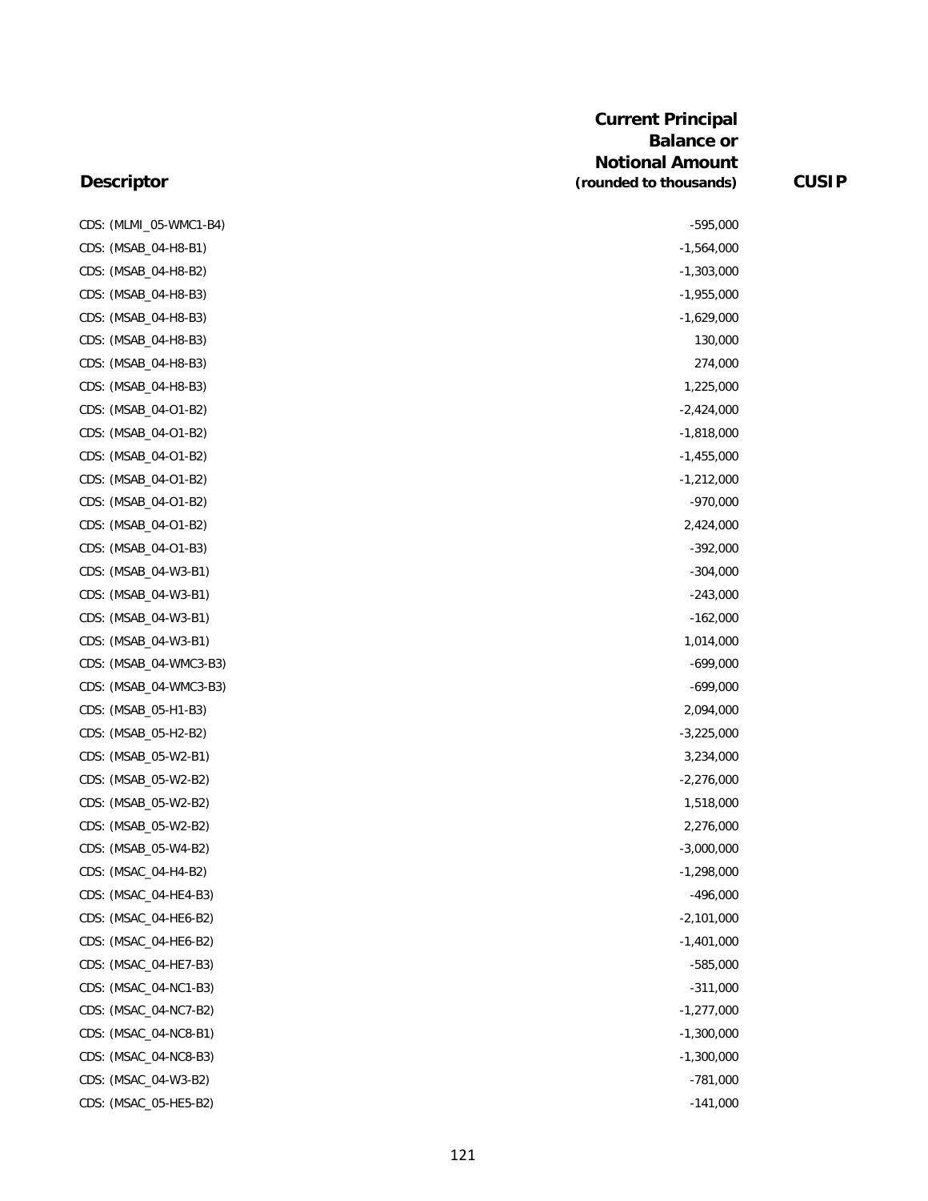| Descriptor | Current Principal Balance or Notional Amount (rounded to thousands) | CUSIP |
|---|---|---|
| CDS: (MLMI_05-WMC1-B4) | -595,000 | |
| CDS: (MSAB_04-H8-B1) | -1,564,000 | |
| CDS: (MSAB_04-H8-B2) | -1,303,000 | |
| CDS: (MSAB_04-H8-B3) | -1,955,000 | |
| CDS: (MSAB_04-H8-B3) | -1,629,000 | |
| CDS: (MSAB_04-H8-B3) | 130,000 | |
| CDS: (MSAB_04-H8-B3) | 274,000 | |
| CDS: (MSAB_04-H8-B3) | 1,225,000 | |
| CDS: (MSAB_04-O1-B2) | -2,424,000 | |
| CDS: (MSAB_04-O1-B2) | -1,818,000 | |
| CDS: (MSAB_04-O1-B2) | -1,455,000 | |
| CDS: (MSAB_04-O1-B2) | -1,212,000 | |
| CDS: (MSAB_04-O1-B2) | -970,000 | |
| CDS: (MSAB_04-O1-B2) | 2,424,000 | |
| CDS: (MSAB_04-O1-B3) | -392,000 | |
| CDS: (MSAB_04-W3-B1) | -304,000 | |
| CDS: (MSAB_04-W3-B1) | -243,000 | |
| CDS: (MSAB_04-W3-B1) | -162,000 | |
| CDS: (MSAB_04-W3-B1) | 1,014,000 | |
| CDS: (MSAB_04-WMC3-B3) | -699,000 | |
| CDS: (MSAB_04-WMC3-B3) | -699,000 | |
| CDS: (MSAB_05-H1-B3) | 2,094,000 | |
| CDS: (MSAB_05-H2-B2) | -3,225,000 | |
| CDS: (MSAB_05-W2-B1) | 3,234,000 | |
| CDS: (MSAB_05-W2-B2) | -2,276,000 | |
| CDS: (MSAB_05-W2-B2) | 1,518,000 | |
| CDS: (MSAB_05-W2-B2) | 2,276,000 | |
| CDS: (MSAB_05-W4-B2) | -3,000,000 | |
| CDS: (MSAC_04-H4-B2) | -1,298,000 | |
| CDS: (MSAC_04-HE4-B3) | -496,000 | |
| CDS: (MSAC_04-HE6-B2) | -2,101,000 | |
| CDS: (MSAC_04-HE6-B2) | -1,401,000 | |
| CDS: (MSAC_04-HE7-B3) | -585,000 | |
| CDS: (MSAC_04-NC1-B3) | -311,000 | |
| CDS: (MSAC_04-NC7-B2) | -1,277,000 | |
| CDS: (MSAC_04-NC8-B1) | -1,300,000 | |
| CDS: (MSAC_04-NC8-B3) | -1,300,000 | |
| CDS: (MSAC_04-W3-B2) | -781,000 | |
| CDS: (MSAC_05-HE5-B2) | -141,000 | |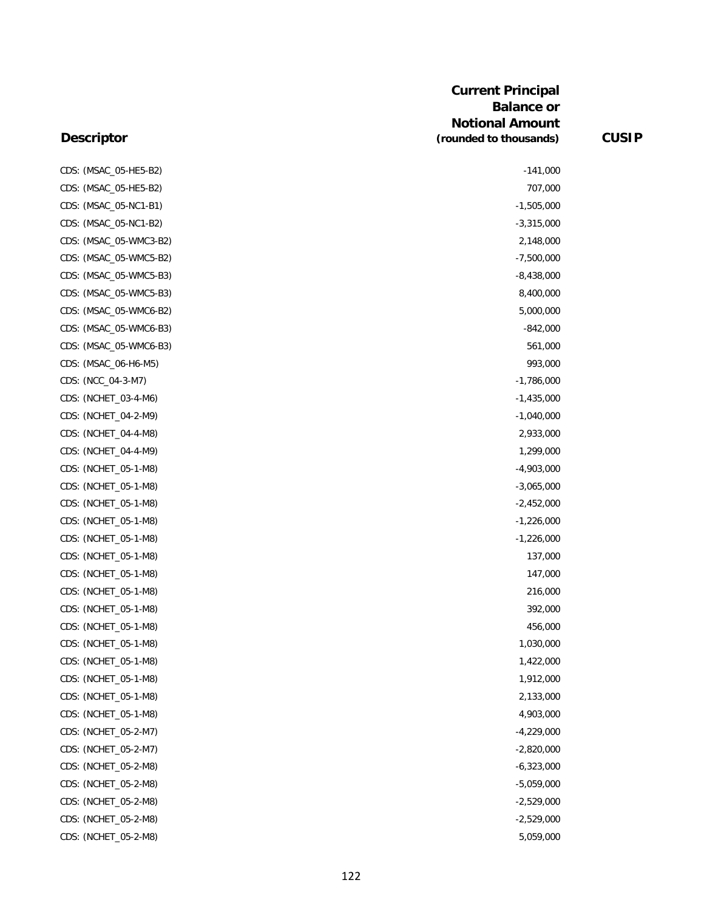| Descriptor | Current Principal Balance or Notional Amount (rounded to thousands) | CUSIP |
|---|---|---|
| CDS: (MSAC_05-HE5-B2) | -141,000 | |
| CDS: (MSAC_05-HE5-B2) | 707,000 | |
| CDS: (MSAC_05-NC1-B1) | -1,505,000 | |
| CDS: (MSAC_05-NC1-B2) | -3,315,000 | |
| CDS: (MSAC_05-WMC3-B2) | 2,148,000 | |
| CDS: (MSAC_05-WMC5-B2) | -7,500,000 | |
| CDS: (MSAC_05-WMC5-B3) | -8,438,000 | |
| CDS: (MSAC_05-WMC5-B3) | 8,400,000 | |
| CDS: (MSAC_05-WMC6-B2) | 5,000,000 | |
| CDS: (MSAC_05-WMC6-B3) | -842,000 | |
| CDS: (MSAC_05-WMC6-B3) | 561,000 | |
| CDS: (MSAC_06-H6-M5) | 993,000 | |
| CDS: (NCC_04-3-M7) | -1,786,000 | |
| CDS: (NCHET_03-4-M6) | -1,435,000 | |
| CDS: (NCHET_04-2-M9) | -1,040,000 | |
| CDS: (NCHET_04-4-M8) | 2,933,000 | |
| CDS: (NCHET_04-4-M9) | 1,299,000 | |
| CDS: (NCHET_05-1-M8) | -4,903,000 | |
| CDS: (NCHET_05-1-M8) | -3,065,000 | |
| CDS: (NCHET_05-1-M8) | -2,452,000 | |
| CDS: (NCHET_05-1-M8) | -1,226,000 | |
| CDS: (NCHET_05-1-M8) | -1,226,000 | |
| CDS: (NCHET_05-1-M8) | 137,000 | |
| CDS: (NCHET_05-1-M8) | 147,000 | |
| CDS: (NCHET_05-1-M8) | 216,000 | |
| CDS: (NCHET_05-1-M8) | 392,000 | |
| CDS: (NCHET_05-1-M8) | 456,000 | |
| CDS: (NCHET_05-1-M8) | 1,030,000 | |
| CDS: (NCHET_05-1-M8) | 1,422,000 | |
| CDS: (NCHET_05-1-M8) | 1,912,000 | |
| CDS: (NCHET_05-1-M8) | 2,133,000 | |
| CDS: (NCHET_05-1-M8) | 4,903,000 | |
| CDS: (NCHET_05-2-M7) | -4,229,000 | |
| CDS: (NCHET_05-2-M7) | -2,820,000 | |
| CDS: (NCHET_05-2-M8) | -6,323,000 | |
| CDS: (NCHET_05-2-M8) | -5,059,000 | |
| CDS: (NCHET_05-2-M8) | -2,529,000 | |
| CDS: (NCHET_05-2-M8) | -2,529,000 | |
| CDS: (NCHET_05-2-M8) | 5,059,000 | |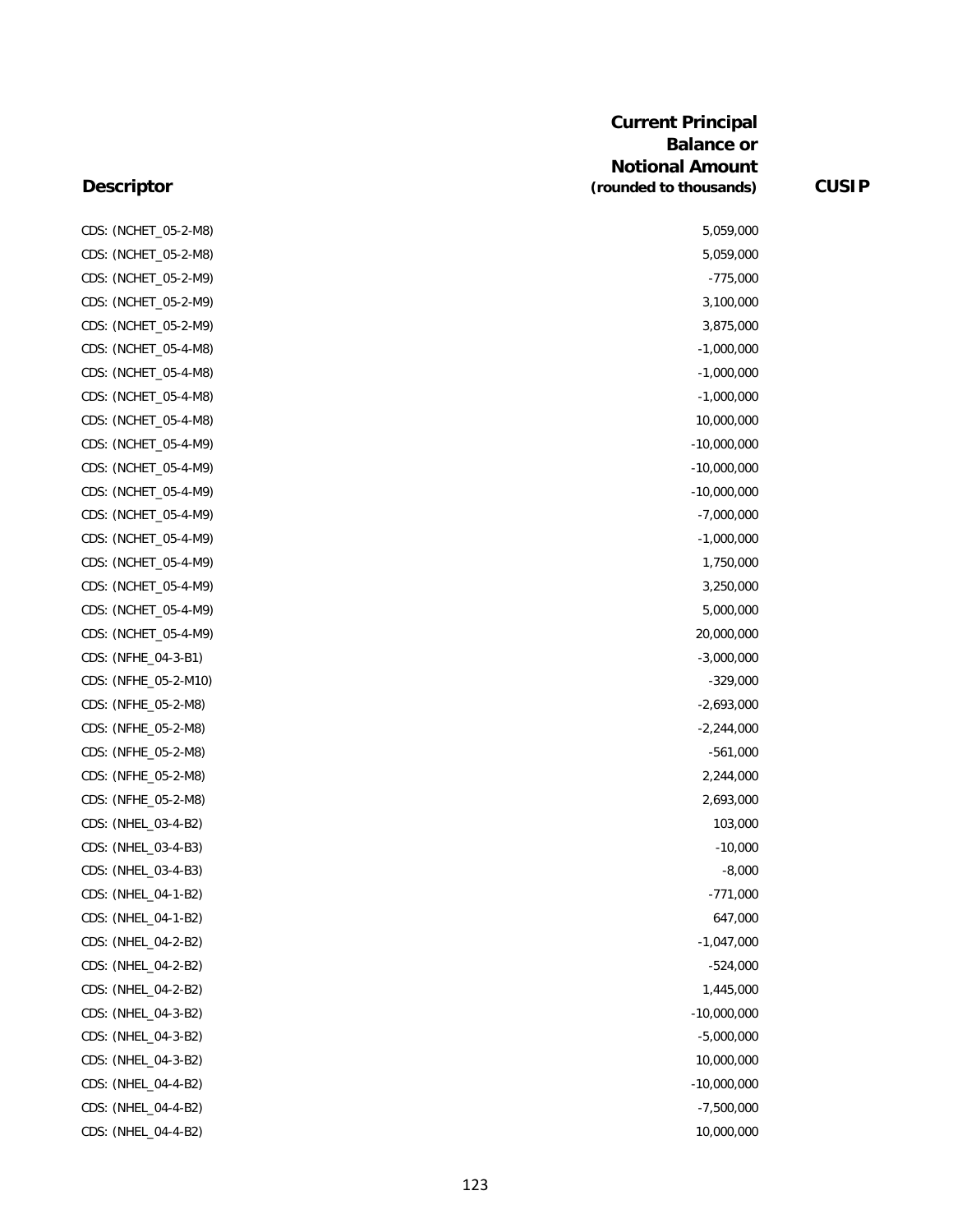| Descriptor | Current Principal Balance or Notional Amount (rounded to thousands) | CUSIP |
|---|---|---|
| CDS: (NCHET_05-2-M8) | 5,059,000 | |
| CDS: (NCHET_05-2-M8) | 5,059,000 | |
| CDS: (NCHET_05-2-M9) | -775,000 | |
| CDS: (NCHET_05-2-M9) | 3,100,000 | |
| CDS: (NCHET_05-2-M9) | 3,875,000 | |
| CDS: (NCHET_05-4-M8) | -1,000,000 | |
| CDS: (NCHET_05-4-M8) | -1,000,000 | |
| CDS: (NCHET_05-4-M8) | -1,000,000 | |
| CDS: (NCHET_05-4-M8) | 10,000,000 | |
| CDS: (NCHET_05-4-M9) | -10,000,000 | |
| CDS: (NCHET_05-4-M9) | -10,000,000 | |
| CDS: (NCHET_05-4-M9) | -10,000,000 | |
| CDS: (NCHET_05-4-M9) | -7,000,000 | |
| CDS: (NCHET_05-4-M9) | -1,000,000 | |
| CDS: (NCHET_05-4-M9) | 1,750,000 | |
| CDS: (NCHET_05-4-M9) | 3,250,000 | |
| CDS: (NCHET_05-4-M9) | 5,000,000 | |
| CDS: (NCHET_05-4-M9) | 20,000,000 | |
| CDS: (NFHE_04-3-B1) | -3,000,000 | |
| CDS: (NFHE_05-2-M10) | -329,000 | |
| CDS: (NFHE_05-2-M8) | -2,693,000 | |
| CDS: (NFHE_05-2-M8) | -2,244,000 | |
| CDS: (NFHE_05-2-M8) | -561,000 | |
| CDS: (NFHE_05-2-M8) | 2,244,000 | |
| CDS: (NFHE_05-2-M8) | 2,693,000 | |
| CDS: (NHEL_03-4-B2) | 103,000 | |
| CDS: (NHEL_03-4-B3) | -10,000 | |
| CDS: (NHEL_03-4-B3) | -8,000 | |
| CDS: (NHEL_04-1-B2) | -771,000 | |
| CDS: (NHEL_04-1-B2) | 647,000 | |
| CDS: (NHEL_04-2-B2) | -1,047,000 | |
| CDS: (NHEL_04-2-B2) | -524,000 | |
| CDS: (NHEL_04-2-B2) | 1,445,000 | |
| CDS: (NHEL_04-3-B2) | -10,000,000 | |
| CDS: (NHEL_04-3-B2) | -5,000,000 | |
| CDS: (NHEL_04-3-B2) | 10,000,000 | |
| CDS: (NHEL_04-4-B2) | -10,000,000 | |
| CDS: (NHEL_04-4-B2) | -7,500,000 | |
| CDS: (NHEL_04-4-B2) | 10,000,000 | |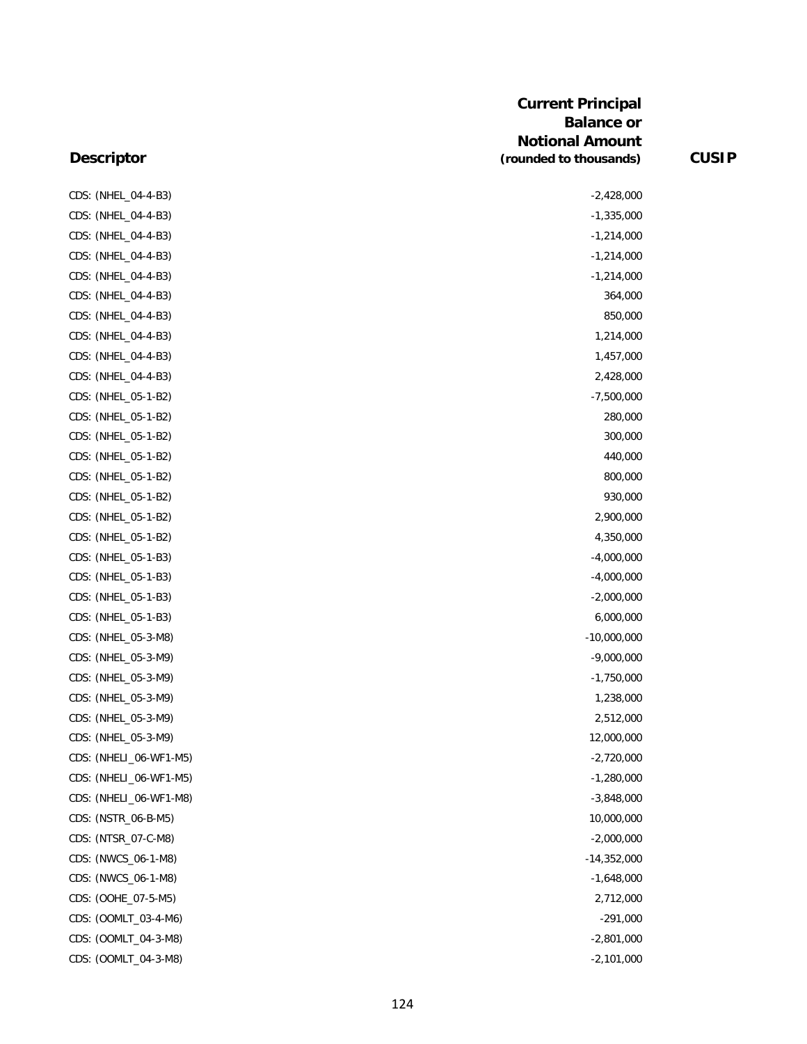| Descriptor | Current Principal Balance or Notional Amount (rounded to thousands) | CUSIP |
|---|---|---|
| CDS: (NHEL_04-4-B3) | -2,428,000 | |
| CDS: (NHEL_04-4-B3) | -1,335,000 | |
| CDS: (NHEL_04-4-B3) | -1,214,000 | |
| CDS: (NHEL_04-4-B3) | -1,214,000 | |
| CDS: (NHEL_04-4-B3) | -1,214,000 | |
| CDS: (NHEL_04-4-B3) | 364,000 | |
| CDS: (NHEL_04-4-B3) | 850,000 | |
| CDS: (NHEL_04-4-B3) | 1,214,000 | |
| CDS: (NHEL_04-4-B3) | 1,457,000 | |
| CDS: (NHEL_04-4-B3) | 2,428,000 | |
| CDS: (NHEL_05-1-B2) | -7,500,000 | |
| CDS: (NHEL_05-1-B2) | 280,000 | |
| CDS: (NHEL_05-1-B2) | 300,000 | |
| CDS: (NHEL_05-1-B2) | 440,000 | |
| CDS: (NHEL_05-1-B2) | 800,000 | |
| CDS: (NHEL_05-1-B2) | 930,000 | |
| CDS: (NHEL_05-1-B2) | 2,900,000 | |
| CDS: (NHEL_05-1-B2) | 4,350,000 | |
| CDS: (NHEL_05-1-B3) | -4,000,000 | |
| CDS: (NHEL_05-1-B3) | -4,000,000 | |
| CDS: (NHEL_05-1-B3) | -2,000,000 | |
| CDS: (NHEL_05-1-B3) | 6,000,000 | |
| CDS: (NHEL_05-3-M8) | -10,000,000 | |
| CDS: (NHEL_05-3-M9) | -9,000,000 | |
| CDS: (NHEL_05-3-M9) | -1,750,000 | |
| CDS: (NHEL_05-3-M9) | 1,238,000 | |
| CDS: (NHEL_05-3-M9) | 2,512,000 | |
| CDS: (NHEL_05-3-M9) | 12,000,000 | |
| CDS: (NHELI_06-WF1-M5) | -2,720,000 | |
| CDS: (NHELI_06-WF1-M5) | -1,280,000 | |
| CDS: (NHELI_06-WF1-M8) | -3,848,000 | |
| CDS: (NSTR_06-B-M5) | 10,000,000 | |
| CDS: (NTSR_07-C-M8) | -2,000,000 | |
| CDS: (NWCS_06-1-M8) | -14,352,000 | |
| CDS: (NWCS_06-1-M8) | -1,648,000 | |
| CDS: (OOHE_07-5-M5) | 2,712,000 | |
| CDS: (OOMLT_03-4-M6) | -291,000 | |
| CDS: (OOMLT_04-3-M8) | -2,801,000 | |
| CDS: (OOMLT_04-3-M8) | -2,101,000 | |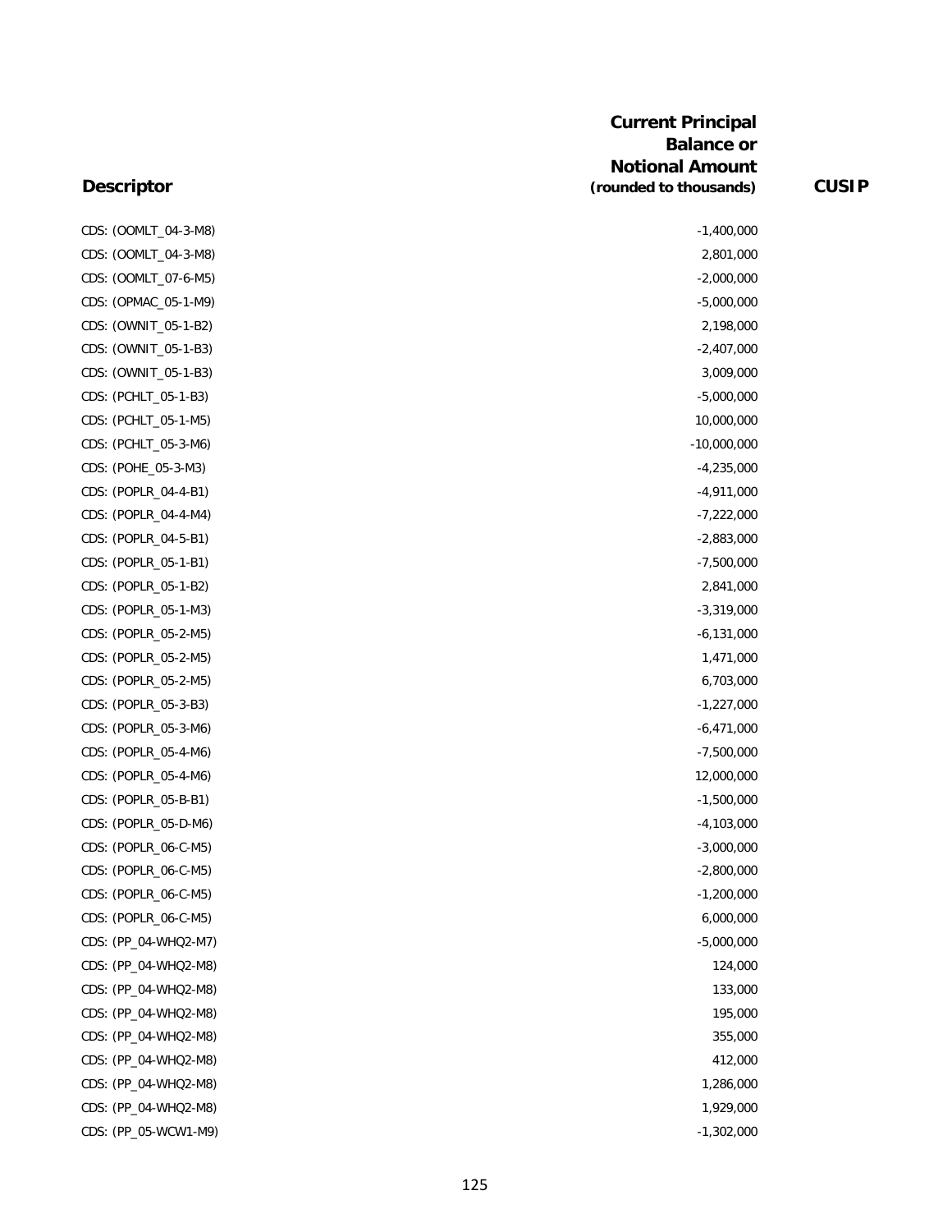| Descriptor | Current Principal Balance or Notional Amount (rounded to thousands) | CUSIP |
|---|---|---|
| CDS: (OOMLT_04-3-M8) | -1,400,000 | |
| CDS: (OOMLT_04-3-M8) | 2,801,000 | |
| CDS: (OOMLT_07-6-M5) | -2,000,000 | |
| CDS: (OPMAC_05-1-M9) | -5,000,000 | |
| CDS: (OWNIT_05-1-B2) | 2,198,000 | |
| CDS: (OWNIT_05-1-B3) | -2,407,000 | |
| CDS: (OWNIT_05-1-B3) | 3,009,000 | |
| CDS: (PCHLT_05-1-B3) | -5,000,000 | |
| CDS: (PCHLT_05-1-M5) | 10,000,000 | |
| CDS: (PCHLT_05-3-M6) | -10,000,000 | |
| CDS: (POHE_05-3-M3) | -4,235,000 | |
| CDS: (POPLR_04-4-B1) | -4,911,000 | |
| CDS: (POPLR_04-4-M4) | -7,222,000 | |
| CDS: (POPLR_04-5-B1) | -2,883,000 | |
| CDS: (POPLR_05-1-B1) | -7,500,000 | |
| CDS: (POPLR_05-1-B2) | 2,841,000 | |
| CDS: (POPLR_05-1-M3) | -3,319,000 | |
| CDS: (POPLR_05-2-M5) | -6,131,000 | |
| CDS: (POPLR_05-2-M5) | 1,471,000 | |
| CDS: (POPLR_05-2-M5) | 6,703,000 | |
| CDS: (POPLR_05-3-B3) | -1,227,000 | |
| CDS: (POPLR_05-3-M6) | -6,471,000 | |
| CDS: (POPLR_05-4-M6) | -7,500,000 | |
| CDS: (POPLR_05-4-M6) | 12,000,000 | |
| CDS: (POPLR_05-B-B1) | -1,500,000 | |
| CDS: (POPLR_05-D-M6) | -4,103,000 | |
| CDS: (POPLR_06-C-M5) | -3,000,000 | |
| CDS: (POPLR_06-C-M5) | -2,800,000 | |
| CDS: (POPLR_06-C-M5) | -1,200,000 | |
| CDS: (POPLR_06-C-M5) | 6,000,000 | |
| CDS: (PP_04-WHQ2-M7) | -5,000,000 | |
| CDS: (PP_04-WHQ2-M8) | 124,000 | |
| CDS: (PP_04-WHQ2-M8) | 133,000 | |
| CDS: (PP_04-WHQ2-M8) | 195,000 | |
| CDS: (PP_04-WHQ2-M8) | 355,000 | |
| CDS: (PP_04-WHQ2-M8) | 412,000 | |
| CDS: (PP_04-WHQ2-M8) | 1,286,000 | |
| CDS: (PP_04-WHQ2-M8) | 1,929,000 | |
| CDS: (PP_05-WCW1-M9) | -1,302,000 | |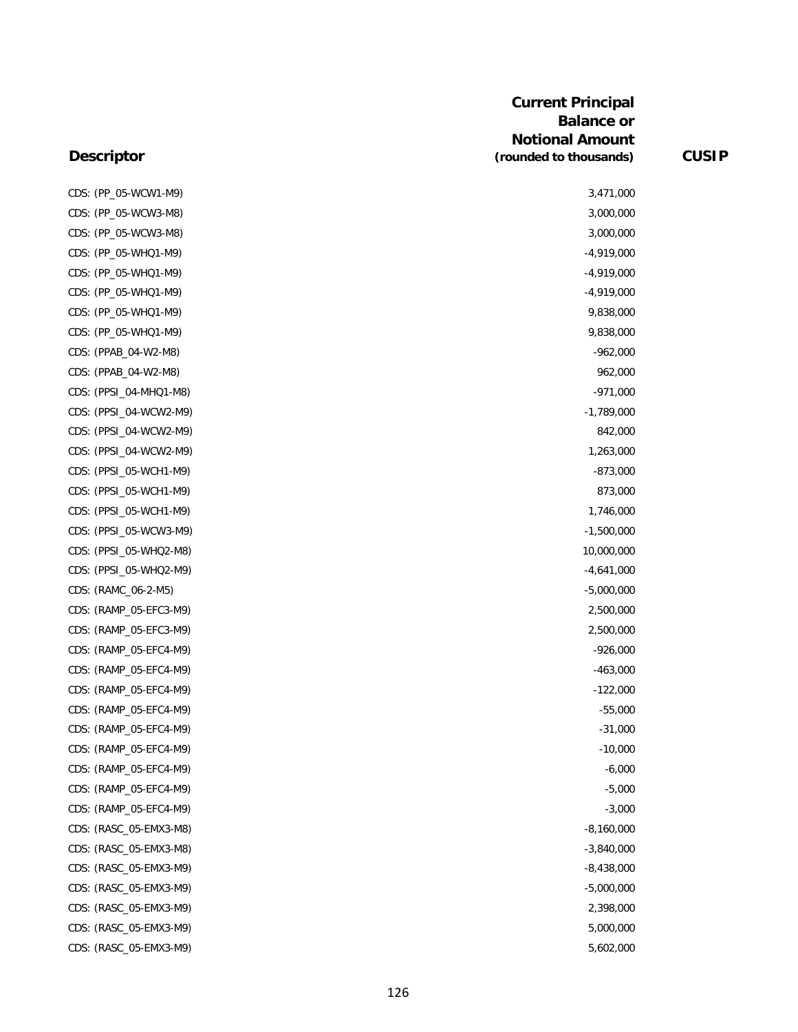| Descriptor | Current Principal Balance or Notional Amount (rounded to thousands) | CUSIP |
|---|---|---|
| CDS: (PP_05-WCW1-M9) | 3,471,000 | |
| CDS: (PP_05-WCW3-M8) | 3,000,000 | |
| CDS: (PP_05-WCW3-M8) | 3,000,000 | |
| CDS: (PP_05-WHQ1-M9) | -4,919,000 | |
| CDS: (PP_05-WHQ1-M9) | -4,919,000 | |
| CDS: (PP_05-WHQ1-M9) | -4,919,000 | |
| CDS: (PP_05-WHQ1-M9) | 9,838,000 | |
| CDS: (PP_05-WHQ1-M9) | 9,838,000 | |
| CDS: (PPAB_04-W2-M8) | -962,000 | |
| CDS: (PPAB_04-W2-M8) | 962,000 | |
| CDS: (PPSI_04-MHQ1-M8) | -971,000 | |
| CDS: (PPSI_04-WCW2-M9) | -1,789,000 | |
| CDS: (PPSI_04-WCW2-M9) | 842,000 | |
| CDS: (PPSI_04-WCW2-M9) | 1,263,000 | |
| CDS: (PPSI_05-WCH1-M9) | -873,000 | |
| CDS: (PPSI_05-WCH1-M9) | 873,000 | |
| CDS: (PPSI_05-WCH1-M9) | 1,746,000 | |
| CDS: (PPSI_05-WCW3-M9) | -1,500,000 | |
| CDS: (PPSI_05-WHQ2-M8) | 10,000,000 | |
| CDS: (PPSI_05-WHQ2-M9) | -4,641,000 | |
| CDS: (RAMC_06-2-M5) | -5,000,000 | |
| CDS: (RAMP_05-EFC3-M9) | 2,500,000 | |
| CDS: (RAMP_05-EFC3-M9) | 2,500,000 | |
| CDS: (RAMP_05-EFC4-M9) | -926,000 | |
| CDS: (RAMP_05-EFC4-M9) | -463,000 | |
| CDS: (RAMP_05-EFC4-M9) | -122,000 | |
| CDS: (RAMP_05-EFC4-M9) | -55,000 | |
| CDS: (RAMP_05-EFC4-M9) | -31,000 | |
| CDS: (RAMP_05-EFC4-M9) | -10,000 | |
| CDS: (RAMP_05-EFC4-M9) | -6,000 | |
| CDS: (RAMP_05-EFC4-M9) | -5,000 | |
| CDS: (RAMP_05-EFC4-M9) | -3,000 | |
| CDS: (RASC_05-EMX3-M8) | -8,160,000 | |
| CDS: (RASC_05-EMX3-M8) | -3,840,000 | |
| CDS: (RASC_05-EMX3-M9) | -8,438,000 | |
| CDS: (RASC_05-EMX3-M9) | -5,000,000 | |
| CDS: (RASC_05-EMX3-M9) | 2,398,000 | |
| CDS: (RASC_05-EMX3-M9) | 5,000,000 | |
| CDS: (RASC_05-EMX3-M9) | 5,602,000 | |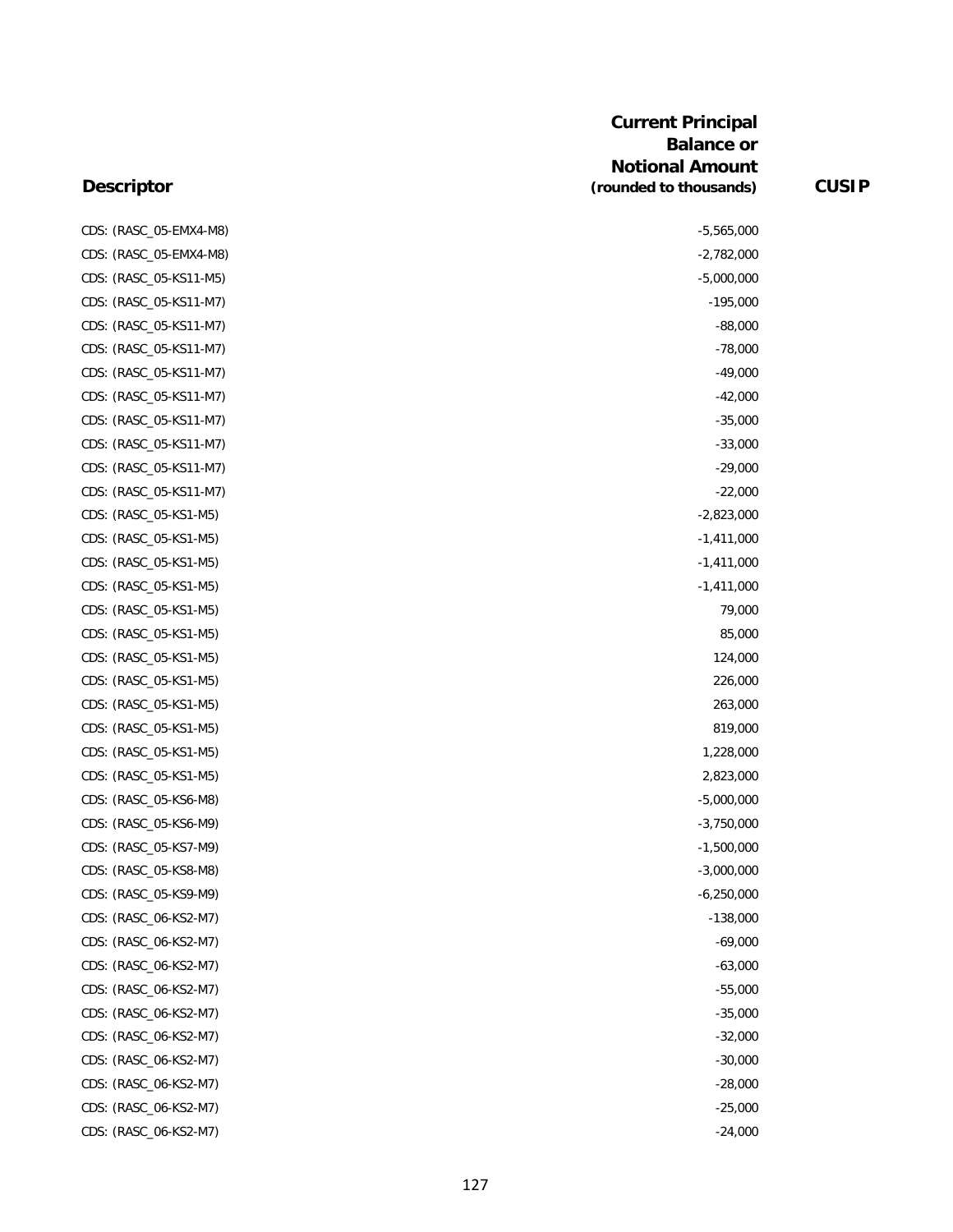| Descriptor | Current Principal Balance or Notional Amount (rounded to thousands) | CUSIP |
|---|---|---|
| CDS: (RASC_05-EMX4-M8) | -5,565,000 | |
| CDS: (RASC_05-EMX4-M8) | -2,782,000 | |
| CDS: (RASC_05-KS11-M5) | -5,000,000 | |
| CDS: (RASC_05-KS11-M7) | -195,000 | |
| CDS: (RASC_05-KS11-M7) | -88,000 | |
| CDS: (RASC_05-KS11-M7) | -78,000 | |
| CDS: (RASC_05-KS11-M7) | -49,000 | |
| CDS: (RASC_05-KS11-M7) | -42,000 | |
| CDS: (RASC_05-KS11-M7) | -35,000 | |
| CDS: (RASC_05-KS11-M7) | -33,000 | |
| CDS: (RASC_05-KS11-M7) | -29,000 | |
| CDS: (RASC_05-KS11-M7) | -22,000 | |
| CDS: (RASC_05-KS1-M5) | -2,823,000 | |
| CDS: (RASC_05-KS1-M5) | -1,411,000 | |
| CDS: (RASC_05-KS1-M5) | -1,411,000 | |
| CDS: (RASC_05-KS1-M5) | -1,411,000 | |
| CDS: (RASC_05-KS1-M5) | 79,000 | |
| CDS: (RASC_05-KS1-M5) | 85,000 | |
| CDS: (RASC_05-KS1-M5) | 124,000 | |
| CDS: (RASC_05-KS1-M5) | 226,000 | |
| CDS: (RASC_05-KS1-M5) | 263,000 | |
| CDS: (RASC_05-KS1-M5) | 819,000 | |
| CDS: (RASC_05-KS1-M5) | 1,228,000 | |
| CDS: (RASC_05-KS1-M5) | 2,823,000 | |
| CDS: (RASC_05-KS6-M8) | -5,000,000 | |
| CDS: (RASC_05-KS6-M9) | -3,750,000 | |
| CDS: (RASC_05-KS7-M9) | -1,500,000 | |
| CDS: (RASC_05-KS8-M8) | -3,000,000 | |
| CDS: (RASC_05-KS9-M9) | -6,250,000 | |
| CDS: (RASC_06-KS2-M7) | -138,000 | |
| CDS: (RASC_06-KS2-M7) | -69,000 | |
| CDS: (RASC_06-KS2-M7) | -63,000 | |
| CDS: (RASC_06-KS2-M7) | -55,000 | |
| CDS: (RASC_06-KS2-M7) | -35,000 | |
| CDS: (RASC_06-KS2-M7) | -32,000 | |
| CDS: (RASC_06-KS2-M7) | -30,000 | |
| CDS: (RASC_06-KS2-M7) | -28,000 | |
| CDS: (RASC_06-KS2-M7) | -25,000 | |
| CDS: (RASC_06-KS2-M7) | -24,000 | |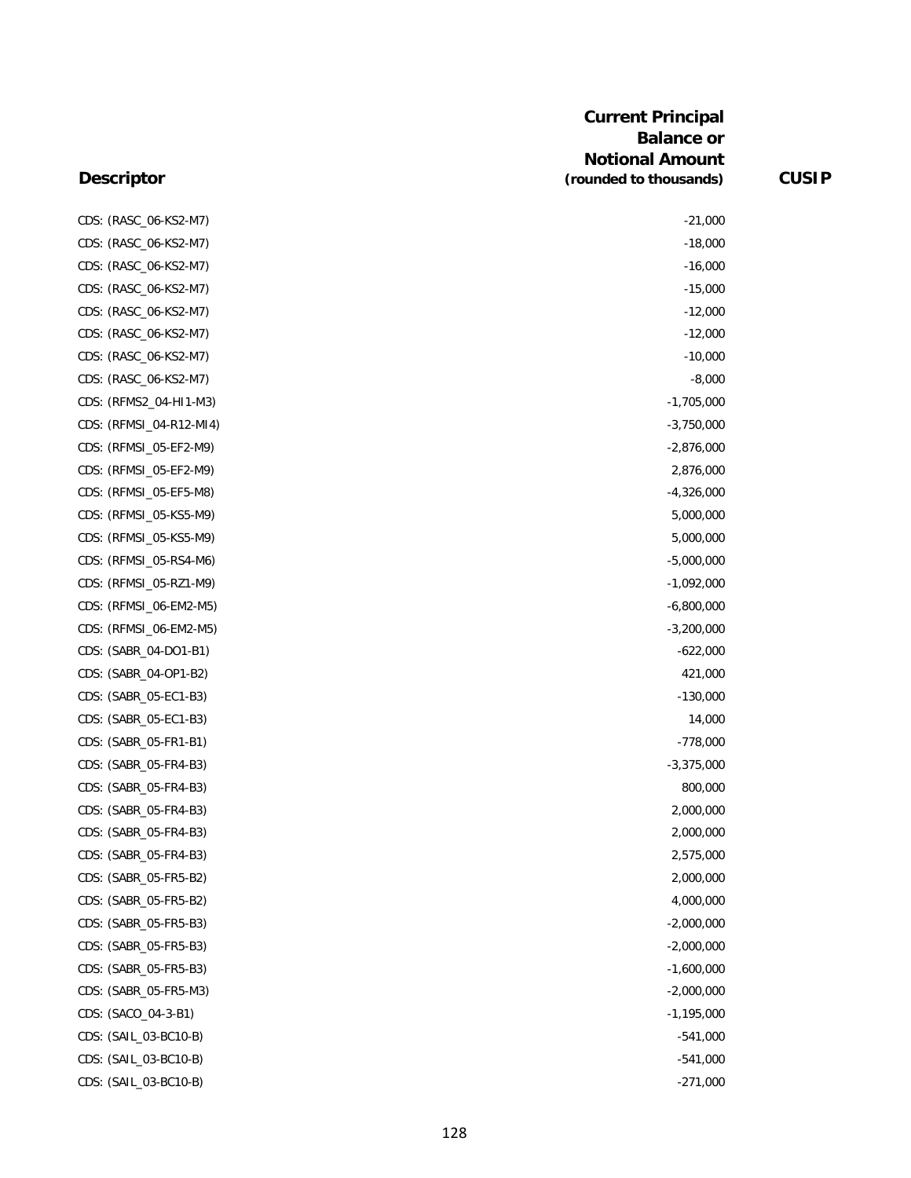| Descriptor | Current Principal Balance or Notional Amount (rounded to thousands) | CUSIP |
|---|---|---|
| CDS: (RASC_06-KS2-M7) | -21,000 | |
| CDS: (RASC_06-KS2-M7) | -18,000 | |
| CDS: (RASC_06-KS2-M7) | -16,000 | |
| CDS: (RASC_06-KS2-M7) | -15,000 | |
| CDS: (RASC_06-KS2-M7) | -12,000 | |
| CDS: (RASC_06-KS2-M7) | -12,000 | |
| CDS: (RASC_06-KS2-M7) | -10,000 | |
| CDS: (RASC_06-KS2-M7) | -8,000 | |
| CDS: (RFMS2_04-HI1-M3) | -1,705,000 | |
| CDS: (RFMSI_04-R12-MI4) | -3,750,000 | |
| CDS: (RFMSI_05-EF2-M9) | -2,876,000 | |
| CDS: (RFMSI_05-EF2-M9) | 2,876,000 | |
| CDS: (RFMSI_05-EF5-M8) | -4,326,000 | |
| CDS: (RFMSI_05-KS5-M9) | 5,000,000 | |
| CDS: (RFMSI_05-KS5-M9) | 5,000,000 | |
| CDS: (RFMSI_05-RS4-M6) | -5,000,000 | |
| CDS: (RFMSI_05-RZ1-M9) | -1,092,000 | |
| CDS: (RFMSI_06-EM2-M5) | -6,800,000 | |
| CDS: (RFMSI_06-EM2-M5) | -3,200,000 | |
| CDS: (SABR_04-DO1-B1) | -622,000 | |
| CDS: (SABR_04-OP1-B2) | 421,000 | |
| CDS: (SABR_05-EC1-B3) | -130,000 | |
| CDS: (SABR_05-EC1-B3) | 14,000 | |
| CDS: (SABR_05-FR1-B1) | -778,000 | |
| CDS: (SABR_05-FR4-B3) | -3,375,000 | |
| CDS: (SABR_05-FR4-B3) | 800,000 | |
| CDS: (SABR_05-FR4-B3) | 2,000,000 | |
| CDS: (SABR_05-FR4-B3) | 2,000,000 | |
| CDS: (SABR_05-FR4-B3) | 2,575,000 | |
| CDS: (SABR_05-FR5-B2) | 2,000,000 | |
| CDS: (SABR_05-FR5-B2) | 4,000,000 | |
| CDS: (SABR_05-FR5-B3) | -2,000,000 | |
| CDS: (SABR_05-FR5-B3) | -2,000,000 | |
| CDS: (SABR_05-FR5-B3) | -1,600,000 | |
| CDS: (SABR_05-FR5-M3) | -2,000,000 | |
| CDS: (SACO_04-3-B1) | -1,195,000 | |
| CDS: (SAIL_03-BC10-B) | -541,000 | |
| CDS: (SAIL_03-BC10-B) | -541,000 | |
| CDS: (SAIL_03-BC10-B) | -271,000 | |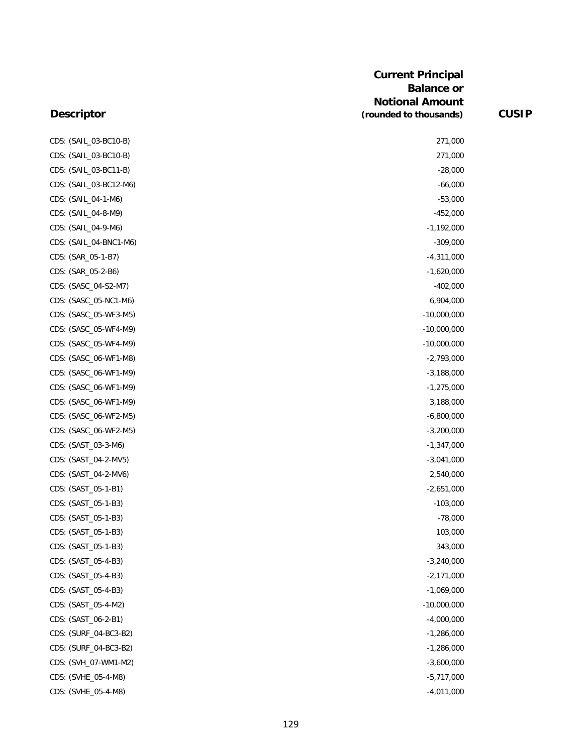| Descriptor | Current Principal Balance or Notional Amount (rounded to thousands) | CUSIP |
|---|---|---|
| CDS: (SAIL_03-BC10-B) | 271,000 | |
| CDS: (SAIL_03-BC10-B) | 271,000 | |
| CDS: (SAIL_03-BC11-B) | -28,000 | |
| CDS: (SAIL_03-BC12-M6) | -66,000 | |
| CDS: (SAIL_04-1-M6) | -53,000 | |
| CDS: (SAIL_04-8-M9) | -452,000 | |
| CDS: (SAIL_04-9-M6) | -1,192,000 | |
| CDS: (SAIL_04-BNC1-M6) | -309,000 | |
| CDS: (SAR_05-1-B7) | -4,311,000 | |
| CDS: (SAR_05-2-B6) | -1,620,000 | |
| CDS: (SASC_04-S2-M7) | -402,000 | |
| CDS: (SASC_05-NC1-M6) | 6,904,000 | |
| CDS: (SASC_05-WF3-M5) | -10,000,000 | |
| CDS: (SASC_05-WF4-M9) | -10,000,000 | |
| CDS: (SASC_05-WF4-M9) | -10,000,000 | |
| CDS: (SASC_06-WF1-M8) | -2,793,000 | |
| CDS: (SASC_06-WF1-M9) | -3,188,000 | |
| CDS: (SASC_06-WF1-M9) | -1,275,000 | |
| CDS: (SASC_06-WF1-M9) | 3,188,000 | |
| CDS: (SASC_06-WF2-M5) | -6,800,000 | |
| CDS: (SASC_06-WF2-M5) | -3,200,000 | |
| CDS: (SAST_03-3-M6) | -1,347,000 | |
| CDS: (SAST_04-2-MV5) | -3,041,000 | |
| CDS: (SAST_04-2-MV6) | 2,540,000 | |
| CDS: (SAST_05-1-B1) | -2,651,000 | |
| CDS: (SAST_05-1-B3) | -103,000 | |
| CDS: (SAST_05-1-B3) | -78,000 | |
| CDS: (SAST_05-1-B3) | 103,000 | |
| CDS: (SAST_05-1-B3) | 343,000 | |
| CDS: (SAST_05-4-B3) | -3,240,000 | |
| CDS: (SAST_05-4-B3) | -2,171,000 | |
| CDS: (SAST_05-4-B3) | -1,069,000 | |
| CDS: (SAST_05-4-M2) | -10,000,000 | |
| CDS: (SAST_06-2-B1) | -4,000,000 | |
| CDS: (SURF_04-BC3-B2) | -1,286,000 | |
| CDS: (SURF_04-BC3-B2) | -1,286,000 | |
| CDS: (SVH_07-WM1-M2) | -3,600,000 | |
| CDS: (SVHE_05-4-M8) | -5,717,000 | |
| CDS: (SVHE_05-4-M8) | -4,011,000 | |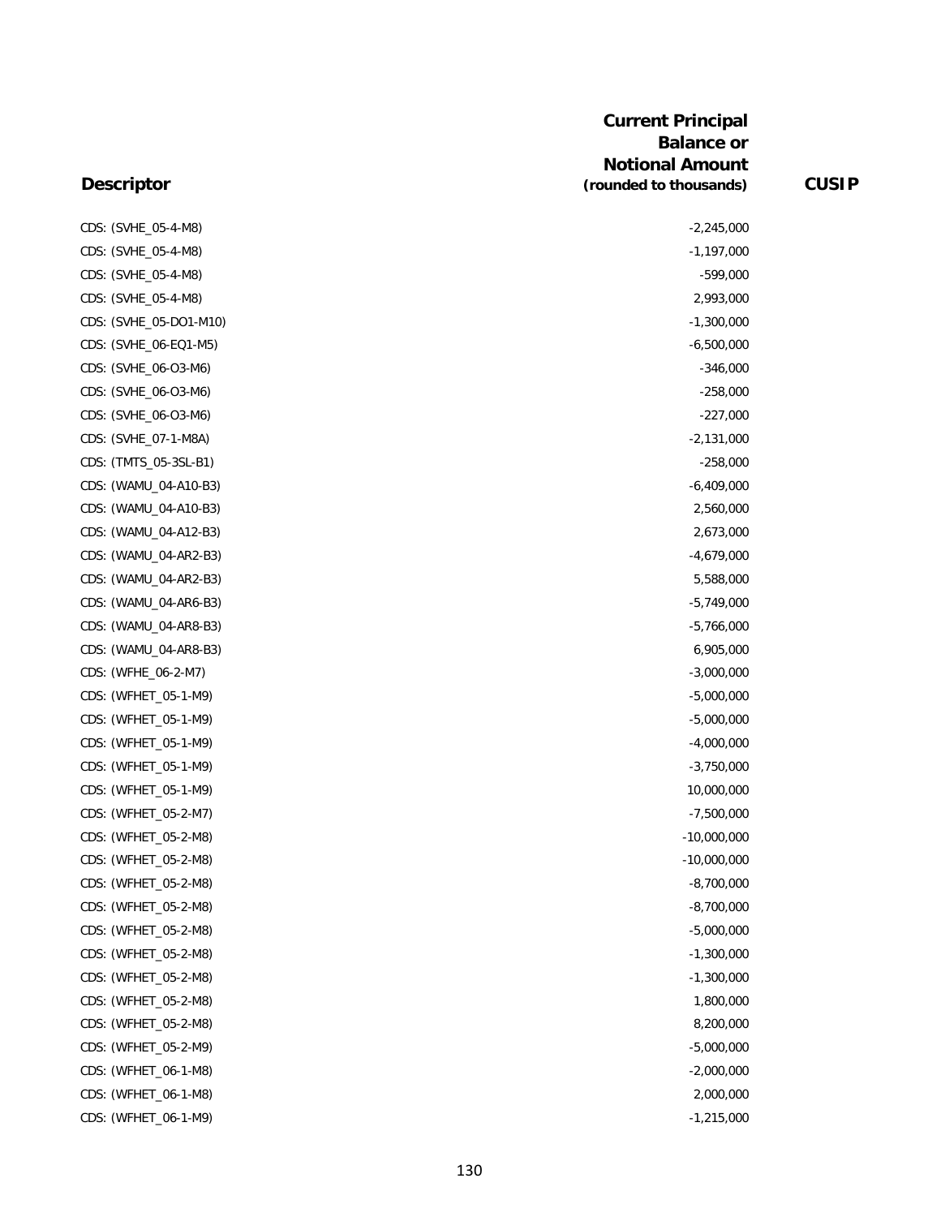| Descriptor | Current Principal Balance or Notional Amount (rounded to thousands) | CUSIP |
|---|---|---|
| CDS: (SVHE_05-4-M8) | -2,245,000 | |
| CDS: (SVHE_05-4-M8) | -1,197,000 | |
| CDS: (SVHE_05-4-M8) | -599,000 | |
| CDS: (SVHE_05-4-M8) | 2,993,000 | |
| CDS: (SVHE_05-DO1-M10) | -1,300,000 | |
| CDS: (SVHE_06-EQ1-M5) | -6,500,000 | |
| CDS: (SVHE_06-O3-M6) | -346,000 | |
| CDS: (SVHE_06-O3-M6) | -258,000 | |
| CDS: (SVHE_06-O3-M6) | -227,000 | |
| CDS: (SVHE_07-1-M8A) | -2,131,000 | |
| CDS: (TMTS_05-3SL-B1) | -258,000 | |
| CDS: (WAMU_04-A10-B3) | -6,409,000 | |
| CDS: (WAMU_04-A10-B3) | 2,560,000 | |
| CDS: (WAMU_04-A12-B3) | 2,673,000 | |
| CDS: (WAMU_04-AR2-B3) | -4,679,000 | |
| CDS: (WAMU_04-AR2-B3) | 5,588,000 | |
| CDS: (WAMU_04-AR6-B3) | -5,749,000 | |
| CDS: (WAMU_04-AR8-B3) | -5,766,000 | |
| CDS: (WAMU_04-AR8-B3) | 6,905,000 | |
| CDS: (WFHE_06-2-M7) | -3,000,000 | |
| CDS: (WFHET_05-1-M9) | -5,000,000 | |
| CDS: (WFHET_05-1-M9) | -5,000,000 | |
| CDS: (WFHET_05-1-M9) | -4,000,000 | |
| CDS: (WFHET_05-1-M9) | -3,750,000 | |
| CDS: (WFHET_05-1-M9) | 10,000,000 | |
| CDS: (WFHET_05-2-M7) | -7,500,000 | |
| CDS: (WFHET_05-2-M8) | -10,000,000 | |
| CDS: (WFHET_05-2-M8) | -10,000,000 | |
| CDS: (WFHET_05-2-M8) | -8,700,000 | |
| CDS: (WFHET_05-2-M8) | -8,700,000 | |
| CDS: (WFHET_05-2-M8) | -5,000,000 | |
| CDS: (WFHET_05-2-M8) | -1,300,000 | |
| CDS: (WFHET_05-2-M8) | -1,300,000 | |
| CDS: (WFHET_05-2-M8) | 1,800,000 | |
| CDS: (WFHET_05-2-M8) | 8,200,000 | |
| CDS: (WFHET_05-2-M9) | -5,000,000 | |
| CDS: (WFHET_06-1-M8) | -2,000,000 | |
| CDS: (WFHET_06-1-M8) | 2,000,000 | |
| CDS: (WFHET_06-1-M9) | -1,215,000 | |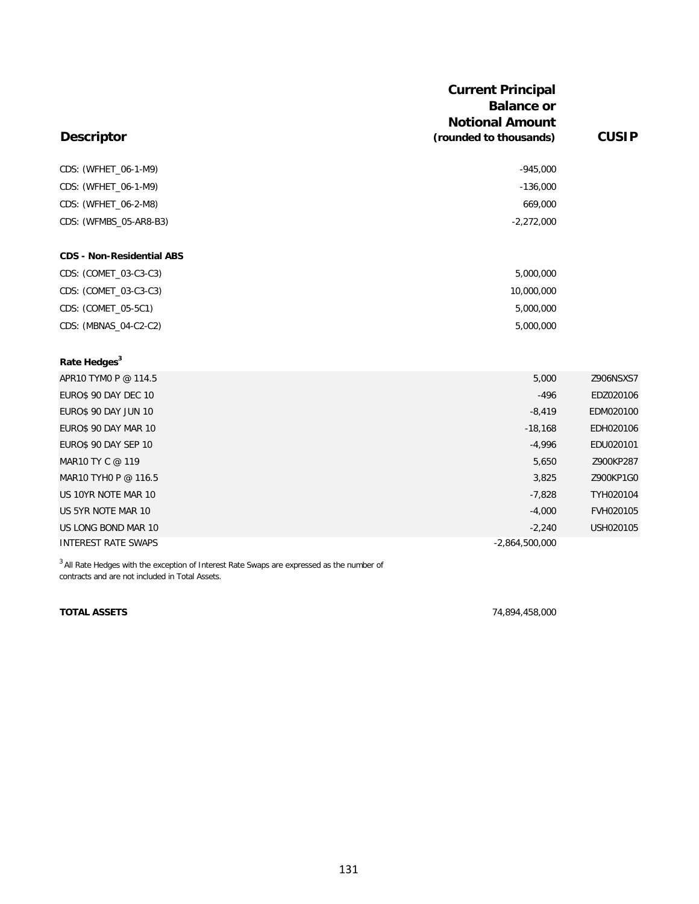| Descriptor | Current Principal Balance or Notional Amount (rounded to thousands) | CUSIP |
|---|---|---|
| CDS: (WFHET_06-1-M9) | -945,000 | |
| CDS: (WFHET_06-1-M9) | -136,000 | |
| CDS: (WFHET_06-2-M8) | 669,000 | |
| CDS: (WFMBS_05-AR8-B3) | -2,272,000 | |
| **CDS - Non-Residential ABS** | | |
| CDS: (COMET_03-C3-C3) | 5,000,000 | |
| CDS: (COMET_03-C3-C3) | 10,000,000 | |
| CDS: (COMET_05-5C1) | 5,000,000 | |
| CDS: (MBNAS_04-C2-C2) | 5,000,000 | |
| **Rate Hedges[3]** | | |
| APR10 TYM0 P @ 114.5 | 5,000 | Z906NSXS7 |
| EURO$ 90 DAY DEC 10 | -496 | EDZ020106 |
| EURO$ 90 DAY JUN 10 | -8,419 | EDM020100 |
| EURO$ 90 DAY MAR 10 | -18,168 | EDH020106 |
| EURO$ 90 DAY SEP 10 | -4,996 | EDU020101 |
| MAR10 TY C @ 119 | 5,650 | Z900KP287 |
| MAR10 TYH0 P @ 116.5 | 3,825 | Z900KP1G0 |
| US 10YR NOTE MAR 10 | -7,828 | TYH020104 |
| US 5YR NOTE MAR 10 | -4,000 | FVH020105 |
| US LONG BOND MAR 10 | -2,240 | USH020105 |
| INTEREST RATE SWAPS | -2,864,500,000 | |

[3] All Rate Hedges with the exception of Interest Rate Swaps are expressed as the number of contracts and are not included in Total Assets.

| | | |
|---|---|---|
| **TOTAL ASSETS** | 74,894,458,000 | |